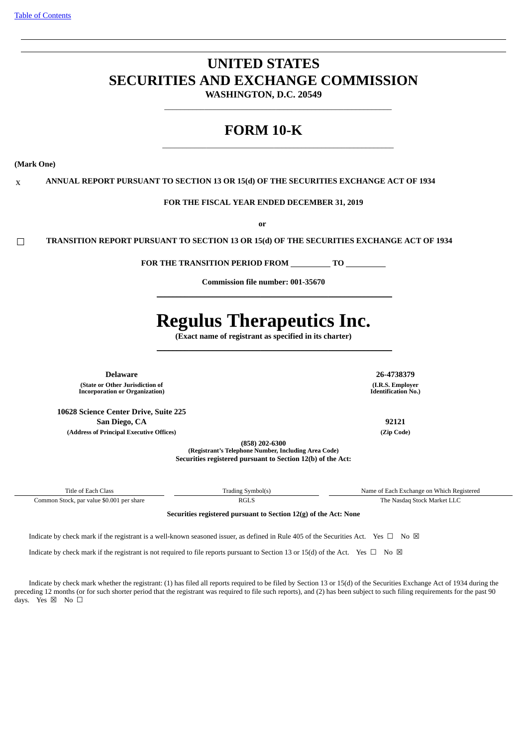Table of Contents

# UNITED STATES
# SECURITIES AND EXCHANGE COMMISSION

**WASHINGTON, D.C. 20549**

## FORM 10-K

**(Mark One)**

x **ANNUAL REPORT PURSUANT TO SECTION 13 OR 15(d) OF THE SECURITIES EXCHANGE ACT OF 1934**

**FOR THE FISCAL YEAR ENDED DECEMBER 31, 2019**

**or**

☐ **TRANSITION REPORT PURSUANT TO SECTION 13 OR 15(d) OF THE SECURITIES EXCHANGE ACT OF 1934**

**FOR THE TRANSITION PERIOD FROM \_\_\_\_\_\_\_\_\_\_ TO \_\_\_\_\_\_\_\_\_\_**

**Commission file number: 001-35670**

# Regulus Therapeutics Inc.

**(Exact name of registrant as specified in its charter)**

| | |
|---|---|
| **Delaware** | **26-4738379** |
| **(State or Other Jurisdiction of Incorporation or Organization)** | **(I.R.S. Employer Identification No.)** |
| **10628 Science Center Drive, Suite 225 San Diego, CA** | **92121** |
| **(Address of Principal Executive Offices)** | **(Zip Code)** |

**(858) 202-6300**
**(Registrant's Telephone Number, Including Area Code)**
**Securities registered pursuant to Section 12(b) of the Act:**

| Title of Each Class | Trading Symbol(s) | Name of Each Exchange on Which Registered |
|---|---|---|
| Common Stock, par value $0.001 per share | RGLS | The Nasdaq Stock Market LLC |

**Securities registered pursuant to Section 12(g) of the Act: None**

Indicate by check mark if the registrant is a well-known seasoned issuer, as defined in Rule 405 of the Securities Act. Yes ☐ No ☒

Indicate by check mark if the registrant is not required to file reports pursuant to Section 13 or 15(d) of the Act. Yes ☐ No ☒

Indicate by check mark whether the registrant: (1) has filed all reports required to be filed by Section 13 or 15(d) of the Securities Exchange Act of 1934 during the preceding 12 months (or for such shorter period that the registrant was required to file such reports), and (2) has been subject to such filing requirements for the past 90 days. Yes ☒ No ☐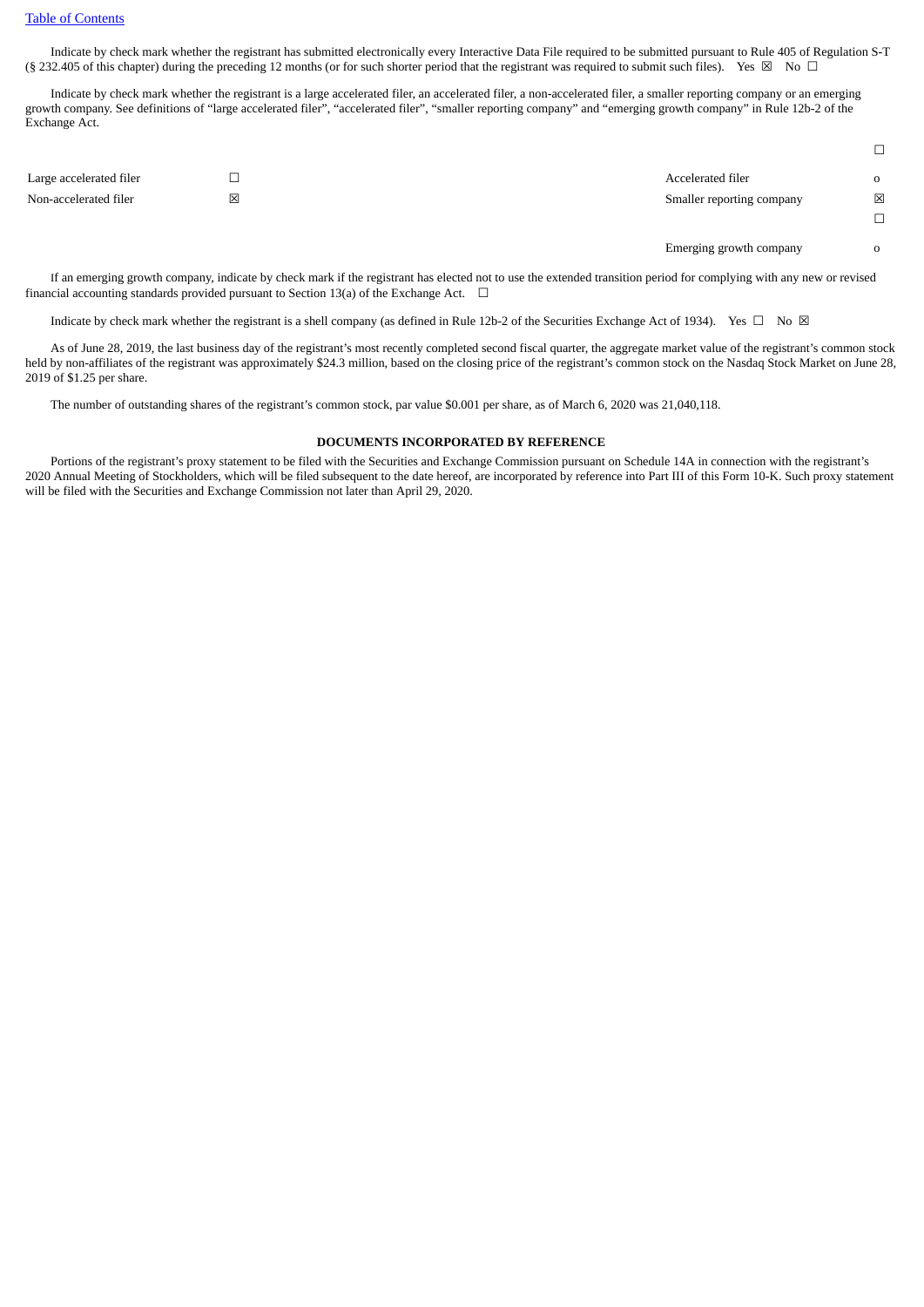[Table of Contents]

Indicate by check mark whether the registrant has submitted electronically every Interactive Data File required to be submitted pursuant to Rule 405 of Regulation S-T (§ 232.405 of this chapter) during the preceding 12 months (or for such shorter period that the registrant was required to submit such files). Yes ☒ No ☐

Indicate by check mark whether the registrant is a large accelerated filer, an accelerated filer, a non-accelerated filer, a smaller reporting company or an emerging growth company. See definitions of "large accelerated filer", "accelerated filer", "smaller reporting company" and "emerging growth company" in Rule 12b-2 of the Exchange Act.

| | | | ☐ |
|---|---|---|---|
| Large accelerated filer | ☐ | Accelerated filer | o |
| Non-accelerated filer | ☒ | Smaller reporting company | ☒ |
| | | | ☐ |
| | | Emerging growth company | o |

If an emerging growth company, indicate by check mark if the registrant has elected not to use the extended transition period for complying with any new or revised financial accounting standards provided pursuant to Section 13(a) of the Exchange Act. ☐

Indicate by check mark whether the registrant is a shell company (as defined in Rule 12b-2 of the Securities Exchange Act of 1934). Yes ☐ No ☒

As of June 28, 2019, the last business day of the registrant's most recently completed second fiscal quarter, the aggregate market value of the registrant's common stock held by non-affiliates of the registrant was approximately $24.3 million, based on the closing price of the registrant's common stock on the Nasdaq Stock Market on June 28, 2019 of $1.25 per share.

The number of outstanding shares of the registrant's common stock, par value $0.001 per share, as of March 6, 2020 was 21,040,118.

**DOCUMENTS INCORPORATED BY REFERENCE**

Portions of the registrant's proxy statement to be filed with the Securities and Exchange Commission pursuant on Schedule 14A in connection with the registrant's 2020 Annual Meeting of Stockholders, which will be filed subsequent to the date hereof, are incorporated by reference into Part III of this Form 10-K. Such proxy statement will be filed with the Securities and Exchange Commission not later than April 29, 2020.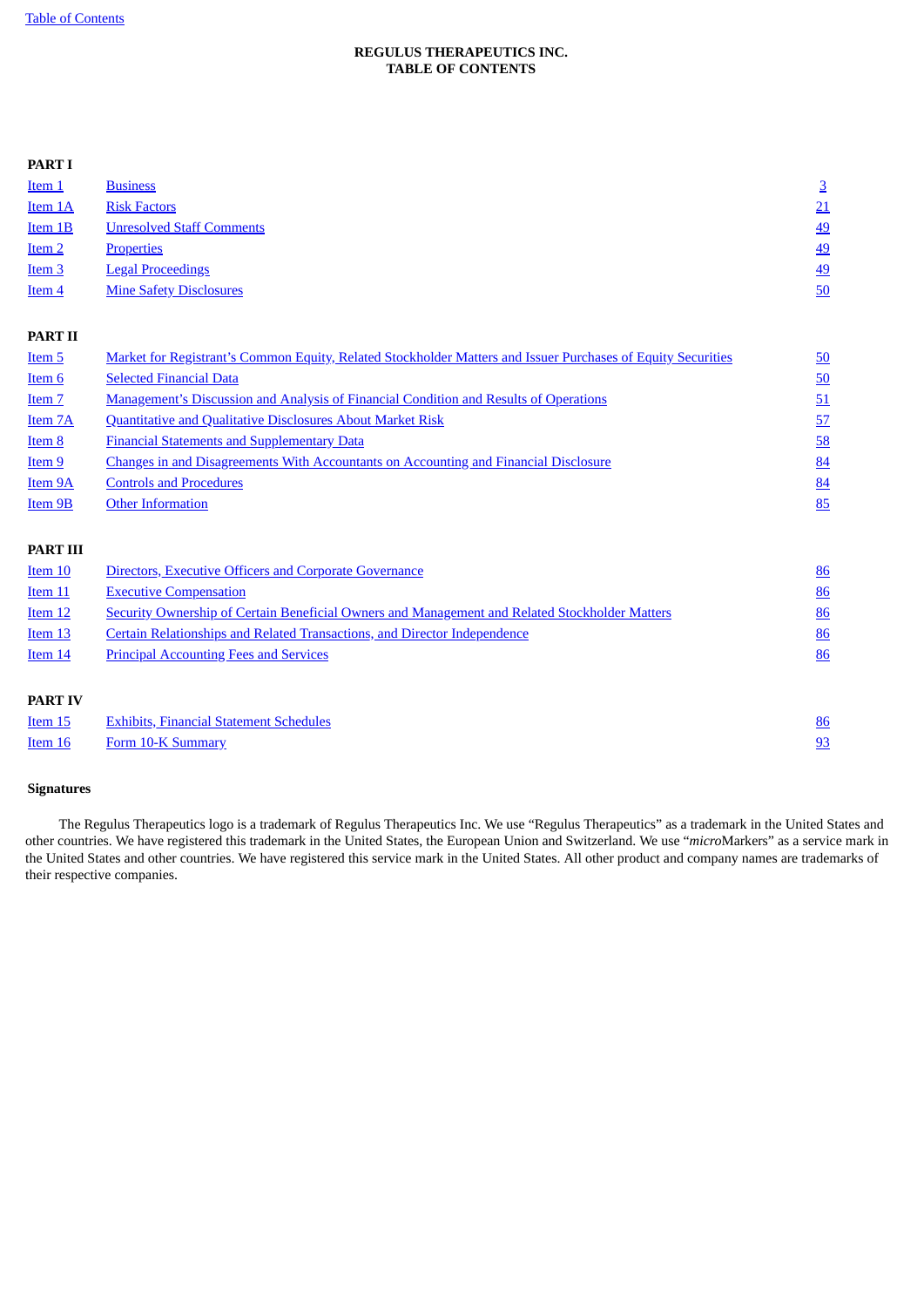**REGULUS THERAPEUTICS INC.**
**TABLE OF CONTENTS**

| | | |
|---|---|---|
| **PART I** | | |
| Item 1 | Business | 3 |
| Item 1A | Risk Factors | 21 |
| Item 1B | Unresolved Staff Comments | 49 |
| Item 2 | Properties | 49 |
| Item 3 | Legal Proceedings | 49 |
| Item 4 | Mine Safety Disclosures | 50 |
| **PART II** | | |
| Item 5 | Market for Registrant’s Common Equity, Related Stockholder Matters and Issuer Purchases of Equity Securities | 50 |
| Item 6 | Selected Financial Data | 50 |
| Item 7 | Management’s Discussion and Analysis of Financial Condition and Results of Operations | 51 |
| Item 7A | Quantitative and Qualitative Disclosures About Market Risk | 57 |
| Item 8 | Financial Statements and Supplementary Data | 58 |
| Item 9 | Changes in and Disagreements With Accountants on Accounting and Financial Disclosure | 84 |
| Item 9A | Controls and Procedures | 84 |
| Item 9B | Other Information | 85 |
| **PART III** | | |
| Item 10 | Directors, Executive Officers and Corporate Governance | 86 |
| Item 11 | Executive Compensation | 86 |
| Item 12 | Security Ownership of Certain Beneficial Owners and Management and Related Stockholder Matters | 86 |
| Item 13 | Certain Relationships and Related Transactions, and Director Independence | 86 |
| Item 14 | Principal Accounting Fees and Services | 86 |
| **PART IV** | | |
| Item 15 | Exhibits, Financial Statement Schedules | 86 |
| Item 16 | Form 10-K Summary | 93 |

**Signatures**

The Regulus Therapeutics logo is a trademark of Regulus Therapeutics Inc. We use “Regulus Therapeutics” as a trademark in the United States and other countries. We have registered this trademark in the United States, the European Union and Switzerland. We use “*micro*Markers” as a service mark in the United States and other countries. We have registered this service mark in the United States. All other product and company names are trademarks of their respective companies.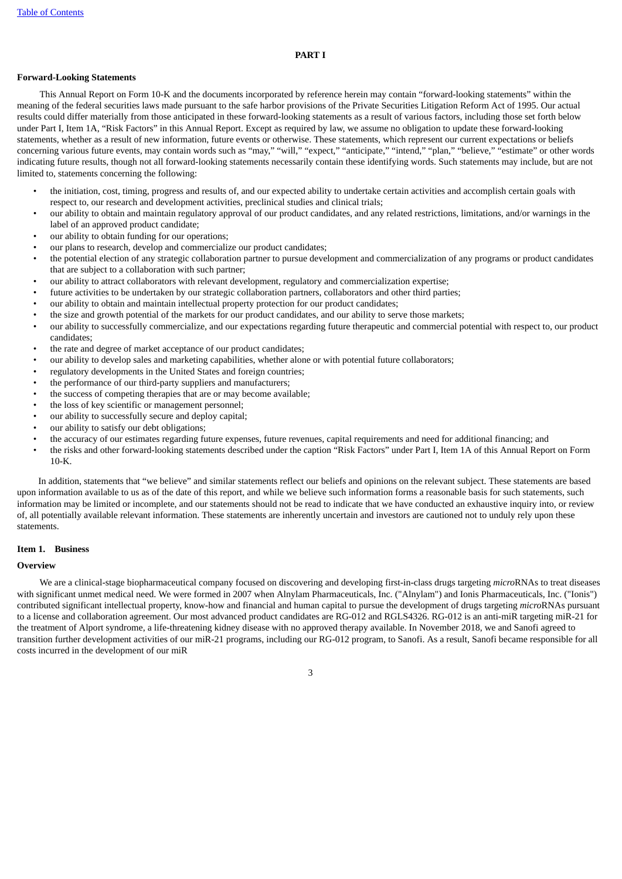# PART I

**Forward-Looking Statements**

This Annual Report on Form 10-K and the documents incorporated by reference herein may contain "forward-looking statements" within the meaning of the federal securities laws made pursuant to the safe harbor provisions of the Private Securities Litigation Reform Act of 1995. Our actual results could differ materially from those anticipated in these forward-looking statements as a result of various factors, including those set forth below under Part I, Item 1A, "Risk Factors" in this Annual Report. Except as required by law, we assume no obligation to update these forward-looking statements, whether as a result of new information, future events or otherwise. These statements, which represent our current expectations or beliefs concerning various future events, may contain words such as "may," "will," "expect," "anticipate," "intend," "plan," "believe," "estimate" or other words indicating future results, though not all forward-looking statements necessarily contain these identifying words. Such statements may include, but are not limited to, statements concerning the following:

- the initiation, cost, timing, progress and results of, and our expected ability to undertake certain activities and accomplish certain goals with respect to, our research and development activities, preclinical studies and clinical trials;
- our ability to obtain and maintain regulatory approval of our product candidates, and any related restrictions, limitations, and/or warnings in the label of an approved product candidate;
- our ability to obtain funding for our operations;
- our plans to research, develop and commercialize our product candidates;
- the potential election of any strategic collaboration partner to pursue development and commercialization of any programs or product candidates that are subject to a collaboration with such partner;
- our ability to attract collaborators with relevant development, regulatory and commercialization expertise;
- future activities to be undertaken by our strategic collaboration partners, collaborators and other third parties;
- our ability to obtain and maintain intellectual property protection for our product candidates;
- the size and growth potential of the markets for our product candidates, and our ability to serve those markets;
- our ability to successfully commercialize, and our expectations regarding future therapeutic and commercial potential with respect to, our product candidates;
- the rate and degree of market acceptance of our product candidates;
- our ability to develop sales and marketing capabilities, whether alone or with potential future collaborators;
- regulatory developments in the United States and foreign countries;
- the performance of our third-party suppliers and manufacturers;
- the success of competing therapies that are or may become available;
- the loss of key scientific or management personnel;
- our ability to successfully secure and deploy capital;
- our ability to satisfy our debt obligations;
- the accuracy of our estimates regarding future expenses, future revenues, capital requirements and need for additional financing; and
- the risks and other forward-looking statements described under the caption "Risk Factors" under Part I, Item 1A of this Annual Report on Form 10-K.

In addition, statements that "we believe" and similar statements reflect our beliefs and opinions on the relevant subject. These statements are based upon information available to us as of the date of this report, and while we believe such information forms a reasonable basis for such statements, such information may be limited or incomplete, and our statements should not be read to indicate that we have conducted an exhaustive inquiry into, or review of, all potentially available relevant information. These statements are inherently uncertain and investors are cautioned not to unduly rely upon these statements.

## Item 1. Business

**Overview**

We are a clinical-stage biopharmaceutical company focused on discovering and developing first-in-class drugs targeting *micro*RNAs to treat diseases with significant unmet medical need. We were formed in 2007 when Alnylam Pharmaceuticals, Inc. ("Alnylam") and Ionis Pharmaceuticals, Inc. ("Ionis") contributed significant intellectual property, know-how and financial and human capital to pursue the development of drugs targeting *micro*RNAs pursuant to a license and collaboration agreement. Our most advanced product candidates are RG-012 and RGLS4326. RG-012 is an anti-miR targeting miR-21 for the treatment of Alport syndrome, a life-threatening kidney disease with no approved therapy available. In November 2018, we and Sanofi agreed to transition further development activities of our miR-21 programs, including our RG-012 program, to Sanofi. As a result, Sanofi became responsible for all costs incurred in the development of our miR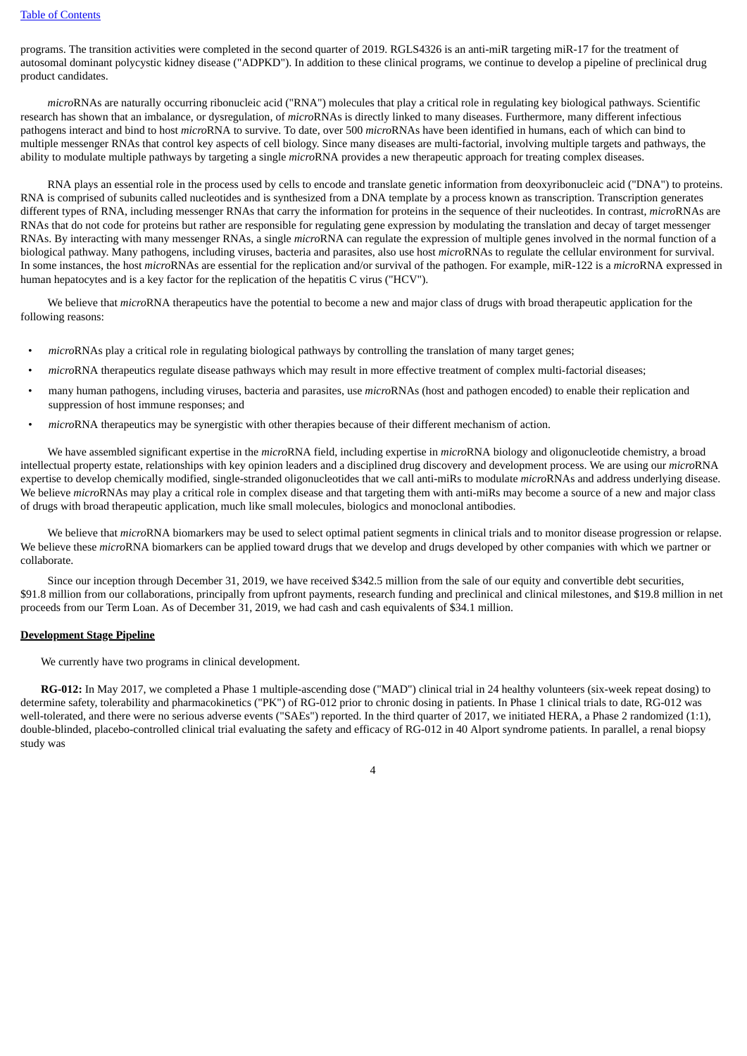programs. The transition activities were completed in the second quarter of 2019. RGLS4326 is an anti-miR targeting miR-17 for the treatment of autosomal dominant polycystic kidney disease ("ADPKD"). In addition to these clinical programs, we continue to develop a pipeline of preclinical drug product candidates.

*micro*RNAs are naturally occurring ribonucleic acid ("RNA") molecules that play a critical role in regulating key biological pathways. Scientific research has shown that an imbalance, or dysregulation, of *micro*RNAs is directly linked to many diseases. Furthermore, many different infectious pathogens interact and bind to host *micro*RNA to survive. To date, over 500 *micro*RNAs have been identified in humans, each of which can bind to multiple messenger RNAs that control key aspects of cell biology. Since many diseases are multi-factorial, involving multiple targets and pathways, the ability to modulate multiple pathways by targeting a single *micro*RNA provides a new therapeutic approach for treating complex diseases.

RNA plays an essential role in the process used by cells to encode and translate genetic information from deoxyribonucleic acid ("DNA") to proteins. RNA is comprised of subunits called nucleotides and is synthesized from a DNA template by a process known as transcription. Transcription generates different types of RNA, including messenger RNAs that carry the information for proteins in the sequence of their nucleotides. In contrast, *micro*RNAs are RNAs that do not code for proteins but rather are responsible for regulating gene expression by modulating the translation and decay of target messenger RNAs. By interacting with many messenger RNAs, a single *micro*RNA can regulate the expression of multiple genes involved in the normal function of a biological pathway. Many pathogens, including viruses, bacteria and parasites, also use host *micro*RNAs to regulate the cellular environment for survival. In some instances, the host *micro*RNAs are essential for the replication and/or survival of the pathogen. For example, miR-122 is a *micro*RNA expressed in human hepatocytes and is a key factor for the replication of the hepatitis C virus ("HCV").

We believe that *micro*RNA therapeutics have the potential to become a new and major class of drugs with broad therapeutic application for the following reasons:

- *micro*RNAs play a critical role in regulating biological pathways by controlling the translation of many target genes;
- *micro*RNA therapeutics regulate disease pathways which may result in more effective treatment of complex multi-factorial diseases;
- many human pathogens, including viruses, bacteria and parasites, use *micro*RNAs (host and pathogen encoded) to enable their replication and suppression of host immune responses; and
- *micro*RNA therapeutics may be synergistic with other therapies because of their different mechanism of action.

We have assembled significant expertise in the *micro*RNA field, including expertise in *micro*RNA biology and oligonucleotide chemistry, a broad intellectual property estate, relationships with key opinion leaders and a disciplined drug discovery and development process. We are using our *micro*RNA expertise to develop chemically modified, single-stranded oligonucleotides that we call anti-miRs to modulate *micro*RNAs and address underlying disease. We believe *micro*RNAs may play a critical role in complex disease and that targeting them with anti-miRs may become a source of a new and major class of drugs with broad therapeutic application, much like small molecules, biologics and monoclonal antibodies.

We believe that *micro*RNA biomarkers may be used to select optimal patient segments in clinical trials and to monitor disease progression or relapse. We believe these *micro*RNA biomarkers can be applied toward drugs that we develop and drugs developed by other companies with which we partner or collaborate.

Since our inception through December 31, 2019, we have received $342.5 million from the sale of our equity and convertible debt securities, $91.8 million from our collaborations, principally from upfront payments, research funding and preclinical and clinical milestones, and $19.8 million in net proceeds from our Term Loan. As of December 31, 2019, we had cash and cash equivalents of $34.1 million.

## Development Stage Pipeline

We currently have two programs in clinical development.

**RG-012:** In May 2017, we completed a Phase 1 multiple-ascending dose ("MAD") clinical trial in 24 healthy volunteers (six-week repeat dosing) to determine safety, tolerability and pharmacokinetics ("PK") of RG-012 prior to chronic dosing in patients. In Phase 1 clinical trials to date, RG-012 was well-tolerated, and there were no serious adverse events ("SAEs") reported. In the third quarter of 2017, we initiated HERA, a Phase 2 randomized (1:1), double-blinded, placebo-controlled clinical trial evaluating the safety and efficacy of RG-012 in 40 Alport syndrome patients. In parallel, a renal biopsy study was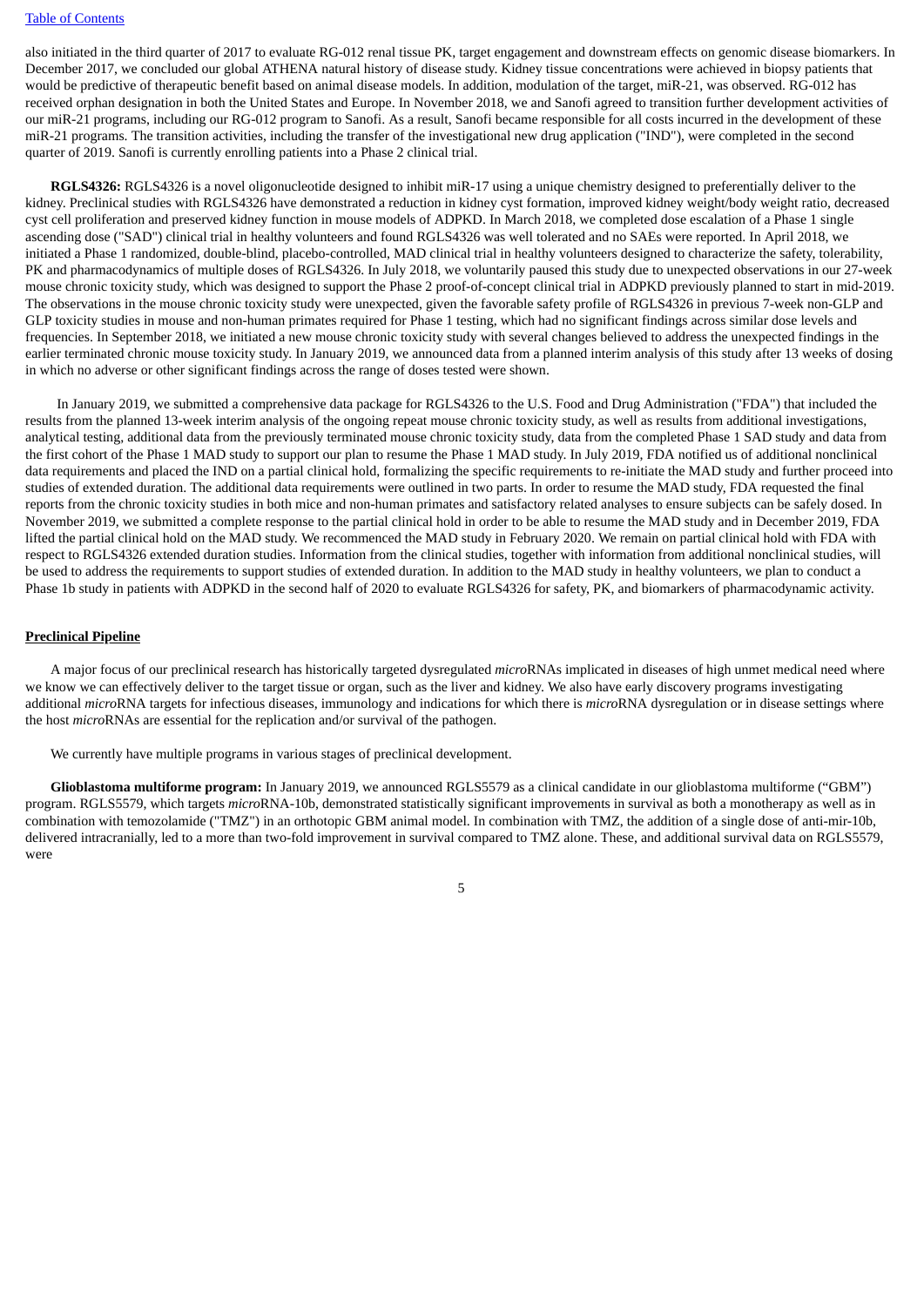also initiated in the third quarter of 2017 to evaluate RG-012 renal tissue PK, target engagement and downstream effects on genomic disease biomarkers. In December 2017, we concluded our global ATHENA natural history of disease study. Kidney tissue concentrations were achieved in biopsy patients that would be predictive of therapeutic benefit based on animal disease models. In addition, modulation of the target, miR-21, was observed. RG-012 has received orphan designation in both the United States and Europe. In November 2018, we and Sanofi agreed to transition further development activities of our miR-21 programs, including our RG-012 program to Sanofi. As a result, Sanofi became responsible for all costs incurred in the development of these miR-21 programs. The transition activities, including the transfer of the investigational new drug application ("IND"), were completed in the second quarter of 2019. Sanofi is currently enrolling patients into a Phase 2 clinical trial.

**RGLS4326:** RGLS4326 is a novel oligonucleotide designed to inhibit miR-17 using a unique chemistry designed to preferentially deliver to the kidney. Preclinical studies with RGLS4326 have demonstrated a reduction in kidney cyst formation, improved kidney weight/body weight ratio, decreased cyst cell proliferation and preserved kidney function in mouse models of ADPKD. In March 2018, we completed dose escalation of a Phase 1 single ascending dose ("SAD") clinical trial in healthy volunteers and found RGLS4326 was well tolerated and no SAEs were reported. In April 2018, we initiated a Phase 1 randomized, double-blind, placebo-controlled, MAD clinical trial in healthy volunteers designed to characterize the safety, tolerability, PK and pharmacodynamics of multiple doses of RGLS4326. In July 2018, we voluntarily paused this study due to unexpected observations in our 27-week mouse chronic toxicity study, which was designed to support the Phase 2 proof-of-concept clinical trial in ADPKD previously planned to start in mid-2019. The observations in the mouse chronic toxicity study were unexpected, given the favorable safety profile of RGLS4326 in previous 7-week non-GLP and GLP toxicity studies in mouse and non-human primates required for Phase 1 testing, which had no significant findings across similar dose levels and frequencies. In September 2018, we initiated a new mouse chronic toxicity study with several changes believed to address the unexpected findings in the earlier terminated chronic mouse toxicity study. In January 2019, we announced data from a planned interim analysis of this study after 13 weeks of dosing in which no adverse or other significant findings across the range of doses tested were shown.

In January 2019, we submitted a comprehensive data package for RGLS4326 to the U.S. Food and Drug Administration ("FDA") that included the results from the planned 13-week interim analysis of the ongoing repeat mouse chronic toxicity study, as well as results from additional investigations, analytical testing, additional data from the previously terminated mouse chronic toxicity study, data from the completed Phase 1 SAD study and data from the first cohort of the Phase 1 MAD study to support our plan to resume the Phase 1 MAD study. In July 2019, FDA notified us of additional nonclinical data requirements and placed the IND on a partial clinical hold, formalizing the specific requirements to re-initiate the MAD study and further proceed into studies of extended duration. The additional data requirements were outlined in two parts. In order to resume the MAD study, FDA requested the final reports from the chronic toxicity studies in both mice and non-human primates and satisfactory related analyses to ensure subjects can be safely dosed. In November 2019, we submitted a complete response to the partial clinical hold in order to be able to resume the MAD study and in December 2019, FDA lifted the partial clinical hold on the MAD study. We recommenced the MAD study in February 2020. We remain on partial clinical hold with FDA with respect to RGLS4326 extended duration studies. Information from the clinical studies, together with information from additional nonclinical studies, will be used to address the requirements to support studies of extended duration. In addition to the MAD study in healthy volunteers, we plan to conduct a Phase 1b study in patients with ADPKD in the second half of 2020 to evaluate RGLS4326 for safety, PK, and biomarkers of pharmacodynamic activity.

**Preclinical Pipeline**

A major focus of our preclinical research has historically targeted dysregulated *micro*RNAs implicated in diseases of high unmet medical need where we know we can effectively deliver to the target tissue or organ, such as the liver and kidney. We also have early discovery programs investigating additional *micro*RNA targets for infectious diseases, immunology and indications for which there is *micro*RNA dysregulation or in disease settings where the host *micro*RNAs are essential for the replication and/or survival of the pathogen.

We currently have multiple programs in various stages of preclinical development.

**Glioblastoma multiforme program:** In January 2019, we announced RGLS5579 as a clinical candidate in our glioblastoma multiforme ("GBM") program. RGLS5579, which targets *micro*RNA-10b, demonstrated statistically significant improvements in survival as both a monotherapy as well as in combination with temozolamide ("TMZ") in an orthotopic GBM animal model. In combination with TMZ, the addition of a single dose of anti-mir-10b, delivered intracranially, led to a more than two-fold improvement in survival compared to TMZ alone. These, and additional survival data on RGLS5579, were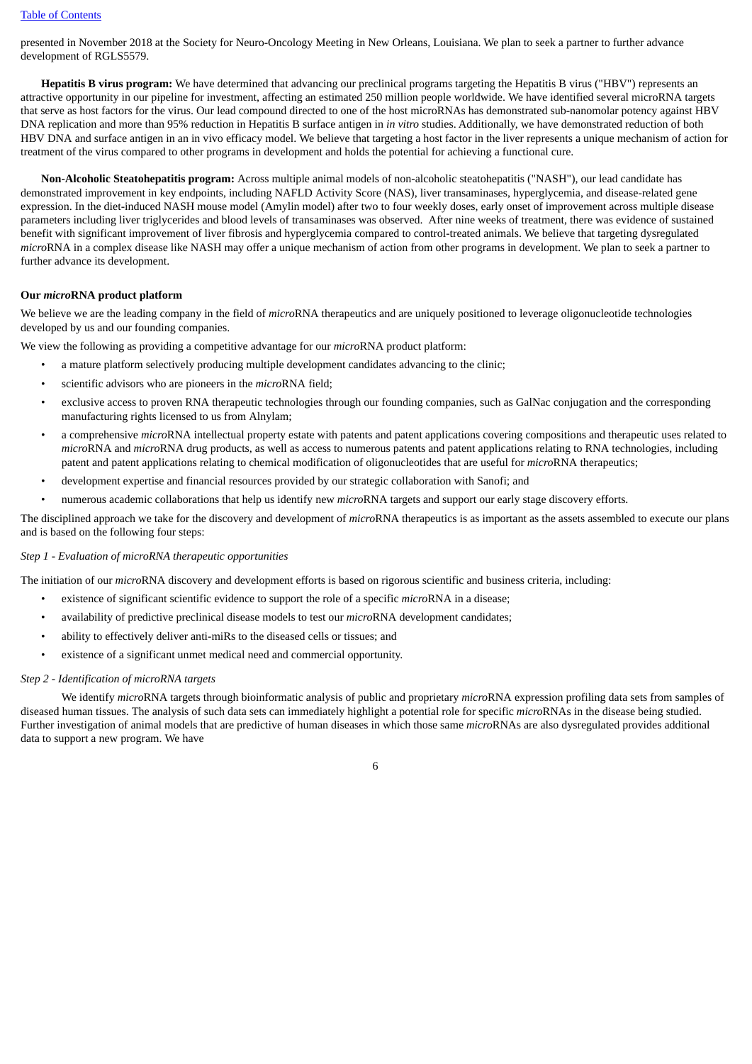presented in November 2018 at the Society for Neuro-Oncology Meeting in New Orleans, Louisiana. We plan to seek a partner to further advance development of RGLS5579.

**Hepatitis B virus program:** We have determined that advancing our preclinical programs targeting the Hepatitis B virus ("HBV") represents an attractive opportunity in our pipeline for investment, affecting an estimated 250 million people worldwide. We have identified several microRNA targets that serve as host factors for the virus. Our lead compound directed to one of the host microRNAs has demonstrated sub-nanomolar potency against HBV DNA replication and more than 95% reduction in Hepatitis B surface antigen in *in vitro* studies. Additionally, we have demonstrated reduction of both HBV DNA and surface antigen in an in vivo efficacy model. We believe that targeting a host factor in the liver represents a unique mechanism of action for treatment of the virus compared to other programs in development and holds the potential for achieving a functional cure.

**Non-Alcoholic Steatohepatitis program:** Across multiple animal models of non-alcoholic steatohepatitis ("NASH"), our lead candidate has demonstrated improvement in key endpoints, including NAFLD Activity Score (NAS), liver transaminases, hyperglycemia, and disease-related gene expression. In the diet-induced NASH mouse model (Amylin model) after two to four weekly doses, early onset of improvement across multiple disease parameters including liver triglycerides and blood levels of transaminases was observed. After nine weeks of treatment, there was evidence of sustained benefit with significant improvement of liver fibrosis and hyperglycemia compared to control-treated animals. We believe that targeting dysregulated *micro*RNA in a complex disease like NASH may offer a unique mechanism of action from other programs in development. We plan to seek a partner to further advance its development.

**Our *micro*RNA product platform**

We believe we are the leading company in the field of *micro*RNA therapeutics and are uniquely positioned to leverage oligonucleotide technologies developed by us and our founding companies.

We view the following as providing a competitive advantage for our *micro*RNA product platform:

- a mature platform selectively producing multiple development candidates advancing to the clinic;
- scientific advisors who are pioneers in the *micro*RNA field;
- exclusive access to proven RNA therapeutic technologies through our founding companies, such as GalNac conjugation and the corresponding manufacturing rights licensed to us from Alnylam;
- a comprehensive *micro*RNA intellectual property estate with patents and patent applications covering compositions and therapeutic uses related to *micro*RNA and *micro*RNA drug products, as well as access to numerous patents and patent applications relating to RNA technologies, including patent and patent applications relating to chemical modification of oligonucleotides that are useful for *micro*RNA therapeutics;
- development expertise and financial resources provided by our strategic collaboration with Sanofi; and
- numerous academic collaborations that help us identify new *micro*RNA targets and support our early stage discovery efforts.

The disciplined approach we take for the discovery and development of *micro*RNA therapeutics is as important as the assets assembled to execute our plans and is based on the following four steps:

*Step 1 - Evaluation of microRNA therapeutic opportunities*

The initiation of our *micro*RNA discovery and development efforts is based on rigorous scientific and business criteria, including:

- existence of significant scientific evidence to support the role of a specific *micro*RNA in a disease;
- availability of predictive preclinical disease models to test our *micro*RNA development candidates;
- ability to effectively deliver anti-miRs to the diseased cells or tissues; and
- existence of a significant unmet medical need and commercial opportunity.

*Step 2 - Identification of microRNA targets*

We identify *micro*RNA targets through bioinformatic analysis of public and proprietary *micro*RNA expression profiling data sets from samples of diseased human tissues. The analysis of such data sets can immediately highlight a potential role for specific *micro*RNAs in the disease being studied. Further investigation of animal models that are predictive of human diseases in which those same *micro*RNAs are also dysregulated provides additional data to support a new program. We have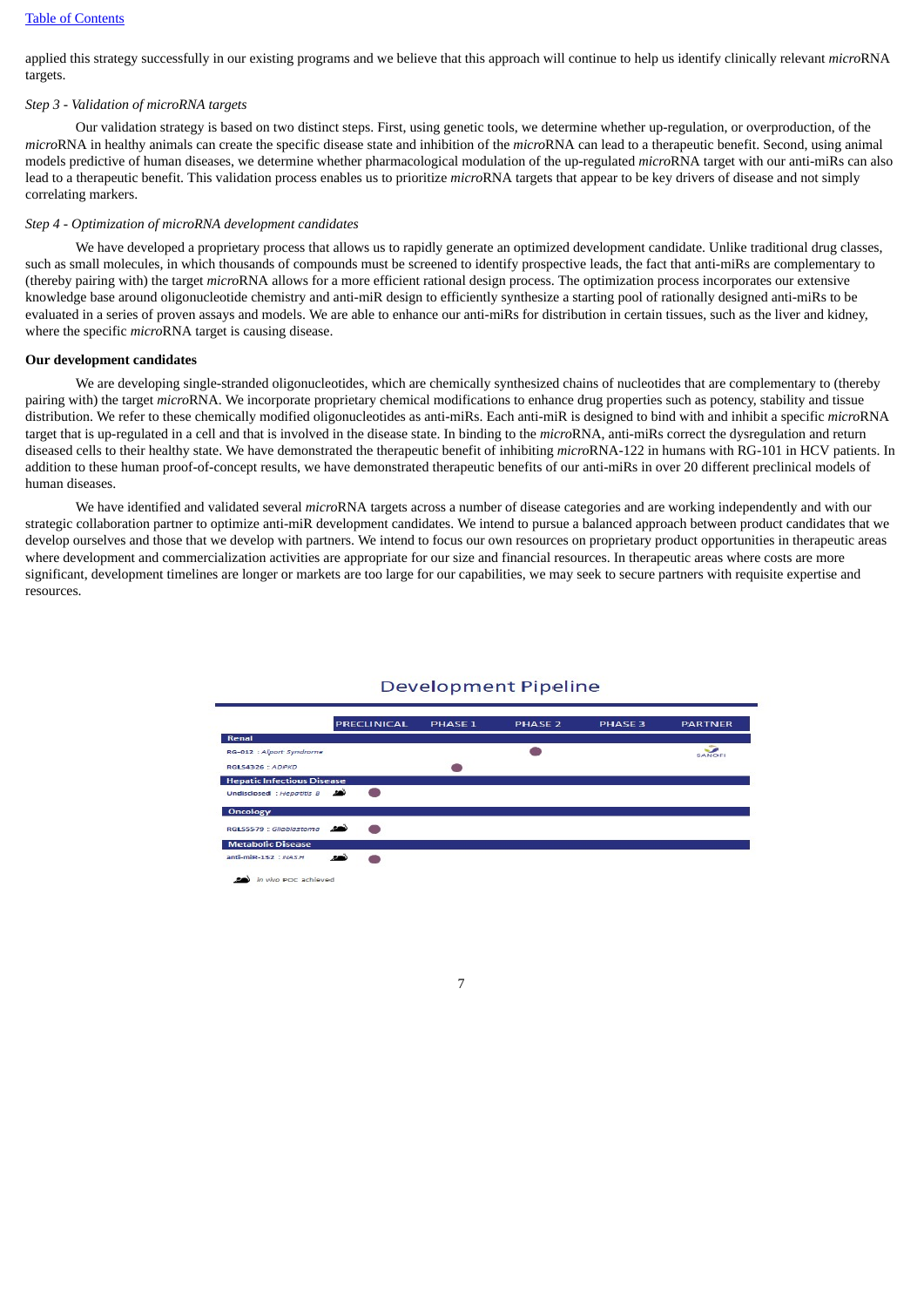applied this strategy successfully in our existing programs and we believe that this approach will continue to help us identify clinically relevant *micro*RNA targets.

*Step 3 - Validation of microRNA targets*

Our validation strategy is based on two distinct steps. First, using genetic tools, we determine whether up-regulation, or overproduction, of the *micro*RNA in healthy animals can create the specific disease state and inhibition of the *micro*RNA can lead to a therapeutic benefit. Second, using animal models predictive of human diseases, we determine whether pharmacological modulation of the up-regulated *micro*RNA target with our anti-miRs can also lead to a therapeutic benefit. This validation process enables us to prioritize *micro*RNA targets that appear to be key drivers of disease and not simply correlating markers.

*Step 4 - Optimization of microRNA development candidates*

We have developed a proprietary process that allows us to rapidly generate an optimized development candidate. Unlike traditional drug classes, such as small molecules, in which thousands of compounds must be screened to identify prospective leads, the fact that anti-miRs are complementary to (thereby pairing with) the target *micro*RNA allows for a more efficient rational design process. The optimization process incorporates our extensive knowledge base around oligonucleotide chemistry and anti-miR design to efficiently synthesize a starting pool of rationally designed anti-miRs to be evaluated in a series of proven assays and models. We are able to enhance our anti-miRs for distribution in certain tissues, such as the liver and kidney, where the specific *micro*RNA target is causing disease.

**Our development candidates**

We are developing single-stranded oligonucleotides, which are chemically synthesized chains of nucleotides that are complementary to (thereby pairing with) the target *micro*RNA. We incorporate proprietary chemical modifications to enhance drug properties such as potency, stability and tissue distribution. We refer to these chemically modified oligonucleotides as anti-miRs. Each anti-miR is designed to bind with and inhibit a specific *micro*RNA target that is up-regulated in a cell and that is involved in the disease state. In binding to the *micro*RNA, anti-miRs correct the dysregulation and return diseased cells to their healthy state. We have demonstrated the therapeutic benefit of inhibiting *micro*RNA-122 in humans with RG-101 in HCV patients. In addition to these human proof-of-concept results, we have demonstrated therapeutic benefits of our anti-miRs in over 20 different preclinical models of human diseases.

We have identified and validated several *micro*RNA targets across a number of disease categories and are working independently and with our strategic collaboration partner to optimize anti-miR development candidates. We intend to pursue a balanced approach between product candidates that we develop ourselves and those that we develop with partners. We intend to focus our own resources on proprietary product opportunities in therapeutic areas where development and commercialization activities are appropriate for our size and financial resources. In therapeutic areas where costs are more significant, development timelines are longer or markets are too large for our capabilities, we may seek to secure partners with requisite expertise and resources.

**Development Pipeline**

| | PRECLINICAL | PHASE 1 | PHASE 2 | PHASE 3 | PARTNER |
|---|---|---|---|---|---|
| **Renal** | | | | | |
| RG-012 : *Alport Syndrome* | | | ● | | SANOFI |
| RGLS4326 : *ADPKD* | | ● | | | |
| **Hepatic Infectious Disease** | | | | | |
| Undisclosed : *Hepatitis B* (in vivo POC achieved) | ● | | | | |
| **Oncology** | | | | | |
| RGLS5579 : *Glioblastoma* (in vivo POC achieved) | ● | | | | |
| **Metabolic Disease** | | | | | |
| anti-miR-132 : *NASH* (in vivo POC achieved) | ● | | | | |

*in vivo POC achieved*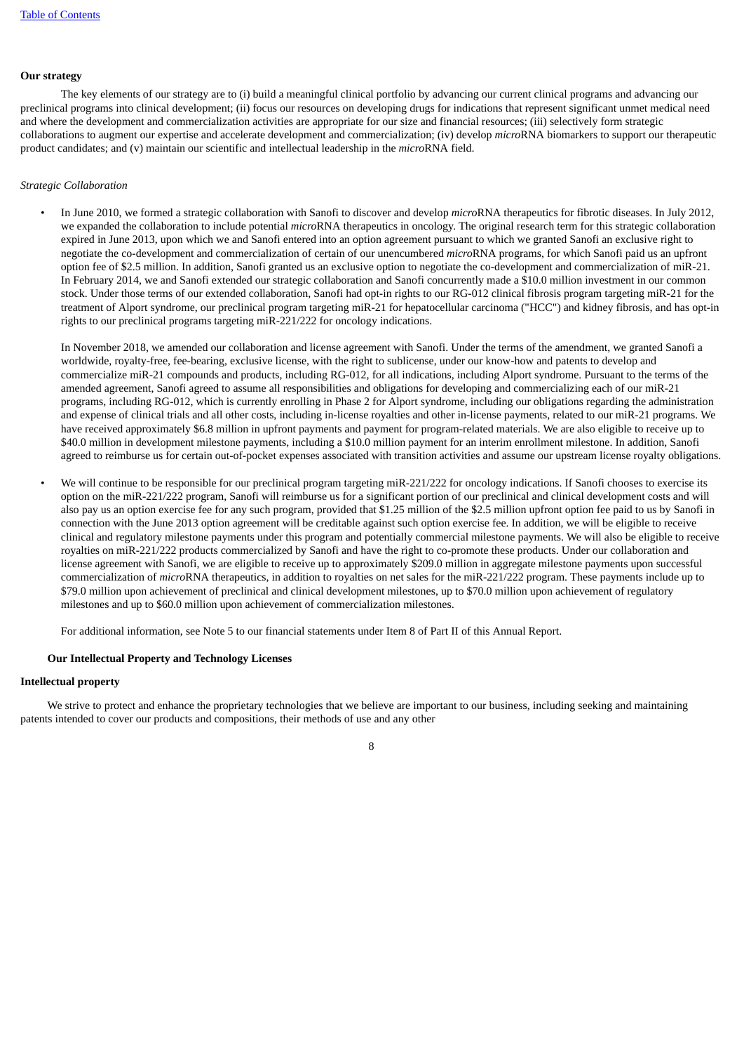**Our strategy**

The key elements of our strategy are to (i) build a meaningful clinical portfolio by advancing our current clinical programs and advancing our preclinical programs into clinical development; (ii) focus our resources on developing drugs for indications that represent significant unmet medical need and where the development and commercialization activities are appropriate for our size and financial resources; (iii) selectively form strategic collaborations to augment our expertise and accelerate development and commercialization; (iv) develop *micro*RNA biomarkers to support our therapeutic product candidates; and (v) maintain our scientific and intellectual leadership in the *micro*RNA field.

*Strategic Collaboration*

- In June 2010, we formed a strategic collaboration with Sanofi to discover and develop *micro*RNA therapeutics for fibrotic diseases. In July 2012, we expanded the collaboration to include potential *micro*RNA therapeutics in oncology. The original research term for this strategic collaboration expired in June 2013, upon which we and Sanofi entered into an option agreement pursuant to which we granted Sanofi an exclusive right to negotiate the co-development and commercialization of certain of our unencumbered *micro*RNA programs, for which Sanofi paid us an upfront option fee of $2.5 million. In addition, Sanofi granted us an exclusive option to negotiate the co-development and commercialization of miR-21. In February 2014, we and Sanofi extended our strategic collaboration and Sanofi concurrently made a $10.0 million investment in our common stock. Under those terms of our extended collaboration, Sanofi had opt-in rights to our RG-012 clinical fibrosis program targeting miR-21 for the treatment of Alport syndrome, our preclinical program targeting miR-21 for hepatocellular carcinoma ("HCC") and kidney fibrosis, and has opt-in rights to our preclinical programs targeting miR-221/222 for oncology indications.

  In November 2018, we amended our collaboration and license agreement with Sanofi. Under the terms of the amendment, we granted Sanofi a worldwide, royalty-free, fee-bearing, exclusive license, with the right to sublicense, under our know-how and patents to develop and commercialize miR-21 compounds and products, including RG-012, for all indications, including Alport syndrome. Pursuant to the terms of the amended agreement, Sanofi agreed to assume all responsibilities and obligations for developing and commercializing each of our miR-21 programs, including RG-012, which is currently enrolling in Phase 2 for Alport syndrome, including our obligations regarding the administration and expense of clinical trials and all other costs, including in-license royalties and other in-license payments, related to our miR-21 programs. We have received approximately $6.8 million in upfront payments and payment for program-related materials. We are also eligible to receive up to $40.0 million in development milestone payments, including a $10.0 million payment for an interim enrollment milestone. In addition, Sanofi agreed to reimburse us for certain out-of-pocket expenses associated with transition activities and assume our upstream license royalty obligations.

- We will continue to be responsible for our preclinical program targeting miR-221/222 for oncology indications. If Sanofi chooses to exercise its option on the miR-221/222 program, Sanofi will reimburse us for a significant portion of our preclinical and clinical development costs and will also pay us an option exercise fee for any such program, provided that $1.25 million of the $2.5 million upfront option fee paid to us by Sanofi in connection with the June 2013 option agreement will be creditable against such option exercise fee. In addition, we will be eligible to receive clinical and regulatory milestone payments under this program and potentially commercial milestone payments. We will also be eligible to receive royalties on miR-221/222 products commercialized by Sanofi and have the right to co-promote these products. Under our collaboration and license agreement with Sanofi, we are eligible to receive up to approximately $209.0 million in aggregate milestone payments upon successful commercialization of *micro*RNA therapeutics, in addition to royalties on net sales for the miR-221/222 program. These payments include up to $79.0 million upon achievement of preclinical and clinical development milestones, up to $70.0 million upon achievement of regulatory milestones and up to $60.0 million upon achievement of commercialization milestones.

  For additional information, see Note 5 to our financial statements under Item 8 of Part II of this Annual Report.

**Our Intellectual Property and Technology Licenses**

**Intellectual property**

We strive to protect and enhance the proprietary technologies that we believe are important to our business, including seeking and maintaining patents intended to cover our products and compositions, their methods of use and any other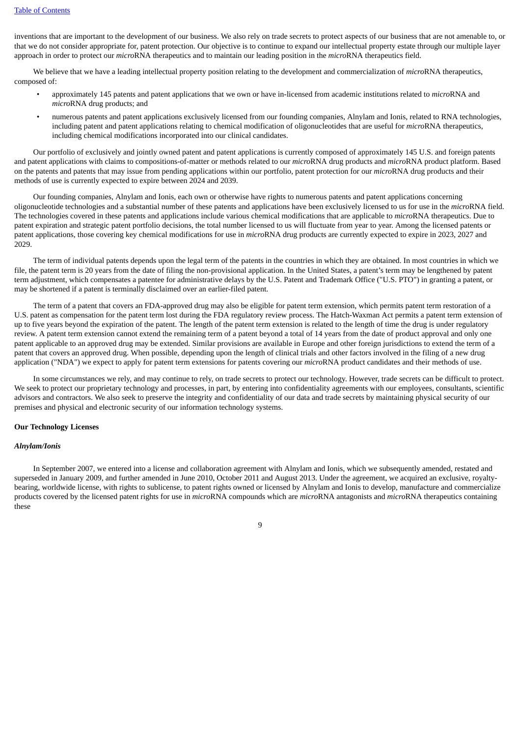inventions that are important to the development of our business. We also rely on trade secrets to protect aspects of our business that are not amenable to, or that we do not consider appropriate for, patent protection. Our objective is to continue to expand our intellectual property estate through our multiple layer approach in order to protect our *micro*RNA therapeutics and to maintain our leading position in the *micro*RNA therapeutics field.

We believe that we have a leading intellectual property position relating to the development and commercialization of *micro*RNA therapeutics, composed of:

- approximately 145 patents and patent applications that we own or have in-licensed from academic institutions related to *micro*RNA and *micro*RNA drug products; and
- numerous patents and patent applications exclusively licensed from our founding companies, Alnylam and Ionis, related to RNA technologies, including patent and patent applications relating to chemical modification of oligonucleotides that are useful for *micro*RNA therapeutics, including chemical modifications incorporated into our clinical candidates.

Our portfolio of exclusively and jointly owned patent and patent applications is currently composed of approximately 145 U.S. and foreign patents and patent applications with claims to compositions-of-matter or methods related to our *micro*RNA drug products and *micro*RNA product platform. Based on the patents and patents that may issue from pending applications within our portfolio, patent protection for our *micro*RNA drug products and their methods of use is currently expected to expire between 2024 and 2039.

Our founding companies, Alnylam and Ionis, each own or otherwise have rights to numerous patents and patent applications concerning oligonucleotide technologies and a substantial number of these patents and applications have been exclusively licensed to us for use in the *micro*RNA field. The technologies covered in these patents and applications include various chemical modifications that are applicable to *micro*RNA therapeutics. Due to patent expiration and strategic patent portfolio decisions, the total number licensed to us will fluctuate from year to year. Among the licensed patents or patent applications, those covering key chemical modifications for use in *micro*RNA drug products are currently expected to expire in 2023, 2027 and 2029.

The term of individual patents depends upon the legal term of the patents in the countries in which they are obtained. In most countries in which we file, the patent term is 20 years from the date of filing the non-provisional application. In the United States, a patent's term may be lengthened by patent term adjustment, which compensates a patentee for administrative delays by the U.S. Patent and Trademark Office ("U.S. PTO") in granting a patent, or may be shortened if a patent is terminally disclaimed over an earlier-filed patent.

The term of a patent that covers an FDA-approved drug may also be eligible for patent term extension, which permits patent term restoration of a U.S. patent as compensation for the patent term lost during the FDA regulatory review process. The Hatch-Waxman Act permits a patent term extension of up to five years beyond the expiration of the patent. The length of the patent term extension is related to the length of time the drug is under regulatory review. A patent term extension cannot extend the remaining term of a patent beyond a total of 14 years from the date of product approval and only one patent applicable to an approved drug may be extended. Similar provisions are available in Europe and other foreign jurisdictions to extend the term of a patent that covers an approved drug. When possible, depending upon the length of clinical trials and other factors involved in the filing of a new drug application ("NDA") we expect to apply for patent term extensions for patents covering our *micro*RNA product candidates and their methods of use.

In some circumstances we rely, and may continue to rely, on trade secrets to protect our technology. However, trade secrets can be difficult to protect. We seek to protect our proprietary technology and processes, in part, by entering into confidentiality agreements with our employees, consultants, scientific advisors and contractors. We also seek to preserve the integrity and confidentiality of our data and trade secrets by maintaining physical security of our premises and physical and electronic security of our information technology systems.

**Our Technology Licenses**

***Alnylam/Ionis***

In September 2007, we entered into a license and collaboration agreement with Alnylam and Ionis, which we subsequently amended, restated and superseded in January 2009, and further amended in June 2010, October 2011 and August 2013. Under the agreement, we acquired an exclusive, royalty-bearing, worldwide license, with rights to sublicense, to patent rights owned or licensed by Alnylam and Ionis to develop, manufacture and commercialize products covered by the licensed patent rights for use in *micro*RNA compounds which are *micro*RNA antagonists and *micro*RNA therapeutics containing these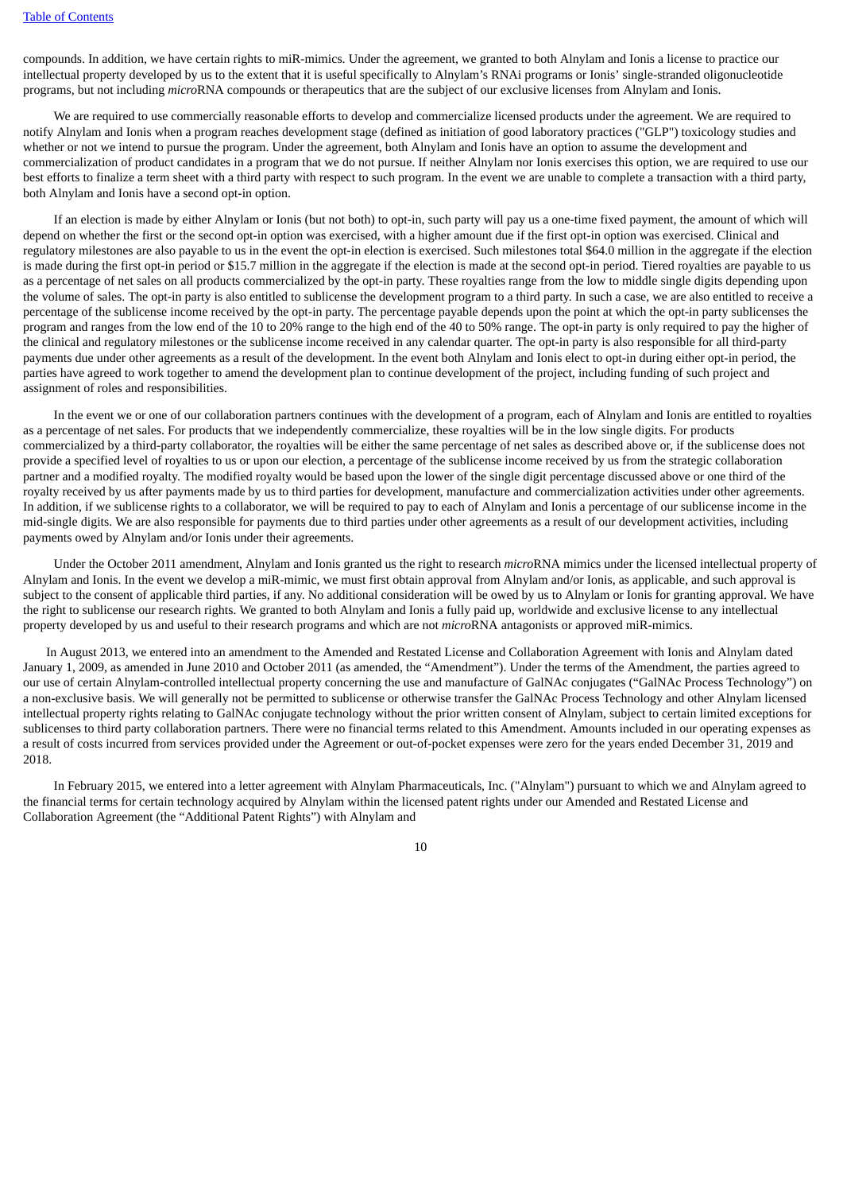compounds. In addition, we have certain rights to miR-mimics. Under the agreement, we granted to both Alnylam and Ionis a license to practice our intellectual property developed by us to the extent that it is useful specifically to Alnylam's RNAi programs or Ionis' single-stranded oligonucleotide programs, but not including *micro*RNA compounds or therapeutics that are the subject of our exclusive licenses from Alnylam and Ionis.

We are required to use commercially reasonable efforts to develop and commercialize licensed products under the agreement. We are required to notify Alnylam and Ionis when a program reaches development stage (defined as initiation of good laboratory practices ("GLP") toxicology studies and whether or not we intend to pursue the program. Under the agreement, both Alnylam and Ionis have an option to assume the development and commercialization of product candidates in a program that we do not pursue. If neither Alnylam nor Ionis exercises this option, we are required to use our best efforts to finalize a term sheet with a third party with respect to such program. In the event we are unable to complete a transaction with a third party, both Alnylam and Ionis have a second opt-in option.

If an election is made by either Alnylam or Ionis (but not both) to opt-in, such party will pay us a one-time fixed payment, the amount of which will depend on whether the first or the second opt-in option was exercised, with a higher amount due if the first opt-in option was exercised. Clinical and regulatory milestones are also payable to us in the event the opt-in election is exercised. Such milestones total $64.0 million in the aggregate if the election is made during the first opt-in period or $15.7 million in the aggregate if the election is made at the second opt-in period. Tiered royalties are payable to us as a percentage of net sales on all products commercialized by the opt-in party. These royalties range from the low to middle single digits depending upon the volume of sales. The opt-in party is also entitled to sublicense the development program to a third party. In such a case, we are also entitled to receive a percentage of the sublicense income received by the opt-in party. The percentage payable depends upon the point at which the opt-in party sublicenses the program and ranges from the low end of the 10 to 20% range to the high end of the 40 to 50% range. The opt-in party is only required to pay the higher of the clinical and regulatory milestones or the sublicense income received in any calendar quarter. The opt-in party is also responsible for all third-party payments due under other agreements as a result of the development. In the event both Alnylam and Ionis elect to opt-in during either opt-in period, the parties have agreed to work together to amend the development plan to continue development of the project, including funding of such project and assignment of roles and responsibilities.

In the event we or one of our collaboration partners continues with the development of a program, each of Alnylam and Ionis are entitled to royalties as a percentage of net sales. For products that we independently commercialize, these royalties will be in the low single digits. For products commercialized by a third-party collaborator, the royalties will be either the same percentage of net sales as described above or, if the sublicense does not provide a specified level of royalties to us or upon our election, a percentage of the sublicense income received by us from the strategic collaboration partner and a modified royalty. The modified royalty would be based upon the lower of the single digit percentage discussed above or one third of the royalty received by us after payments made by us to third parties for development, manufacture and commercialization activities under other agreements. In addition, if we sublicense rights to a collaborator, we will be required to pay to each of Alnylam and Ionis a percentage of our sublicense income in the mid-single digits. We are also responsible for payments due to third parties under other agreements as a result of our development activities, including payments owed by Alnylam and/or Ionis under their agreements.

Under the October 2011 amendment, Alnylam and Ionis granted us the right to research *micro*RNA mimics under the licensed intellectual property of Alnylam and Ionis. In the event we develop a miR-mimic, we must first obtain approval from Alnylam and/or Ionis, as applicable, and such approval is subject to the consent of applicable third parties, if any. No additional consideration will be owed by us to Alnylam or Ionis for granting approval. We have the right to sublicense our research rights. We granted to both Alnylam and Ionis a fully paid up, worldwide and exclusive license to any intellectual property developed by us and useful to their research programs and which are not *micro*RNA antagonists or approved miR-mimics.

In August 2013, we entered into an amendment to the Amended and Restated License and Collaboration Agreement with Ionis and Alnylam dated January 1, 2009, as amended in June 2010 and October 2011 (as amended, the "Amendment"). Under the terms of the Amendment, the parties agreed to our use of certain Alnylam-controlled intellectual property concerning the use and manufacture of GalNAc conjugates ("GalNAc Process Technology") on a non-exclusive basis. We will generally not be permitted to sublicense or otherwise transfer the GalNAc Process Technology and other Alnylam licensed intellectual property rights relating to GalNAc conjugate technology without the prior written consent of Alnylam, subject to certain limited exceptions for sublicenses to third party collaboration partners. There were no financial terms related to this Amendment. Amounts included in our operating expenses as a result of costs incurred from services provided under the Agreement or out-of-pocket expenses were zero for the years ended December 31, 2019 and 2018.

In February 2015, we entered into a letter agreement with Alnylam Pharmaceuticals, Inc. ("Alnylam") pursuant to which we and Alnylam agreed to the financial terms for certain technology acquired by Alnylam within the licensed patent rights under our Amended and Restated License and Collaboration Agreement (the "Additional Patent Rights") with Alnylam and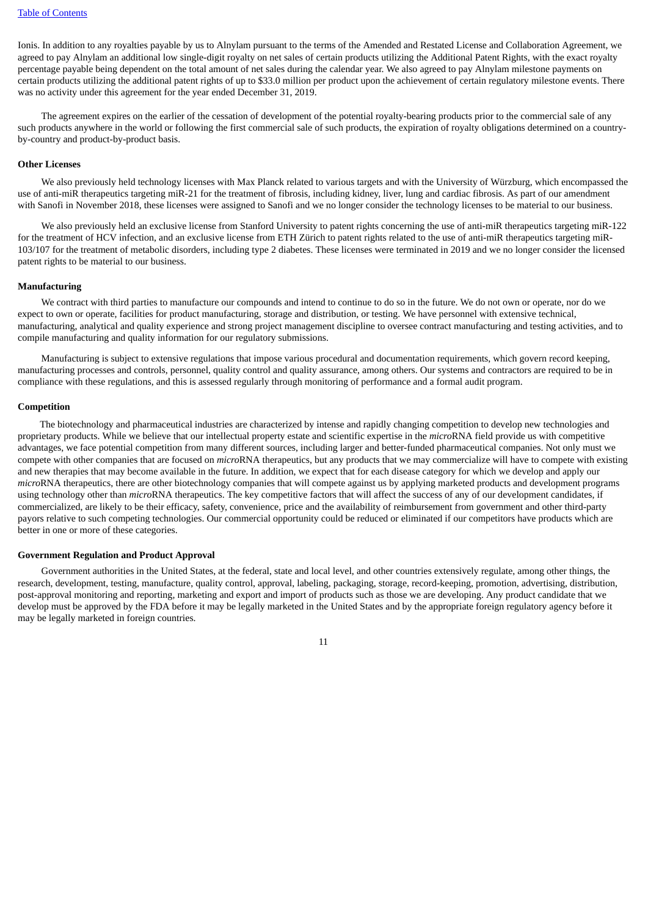Ionis. In addition to any royalties payable by us to Alnylam pursuant to the terms of the Amended and Restated License and Collaboration Agreement, we agreed to pay Alnylam an additional low single-digit royalty on net sales of certain products utilizing the Additional Patent Rights, with the exact royalty percentage payable being dependent on the total amount of net sales during the calendar year. We also agreed to pay Alnylam milestone payments on certain products utilizing the additional patent rights of up to $33.0 million per product upon the achievement of certain regulatory milestone events. There was no activity under this agreement for the year ended December 31, 2019.

The agreement expires on the earlier of the cessation of development of the potential royalty-bearing products prior to the commercial sale of any such products anywhere in the world or following the first commercial sale of such products, the expiration of royalty obligations determined on a country-by-country and product-by-product basis.

**Other Licenses**

We also previously held technology licenses with Max Planck related to various targets and with the University of Würzburg, which encompassed the use of anti-miR therapeutics targeting miR-21 for the treatment of fibrosis, including kidney, liver, lung and cardiac fibrosis. As part of our amendment with Sanofi in November 2018, these licenses were assigned to Sanofi and we no longer consider the technology licenses to be material to our business.

We also previously held an exclusive license from Stanford University to patent rights concerning the use of anti-miR therapeutics targeting miR-122 for the treatment of HCV infection, and an exclusive license from ETH Zürich to patent rights related to the use of anti-miR therapeutics targeting miR-103/107 for the treatment of metabolic disorders, including type 2 diabetes. These licenses were terminated in 2019 and we no longer consider the licensed patent rights to be material to our business.

**Manufacturing**

We contract with third parties to manufacture our compounds and intend to continue to do so in the future. We do not own or operate, nor do we expect to own or operate, facilities for product manufacturing, storage and distribution, or testing. We have personnel with extensive technical, manufacturing, analytical and quality experience and strong project management discipline to oversee contract manufacturing and testing activities, and to compile manufacturing and quality information for our regulatory submissions.

Manufacturing is subject to extensive regulations that impose various procedural and documentation requirements, which govern record keeping, manufacturing processes and controls, personnel, quality control and quality assurance, among others. Our systems and contractors are required to be in compliance with these regulations, and this is assessed regularly through monitoring of performance and a formal audit program.

**Competition**

The biotechnology and pharmaceutical industries are characterized by intense and rapidly changing competition to develop new technologies and proprietary products. While we believe that our intellectual property estate and scientific expertise in the *micro*RNA field provide us with competitive advantages, we face potential competition from many different sources, including larger and better-funded pharmaceutical companies. Not only must we compete with other companies that are focused on *micro*RNA therapeutics, but any products that we may commercialize will have to compete with existing and new therapies that may become available in the future. In addition, we expect that for each disease category for which we develop and apply our *micro*RNA therapeutics, there are other biotechnology companies that will compete against us by applying marketed products and development programs using technology other than *micro*RNA therapeutics. The key competitive factors that will affect the success of any of our development candidates, if commercialized, are likely to be their efficacy, safety, convenience, price and the availability of reimbursement from government and other third-party payors relative to such competing technologies. Our commercial opportunity could be reduced or eliminated if our competitors have products which are better in one or more of these categories.

**Government Regulation and Product Approval**

Government authorities in the United States, at the federal, state and local level, and other countries extensively regulate, among other things, the research, development, testing, manufacture, quality control, approval, labeling, packaging, storage, record-keeping, promotion, advertising, distribution, post-approval monitoring and reporting, marketing and export and import of products such as those we are developing. Any product candidate that we develop must be approved by the FDA before it may be legally marketed in the United States and by the appropriate foreign regulatory agency before it may be legally marketed in foreign countries.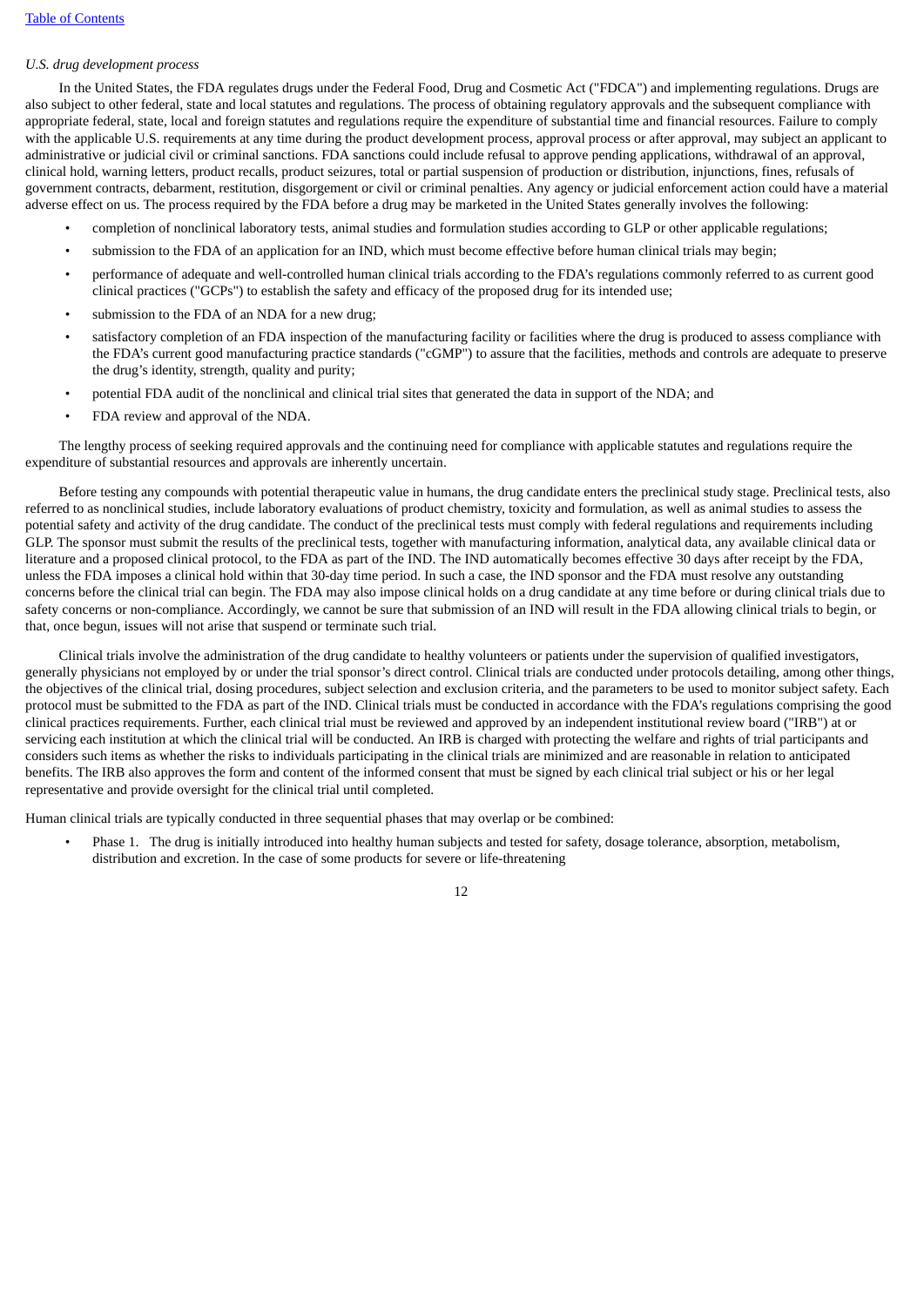*U.S. drug development process*

In the United States, the FDA regulates drugs under the Federal Food, Drug and Cosmetic Act ("FDCA") and implementing regulations. Drugs are also subject to other federal, state and local statutes and regulations. The process of obtaining regulatory approvals and the subsequent compliance with appropriate federal, state, local and foreign statutes and regulations require the expenditure of substantial time and financial resources. Failure to comply with the applicable U.S. requirements at any time during the product development process, approval process or after approval, may subject an applicant to administrative or judicial civil or criminal sanctions. FDA sanctions could include refusal to approve pending applications, withdrawal of an approval, clinical hold, warning letters, product recalls, product seizures, total or partial suspension of production or distribution, injunctions, fines, refusals of government contracts, debarment, restitution, disgorgement or civil or criminal penalties. Any agency or judicial enforcement action could have a material adverse effect on us. The process required by the FDA before a drug may be marketed in the United States generally involves the following:

- completion of nonclinical laboratory tests, animal studies and formulation studies according to GLP or other applicable regulations;
- submission to the FDA of an application for an IND, which must become effective before human clinical trials may begin;
- performance of adequate and well-controlled human clinical trials according to the FDA's regulations commonly referred to as current good clinical practices ("GCPs") to establish the safety and efficacy of the proposed drug for its intended use;
- submission to the FDA of an NDA for a new drug;
- satisfactory completion of an FDA inspection of the manufacturing facility or facilities where the drug is produced to assess compliance with the FDA's current good manufacturing practice standards ("cGMP") to assure that the facilities, methods and controls are adequate to preserve the drug's identity, strength, quality and purity;
- potential FDA audit of the nonclinical and clinical trial sites that generated the data in support of the NDA; and
- FDA review and approval of the NDA.

The lengthy process of seeking required approvals and the continuing need for compliance with applicable statutes and regulations require the expenditure of substantial resources and approvals are inherently uncertain.

Before testing any compounds with potential therapeutic value in humans, the drug candidate enters the preclinical study stage. Preclinical tests, also referred to as nonclinical studies, include laboratory evaluations of product chemistry, toxicity and formulation, as well as animal studies to assess the potential safety and activity of the drug candidate. The conduct of the preclinical tests must comply with federal regulations and requirements including GLP. The sponsor must submit the results of the preclinical tests, together with manufacturing information, analytical data, any available clinical data or literature and a proposed clinical protocol, to the FDA as part of the IND. The IND automatically becomes effective 30 days after receipt by the FDA, unless the FDA imposes a clinical hold within that 30-day time period. In such a case, the IND sponsor and the FDA must resolve any outstanding concerns before the clinical trial can begin. The FDA may also impose clinical holds on a drug candidate at any time before or during clinical trials due to safety concerns or non-compliance. Accordingly, we cannot be sure that submission of an IND will result in the FDA allowing clinical trials to begin, or that, once begun, issues will not arise that suspend or terminate such trial.

Clinical trials involve the administration of the drug candidate to healthy volunteers or patients under the supervision of qualified investigators, generally physicians not employed by or under the trial sponsor's direct control. Clinical trials are conducted under protocols detailing, among other things, the objectives of the clinical trial, dosing procedures, subject selection and exclusion criteria, and the parameters to be used to monitor subject safety. Each protocol must be submitted to the FDA as part of the IND. Clinical trials must be conducted in accordance with the FDA's regulations comprising the good clinical practices requirements. Further, each clinical trial must be reviewed and approved by an independent institutional review board ("IRB") at or servicing each institution at which the clinical trial will be conducted. An IRB is charged with protecting the welfare and rights of trial participants and considers such items as whether the risks to individuals participating in the clinical trials are minimized and are reasonable in relation to anticipated benefits. The IRB also approves the form and content of the informed consent that must be signed by each clinical trial subject or his or her legal representative and provide oversight for the clinical trial until completed.

Human clinical trials are typically conducted in three sequential phases that may overlap or be combined:

- Phase 1. The drug is initially introduced into healthy human subjects and tested for safety, dosage tolerance, absorption, metabolism, distribution and excretion. In the case of some products for severe or life-threatening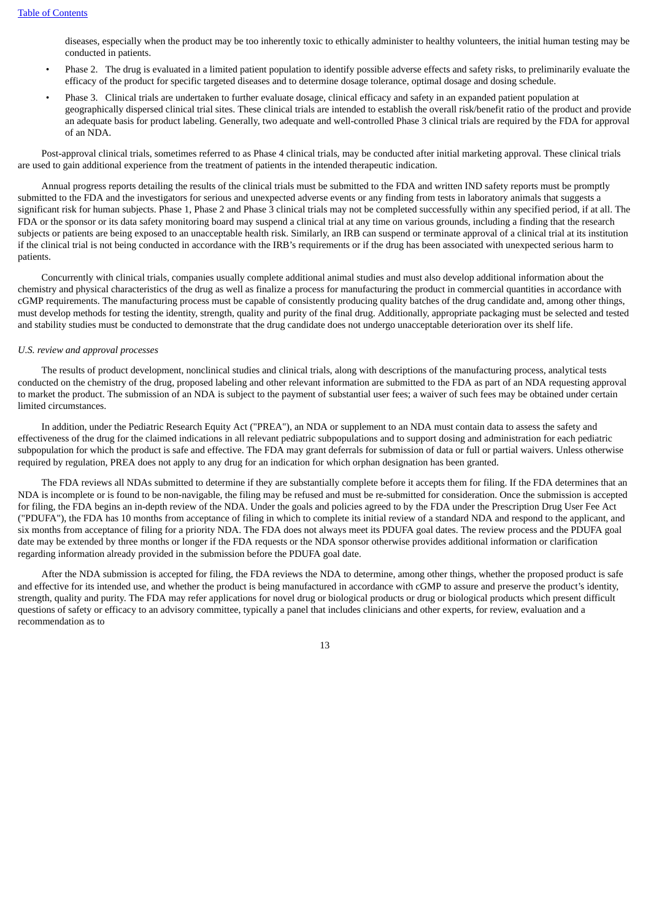diseases, especially when the product may be too inherently toxic to ethically administer to healthy volunteers, the initial human testing may be conducted in patients.

- Phase 2. The drug is evaluated in a limited patient population to identify possible adverse effects and safety risks, to preliminarily evaluate the efficacy of the product for specific targeted diseases and to determine dosage tolerance, optimal dosage and dosing schedule.
- Phase 3. Clinical trials are undertaken to further evaluate dosage, clinical efficacy and safety in an expanded patient population at geographically dispersed clinical trial sites. These clinical trials are intended to establish the overall risk/benefit ratio of the product and provide an adequate basis for product labeling. Generally, two adequate and well-controlled Phase 3 clinical trials are required by the FDA for approval of an NDA.

Post-approval clinical trials, sometimes referred to as Phase 4 clinical trials, may be conducted after initial marketing approval. These clinical trials are used to gain additional experience from the treatment of patients in the intended therapeutic indication.

Annual progress reports detailing the results of the clinical trials must be submitted to the FDA and written IND safety reports must be promptly submitted to the FDA and the investigators for serious and unexpected adverse events or any finding from tests in laboratory animals that suggests a significant risk for human subjects. Phase 1, Phase 2 and Phase 3 clinical trials may not be completed successfully within any specified period, if at all. The FDA or the sponsor or its data safety monitoring board may suspend a clinical trial at any time on various grounds, including a finding that the research subjects or patients are being exposed to an unacceptable health risk. Similarly, an IRB can suspend or terminate approval of a clinical trial at its institution if the clinical trial is not being conducted in accordance with the IRB's requirements or if the drug has been associated with unexpected serious harm to patients.

Concurrently with clinical trials, companies usually complete additional animal studies and must also develop additional information about the chemistry and physical characteristics of the drug as well as finalize a process for manufacturing the product in commercial quantities in accordance with cGMP requirements. The manufacturing process must be capable of consistently producing quality batches of the drug candidate and, among other things, must develop methods for testing the identity, strength, quality and purity of the final drug. Additionally, appropriate packaging must be selected and tested and stability studies must be conducted to demonstrate that the drug candidate does not undergo unacceptable deterioration over its shelf life.

*U.S. review and approval processes*

The results of product development, nonclinical studies and clinical trials, along with descriptions of the manufacturing process, analytical tests conducted on the chemistry of the drug, proposed labeling and other relevant information are submitted to the FDA as part of an NDA requesting approval to market the product. The submission of an NDA is subject to the payment of substantial user fees; a waiver of such fees may be obtained under certain limited circumstances.

In addition, under the Pediatric Research Equity Act ("PREA"), an NDA or supplement to an NDA must contain data to assess the safety and effectiveness of the drug for the claimed indications in all relevant pediatric subpopulations and to support dosing and administration for each pediatric subpopulation for which the product is safe and effective. The FDA may grant deferrals for submission of data or full or partial waivers. Unless otherwise required by regulation, PREA does not apply to any drug for an indication for which orphan designation has been granted.

The FDA reviews all NDAs submitted to determine if they are substantially complete before it accepts them for filing. If the FDA determines that an NDA is incomplete or is found to be non-navigable, the filing may be refused and must be re-submitted for consideration. Once the submission is accepted for filing, the FDA begins an in-depth review of the NDA. Under the goals and policies agreed to by the FDA under the Prescription Drug User Fee Act ("PDUFA"), the FDA has 10 months from acceptance of filing in which to complete its initial review of a standard NDA and respond to the applicant, and six months from acceptance of filing for a priority NDA. The FDA does not always meet its PDUFA goal dates. The review process and the PDUFA goal date may be extended by three months or longer if the FDA requests or the NDA sponsor otherwise provides additional information or clarification regarding information already provided in the submission before the PDUFA goal date.

After the NDA submission is accepted for filing, the FDA reviews the NDA to determine, among other things, whether the proposed product is safe and effective for its intended use, and whether the product is being manufactured in accordance with cGMP to assure and preserve the product's identity, strength, quality and purity. The FDA may refer applications for novel drug or biological products or drug or biological products which present difficult questions of safety or efficacy to an advisory committee, typically a panel that includes clinicians and other experts, for review, evaluation and a recommendation as to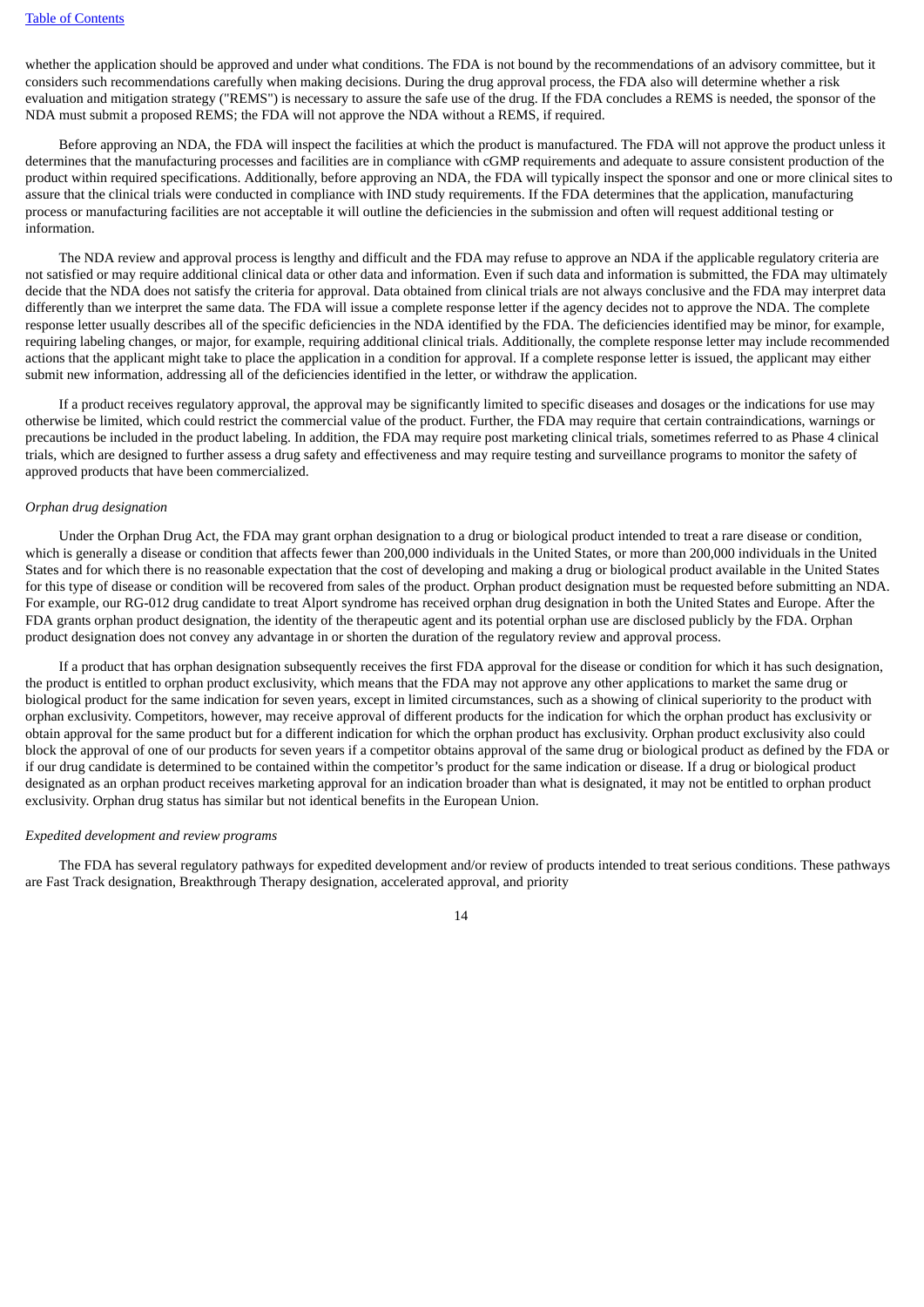whether the application should be approved and under what conditions. The FDA is not bound by the recommendations of an advisory committee, but it considers such recommendations carefully when making decisions. During the drug approval process, the FDA also will determine whether a risk evaluation and mitigation strategy ("REMS") is necessary to assure the safe use of the drug. If the FDA concludes a REMS is needed, the sponsor of the NDA must submit a proposed REMS; the FDA will not approve the NDA without a REMS, if required.

Before approving an NDA, the FDA will inspect the facilities at which the product is manufactured. The FDA will not approve the product unless it determines that the manufacturing processes and facilities are in compliance with cGMP requirements and adequate to assure consistent production of the product within required specifications. Additionally, before approving an NDA, the FDA will typically inspect the sponsor and one or more clinical sites to assure that the clinical trials were conducted in compliance with IND study requirements. If the FDA determines that the application, manufacturing process or manufacturing facilities are not acceptable it will outline the deficiencies in the submission and often will request additional testing or information.

The NDA review and approval process is lengthy and difficult and the FDA may refuse to approve an NDA if the applicable regulatory criteria are not satisfied or may require additional clinical data or other data and information. Even if such data and information is submitted, the FDA may ultimately decide that the NDA does not satisfy the criteria for approval. Data obtained from clinical trials are not always conclusive and the FDA may interpret data differently than we interpret the same data. The FDA will issue a complete response letter if the agency decides not to approve the NDA. The complete response letter usually describes all of the specific deficiencies in the NDA identified by the FDA. The deficiencies identified may be minor, for example, requiring labeling changes, or major, for example, requiring additional clinical trials. Additionally, the complete response letter may include recommended actions that the applicant might take to place the application in a condition for approval. If a complete response letter is issued, the applicant may either submit new information, addressing all of the deficiencies identified in the letter, or withdraw the application.

If a product receives regulatory approval, the approval may be significantly limited to specific diseases and dosages or the indications for use may otherwise be limited, which could restrict the commercial value of the product. Further, the FDA may require that certain contraindications, warnings or precautions be included in the product labeling. In addition, the FDA may require post marketing clinical trials, sometimes referred to as Phase 4 clinical trials, which are designed to further assess a drug safety and effectiveness and may require testing and surveillance programs to monitor the safety of approved products that have been commercialized.

*Orphan drug designation*

Under the Orphan Drug Act, the FDA may grant orphan designation to a drug or biological product intended to treat a rare disease or condition, which is generally a disease or condition that affects fewer than 200,000 individuals in the United States, or more than 200,000 individuals in the United States and for which there is no reasonable expectation that the cost of developing and making a drug or biological product available in the United States for this type of disease or condition will be recovered from sales of the product. Orphan product designation must be requested before submitting an NDA. For example, our RG-012 drug candidate to treat Alport syndrome has received orphan drug designation in both the United States and Europe. After the FDA grants orphan product designation, the identity of the therapeutic agent and its potential orphan use are disclosed publicly by the FDA. Orphan product designation does not convey any advantage in or shorten the duration of the regulatory review and approval process.

If a product that has orphan designation subsequently receives the first FDA approval for the disease or condition for which it has such designation, the product is entitled to orphan product exclusivity, which means that the FDA may not approve any other applications to market the same drug or biological product for the same indication for seven years, except in limited circumstances, such as a showing of clinical superiority to the product with orphan exclusivity. Competitors, however, may receive approval of different products for the indication for which the orphan product has exclusivity or obtain approval for the same product but for a different indication for which the orphan product has exclusivity. Orphan product exclusivity also could block the approval of one of our products for seven years if a competitor obtains approval of the same drug or biological product as defined by the FDA or if our drug candidate is determined to be contained within the competitor's product for the same indication or disease. If a drug or biological product designated as an orphan product receives marketing approval for an indication broader than what is designated, it may not be entitled to orphan product exclusivity. Orphan drug status has similar but not identical benefits in the European Union.

*Expedited development and review programs*

The FDA has several regulatory pathways for expedited development and/or review of products intended to treat serious conditions. These pathways are Fast Track designation, Breakthrough Therapy designation, accelerated approval, and priority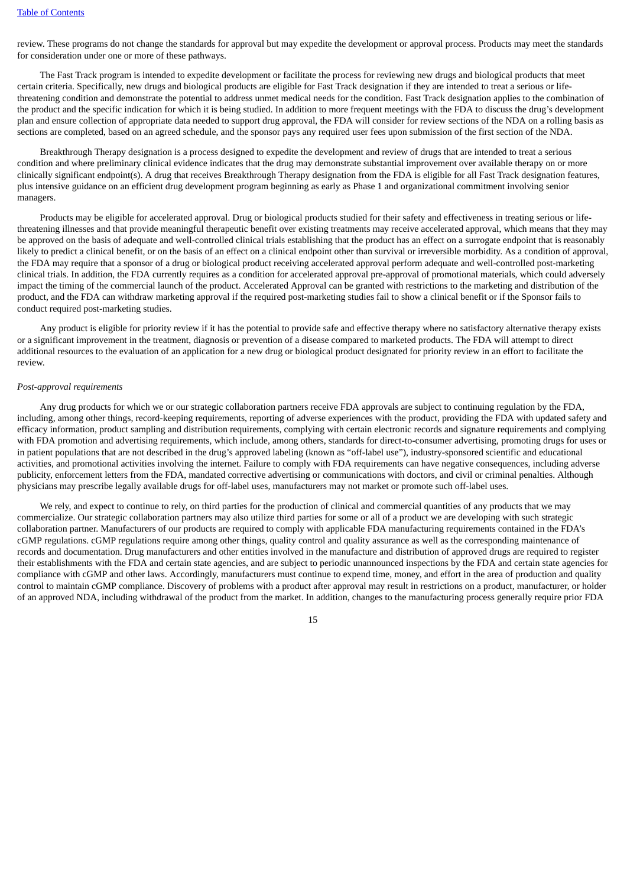review. These programs do not change the standards for approval but may expedite the development or approval process. Products may meet the standards for consideration under one or more of these pathways.

The Fast Track program is intended to expedite development or facilitate the process for reviewing new drugs and biological products that meet certain criteria. Specifically, new drugs and biological products are eligible for Fast Track designation if they are intended to treat a serious or life-threatening condition and demonstrate the potential to address unmet medical needs for the condition. Fast Track designation applies to the combination of the product and the specific indication for which it is being studied. In addition to more frequent meetings with the FDA to discuss the drug's development plan and ensure collection of appropriate data needed to support drug approval, the FDA will consider for review sections of the NDA on a rolling basis as sections are completed, based on an agreed schedule, and the sponsor pays any required user fees upon submission of the first section of the NDA.

Breakthrough Therapy designation is a process designed to expedite the development and review of drugs that are intended to treat a serious condition and where preliminary clinical evidence indicates that the drug may demonstrate substantial improvement over available therapy on or more clinically significant endpoint(s). A drug that receives Breakthrough Therapy designation from the FDA is eligible for all Fast Track designation features, plus intensive guidance on an efficient drug development program beginning as early as Phase 1 and organizational commitment involving senior managers.

Products may be eligible for accelerated approval. Drug or biological products studied for their safety and effectiveness in treating serious or life-threatening illnesses and that provide meaningful therapeutic benefit over existing treatments may receive accelerated approval, which means that they may be approved on the basis of adequate and well-controlled clinical trials establishing that the product has an effect on a surrogate endpoint that is reasonably likely to predict a clinical benefit, or on the basis of an effect on a clinical endpoint other than survival or irreversible morbidity. As a condition of approval, the FDA may require that a sponsor of a drug or biological product receiving accelerated approval perform adequate and well-controlled post-marketing clinical trials. In addition, the FDA currently requires as a condition for accelerated approval pre-approval of promotional materials, which could adversely impact the timing of the commercial launch of the product. Accelerated Approval can be granted with restrictions to the marketing and distribution of the product, and the FDA can withdraw marketing approval if the required post-marketing studies fail to show a clinical benefit or if the Sponsor fails to conduct required post-marketing studies.

Any product is eligible for priority review if it has the potential to provide safe and effective therapy where no satisfactory alternative therapy exists or a significant improvement in the treatment, diagnosis or prevention of a disease compared to marketed products. The FDA will attempt to direct additional resources to the evaluation of an application for a new drug or biological product designated for priority review in an effort to facilitate the review.

*Post-approval requirements*

Any drug products for which we or our strategic collaboration partners receive FDA approvals are subject to continuing regulation by the FDA, including, among other things, record-keeping requirements, reporting of adverse experiences with the product, providing the FDA with updated safety and efficacy information, product sampling and distribution requirements, complying with certain electronic records and signature requirements and complying with FDA promotion and advertising requirements, which include, among others, standards for direct-to-consumer advertising, promoting drugs for uses or in patient populations that are not described in the drug's approved labeling (known as "off-label use"), industry-sponsored scientific and educational activities, and promotional activities involving the internet. Failure to comply with FDA requirements can have negative consequences, including adverse publicity, enforcement letters from the FDA, mandated corrective advertising or communications with doctors, and civil or criminal penalties. Although physicians may prescribe legally available drugs for off-label uses, manufacturers may not market or promote such off-label uses.

We rely, and expect to continue to rely, on third parties for the production of clinical and commercial quantities of any products that we may commercialize. Our strategic collaboration partners may also utilize third parties for some or all of a product we are developing with such strategic collaboration partner. Manufacturers of our products are required to comply with applicable FDA manufacturing requirements contained in the FDA's cGMP regulations. cGMP regulations require among other things, quality control and quality assurance as well as the corresponding maintenance of records and documentation. Drug manufacturers and other entities involved in the manufacture and distribution of approved drugs are required to register their establishments with the FDA and certain state agencies, and are subject to periodic unannounced inspections by the FDA and certain state agencies for compliance with cGMP and other laws. Accordingly, manufacturers must continue to expend time, money, and effort in the area of production and quality control to maintain cGMP compliance. Discovery of problems with a product after approval may result in restrictions on a product, manufacturer, or holder of an approved NDA, including withdrawal of the product from the market. In addition, changes to the manufacturing process generally require prior FDA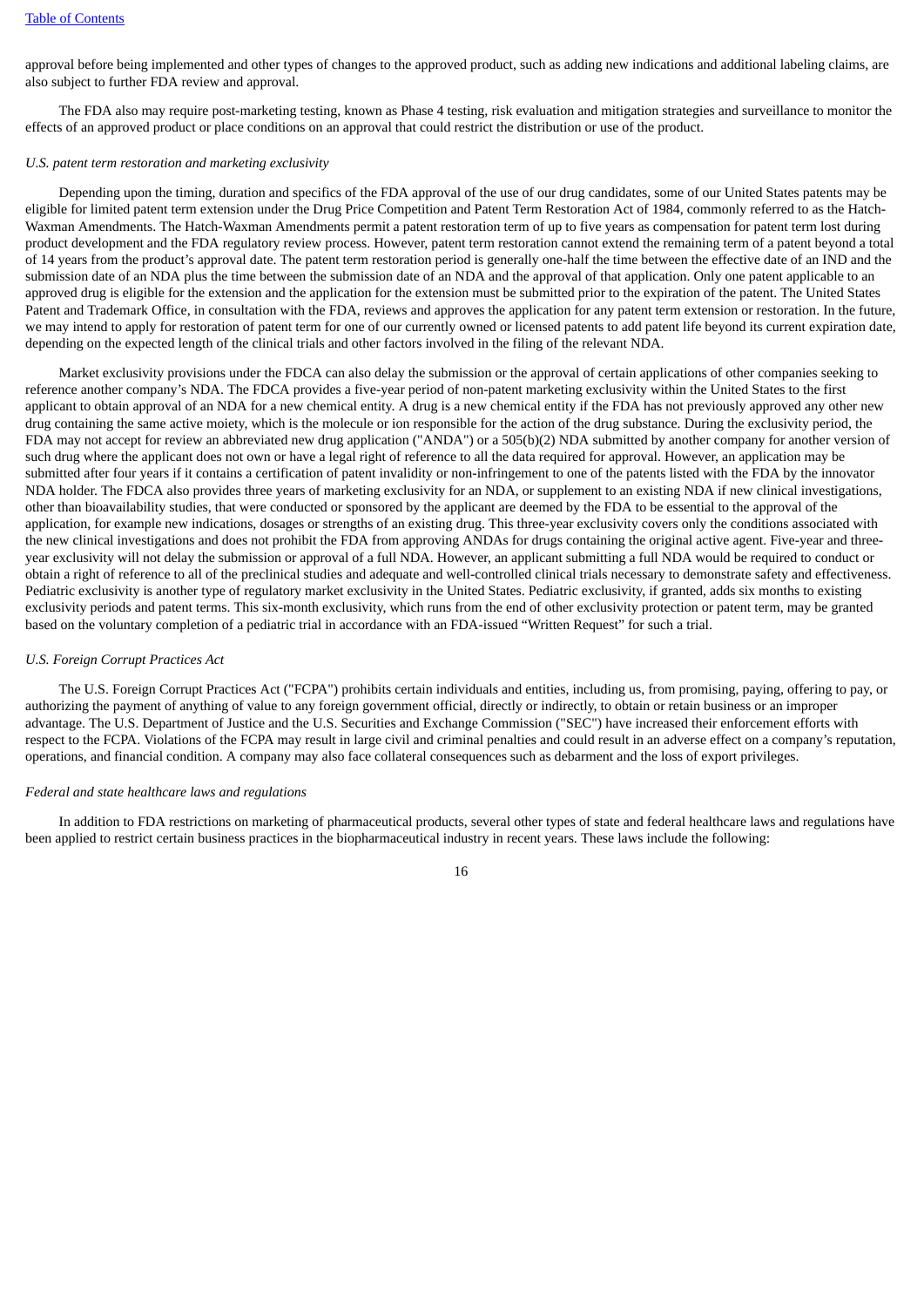approval before being implemented and other types of changes to the approved product, such as adding new indications and additional labeling claims, are also subject to further FDA review and approval.

The FDA also may require post-marketing testing, known as Phase 4 testing, risk evaluation and mitigation strategies and surveillance to monitor the effects of an approved product or place conditions on an approval that could restrict the distribution or use of the product.

*U.S. patent term restoration and marketing exclusivity*

Depending upon the timing, duration and specifics of the FDA approval of the use of our drug candidates, some of our United States patents may be eligible for limited patent term extension under the Drug Price Competition and Patent Term Restoration Act of 1984, commonly referred to as the Hatch-Waxman Amendments. The Hatch-Waxman Amendments permit a patent restoration term of up to five years as compensation for patent term lost during product development and the FDA regulatory review process. However, patent term restoration cannot extend the remaining term of a patent beyond a total of 14 years from the product's approval date. The patent term restoration period is generally one-half the time between the effective date of an IND and the submission date of an NDA plus the time between the submission date of an NDA and the approval of that application. Only one patent applicable to an approved drug is eligible for the extension and the application for the extension must be submitted prior to the expiration of the patent. The United States Patent and Trademark Office, in consultation with the FDA, reviews and approves the application for any patent term extension or restoration. In the future, we may intend to apply for restoration of patent term for one of our currently owned or licensed patents to add patent life beyond its current expiration date, depending on the expected length of the clinical trials and other factors involved in the filing of the relevant NDA.

Market exclusivity provisions under the FDCA can also delay the submission or the approval of certain applications of other companies seeking to reference another company's NDA. The FDCA provides a five-year period of non-patent marketing exclusivity within the United States to the first applicant to obtain approval of an NDA for a new chemical entity. A drug is a new chemical entity if the FDA has not previously approved any other new drug containing the same active moiety, which is the molecule or ion responsible for the action of the drug substance. During the exclusivity period, the FDA may not accept for review an abbreviated new drug application ("ANDA") or a 505(b)(2) NDA submitted by another company for another version of such drug where the applicant does not own or have a legal right of reference to all the data required for approval. However, an application may be submitted after four years if it contains a certification of patent invalidity or non-infringement to one of the patents listed with the FDA by the innovator NDA holder. The FDCA also provides three years of marketing exclusivity for an NDA, or supplement to an existing NDA if new clinical investigations, other than bioavailability studies, that were conducted or sponsored by the applicant are deemed by the FDA to be essential to the approval of the application, for example new indications, dosages or strengths of an existing drug. This three-year exclusivity covers only the conditions associated with the new clinical investigations and does not prohibit the FDA from approving ANDAs for drugs containing the original active agent. Five-year and three-year exclusivity will not delay the submission or approval of a full NDA. However, an applicant submitting a full NDA would be required to conduct or obtain a right of reference to all of the preclinical studies and adequate and well-controlled clinical trials necessary to demonstrate safety and effectiveness. Pediatric exclusivity is another type of regulatory market exclusivity in the United States. Pediatric exclusivity, if granted, adds six months to existing exclusivity periods and patent terms. This six-month exclusivity, which runs from the end of other exclusivity protection or patent term, may be granted based on the voluntary completion of a pediatric trial in accordance with an FDA-issued "Written Request" for such a trial.

*U.S. Foreign Corrupt Practices Act*

The U.S. Foreign Corrupt Practices Act ("FCPA") prohibits certain individuals and entities, including us, from promising, paying, offering to pay, or authorizing the payment of anything of value to any foreign government official, directly or indirectly, to obtain or retain business or an improper advantage. The U.S. Department of Justice and the U.S. Securities and Exchange Commission ("SEC") have increased their enforcement efforts with respect to the FCPA. Violations of the FCPA may result in large civil and criminal penalties and could result in an adverse effect on a company's reputation, operations, and financial condition. A company may also face collateral consequences such as debarment and the loss of export privileges.

*Federal and state healthcare laws and regulations*

In addition to FDA restrictions on marketing of pharmaceutical products, several other types of state and federal healthcare laws and regulations have been applied to restrict certain business practices in the biopharmaceutical industry in recent years. These laws include the following: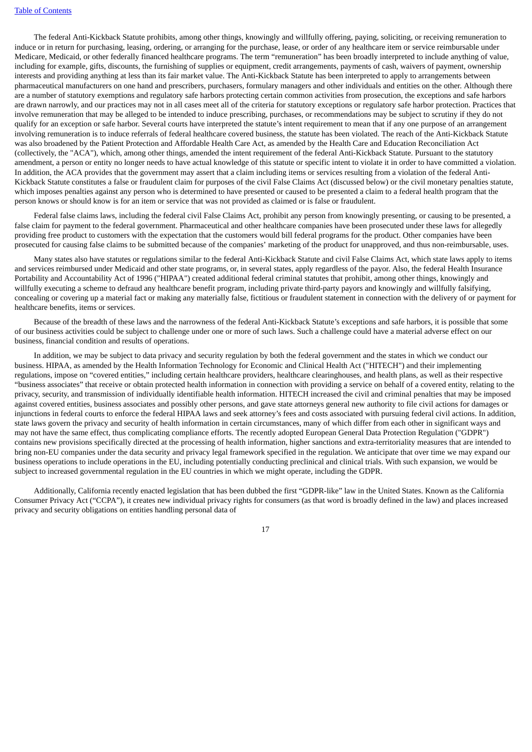The federal Anti-Kickback Statute prohibits, among other things, knowingly and willfully offering, paying, soliciting, or receiving remuneration to induce or in return for purchasing, leasing, ordering, or arranging for the purchase, lease, or order of any healthcare item or service reimbursable under Medicare, Medicaid, or other federally financed healthcare programs. The term "remuneration" has been broadly interpreted to include anything of value, including for example, gifts, discounts, the furnishing of supplies or equipment, credit arrangements, payments of cash, waivers of payment, ownership interests and providing anything at less than its fair market value. The Anti-Kickback Statute has been interpreted to apply to arrangements between pharmaceutical manufacturers on one hand and prescribers, purchasers, formulary managers and other individuals and entities on the other. Although there are a number of statutory exemptions and regulatory safe harbors protecting certain common activities from prosecution, the exceptions and safe harbors are drawn narrowly, and our practices may not in all cases meet all of the criteria for statutory exceptions or regulatory safe harbor protection. Practices that involve remuneration that may be alleged to be intended to induce prescribing, purchases, or recommendations may be subject to scrutiny if they do not qualify for an exception or safe harbor. Several courts have interpreted the statute's intent requirement to mean that if any one purpose of an arrangement involving remuneration is to induce referrals of federal healthcare covered business, the statute has been violated. The reach of the Anti-Kickback Statute was also broadened by the Patient Protection and Affordable Health Care Act, as amended by the Health Care and Education Reconciliation Act (collectively, the "ACA"), which, among other things, amended the intent requirement of the federal Anti-Kickback Statute. Pursuant to the statutory amendment, a person or entity no longer needs to have actual knowledge of this statute or specific intent to violate it in order to have committed a violation. In addition, the ACA provides that the government may assert that a claim including items or services resulting from a violation of the federal Anti-Kickback Statute constitutes a false or fraudulent claim for purposes of the civil False Claims Act (discussed below) or the civil monetary penalties statute, which imposes penalties against any person who is determined to have presented or caused to be presented a claim to a federal health program that the person knows or should know is for an item or service that was not provided as claimed or is false or fraudulent.

Federal false claims laws, including the federal civil False Claims Act, prohibit any person from knowingly presenting, or causing to be presented, a false claim for payment to the federal government. Pharmaceutical and other healthcare companies have been prosecuted under these laws for allegedly providing free product to customers with the expectation that the customers would bill federal programs for the product. Other companies have been prosecuted for causing false claims to be submitted because of the companies' marketing of the product for unapproved, and thus non-reimbursable, uses.

Many states also have statutes or regulations similar to the federal Anti-Kickback Statute and civil False Claims Act, which state laws apply to items and services reimbursed under Medicaid and other state programs, or, in several states, apply regardless of the payor. Also, the federal Health Insurance Portability and Accountability Act of 1996 ("HIPAA") created additional federal criminal statutes that prohibit, among other things, knowingly and willfully executing a scheme to defraud any healthcare benefit program, including private third-party payors and knowingly and willfully falsifying, concealing or covering up a material fact or making any materially false, fictitious or fraudulent statement in connection with the delivery of or payment for healthcare benefits, items or services.

Because of the breadth of these laws and the narrowness of the federal Anti-Kickback Statute's exceptions and safe harbors, it is possible that some of our business activities could be subject to challenge under one or more of such laws. Such a challenge could have a material adverse effect on our business, financial condition and results of operations.

In addition, we may be subject to data privacy and security regulation by both the federal government and the states in which we conduct our business. HIPAA, as amended by the Health Information Technology for Economic and Clinical Health Act ("HITECH") and their implementing regulations, impose on "covered entities," including certain healthcare providers, healthcare clearinghouses, and health plans, as well as their respective "business associates" that receive or obtain protected health information in connection with providing a service on behalf of a covered entity, relating to the privacy, security, and transmission of individually identifiable health information. HITECH increased the civil and criminal penalties that may be imposed against covered entities, business associates and possibly other persons, and gave state attorneys general new authority to file civil actions for damages or injunctions in federal courts to enforce the federal HIPAA laws and seek attorney's fees and costs associated with pursuing federal civil actions. In addition, state laws govern the privacy and security of health information in certain circumstances, many of which differ from each other in significant ways and may not have the same effect, thus complicating compliance efforts. The recently adopted European General Data Protection Regulation ("GDPR") contains new provisions specifically directed at the processing of health information, higher sanctions and extra-territoriality measures that are intended to bring non-EU companies under the data security and privacy legal framework specified in the regulation. We anticipate that over time we may expand our business operations to include operations in the EU, including potentially conducting preclinical and clinical trials. With such expansion, we would be subject to increased governmental regulation in the EU countries in which we might operate, including the GDPR.

Additionally, California recently enacted legislation that has been dubbed the first "GDPR-like" law in the United States. Known as the California Consumer Privacy Act ("CCPA"), it creates new individual privacy rights for consumers (as that word is broadly defined in the law) and places increased privacy and security obligations on entities handling personal data of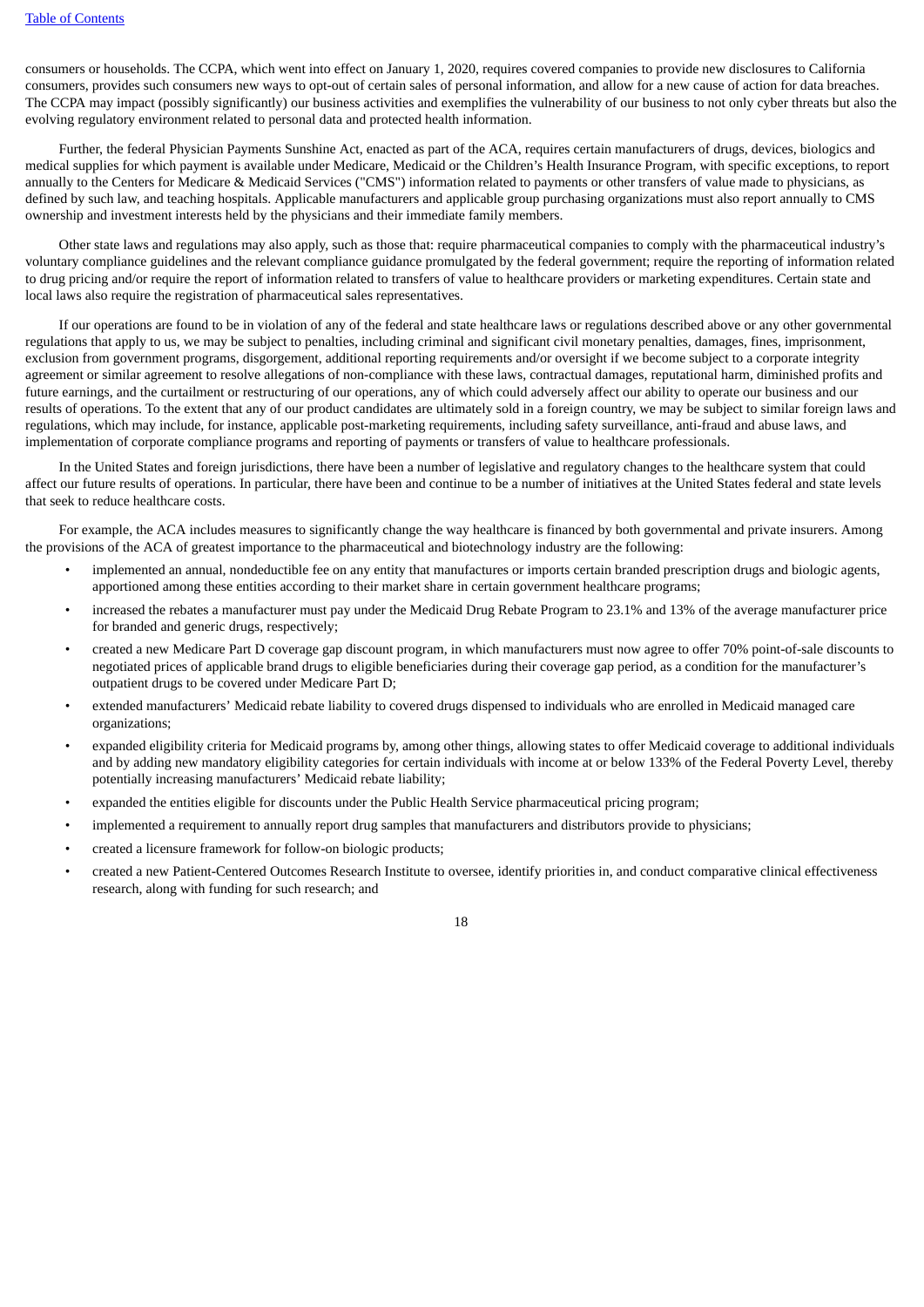consumers or households. The CCPA, which went into effect on January 1, 2020, requires covered companies to provide new disclosures to California consumers, provides such consumers new ways to opt-out of certain sales of personal information, and allow for a new cause of action for data breaches. The CCPA may impact (possibly significantly) our business activities and exemplifies the vulnerability of our business to not only cyber threats but also the evolving regulatory environment related to personal data and protected health information.

Further, the federal Physician Payments Sunshine Act, enacted as part of the ACA, requires certain manufacturers of drugs, devices, biologics and medical supplies for which payment is available under Medicare, Medicaid or the Children's Health Insurance Program, with specific exceptions, to report annually to the Centers for Medicare & Medicaid Services ("CMS") information related to payments or other transfers of value made to physicians, as defined by such law, and teaching hospitals. Applicable manufacturers and applicable group purchasing organizations must also report annually to CMS ownership and investment interests held by the physicians and their immediate family members.

Other state laws and regulations may also apply, such as those that: require pharmaceutical companies to comply with the pharmaceutical industry's voluntary compliance guidelines and the relevant compliance guidance promulgated by the federal government; require the reporting of information related to drug pricing and/or require the report of information related to transfers of value to healthcare providers or marketing expenditures. Certain state and local laws also require the registration of pharmaceutical sales representatives.

If our operations are found to be in violation of any of the federal and state healthcare laws or regulations described above or any other governmental regulations that apply to us, we may be subject to penalties, including criminal and significant civil monetary penalties, damages, fines, imprisonment, exclusion from government programs, disgorgement, additional reporting requirements and/or oversight if we become subject to a corporate integrity agreement or similar agreement to resolve allegations of non-compliance with these laws, contractual damages, reputational harm, diminished profits and future earnings, and the curtailment or restructuring of our operations, any of which could adversely affect our ability to operate our business and our results of operations. To the extent that any of our product candidates are ultimately sold in a foreign country, we may be subject to similar foreign laws and regulations, which may include, for instance, applicable post-marketing requirements, including safety surveillance, anti-fraud and abuse laws, and implementation of corporate compliance programs and reporting of payments or transfers of value to healthcare professionals.

In the United States and foreign jurisdictions, there have been a number of legislative and regulatory changes to the healthcare system that could affect our future results of operations. In particular, there have been and continue to be a number of initiatives at the United States federal and state levels that seek to reduce healthcare costs.

For example, the ACA includes measures to significantly change the way healthcare is financed by both governmental and private insurers. Among the provisions of the ACA of greatest importance to the pharmaceutical and biotechnology industry are the following:

- implemented an annual, nondeductible fee on any entity that manufactures or imports certain branded prescription drugs and biologic agents, apportioned among these entities according to their market share in certain government healthcare programs;
- increased the rebates a manufacturer must pay under the Medicaid Drug Rebate Program to 23.1% and 13% of the average manufacturer price for branded and generic drugs, respectively;
- created a new Medicare Part D coverage gap discount program, in which manufacturers must now agree to offer 70% point-of-sale discounts to negotiated prices of applicable brand drugs to eligible beneficiaries during their coverage gap period, as a condition for the manufacturer's outpatient drugs to be covered under Medicare Part D;
- extended manufacturers' Medicaid rebate liability to covered drugs dispensed to individuals who are enrolled in Medicaid managed care organizations;
- expanded eligibility criteria for Medicaid programs by, among other things, allowing states to offer Medicaid coverage to additional individuals and by adding new mandatory eligibility categories for certain individuals with income at or below 133% of the Federal Poverty Level, thereby potentially increasing manufacturers' Medicaid rebate liability;
- expanded the entities eligible for discounts under the Public Health Service pharmaceutical pricing program;
- implemented a requirement to annually report drug samples that manufacturers and distributors provide to physicians;
- created a licensure framework for follow-on biologic products;
- created a new Patient-Centered Outcomes Research Institute to oversee, identify priorities in, and conduct comparative clinical effectiveness research, along with funding for such research; and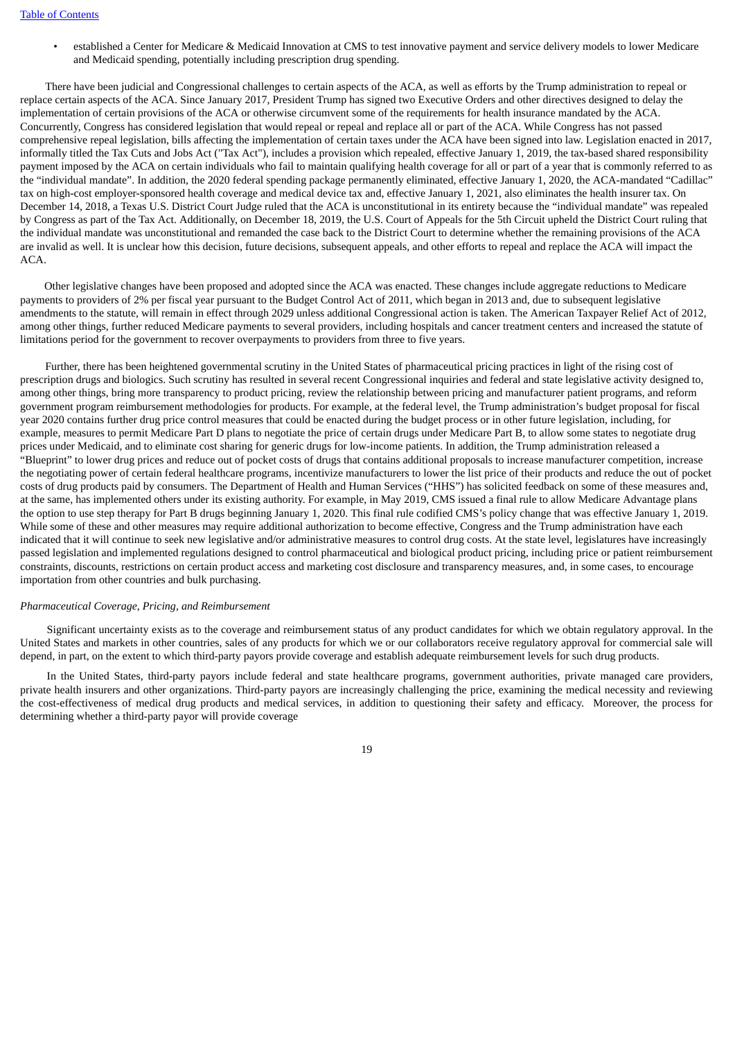- established a Center for Medicare & Medicaid Innovation at CMS to test innovative payment and service delivery models to lower Medicare and Medicaid spending, potentially including prescription drug spending.

There have been judicial and Congressional challenges to certain aspects of the ACA, as well as efforts by the Trump administration to repeal or replace certain aspects of the ACA. Since January 2017, President Trump has signed two Executive Orders and other directives designed to delay the implementation of certain provisions of the ACA or otherwise circumvent some of the requirements for health insurance mandated by the ACA. Concurrently, Congress has considered legislation that would repeal or repeal and replace all or part of the ACA. While Congress has not passed comprehensive repeal legislation, bills affecting the implementation of certain taxes under the ACA have been signed into law. Legislation enacted in 2017, informally titled the Tax Cuts and Jobs Act ("Tax Act"), includes a provision which repealed, effective January 1, 2019, the tax-based shared responsibility payment imposed by the ACA on certain individuals who fail to maintain qualifying health coverage for all or part of a year that is commonly referred to as the "individual mandate". In addition, the 2020 federal spending package permanently eliminated, effective January 1, 2020, the ACA-mandated "Cadillac" tax on high-cost employer-sponsored health coverage and medical device tax and, effective January 1, 2021, also eliminates the health insurer tax. On December 14, 2018, a Texas U.S. District Court Judge ruled that the ACA is unconstitutional in its entirety because the "individual mandate" was repealed by Congress as part of the Tax Act. Additionally, on December 18, 2019, the U.S. Court of Appeals for the 5th Circuit upheld the District Court ruling that the individual mandate was unconstitutional and remanded the case back to the District Court to determine whether the remaining provisions of the ACA are invalid as well. It is unclear how this decision, future decisions, subsequent appeals, and other efforts to repeal and replace the ACA will impact the ACA.

Other legislative changes have been proposed and adopted since the ACA was enacted. These changes include aggregate reductions to Medicare payments to providers of 2% per fiscal year pursuant to the Budget Control Act of 2011, which began in 2013 and, due to subsequent legislative amendments to the statute, will remain in effect through 2029 unless additional Congressional action is taken. The American Taxpayer Relief Act of 2012, among other things, further reduced Medicare payments to several providers, including hospitals and cancer treatment centers and increased the statute of limitations period for the government to recover overpayments to providers from three to five years.

Further, there has been heightened governmental scrutiny in the United States of pharmaceutical pricing practices in light of the rising cost of prescription drugs and biologics. Such scrutiny has resulted in several recent Congressional inquiries and federal and state legislative activity designed to, among other things, bring more transparency to product pricing, review the relationship between pricing and manufacturer patient programs, and reform government program reimbursement methodologies for products. For example, at the federal level, the Trump administration's budget proposal for fiscal year 2020 contains further drug price control measures that could be enacted during the budget process or in other future legislation, including, for example, measures to permit Medicare Part D plans to negotiate the price of certain drugs under Medicare Part B, to allow some states to negotiate drug prices under Medicaid, and to eliminate cost sharing for generic drugs for low-income patients. In addition, the Trump administration released a "Blueprint" to lower drug prices and reduce out of pocket costs of drugs that contains additional proposals to increase manufacturer competition, increase the negotiating power of certain federal healthcare programs, incentivize manufacturers to lower the list price of their products and reduce the out of pocket costs of drug products paid by consumers. The Department of Health and Human Services ("HHS") has solicited feedback on some of these measures and, at the same, has implemented others under its existing authority. For example, in May 2019, CMS issued a final rule to allow Medicare Advantage plans the option to use step therapy for Part B drugs beginning January 1, 2020. This final rule codified CMS's policy change that was effective January 1, 2019. While some of these and other measures may require additional authorization to become effective, Congress and the Trump administration have each indicated that it will continue to seek new legislative and/or administrative measures to control drug costs. At the state level, legislatures have increasingly passed legislation and implemented regulations designed to control pharmaceutical and biological product pricing, including price or patient reimbursement constraints, discounts, restrictions on certain product access and marketing cost disclosure and transparency measures, and, in some cases, to encourage importation from other countries and bulk purchasing.

*Pharmaceutical Coverage, Pricing, and Reimbursement*

Significant uncertainty exists as to the coverage and reimbursement status of any product candidates for which we obtain regulatory approval. In the United States and markets in other countries, sales of any products for which we or our collaborators receive regulatory approval for commercial sale will depend, in part, on the extent to which third-party payors provide coverage and establish adequate reimbursement levels for such drug products.

In the United States, third-party payors include federal and state healthcare programs, government authorities, private managed care providers, private health insurers and other organizations. Third-party payors are increasingly challenging the price, examining the medical necessity and reviewing the cost-effectiveness of medical drug products and medical services, in addition to questioning their safety and efficacy. Moreover, the process for determining whether a third-party payor will provide coverage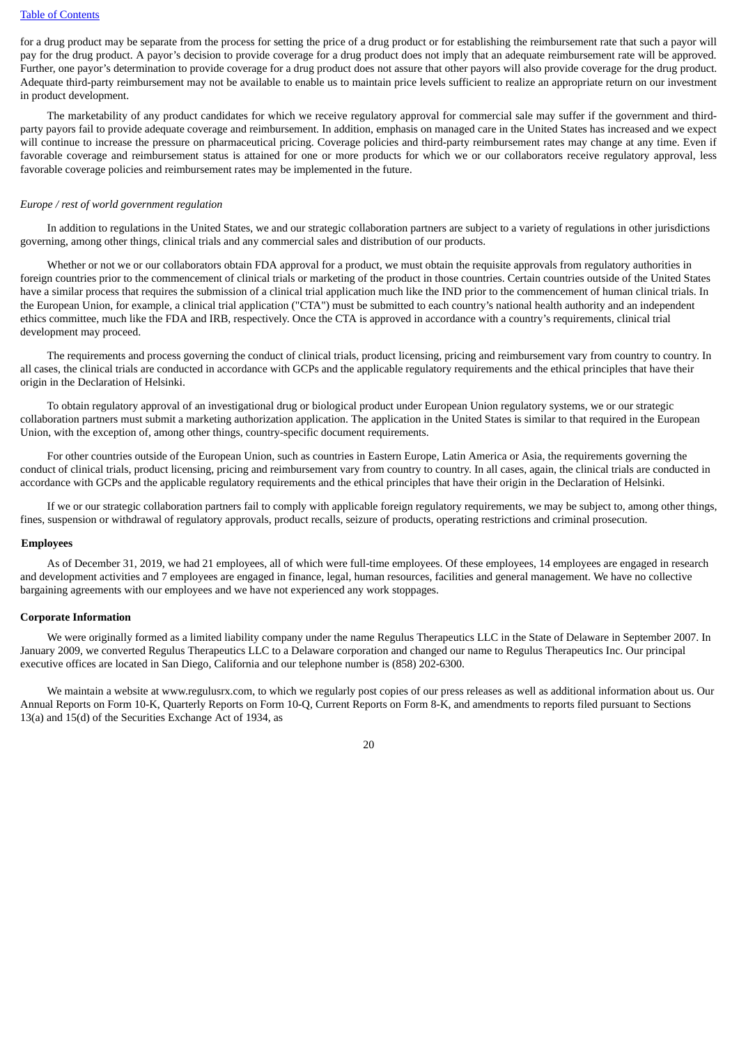for a drug product may be separate from the process for setting the price of a drug product or for establishing the reimbursement rate that such a payor will pay for the drug product. A payor's decision to provide coverage for a drug product does not imply that an adequate reimbursement rate will be approved. Further, one payor's determination to provide coverage for a drug product does not assure that other payors will also provide coverage for the drug product. Adequate third-party reimbursement may not be available to enable us to maintain price levels sufficient to realize an appropriate return on our investment in product development.

The marketability of any product candidates for which we receive regulatory approval for commercial sale may suffer if the government and third-party payors fail to provide adequate coverage and reimbursement. In addition, emphasis on managed care in the United States has increased and we expect will continue to increase the pressure on pharmaceutical pricing. Coverage policies and third-party reimbursement rates may change at any time. Even if favorable coverage and reimbursement status is attained for one or more products for which we or our collaborators receive regulatory approval, less favorable coverage policies and reimbursement rates may be implemented in the future.

*Europe / rest of world government regulation*

In addition to regulations in the United States, we and our strategic collaboration partners are subject to a variety of regulations in other jurisdictions governing, among other things, clinical trials and any commercial sales and distribution of our products.

Whether or not we or our collaborators obtain FDA approval for a product, we must obtain the requisite approvals from regulatory authorities in foreign countries prior to the commencement of clinical trials or marketing of the product in those countries. Certain countries outside of the United States have a similar process that requires the submission of a clinical trial application much like the IND prior to the commencement of human clinical trials. In the European Union, for example, a clinical trial application ("CTA") must be submitted to each country's national health authority and an independent ethics committee, much like the FDA and IRB, respectively. Once the CTA is approved in accordance with a country's requirements, clinical trial development may proceed.

The requirements and process governing the conduct of clinical trials, product licensing, pricing and reimbursement vary from country to country. In all cases, the clinical trials are conducted in accordance with GCPs and the applicable regulatory requirements and the ethical principles that have their origin in the Declaration of Helsinki.

To obtain regulatory approval of an investigational drug or biological product under European Union regulatory systems, we or our strategic collaboration partners must submit a marketing authorization application. The application in the United States is similar to that required in the European Union, with the exception of, among other things, country-specific document requirements.

For other countries outside of the European Union, such as countries in Eastern Europe, Latin America or Asia, the requirements governing the conduct of clinical trials, product licensing, pricing and reimbursement vary from country to country. In all cases, again, the clinical trials are conducted in accordance with GCPs and the applicable regulatory requirements and the ethical principles that have their origin in the Declaration of Helsinki.

If we or our strategic collaboration partners fail to comply with applicable foreign regulatory requirements, we may be subject to, among other things, fines, suspension or withdrawal of regulatory approvals, product recalls, seizure of products, operating restrictions and criminal prosecution.

**Employees**

As of December 31, 2019, we had 21 employees, all of which were full-time employees. Of these employees, 14 employees are engaged in research and development activities and 7 employees are engaged in finance, legal, human resources, facilities and general management. We have no collective bargaining agreements with our employees and we have not experienced any work stoppages.

**Corporate Information**

We were originally formed as a limited liability company under the name Regulus Therapeutics LLC in the State of Delaware in September 2007. In January 2009, we converted Regulus Therapeutics LLC to a Delaware corporation and changed our name to Regulus Therapeutics Inc. Our principal executive offices are located in San Diego, California and our telephone number is (858) 202-6300.

We maintain a website at www.regulusrx.com, to which we regularly post copies of our press releases as well as additional information about us. Our Annual Reports on Form 10-K, Quarterly Reports on Form 10-Q, Current Reports on Form 8-K, and amendments to reports filed pursuant to Sections 13(a) and 15(d) of the Securities Exchange Act of 1934, as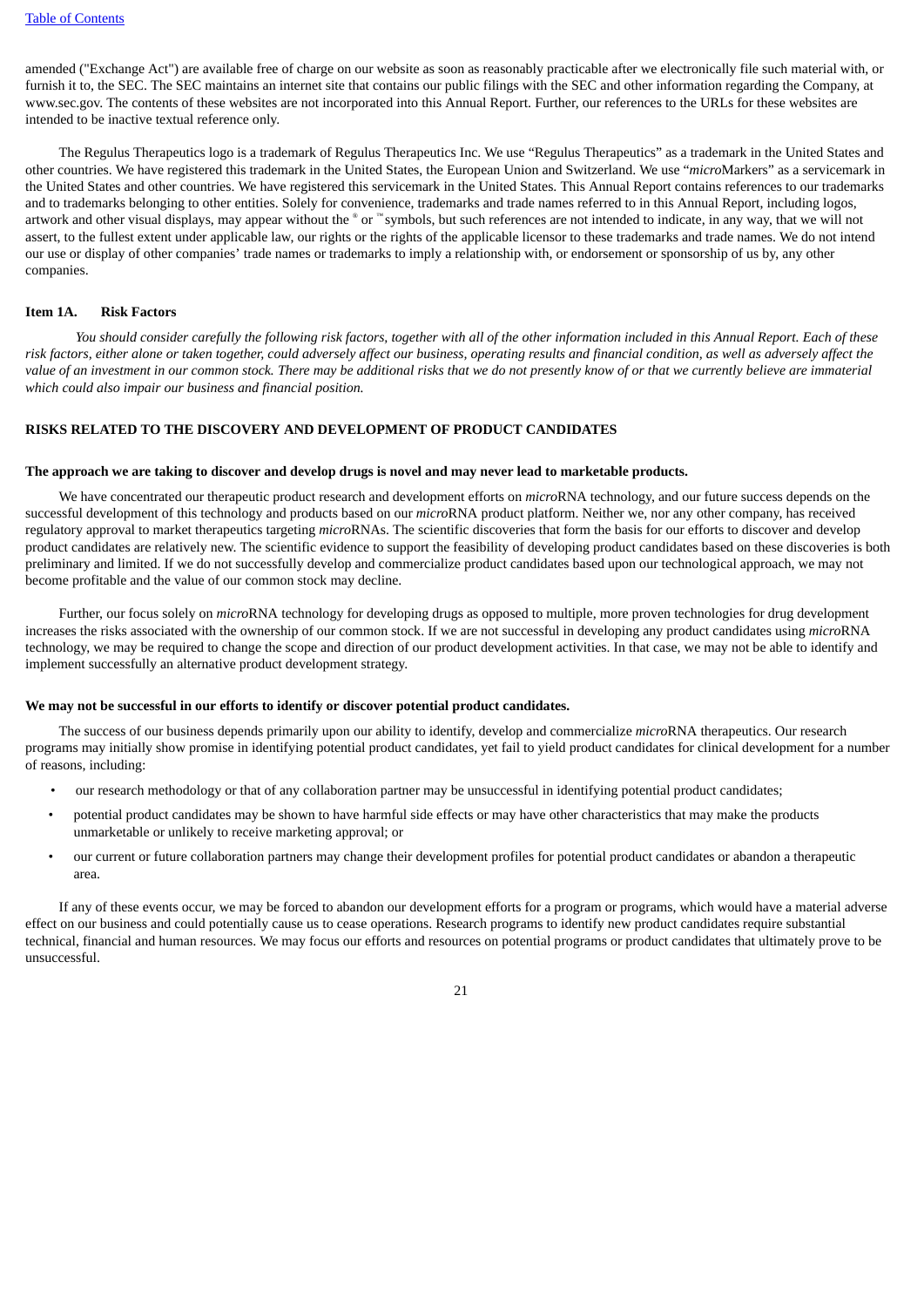amended ("Exchange Act") are available free of charge on our website as soon as reasonably practicable after we electronically file such material with, or furnish it to, the SEC. The SEC maintains an internet site that contains our public filings with the SEC and other information regarding the Company, at www.sec.gov. The contents of these websites are not incorporated into this Annual Report. Further, our references to the URLs for these websites are intended to be inactive textual reference only.

The Regulus Therapeutics logo is a trademark of Regulus Therapeutics Inc. We use "Regulus Therapeutics" as a trademark in the United States and other countries. We have registered this trademark in the United States, the European Union and Switzerland. We use "*micro*Markers" as a servicemark in the United States and other countries. We have registered this servicemark in the United States. This Annual Report contains references to our trademarks and to trademarks belonging to other entities. Solely for convenience, trademarks and trade names referred to in this Annual Report, including logos, artwork and other visual displays, may appear without the ® or ℠ symbols, but such references are not intended to indicate, in any way, that we will not assert, to the fullest extent under applicable law, our rights or the rights of the applicable licensor to these trademarks and trade names. We do not intend our use or display of other companies' trade names or trademarks to imply a relationship with, or endorsement or sponsorship of us by, any other companies.

## Item 1A. Risk Factors

*You should consider carefully the following risk factors, together with all of the other information included in this Annual Report. Each of these risk factors, either alone or taken together, could adversely affect our business, operating results and financial condition, as well as adversely affect the value of an investment in our common stock. There may be additional risks that we do not presently know of or that we currently believe are immaterial which could also impair our business and financial position.*

## RISKS RELATED TO THE DISCOVERY AND DEVELOPMENT OF PRODUCT CANDIDATES

**The approach we are taking to discover and develop drugs is novel and may never lead to marketable products.**

We have concentrated our therapeutic product research and development efforts on *micro*RNA technology, and our future success depends on the successful development of this technology and products based on our *micro*RNA product platform. Neither we, nor any other company, has received regulatory approval to market therapeutics targeting *micro*RNAs. The scientific discoveries that form the basis for our efforts to discover and develop product candidates are relatively new. The scientific evidence to support the feasibility of developing product candidates based on these discoveries is both preliminary and limited. If we do not successfully develop and commercialize product candidates based upon our technological approach, we may not become profitable and the value of our common stock may decline.

Further, our focus solely on *micro*RNA technology for developing drugs as opposed to multiple, more proven technologies for drug development increases the risks associated with the ownership of our common stock. If we are not successful in developing any product candidates using *micro*RNA technology, we may be required to change the scope and direction of our product development activities. In that case, we may not be able to identify and implement successfully an alternative product development strategy.

**We may not be successful in our efforts to identify or discover potential product candidates.**

The success of our business depends primarily upon our ability to identify, develop and commercialize *micro*RNA therapeutics. Our research programs may initially show promise in identifying potential product candidates, yet fail to yield product candidates for clinical development for a number of reasons, including:

- our research methodology or that of any collaboration partner may be unsuccessful in identifying potential product candidates;
- potential product candidates may be shown to have harmful side effects or may have other characteristics that may make the products unmarketable or unlikely to receive marketing approval; or
- our current or future collaboration partners may change their development profiles for potential product candidates or abandon a therapeutic area.

If any of these events occur, we may be forced to abandon our development efforts for a program or programs, which would have a material adverse effect on our business and could potentially cause us to cease operations. Research programs to identify new product candidates require substantial technical, financial and human resources. We may focus our efforts and resources on potential programs or product candidates that ultimately prove to be unsuccessful.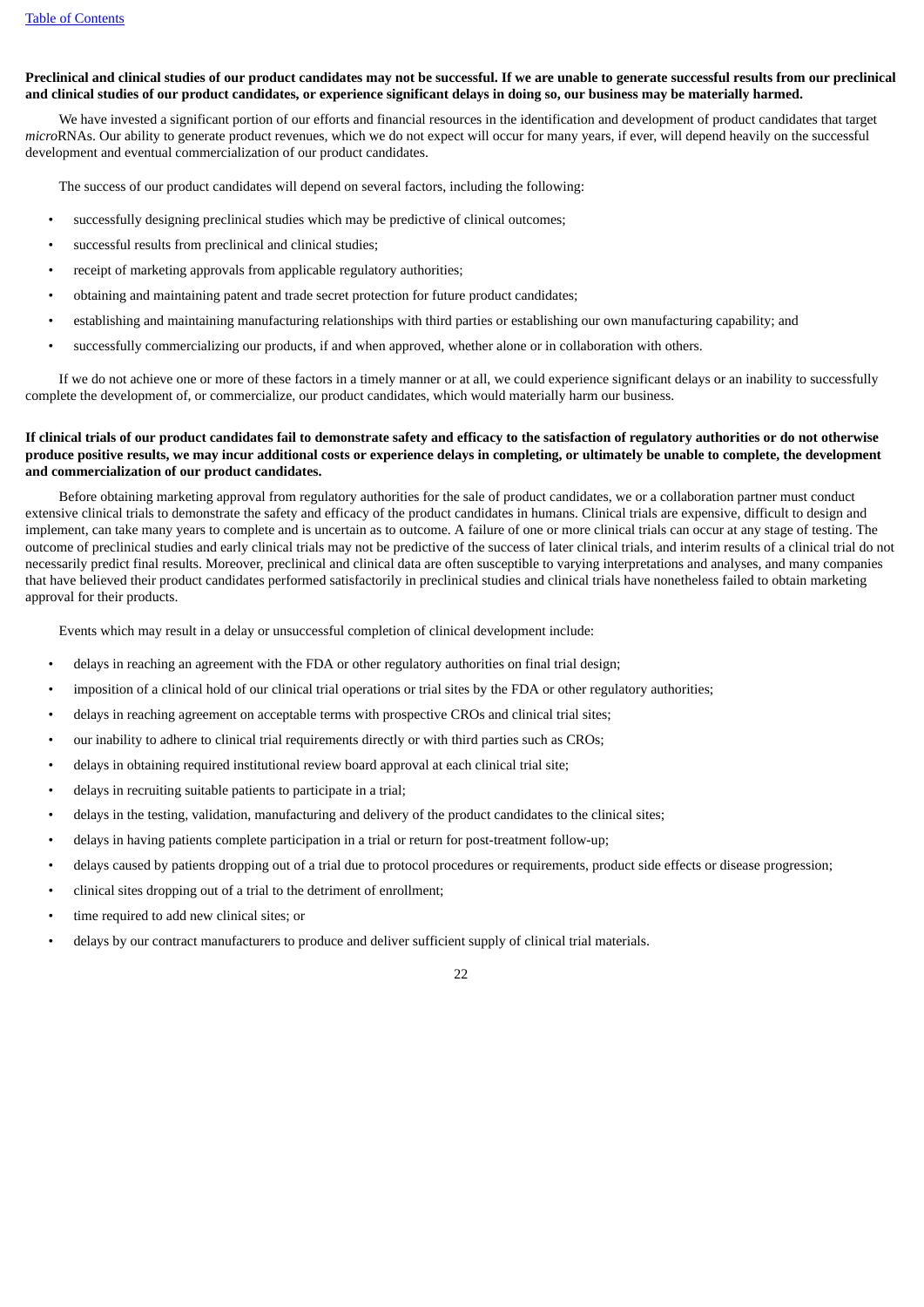**Preclinical and clinical studies of our product candidates may not be successful. If we are unable to generate successful results from our preclinical and clinical studies of our product candidates, or experience significant delays in doing so, our business may be materially harmed.**

We have invested a significant portion of our efforts and financial resources in the identification and development of product candidates that target *micro*RNAs. Our ability to generate product revenues, which we do not expect will occur for many years, if ever, will depend heavily on the successful development and eventual commercialization of our product candidates.

The success of our product candidates will depend on several factors, including the following:

- successfully designing preclinical studies which may be predictive of clinical outcomes;
- successful results from preclinical and clinical studies;
- receipt of marketing approvals from applicable regulatory authorities;
- obtaining and maintaining patent and trade secret protection for future product candidates;
- establishing and maintaining manufacturing relationships with third parties or establishing our own manufacturing capability; and
- successfully commercializing our products, if and when approved, whether alone or in collaboration with others.

If we do not achieve one or more of these factors in a timely manner or at all, we could experience significant delays or an inability to successfully complete the development of, or commercialize, our product candidates, which would materially harm our business.

**If clinical trials of our product candidates fail to demonstrate safety and efficacy to the satisfaction of regulatory authorities or do not otherwise produce positive results, we may incur additional costs or experience delays in completing, or ultimately be unable to complete, the development and commercialization of our product candidates.**

Before obtaining marketing approval from regulatory authorities for the sale of product candidates, we or a collaboration partner must conduct extensive clinical trials to demonstrate the safety and efficacy of the product candidates in humans. Clinical trials are expensive, difficult to design and implement, can take many years to complete and is uncertain as to outcome. A failure of one or more clinical trials can occur at any stage of testing. The outcome of preclinical studies and early clinical trials may not be predictive of the success of later clinical trials, and interim results of a clinical trial do not necessarily predict final results. Moreover, preclinical and clinical data are often susceptible to varying interpretations and analyses, and many companies that have believed their product candidates performed satisfactorily in preclinical studies and clinical trials have nonetheless failed to obtain marketing approval for their products.

Events which may result in a delay or unsuccessful completion of clinical development include:

- delays in reaching an agreement with the FDA or other regulatory authorities on final trial design;
- imposition of a clinical hold of our clinical trial operations or trial sites by the FDA or other regulatory authorities;
- delays in reaching agreement on acceptable terms with prospective CROs and clinical trial sites;
- our inability to adhere to clinical trial requirements directly or with third parties such as CROs;
- delays in obtaining required institutional review board approval at each clinical trial site;
- delays in recruiting suitable patients to participate in a trial;
- delays in the testing, validation, manufacturing and delivery of the product candidates to the clinical sites;
- delays in having patients complete participation in a trial or return for post-treatment follow-up;
- delays caused by patients dropping out of a trial due to protocol procedures or requirements, product side effects or disease progression;
- clinical sites dropping out of a trial to the detriment of enrollment;
- time required to add new clinical sites; or
- delays by our contract manufacturers to produce and deliver sufficient supply of clinical trial materials.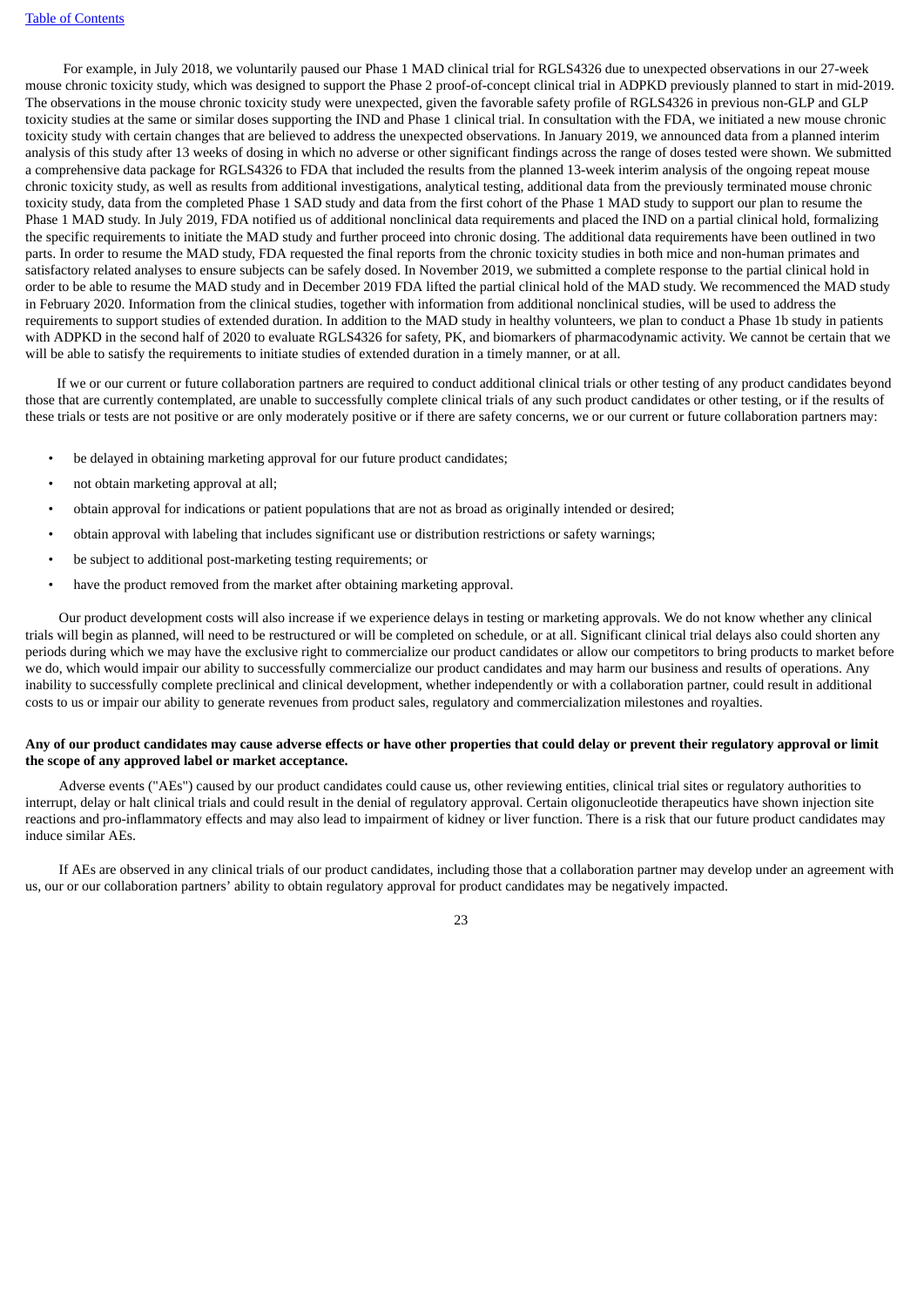For example, in July 2018, we voluntarily paused our Phase 1 MAD clinical trial for RGLS4326 due to unexpected observations in our 27-week mouse chronic toxicity study, which was designed to support the Phase 2 proof-of-concept clinical trial in ADPKD previously planned to start in mid-2019. The observations in the mouse chronic toxicity study were unexpected, given the favorable safety profile of RGLS4326 in previous non-GLP and GLP toxicity studies at the same or similar doses supporting the IND and Phase 1 clinical trial. In consultation with the FDA, we initiated a new mouse chronic toxicity study with certain changes that are believed to address the unexpected observations. In January 2019, we announced data from a planned interim analysis of this study after 13 weeks of dosing in which no adverse or other significant findings across the range of doses tested were shown. We submitted a comprehensive data package for RGLS4326 to FDA that included the results from the planned 13-week interim analysis of the ongoing repeat mouse chronic toxicity study, as well as results from additional investigations, analytical testing, additional data from the previously terminated mouse chronic toxicity study, data from the completed Phase 1 SAD study and data from the first cohort of the Phase 1 MAD study to support our plan to resume the Phase 1 MAD study. In July 2019, FDA notified us of additional nonclinical data requirements and placed the IND on a partial clinical hold, formalizing the specific requirements to initiate the MAD study and further proceed into chronic dosing. The additional data requirements have been outlined in two parts. In order to resume the MAD study, FDA requested the final reports from the chronic toxicity studies in both mice and non-human primates and satisfactory related analyses to ensure subjects can be safely dosed. In November 2019, we submitted a complete response to the partial clinical hold in order to be able to resume the MAD study and in December 2019 FDA lifted the partial clinical hold of the MAD study. We recommenced the MAD study in February 2020. Information from the clinical studies, together with information from additional nonclinical studies, will be used to address the requirements to support studies of extended duration. In addition to the MAD study in healthy volunteers, we plan to conduct a Phase 1b study in patients with ADPKD in the second half of 2020 to evaluate RGLS4326 for safety, PK, and biomarkers of pharmacodynamic activity. We cannot be certain that we will be able to satisfy the requirements to initiate studies of extended duration in a timely manner, or at all.

If we or our current or future collaboration partners are required to conduct additional clinical trials or other testing of any product candidates beyond those that are currently contemplated, are unable to successfully complete clinical trials of any such product candidates or other testing, or if the results of these trials or tests are not positive or are only moderately positive or if there are safety concerns, we or our current or future collaboration partners may:

- be delayed in obtaining marketing approval for our future product candidates;
- not obtain marketing approval at all;
- obtain approval for indications or patient populations that are not as broad as originally intended or desired;
- obtain approval with labeling that includes significant use or distribution restrictions or safety warnings;
- be subject to additional post-marketing testing requirements; or
- have the product removed from the market after obtaining marketing approval.

Our product development costs will also increase if we experience delays in testing or marketing approvals. We do not know whether any clinical trials will begin as planned, will need to be restructured or will be completed on schedule, or at all. Significant clinical trial delays also could shorten any periods during which we may have the exclusive right to commercialize our product candidates or allow our competitors to bring products to market before we do, which would impair our ability to successfully commercialize our product candidates and may harm our business and results of operations. Any inability to successfully complete preclinical and clinical development, whether independently or with a collaboration partner, could result in additional costs to us or impair our ability to generate revenues from product sales, regulatory and commercialization milestones and royalties.

**Any of our product candidates may cause adverse effects or have other properties that could delay or prevent their regulatory approval or limit the scope of any approved label or market acceptance.**

Adverse events ("AEs") caused by our product candidates could cause us, other reviewing entities, clinical trial sites or regulatory authorities to interrupt, delay or halt clinical trials and could result in the denial of regulatory approval. Certain oligonucleotide therapeutics have shown injection site reactions and pro-inflammatory effects and may also lead to impairment of kidney or liver function. There is a risk that our future product candidates may induce similar AEs.

If AEs are observed in any clinical trials of our product candidates, including those that a collaboration partner may develop under an agreement with us, our or our collaboration partners' ability to obtain regulatory approval for product candidates may be negatively impacted.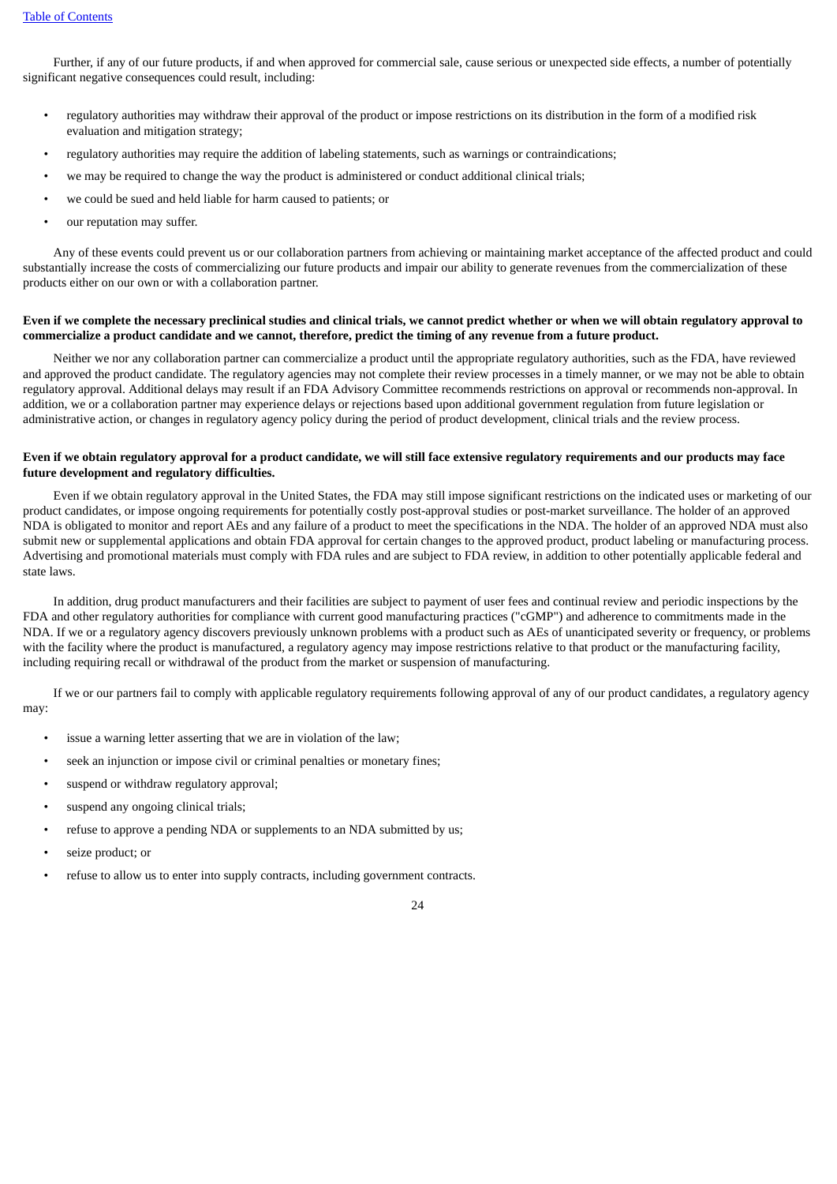Further, if any of our future products, if and when approved for commercial sale, cause serious or unexpected side effects, a number of potentially significant negative consequences could result, including:

- regulatory authorities may withdraw their approval of the product or impose restrictions on its distribution in the form of a modified risk evaluation and mitigation strategy;
- regulatory authorities may require the addition of labeling statements, such as warnings or contraindications;
- we may be required to change the way the product is administered or conduct additional clinical trials;
- we could be sued and held liable for harm caused to patients; or
- our reputation may suffer.

Any of these events could prevent us or our collaboration partners from achieving or maintaining market acceptance of the affected product and could substantially increase the costs of commercializing our future products and impair our ability to generate revenues from the commercialization of these products either on our own or with a collaboration partner.

**Even if we complete the necessary preclinical studies and clinical trials, we cannot predict whether or when we will obtain regulatory approval to commercialize a product candidate and we cannot, therefore, predict the timing of any revenue from a future product.**

Neither we nor any collaboration partner can commercialize a product until the appropriate regulatory authorities, such as the FDA, have reviewed and approved the product candidate. The regulatory agencies may not complete their review processes in a timely manner, or we may not be able to obtain regulatory approval. Additional delays may result if an FDA Advisory Committee recommends restrictions on approval or recommends non-approval. In addition, we or a collaboration partner may experience delays or rejections based upon additional government regulation from future legislation or administrative action, or changes in regulatory agency policy during the period of product development, clinical trials and the review process.

**Even if we obtain regulatory approval for a product candidate, we will still face extensive regulatory requirements and our products may face future development and regulatory difficulties.**

Even if we obtain regulatory approval in the United States, the FDA may still impose significant restrictions on the indicated uses or marketing of our product candidates, or impose ongoing requirements for potentially costly post-approval studies or post-market surveillance. The holder of an approved NDA is obligated to monitor and report AEs and any failure of a product to meet the specifications in the NDA. The holder of an approved NDA must also submit new or supplemental applications and obtain FDA approval for certain changes to the approved product, product labeling or manufacturing process. Advertising and promotional materials must comply with FDA rules and are subject to FDA review, in addition to other potentially applicable federal and state laws.

In addition, drug product manufacturers and their facilities are subject to payment of user fees and continual review and periodic inspections by the FDA and other regulatory authorities for compliance with current good manufacturing practices ("cGMP") and adherence to commitments made in the NDA. If we or a regulatory agency discovers previously unknown problems with a product such as AEs of unanticipated severity or frequency, or problems with the facility where the product is manufactured, a regulatory agency may impose restrictions relative to that product or the manufacturing facility, including requiring recall or withdrawal of the product from the market or suspension of manufacturing.

If we or our partners fail to comply with applicable regulatory requirements following approval of any of our product candidates, a regulatory agency may:

- issue a warning letter asserting that we are in violation of the law;
- seek an injunction or impose civil or criminal penalties or monetary fines;
- suspend or withdraw regulatory approval;
- suspend any ongoing clinical trials;
- refuse to approve a pending NDA or supplements to an NDA submitted by us;
- seize product; or
- refuse to allow us to enter into supply contracts, including government contracts.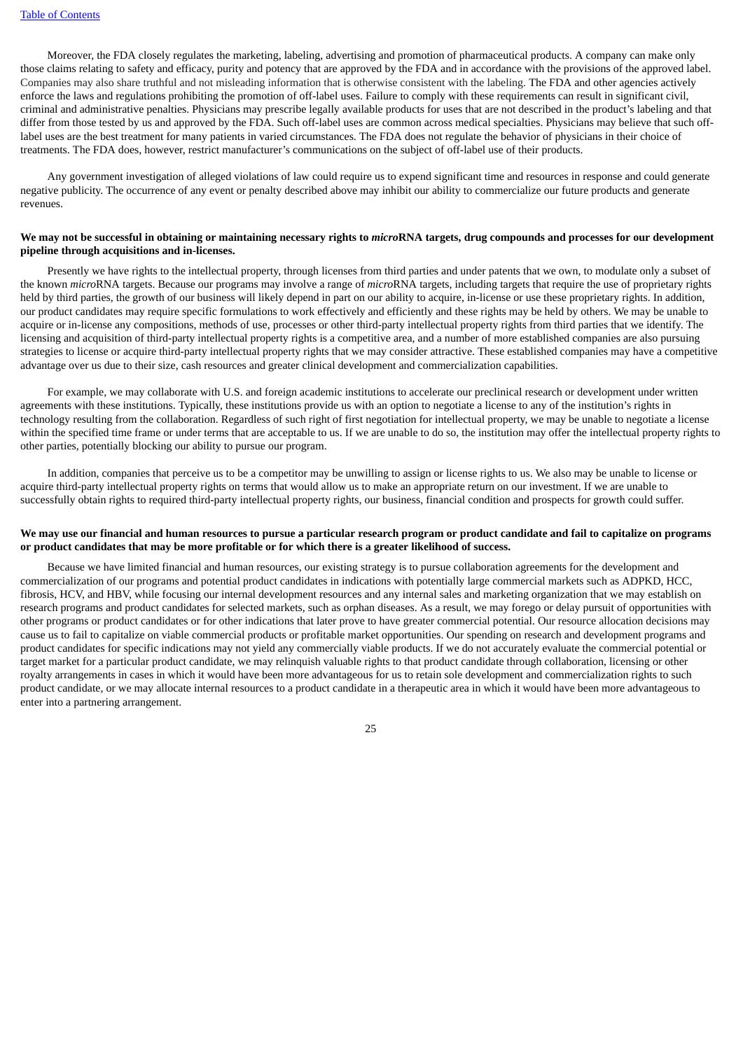Moreover, the FDA closely regulates the marketing, labeling, advertising and promotion of pharmaceutical products. A company can make only those claims relating to safety and efficacy, purity and potency that are approved by the FDA and in accordance with the provisions of the approved label. Companies may also share truthful and not misleading information that is otherwise consistent with the labeling. The FDA and other agencies actively enforce the laws and regulations prohibiting the promotion of off-label uses. Failure to comply with these requirements can result in significant civil, criminal and administrative penalties. Physicians may prescribe legally available products for uses that are not described in the product's labeling and that differ from those tested by us and approved by the FDA. Such off-label uses are common across medical specialties. Physicians may believe that such off-label uses are the best treatment for many patients in varied circumstances. The FDA does not regulate the behavior of physicians in their choice of treatments. The FDA does, however, restrict manufacturer's communications on the subject of off-label use of their products.

Any government investigation of alleged violations of law could require us to expend significant time and resources in response and could generate negative publicity. The occurrence of any event or penalty described above may inhibit our ability to commercialize our future products and generate revenues.

**We may not be successful in obtaining or maintaining necessary rights to *micro*RNA targets, drug compounds and processes for our development pipeline through acquisitions and in-licenses.**

Presently we have rights to the intellectual property, through licenses from third parties and under patents that we own, to modulate only a subset of the known *micro*RNA targets. Because our programs may involve a range of *micro*RNA targets, including targets that require the use of proprietary rights held by third parties, the growth of our business will likely depend in part on our ability to acquire, in-license or use these proprietary rights. In addition, our product candidates may require specific formulations to work effectively and efficiently and these rights may be held by others. We may be unable to acquire or in-license any compositions, methods of use, processes or other third-party intellectual property rights from third parties that we identify. The licensing and acquisition of third-party intellectual property rights is a competitive area, and a number of more established companies are also pursuing strategies to license or acquire third-party intellectual property rights that we may consider attractive. These established companies may have a competitive advantage over us due to their size, cash resources and greater clinical development and commercialization capabilities.

For example, we may collaborate with U.S. and foreign academic institutions to accelerate our preclinical research or development under written agreements with these institutions. Typically, these institutions provide us with an option to negotiate a license to any of the institution's rights in technology resulting from the collaboration. Regardless of such right of first negotiation for intellectual property, we may be unable to negotiate a license within the specified time frame or under terms that are acceptable to us. If we are unable to do so, the institution may offer the intellectual property rights to other parties, potentially blocking our ability to pursue our program.

In addition, companies that perceive us to be a competitor may be unwilling to assign or license rights to us. We also may be unable to license or acquire third-party intellectual property rights on terms that would allow us to make an appropriate return on our investment. If we are unable to successfully obtain rights to required third-party intellectual property rights, our business, financial condition and prospects for growth could suffer.

**We may use our financial and human resources to pursue a particular research program or product candidate and fail to capitalize on programs or product candidates that may be more profitable or for which there is a greater likelihood of success.**

Because we have limited financial and human resources, our existing strategy is to pursue collaboration agreements for the development and commercialization of our programs and potential product candidates in indications with potentially large commercial markets such as ADPKD, HCC, fibrosis, HCV, and HBV, while focusing our internal development resources and any internal sales and marketing organization that we may establish on research programs and product candidates for selected markets, such as orphan diseases. As a result, we may forego or delay pursuit of opportunities with other programs or product candidates or for other indications that later prove to have greater commercial potential. Our resource allocation decisions may cause us to fail to capitalize on viable commercial products or profitable market opportunities. Our spending on research and development programs and product candidates for specific indications may not yield any commercially viable products. If we do not accurately evaluate the commercial potential or target market for a particular product candidate, we may relinquish valuable rights to that product candidate through collaboration, licensing or other royalty arrangements in cases in which it would have been more advantageous for us to retain sole development and commercialization rights to such product candidate, or we may allocate internal resources to a product candidate in a therapeutic area in which it would have been more advantageous to enter into a partnering arrangement.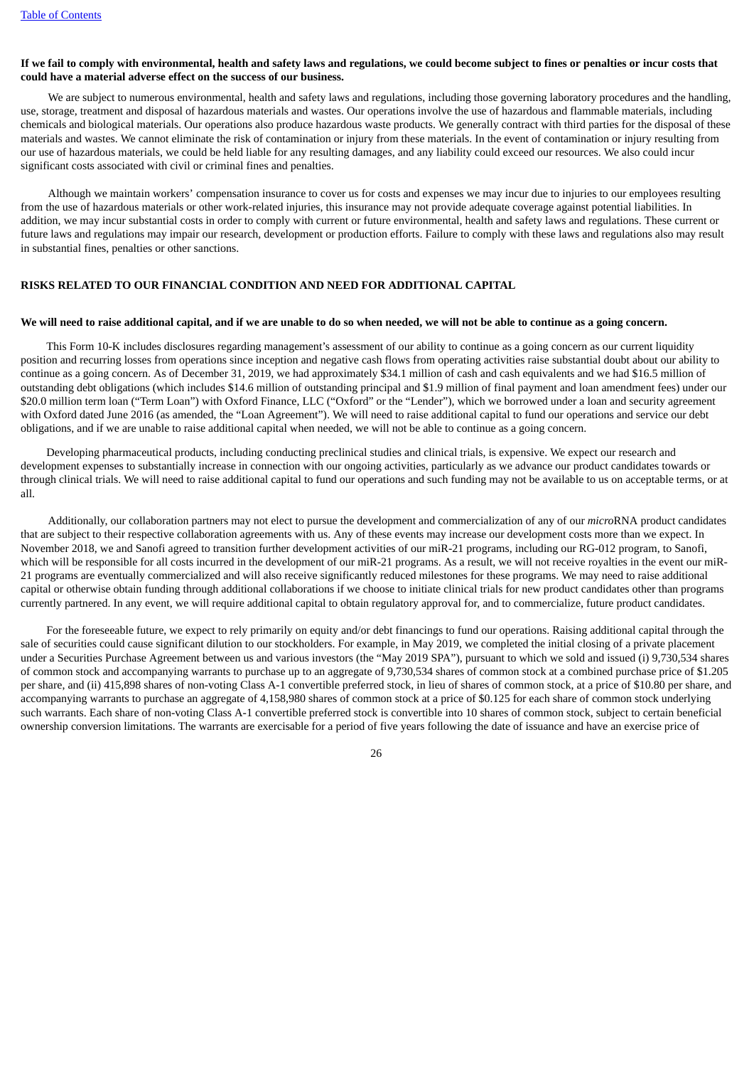**If we fail to comply with environmental, health and safety laws and regulations, we could become subject to fines or penalties or incur costs that could have a material adverse effect on the success of our business.**

We are subject to numerous environmental, health and safety laws and regulations, including those governing laboratory procedures and the handling, use, storage, treatment and disposal of hazardous materials and wastes. Our operations involve the use of hazardous and flammable materials, including chemicals and biological materials. Our operations also produce hazardous waste products. We generally contract with third parties for the disposal of these materials and wastes. We cannot eliminate the risk of contamination or injury from these materials. In the event of contamination or injury resulting from our use of hazardous materials, we could be held liable for any resulting damages, and any liability could exceed our resources. We also could incur significant costs associated with civil or criminal fines and penalties.

Although we maintain workers' compensation insurance to cover us for costs and expenses we may incur due to injuries to our employees resulting from the use of hazardous materials or other work-related injuries, this insurance may not provide adequate coverage against potential liabilities. In addition, we may incur substantial costs in order to comply with current or future environmental, health and safety laws and regulations. These current or future laws and regulations may impair our research, development or production efforts. Failure to comply with these laws and regulations also may result in substantial fines, penalties or other sanctions.

## RISKS RELATED TO OUR FINANCIAL CONDITION AND NEED FOR ADDITIONAL CAPITAL

**We will need to raise additional capital, and if we are unable to do so when needed, we will not be able to continue as a going concern.**

This Form 10-K includes disclosures regarding management's assessment of our ability to continue as a going concern as our current liquidity position and recurring losses from operations since inception and negative cash flows from operating activities raise substantial doubt about our ability to continue as a going concern. As of December 31, 2019, we had approximately $34.1 million of cash and cash equivalents and we had $16.5 million of outstanding debt obligations (which includes $14.6 million of outstanding principal and $1.9 million of final payment and loan amendment fees) under our $20.0 million term loan ("Term Loan") with Oxford Finance, LLC ("Oxford" or the "Lender"), which we borrowed under a loan and security agreement with Oxford dated June 2016 (as amended, the "Loan Agreement"). We will need to raise additional capital to fund our operations and service our debt obligations, and if we are unable to raise additional capital when needed, we will not be able to continue as a going concern.

Developing pharmaceutical products, including conducting preclinical studies and clinical trials, is expensive. We expect our research and development expenses to substantially increase in connection with our ongoing activities, particularly as we advance our product candidates towards or through clinical trials. We will need to raise additional capital to fund our operations and such funding may not be available to us on acceptable terms, or at all.

Additionally, our collaboration partners may not elect to pursue the development and commercialization of any of our *micro*RNA product candidates that are subject to their respective collaboration agreements with us. Any of these events may increase our development costs more than we expect. In November 2018, we and Sanofi agreed to transition further development activities of our miR-21 programs, including our RG-012 program, to Sanofi, which will be responsible for all costs incurred in the development of our miR-21 programs. As a result, we will not receive royalties in the event our miR-21 programs are eventually commercialized and will also receive significantly reduced milestones for these programs. We may need to raise additional capital or otherwise obtain funding through additional collaborations if we choose to initiate clinical trials for new product candidates other than programs currently partnered. In any event, we will require additional capital to obtain regulatory approval for, and to commercialize, future product candidates.

For the foreseeable future, we expect to rely primarily on equity and/or debt financings to fund our operations. Raising additional capital through the sale of securities could cause significant dilution to our stockholders. For example, in May 2019, we completed the initial closing of a private placement under a Securities Purchase Agreement between us and various investors (the "May 2019 SPA"), pursuant to which we sold and issued (i) 9,730,534 shares of common stock and accompanying warrants to purchase up to an aggregate of 9,730,534 shares of common stock at a combined purchase price of $1.205 per share, and (ii) 415,898 shares of non-voting Class A-1 convertible preferred stock, in lieu of shares of common stock, at a price of $10.80 per share, and accompanying warrants to purchase an aggregate of 4,158,980 shares of common stock at a price of $0.125 for each share of common stock underlying such warrants. Each share of non-voting Class A-1 convertible preferred stock is convertible into 10 shares of common stock, subject to certain beneficial ownership conversion limitations. The warrants are exercisable for a period of five years following the date of issuance and have an exercise price of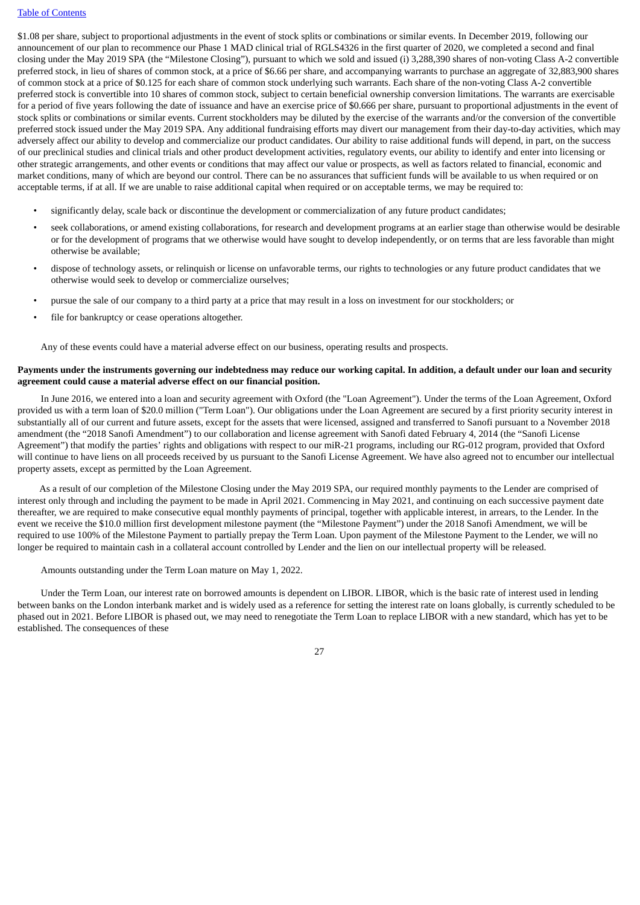$1.08 per share, subject to proportional adjustments in the event of stock splits or combinations or similar events. In December 2019, following our announcement of our plan to recommence our Phase 1 MAD clinical trial of RGLS4326 in the first quarter of 2020, we completed a second and final closing under the May 2019 SPA (the "Milestone Closing"), pursuant to which we sold and issued (i) 3,288,390 shares of non-voting Class A-2 convertible preferred stock, in lieu of shares of common stock, at a price of $6.66 per share, and accompanying warrants to purchase an aggregate of 32,883,900 shares of common stock at a price of $0.125 for each share of common stock underlying such warrants. Each share of the non-voting Class A-2 convertible preferred stock is convertible into 10 shares of common stock, subject to certain beneficial ownership conversion limitations. The warrants are exercisable for a period of five years following the date of issuance and have an exercise price of $0.666 per share, pursuant to proportional adjustments in the event of stock splits or combinations or similar events. Current stockholders may be diluted by the exercise of the warrants and/or the conversion of the convertible preferred stock issued under the May 2019 SPA. Any additional fundraising efforts may divert our management from their day-to-day activities, which may adversely affect our ability to develop and commercialize our product candidates. Our ability to raise additional funds will depend, in part, on the success of our preclinical studies and clinical trials and other product development activities, regulatory events, our ability to identify and enter into licensing or other strategic arrangements, and other events or conditions that may affect our value or prospects, as well as factors related to financial, economic and market conditions, many of which are beyond our control. There can be no assurances that sufficient funds will be available to us when required or on acceptable terms, if at all. If we are unable to raise additional capital when required or on acceptable terms, we may be required to:

- significantly delay, scale back or discontinue the development or commercialization of any future product candidates;
- seek collaborations, or amend existing collaborations, for research and development programs at an earlier stage than otherwise would be desirable or for the development of programs that we otherwise would have sought to develop independently, or on terms that are less favorable than might otherwise be available;
- dispose of technology assets, or relinquish or license on unfavorable terms, our rights to technologies or any future product candidates that we otherwise would seek to develop or commercialize ourselves;
- pursue the sale of our company to a third party at a price that may result in a loss on investment for our stockholders; or
- file for bankruptcy or cease operations altogether.

Any of these events could have a material adverse effect on our business, operating results and prospects.

**Payments under the instruments governing our indebtedness may reduce our working capital. In addition, a default under our loan and security agreement could cause a material adverse effect on our financial position.**

In June 2016, we entered into a loan and security agreement with Oxford (the "Loan Agreement"). Under the terms of the Loan Agreement, Oxford provided us with a term loan of $20.0 million ("Term Loan"). Our obligations under the Loan Agreement are secured by a first priority security interest in substantially all of our current and future assets, except for the assets that were licensed, assigned and transferred to Sanofi pursuant to a November 2018 amendment (the "2018 Sanofi Amendment") to our collaboration and license agreement with Sanofi dated February 4, 2014 (the "Sanofi License Agreement") that modify the parties' rights and obligations with respect to our miR-21 programs, including our RG-012 program, provided that Oxford will continue to have liens on all proceeds received by us pursuant to the Sanofi License Agreement. We have also agreed not to encumber our intellectual property assets, except as permitted by the Loan Agreement.

As a result of our completion of the Milestone Closing under the May 2019 SPA, our required monthly payments to the Lender are comprised of interest only through and including the payment to be made in April 2021. Commencing in May 2021, and continuing on each successive payment date thereafter, we are required to make consecutive equal monthly payments of principal, together with applicable interest, in arrears, to the Lender. In the event we receive the $10.0 million first development milestone payment (the "Milestone Payment") under the 2018 Sanofi Amendment, we will be required to use 100% of the Milestone Payment to partially prepay the Term Loan. Upon payment of the Milestone Payment to the Lender, we will no longer be required to maintain cash in a collateral account controlled by Lender and the lien on our intellectual property will be released.

Amounts outstanding under the Term Loan mature on May 1, 2022.

Under the Term Loan, our interest rate on borrowed amounts is dependent on LIBOR. LIBOR, which is the basic rate of interest used in lending between banks on the London interbank market and is widely used as a reference for setting the interest rate on loans globally, is currently scheduled to be phased out in 2021. Before LIBOR is phased out, we may need to renegotiate the Term Loan to replace LIBOR with a new standard, which has yet to be established. The consequences of these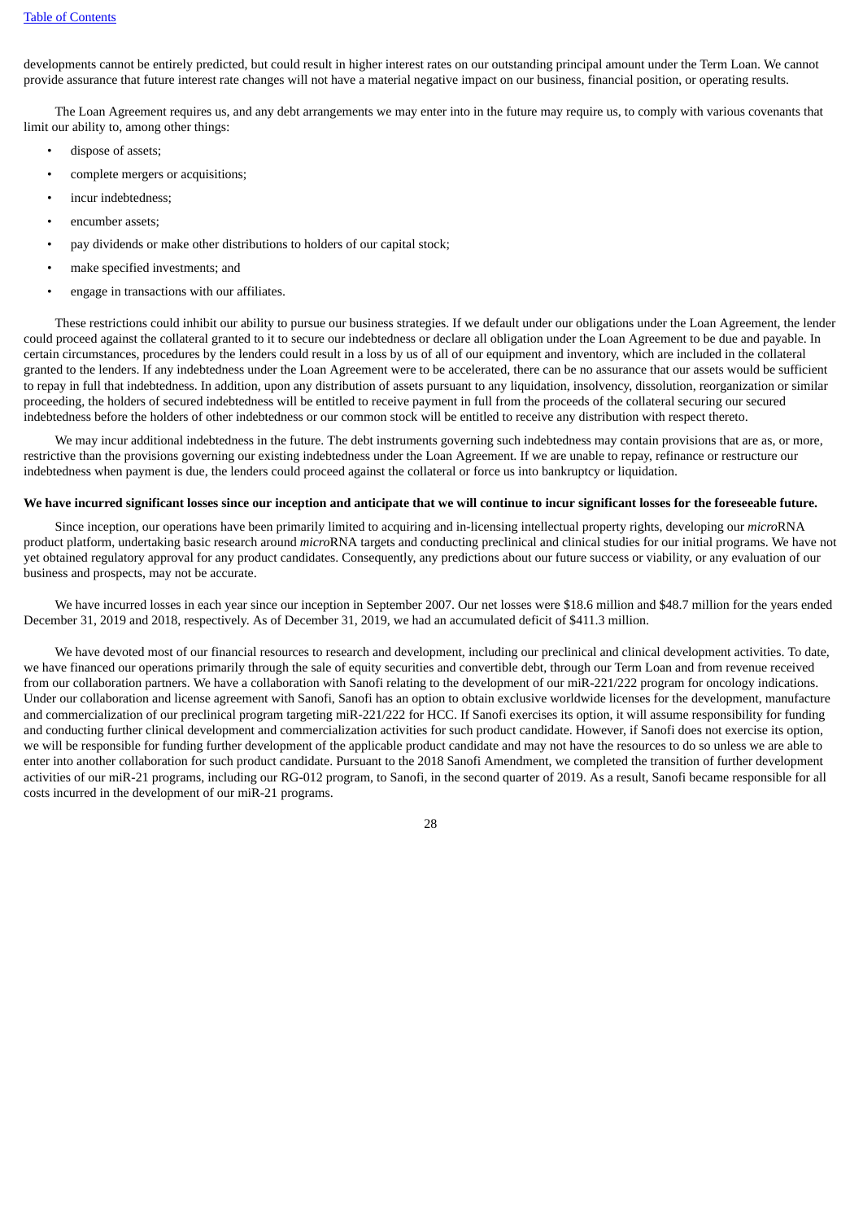developments cannot be entirely predicted, but could result in higher interest rates on our outstanding principal amount under the Term Loan. We cannot provide assurance that future interest rate changes will not have a material negative impact on our business, financial position, or operating results.

The Loan Agreement requires us, and any debt arrangements we may enter into in the future may require us, to comply with various covenants that limit our ability to, among other things:

- dispose of assets;
- complete mergers or acquisitions;
- incur indebtedness;
- encumber assets;
- pay dividends or make other distributions to holders of our capital stock;
- make specified investments; and
- engage in transactions with our affiliates.

These restrictions could inhibit our ability to pursue our business strategies. If we default under our obligations under the Loan Agreement, the lender could proceed against the collateral granted to it to secure our indebtedness or declare all obligation under the Loan Agreement to be due and payable. In certain circumstances, procedures by the lenders could result in a loss by us of all of our equipment and inventory, which are included in the collateral granted to the lenders. If any indebtedness under the Loan Agreement were to be accelerated, there can be no assurance that our assets would be sufficient to repay in full that indebtedness. In addition, upon any distribution of assets pursuant to any liquidation, insolvency, dissolution, reorganization or similar proceeding, the holders of secured indebtedness will be entitled to receive payment in full from the proceeds of the collateral securing our secured indebtedness before the holders of other indebtedness or our common stock will be entitled to receive any distribution with respect thereto.

We may incur additional indebtedness in the future. The debt instruments governing such indebtedness may contain provisions that are as, or more, restrictive than the provisions governing our existing indebtedness under the Loan Agreement. If we are unable to repay, refinance or restructure our indebtedness when payment is due, the lenders could proceed against the collateral or force us into bankruptcy or liquidation.

**We have incurred significant losses since our inception and anticipate that we will continue to incur significant losses for the foreseeable future.**

Since inception, our operations have been primarily limited to acquiring and in-licensing intellectual property rights, developing our *micro*RNA product platform, undertaking basic research around *micro*RNA targets and conducting preclinical and clinical studies for our initial programs. We have not yet obtained regulatory approval for any product candidates. Consequently, any predictions about our future success or viability, or any evaluation of our business and prospects, may not be accurate.

We have incurred losses in each year since our inception in September 2007. Our net losses were $18.6 million and $48.7 million for the years ended December 31, 2019 and 2018, respectively. As of December 31, 2019, we had an accumulated deficit of $411.3 million.

We have devoted most of our financial resources to research and development, including our preclinical and clinical development activities. To date, we have financed our operations primarily through the sale of equity securities and convertible debt, through our Term Loan and from revenue received from our collaboration partners. We have a collaboration with Sanofi relating to the development of our miR-221/222 program for oncology indications. Under our collaboration and license agreement with Sanofi, Sanofi has an option to obtain exclusive worldwide licenses for the development, manufacture and commercialization of our preclinical program targeting miR-221/222 for HCC. If Sanofi exercises its option, it will assume responsibility for funding and conducting further clinical development and commercialization activities for such product candidate. However, if Sanofi does not exercise its option, we will be responsible for funding further development of the applicable product candidate and may not have the resources to do so unless we are able to enter into another collaboration for such product candidate. Pursuant to the 2018 Sanofi Amendment, we completed the transition of further development activities of our miR-21 programs, including our RG-012 program, to Sanofi, in the second quarter of 2019. As a result, Sanofi became responsible for all costs incurred in the development of our miR-21 programs.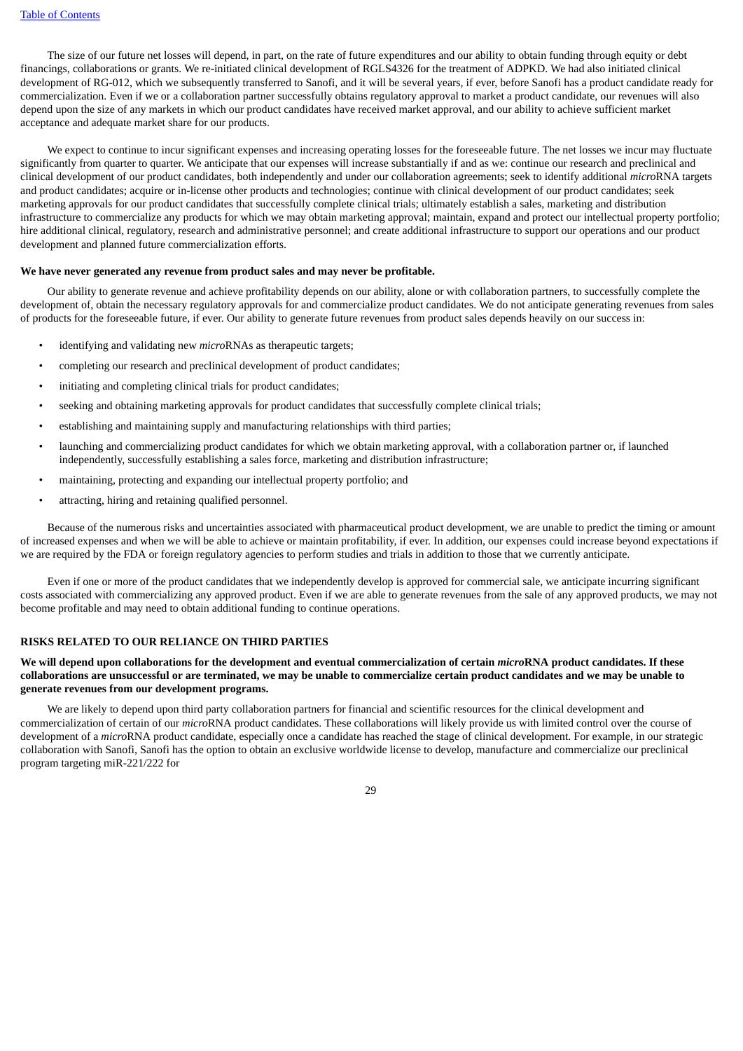The size of our future net losses will depend, in part, on the rate of future expenditures and our ability to obtain funding through equity or debt financings, collaborations or grants. We re-initiated clinical development of RGLS4326 for the treatment of ADPKD. We had also initiated clinical development of RG-012, which we subsequently transferred to Sanofi, and it will be several years, if ever, before Sanofi has a product candidate ready for commercialization. Even if we or a collaboration partner successfully obtains regulatory approval to market a product candidate, our revenues will also depend upon the size of any markets in which our product candidates have received market approval, and our ability to achieve sufficient market acceptance and adequate market share for our products.

We expect to continue to incur significant expenses and increasing operating losses for the foreseeable future. The net losses we incur may fluctuate significantly from quarter to quarter. We anticipate that our expenses will increase substantially if and as we: continue our research and preclinical and clinical development of our product candidates, both independently and under our collaboration agreements; seek to identify additional *micro*RNA targets and product candidates; acquire or in-license other products and technologies; continue with clinical development of our product candidates; seek marketing approvals for our product candidates that successfully complete clinical trials; ultimately establish a sales, marketing and distribution infrastructure to commercialize any products for which we may obtain marketing approval; maintain, expand and protect our intellectual property portfolio; hire additional clinical, regulatory, research and administrative personnel; and create additional infrastructure to support our operations and our product development and planned future commercialization efforts.

**We have never generated any revenue from product sales and may never be profitable.**

Our ability to generate revenue and achieve profitability depends on our ability, alone or with collaboration partners, to successfully complete the development of, obtain the necessary regulatory approvals for and commercialize product candidates. We do not anticipate generating revenues from sales of products for the foreseeable future, if ever. Our ability to generate future revenues from product sales depends heavily on our success in:

- identifying and validating new *micro*RNAs as therapeutic targets;
- completing our research and preclinical development of product candidates;
- initiating and completing clinical trials for product candidates;
- seeking and obtaining marketing approvals for product candidates that successfully complete clinical trials;
- establishing and maintaining supply and manufacturing relationships with third parties;
- launching and commercializing product candidates for which we obtain marketing approval, with a collaboration partner or, if launched independently, successfully establishing a sales force, marketing and distribution infrastructure;
- maintaining, protecting and expanding our intellectual property portfolio; and
- attracting, hiring and retaining qualified personnel.

Because of the numerous risks and uncertainties associated with pharmaceutical product development, we are unable to predict the timing or amount of increased expenses and when we will be able to achieve or maintain profitability, if ever. In addition, our expenses could increase beyond expectations if we are required by the FDA or foreign regulatory agencies to perform studies and trials in addition to those that we currently anticipate.

Even if one or more of the product candidates that we independently develop is approved for commercial sale, we anticipate incurring significant costs associated with commercializing any approved product. Even if we are able to generate revenues from the sale of any approved products, we may not become profitable and may need to obtain additional funding to continue operations.

## RISKS RELATED TO OUR RELIANCE ON THIRD PARTIES

**We will depend upon collaborations for the development and eventual commercialization of certain *micro*RNA product candidates. If these collaborations are unsuccessful or are terminated, we may be unable to commercialize certain product candidates and we may be unable to generate revenues from our development programs.**

We are likely to depend upon third party collaboration partners for financial and scientific resources for the clinical development and commercialization of certain of our *micro*RNA product candidates. These collaborations will likely provide us with limited control over the course of development of a *micro*RNA product candidate, especially once a candidate has reached the stage of clinical development. For example, in our strategic collaboration with Sanofi, Sanofi has the option to obtain an exclusive worldwide license to develop, manufacture and commercialize our preclinical program targeting miR-221/222 for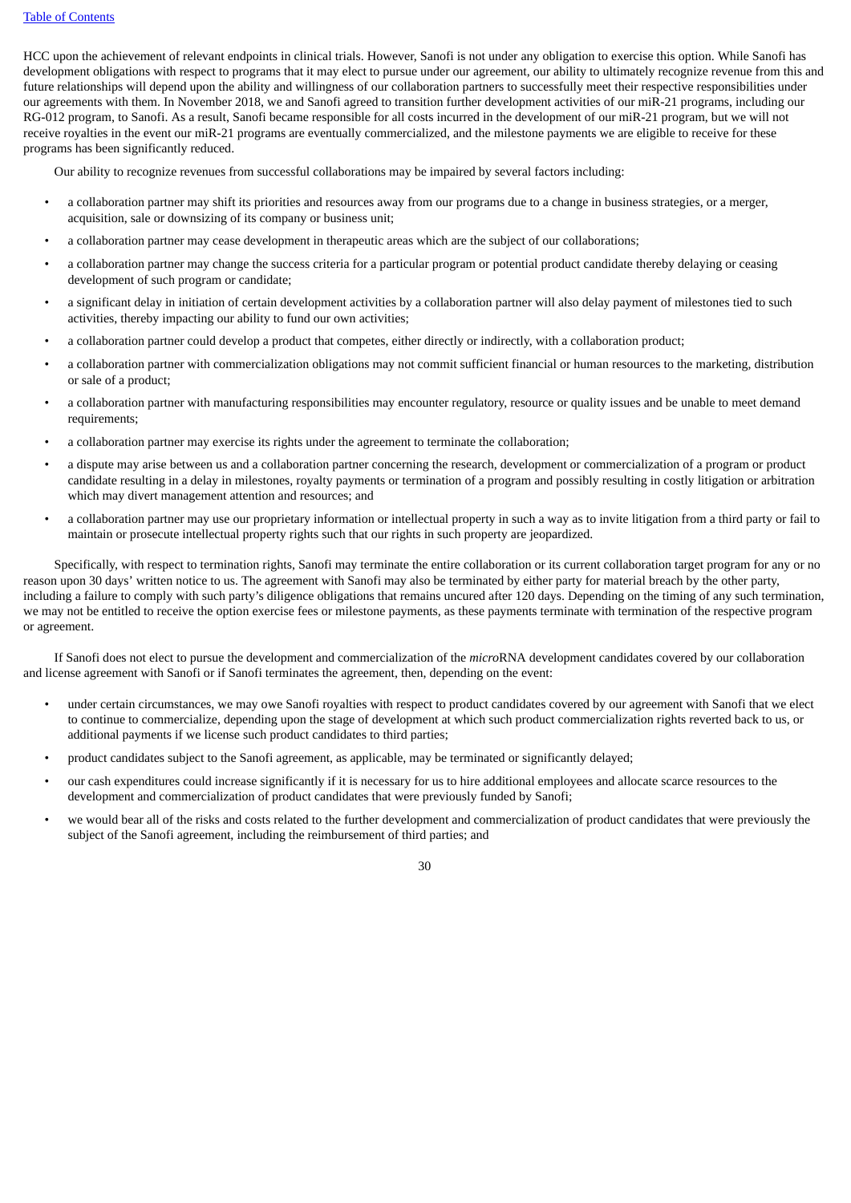HCC upon the achievement of relevant endpoints in clinical trials. However, Sanofi is not under any obligation to exercise this option. While Sanofi has development obligations with respect to programs that it may elect to pursue under our agreement, our ability to ultimately recognize revenue from this and future relationships will depend upon the ability and willingness of our collaboration partners to successfully meet their respective responsibilities under our agreements with them. In November 2018, we and Sanofi agreed to transition further development activities of our miR-21 programs, including our RG-012 program, to Sanofi. As a result, Sanofi became responsible for all costs incurred in the development of our miR-21 program, but we will not receive royalties in the event our miR-21 programs are eventually commercialized, and the milestone payments we are eligible to receive for these programs has been significantly reduced.

Our ability to recognize revenues from successful collaborations may be impaired by several factors including:

- a collaboration partner may shift its priorities and resources away from our programs due to a change in business strategies, or a merger, acquisition, sale or downsizing of its company or business unit;
- a collaboration partner may cease development in therapeutic areas which are the subject of our collaborations;
- a collaboration partner may change the success criteria for a particular program or potential product candidate thereby delaying or ceasing development of such program or candidate;
- a significant delay in initiation of certain development activities by a collaboration partner will also delay payment of milestones tied to such activities, thereby impacting our ability to fund our own activities;
- a collaboration partner could develop a product that competes, either directly or indirectly, with a collaboration product;
- a collaboration partner with commercialization obligations may not commit sufficient financial or human resources to the marketing, distribution or sale of a product;
- a collaboration partner with manufacturing responsibilities may encounter regulatory, resource or quality issues and be unable to meet demand requirements;
- a collaboration partner may exercise its rights under the agreement to terminate the collaboration;
- a dispute may arise between us and a collaboration partner concerning the research, development or commercialization of a program or product candidate resulting in a delay in milestones, royalty payments or termination of a program and possibly resulting in costly litigation or arbitration which may divert management attention and resources; and
- a collaboration partner may use our proprietary information or intellectual property in such a way as to invite litigation from a third party or fail to maintain or prosecute intellectual property rights such that our rights in such property are jeopardized.

Specifically, with respect to termination rights, Sanofi may terminate the entire collaboration or its current collaboration target program for any or no reason upon 30 days' written notice to us. The agreement with Sanofi may also be terminated by either party for material breach by the other party, including a failure to comply with such party's diligence obligations that remains uncured after 120 days. Depending on the timing of any such termination, we may not be entitled to receive the option exercise fees or milestone payments, as these payments terminate with termination of the respective program or agreement.

If Sanofi does not elect to pursue the development and commercialization of the *micro*RNA development candidates covered by our collaboration and license agreement with Sanofi or if Sanofi terminates the agreement, then, depending on the event:

- under certain circumstances, we may owe Sanofi royalties with respect to product candidates covered by our agreement with Sanofi that we elect to continue to commercialize, depending upon the stage of development at which such product commercialization rights reverted back to us, or additional payments if we license such product candidates to third parties;
- product candidates subject to the Sanofi agreement, as applicable, may be terminated or significantly delayed;
- our cash expenditures could increase significantly if it is necessary for us to hire additional employees and allocate scarce resources to the development and commercialization of product candidates that were previously funded by Sanofi;
- we would bear all of the risks and costs related to the further development and commercialization of product candidates that were previously the subject of the Sanofi agreement, including the reimbursement of third parties; and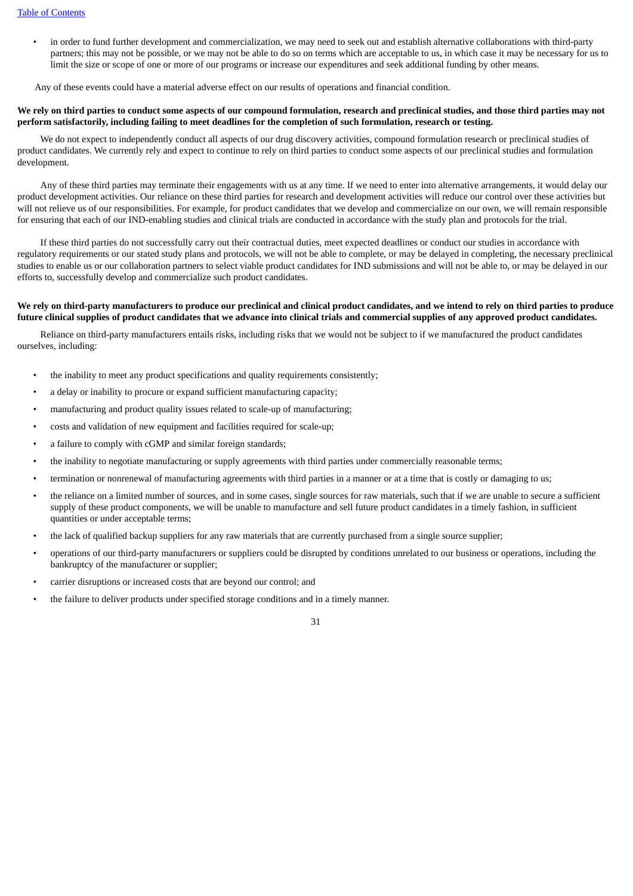- in order to fund further development and commercialization, we may need to seek out and establish alternative collaborations with third-party partners; this may not be possible, or we may not be able to do so on terms which are acceptable to us, in which case it may be necessary for us to limit the size or scope of one or more of our programs or increase our expenditures and seek additional funding by other means.

Any of these events could have a material adverse effect on our results of operations and financial condition.

**We rely on third parties to conduct some aspects of our compound formulation, research and preclinical studies, and those third parties may not perform satisfactorily, including failing to meet deadlines for the completion of such formulation, research or testing.**

We do not expect to independently conduct all aspects of our drug discovery activities, compound formulation research or preclinical studies of product candidates. We currently rely and expect to continue to rely on third parties to conduct some aspects of our preclinical studies and formulation development.

Any of these third parties may terminate their engagements with us at any time. If we need to enter into alternative arrangements, it would delay our product development activities. Our reliance on these third parties for research and development activities will reduce our control over these activities but will not relieve us of our responsibilities. For example, for product candidates that we develop and commercialize on our own, we will remain responsible for ensuring that each of our IND-enabling studies and clinical trials are conducted in accordance with the study plan and protocols for the trial.

If these third parties do not successfully carry out their contractual duties, meet expected deadlines or conduct our studies in accordance with regulatory requirements or our stated study plans and protocols, we will not be able to complete, or may be delayed in completing, the necessary preclinical studies to enable us or our collaboration partners to select viable product candidates for IND submissions and will not be able to, or may be delayed in our efforts to, successfully develop and commercialize such product candidates.

**We rely on third-party manufacturers to produce our preclinical and clinical product candidates, and we intend to rely on third parties to produce future clinical supplies of product candidates that we advance into clinical trials and commercial supplies of any approved product candidates.**

Reliance on third-party manufacturers entails risks, including risks that we would not be subject to if we manufactured the product candidates ourselves, including:

- the inability to meet any product specifications and quality requirements consistently;
- a delay or inability to procure or expand sufficient manufacturing capacity;
- manufacturing and product quality issues related to scale-up of manufacturing;
- costs and validation of new equipment and facilities required for scale-up;
- a failure to comply with cGMP and similar foreign standards;
- the inability to negotiate manufacturing or supply agreements with third parties under commercially reasonable terms;
- termination or nonrenewal of manufacturing agreements with third parties in a manner or at a time that is costly or damaging to us;
- the reliance on a limited number of sources, and in some cases, single sources for raw materials, such that if we are unable to secure a sufficient supply of these product components, we will be unable to manufacture and sell future product candidates in a timely fashion, in sufficient quantities or under acceptable terms;
- the lack of qualified backup suppliers for any raw materials that are currently purchased from a single source supplier;
- operations of our third-party manufacturers or suppliers could be disrupted by conditions unrelated to our business or operations, including the bankruptcy of the manufacturer or supplier;
- carrier disruptions or increased costs that are beyond our control; and
- the failure to deliver products under specified storage conditions and in a timely manner.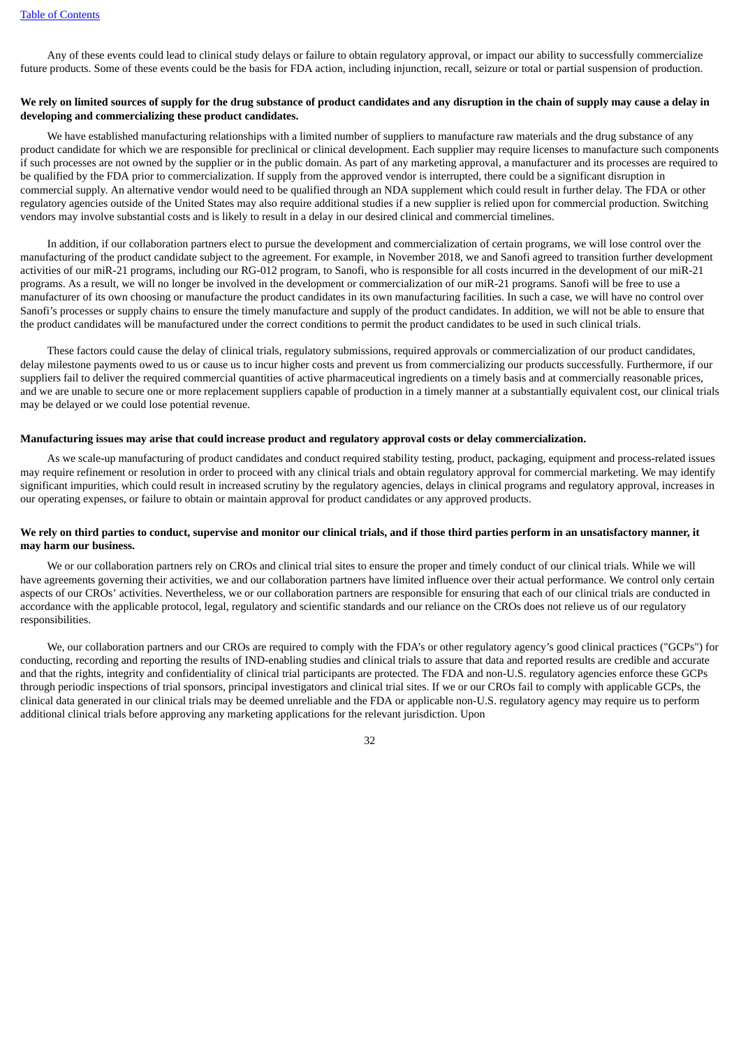Any of these events could lead to clinical study delays or failure to obtain regulatory approval, or impact our ability to successfully commercialize future products. Some of these events could be the basis for FDA action, including injunction, recall, seizure or total or partial suspension of production.

**We rely on limited sources of supply for the drug substance of product candidates and any disruption in the chain of supply may cause a delay in developing and commercializing these product candidates.**

We have established manufacturing relationships with a limited number of suppliers to manufacture raw materials and the drug substance of any product candidate for which we are responsible for preclinical or clinical development. Each supplier may require licenses to manufacture such components if such processes are not owned by the supplier or in the public domain. As part of any marketing approval, a manufacturer and its processes are required to be qualified by the FDA prior to commercialization. If supply from the approved vendor is interrupted, there could be a significant disruption in commercial supply. An alternative vendor would need to be qualified through an NDA supplement which could result in further delay. The FDA or other regulatory agencies outside of the United States may also require additional studies if a new supplier is relied upon for commercial production. Switching vendors may involve substantial costs and is likely to result in a delay in our desired clinical and commercial timelines.

In addition, if our collaboration partners elect to pursue the development and commercialization of certain programs, we will lose control over the manufacturing of the product candidate subject to the agreement. For example, in November 2018, we and Sanofi agreed to transition further development activities of our miR-21 programs, including our RG-012 program, to Sanofi, who is responsible for all costs incurred in the development of our miR-21 programs. As a result, we will no longer be involved in the development or commercialization of our miR-21 programs. Sanofi will be free to use a manufacturer of its own choosing or manufacture the product candidates in its own manufacturing facilities. In such a case, we will have no control over Sanofi's processes or supply chains to ensure the timely manufacture and supply of the product candidates. In addition, we will not be able to ensure that the product candidates will be manufactured under the correct conditions to permit the product candidates to be used in such clinical trials.

These factors could cause the delay of clinical trials, regulatory submissions, required approvals or commercialization of our product candidates, delay milestone payments owed to us or cause us to incur higher costs and prevent us from commercializing our products successfully. Furthermore, if our suppliers fail to deliver the required commercial quantities of active pharmaceutical ingredients on a timely basis and at commercially reasonable prices, and we are unable to secure one or more replacement suppliers capable of production in a timely manner at a substantially equivalent cost, our clinical trials may be delayed or we could lose potential revenue.

**Manufacturing issues may arise that could increase product and regulatory approval costs or delay commercialization.**

As we scale-up manufacturing of product candidates and conduct required stability testing, product, packaging, equipment and process-related issues may require refinement or resolution in order to proceed with any clinical trials and obtain regulatory approval for commercial marketing. We may identify significant impurities, which could result in increased scrutiny by the regulatory agencies, delays in clinical programs and regulatory approval, increases in our operating expenses, or failure to obtain or maintain approval for product candidates or any approved products.

**We rely on third parties to conduct, supervise and monitor our clinical trials, and if those third parties perform in an unsatisfactory manner, it may harm our business.**

We or our collaboration partners rely on CROs and clinical trial sites to ensure the proper and timely conduct of our clinical trials. While we will have agreements governing their activities, we and our collaboration partners have limited influence over their actual performance. We control only certain aspects of our CROs' activities. Nevertheless, we or our collaboration partners are responsible for ensuring that each of our clinical trials are conducted in accordance with the applicable protocol, legal, regulatory and scientific standards and our reliance on the CROs does not relieve us of our regulatory responsibilities.

We, our collaboration partners and our CROs are required to comply with the FDA's or other regulatory agency's good clinical practices ("GCPs") for conducting, recording and reporting the results of IND-enabling studies and clinical trials to assure that data and reported results are credible and accurate and that the rights, integrity and confidentiality of clinical trial participants are protected. The FDA and non-U.S. regulatory agencies enforce these GCPs through periodic inspections of trial sponsors, principal investigators and clinical trial sites. If we or our CROs fail to comply with applicable GCPs, the clinical data generated in our clinical trials may be deemed unreliable and the FDA or applicable non-U.S. regulatory agency may require us to perform additional clinical trials before approving any marketing applications for the relevant jurisdiction. Upon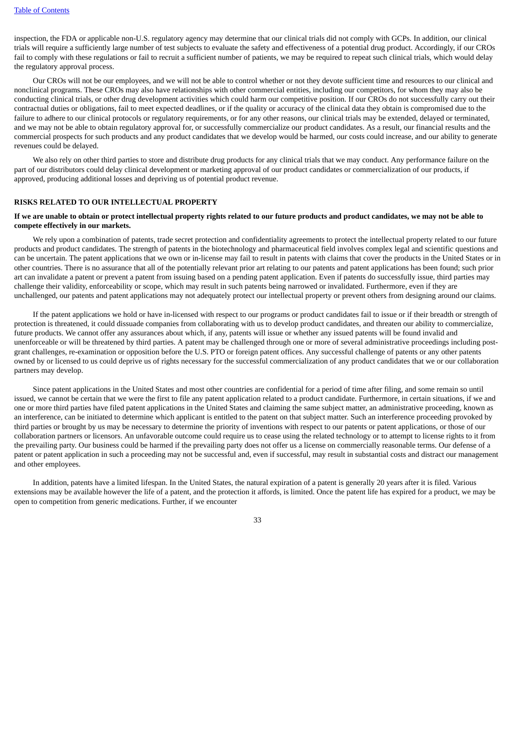inspection, the FDA or applicable non-U.S. regulatory agency may determine that our clinical trials did not comply with GCPs. In addition, our clinical trials will require a sufficiently large number of test subjects to evaluate the safety and effectiveness of a potential drug product. Accordingly, if our CROs fail to comply with these regulations or fail to recruit a sufficient number of patients, we may be required to repeat such clinical trials, which would delay the regulatory approval process.

Our CROs will not be our employees, and we will not be able to control whether or not they devote sufficient time and resources to our clinical and nonclinical programs. These CROs may also have relationships with other commercial entities, including our competitors, for whom they may also be conducting clinical trials, or other drug development activities which could harm our competitive position. If our CROs do not successfully carry out their contractual duties or obligations, fail to meet expected deadlines, or if the quality or accuracy of the clinical data they obtain is compromised due to the failure to adhere to our clinical protocols or regulatory requirements, or for any other reasons, our clinical trials may be extended, delayed or terminated, and we may not be able to obtain regulatory approval for, or successfully commercialize our product candidates. As a result, our financial results and the commercial prospects for such products and any product candidates that we develop would be harmed, our costs could increase, and our ability to generate revenues could be delayed.

We also rely on other third parties to store and distribute drug products for any clinical trials that we may conduct. Any performance failure on the part of our distributors could delay clinical development or marketing approval of our product candidates or commercialization of our products, if approved, producing additional losses and depriving us of potential product revenue.

## RISKS RELATED TO OUR INTELLECTUAL PROPERTY

**If we are unable to obtain or protect intellectual property rights related to our future products and product candidates, we may not be able to compete effectively in our markets.**

We rely upon a combination of patents, trade secret protection and confidentiality agreements to protect the intellectual property related to our future products and product candidates. The strength of patents in the biotechnology and pharmaceutical field involves complex legal and scientific questions and can be uncertain. The patent applications that we own or in-license may fail to result in patents with claims that cover the products in the United States or in other countries. There is no assurance that all of the potentially relevant prior art relating to our patents and patent applications has been found; such prior art can invalidate a patent or prevent a patent from issuing based on a pending patent application. Even if patents do successfully issue, third parties may challenge their validity, enforceability or scope, which may result in such patents being narrowed or invalidated. Furthermore, even if they are unchallenged, our patents and patent applications may not adequately protect our intellectual property or prevent others from designing around our claims.

If the patent applications we hold or have in-licensed with respect to our programs or product candidates fail to issue or if their breadth or strength of protection is threatened, it could dissuade companies from collaborating with us to develop product candidates, and threaten our ability to commercialize, future products. We cannot offer any assurances about which, if any, patents will issue or whether any issued patents will be found invalid and unenforceable or will be threatened by third parties. A patent may be challenged through one or more of several administrative proceedings including post-grant challenges, re-examination or opposition before the U.S. PTO or foreign patent offices. Any successful challenge of patents or any other patents owned by or licensed to us could deprive us of rights necessary for the successful commercialization of any product candidates that we or our collaboration partners may develop.

Since patent applications in the United States and most other countries are confidential for a period of time after filing, and some remain so until issued, we cannot be certain that we were the first to file any patent application related to a product candidate. Furthermore, in certain situations, if we and one or more third parties have filed patent applications in the United States and claiming the same subject matter, an administrative proceeding, known as an interference, can be initiated to determine which applicant is entitled to the patent on that subject matter. Such an interference proceeding provoked by third parties or brought by us may be necessary to determine the priority of inventions with respect to our patents or patent applications, or those of our collaboration partners or licensors. An unfavorable outcome could require us to cease using the related technology or to attempt to license rights to it from the prevailing party. Our business could be harmed if the prevailing party does not offer us a license on commercially reasonable terms. Our defense of a patent or patent application in such a proceeding may not be successful and, even if successful, may result in substantial costs and distract our management and other employees.

In addition, patents have a limited lifespan. In the United States, the natural expiration of a patent is generally 20 years after it is filed. Various extensions may be available however the life of a patent, and the protection it affords, is limited. Once the patent life has expired for a product, we may be open to competition from generic medications. Further, if we encounter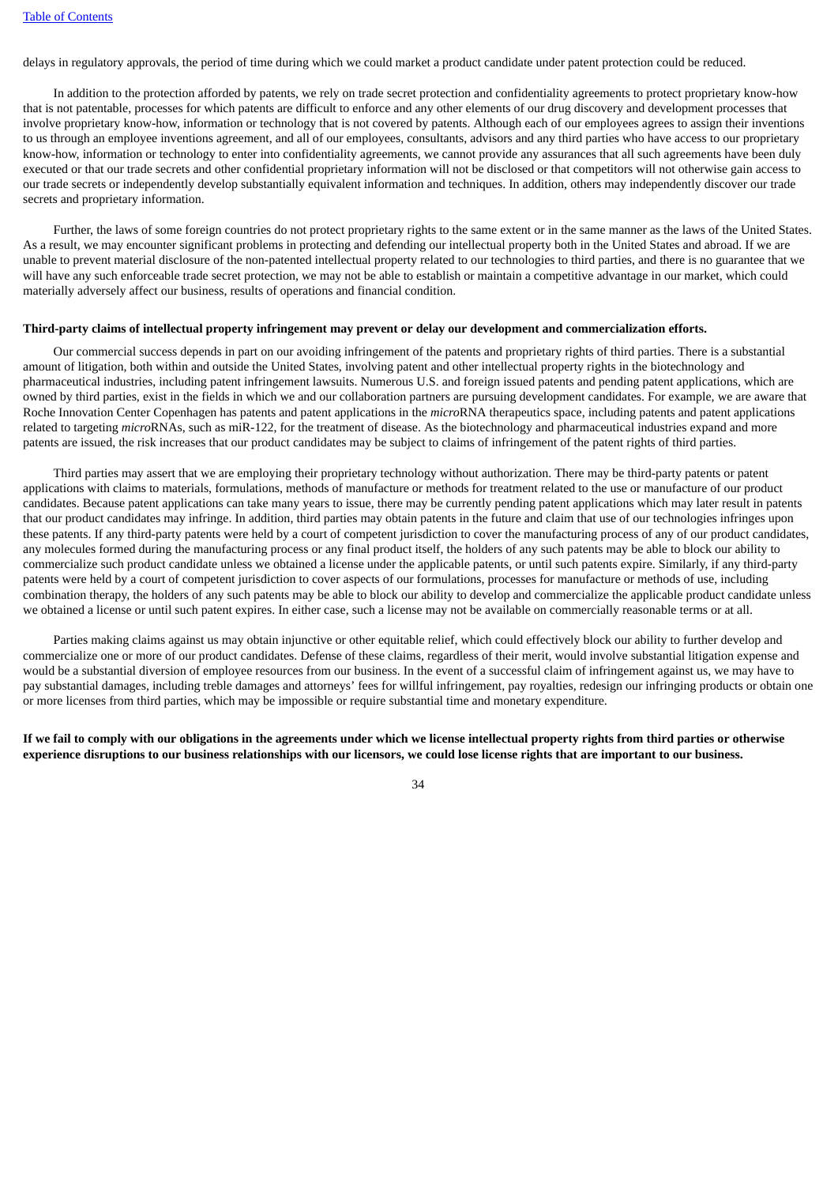delays in regulatory approvals, the period of time during which we could market a product candidate under patent protection could be reduced.

In addition to the protection afforded by patents, we rely on trade secret protection and confidentiality agreements to protect proprietary know-how that is not patentable, processes for which patents are difficult to enforce and any other elements of our drug discovery and development processes that involve proprietary know-how, information or technology that is not covered by patents. Although each of our employees agrees to assign their inventions to us through an employee inventions agreement, and all of our employees, consultants, advisors and any third parties who have access to our proprietary know-how, information or technology to enter into confidentiality agreements, we cannot provide any assurances that all such agreements have been duly executed or that our trade secrets and other confidential proprietary information will not be disclosed or that competitors will not otherwise gain access to our trade secrets or independently develop substantially equivalent information and techniques. In addition, others may independently discover our trade secrets and proprietary information.

Further, the laws of some foreign countries do not protect proprietary rights to the same extent or in the same manner as the laws of the United States. As a result, we may encounter significant problems in protecting and defending our intellectual property both in the United States and abroad. If we are unable to prevent material disclosure of the non-patented intellectual property related to our technologies to third parties, and there is no guarantee that we will have any such enforceable trade secret protection, we may not be able to establish or maintain a competitive advantage in our market, which could materially adversely affect our business, results of operations and financial condition.

**Third-party claims of intellectual property infringement may prevent or delay our development and commercialization efforts.**

Our commercial success depends in part on our avoiding infringement of the patents and proprietary rights of third parties. There is a substantial amount of litigation, both within and outside the United States, involving patent and other intellectual property rights in the biotechnology and pharmaceutical industries, including patent infringement lawsuits. Numerous U.S. and foreign issued patents and pending patent applications, which are owned by third parties, exist in the fields in which we and our collaboration partners are pursuing development candidates. For example, we are aware that Roche Innovation Center Copenhagen has patents and patent applications in the *micro*RNA therapeutics space, including patents and patent applications related to targeting *micro*RNAs, such as miR-122, for the treatment of disease. As the biotechnology and pharmaceutical industries expand and more patents are issued, the risk increases that our product candidates may be subject to claims of infringement of the patent rights of third parties.

Third parties may assert that we are employing their proprietary technology without authorization. There may be third-party patents or patent applications with claims to materials, formulations, methods of manufacture or methods for treatment related to the use or manufacture of our product candidates. Because patent applications can take many years to issue, there may be currently pending patent applications which may later result in patents that our product candidates may infringe. In addition, third parties may obtain patents in the future and claim that use of our technologies infringes upon these patents. If any third-party patents were held by a court of competent jurisdiction to cover the manufacturing process of any of our product candidates, any molecules formed during the manufacturing process or any final product itself, the holders of any such patents may be able to block our ability to commercialize such product candidate unless we obtained a license under the applicable patents, or until such patents expire. Similarly, if any third-party patents were held by a court of competent jurisdiction to cover aspects of our formulations, processes for manufacture or methods of use, including combination therapy, the holders of any such patents may be able to block our ability to develop and commercialize the applicable product candidate unless we obtained a license or until such patent expires. In either case, such a license may not be available on commercially reasonable terms or at all.

Parties making claims against us may obtain injunctive or other equitable relief, which could effectively block our ability to further develop and commercialize one or more of our product candidates. Defense of these claims, regardless of their merit, would involve substantial litigation expense and would be a substantial diversion of employee resources from our business. In the event of a successful claim of infringement against us, we may have to pay substantial damages, including treble damages and attorneys' fees for willful infringement, pay royalties, redesign our infringing products or obtain one or more licenses from third parties, which may be impossible or require substantial time and monetary expenditure.

**If we fail to comply with our obligations in the agreements under which we license intellectual property rights from third parties or otherwise experience disruptions to our business relationships with our licensors, we could lose license rights that are important to our business.**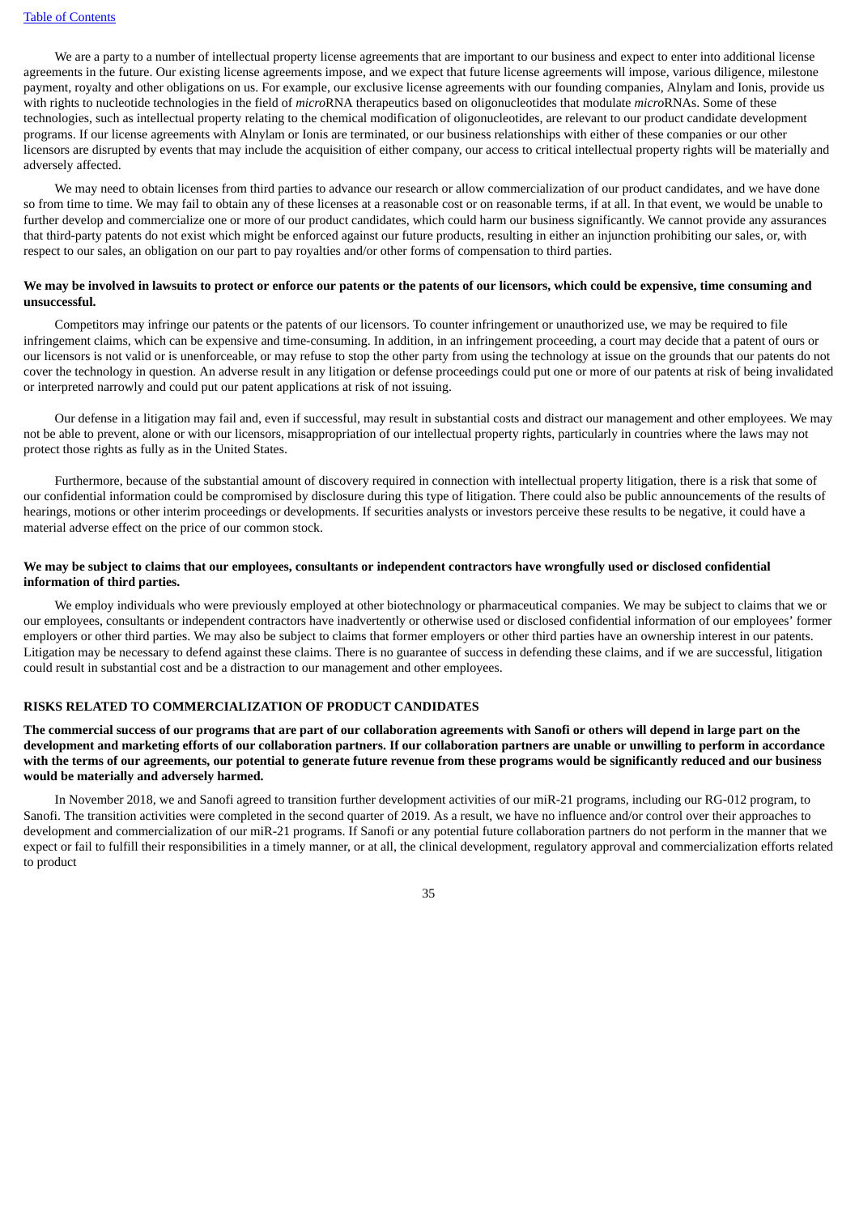We are a party to a number of intellectual property license agreements that are important to our business and expect to enter into additional license agreements in the future. Our existing license agreements impose, and we expect that future license agreements will impose, various diligence, milestone payment, royalty and other obligations on us. For example, our exclusive license agreements with our founding companies, Alnylam and Ionis, provide us with rights to nucleotide technologies in the field of *micro*RNA therapeutics based on oligonucleotides that modulate *micro*RNAs. Some of these technologies, such as intellectual property relating to the chemical modification of oligonucleotides, are relevant to our product candidate development programs. If our license agreements with Alnylam or Ionis are terminated, or our business relationships with either of these companies or our other licensors are disrupted by events that may include the acquisition of either company, our access to critical intellectual property rights will be materially and adversely affected.

We may need to obtain licenses from third parties to advance our research or allow commercialization of our product candidates, and we have done so from time to time. We may fail to obtain any of these licenses at a reasonable cost or on reasonable terms, if at all. In that event, we would be unable to further develop and commercialize one or more of our product candidates, which could harm our business significantly. We cannot provide any assurances that third-party patents do not exist which might be enforced against our future products, resulting in either an injunction prohibiting our sales, or, with respect to our sales, an obligation on our part to pay royalties and/or other forms of compensation to third parties.

**We may be involved in lawsuits to protect or enforce our patents or the patents of our licensors, which could be expensive, time consuming and unsuccessful.**

Competitors may infringe our patents or the patents of our licensors. To counter infringement or unauthorized use, we may be required to file infringement claims, which can be expensive and time-consuming. In addition, in an infringement proceeding, a court may decide that a patent of ours or our licensors is not valid or is unenforceable, or may refuse to stop the other party from using the technology at issue on the grounds that our patents do not cover the technology in question. An adverse result in any litigation or defense proceedings could put one or more of our patents at risk of being invalidated or interpreted narrowly and could put our patent applications at risk of not issuing.

Our defense in a litigation may fail and, even if successful, may result in substantial costs and distract our management and other employees. We may not be able to prevent, alone or with our licensors, misappropriation of our intellectual property rights, particularly in countries where the laws may not protect those rights as fully as in the United States.

Furthermore, because of the substantial amount of discovery required in connection with intellectual property litigation, there is a risk that some of our confidential information could be compromised by disclosure during this type of litigation. There could also be public announcements of the results of hearings, motions or other interim proceedings or developments. If securities analysts or investors perceive these results to be negative, it could have a material adverse effect on the price of our common stock.

**We may be subject to claims that our employees, consultants or independent contractors have wrongfully used or disclosed confidential information of third parties.**

We employ individuals who were previously employed at other biotechnology or pharmaceutical companies. We may be subject to claims that we or our employees, consultants or independent contractors have inadvertently or otherwise used or disclosed confidential information of our employees' former employers or other third parties. We may also be subject to claims that former employers or other third parties have an ownership interest in our patents. Litigation may be necessary to defend against these claims. There is no guarantee of success in defending these claims, and if we are successful, litigation could result in substantial cost and be a distraction to our management and other employees.

## RISKS RELATED TO COMMERCIALIZATION OF PRODUCT CANDIDATES

**The commercial success of our programs that are part of our collaboration agreements with Sanofi or others will depend in large part on the development and marketing efforts of our collaboration partners. If our collaboration partners are unable or unwilling to perform in accordance with the terms of our agreements, our potential to generate future revenue from these programs would be significantly reduced and our business would be materially and adversely harmed.**

In November 2018, we and Sanofi agreed to transition further development activities of our miR-21 programs, including our RG-012 program, to Sanofi. The transition activities were completed in the second quarter of 2019. As a result, we have no influence and/or control over their approaches to development and commercialization of our miR-21 programs. If Sanofi or any potential future collaboration partners do not perform in the manner that we expect or fail to fulfill their responsibilities in a timely manner, or at all, the clinical development, regulatory approval and commercialization efforts related to product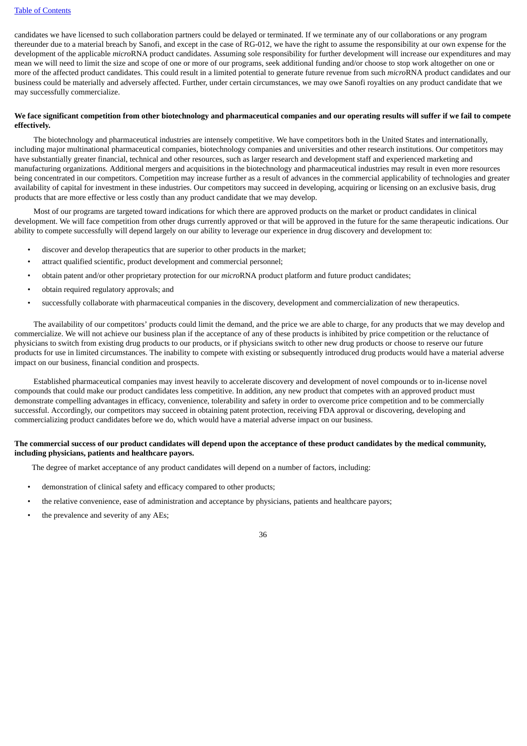candidates we have licensed to such collaboration partners could be delayed or terminated. If we terminate any of our collaborations or any program thereunder due to a material breach by Sanofi, and except in the case of RG-012, we have the right to assume the responsibility at our own expense for the development of the applicable *micro*RNA product candidates. Assuming sole responsibility for further development will increase our expenditures and may mean we will need to limit the size and scope of one or more of our programs, seek additional funding and/or choose to stop work altogether on one or more of the affected product candidates. This could result in a limited potential to generate future revenue from such *micro*RNA product candidates and our business could be materially and adversely affected. Further, under certain circumstances, we may owe Sanofi royalties on any product candidate that we may successfully commercialize.

**We face significant competition from other biotechnology and pharmaceutical companies and our operating results will suffer if we fail to compete effectively.**

The biotechnology and pharmaceutical industries are intensely competitive. We have competitors both in the United States and internationally, including major multinational pharmaceutical companies, biotechnology companies and universities and other research institutions. Our competitors may have substantially greater financial, technical and other resources, such as larger research and development staff and experienced marketing and manufacturing organizations. Additional mergers and acquisitions in the biotechnology and pharmaceutical industries may result in even more resources being concentrated in our competitors. Competition may increase further as a result of advances in the commercial applicability of technologies and greater availability of capital for investment in these industries. Our competitors may succeed in developing, acquiring or licensing on an exclusive basis, drug products that are more effective or less costly than any product candidate that we may develop.

Most of our programs are targeted toward indications for which there are approved products on the market or product candidates in clinical development. We will face competition from other drugs currently approved or that will be approved in the future for the same therapeutic indications. Our ability to compete successfully will depend largely on our ability to leverage our experience in drug discovery and development to:

- discover and develop therapeutics that are superior to other products in the market;
- attract qualified scientific, product development and commercial personnel;
- obtain patent and/or other proprietary protection for our *micro*RNA product platform and future product candidates;
- obtain required regulatory approvals; and
- successfully collaborate with pharmaceutical companies in the discovery, development and commercialization of new therapeutics.

The availability of our competitors' products could limit the demand, and the price we are able to charge, for any products that we may develop and commercialize. We will not achieve our business plan if the acceptance of any of these products is inhibited by price competition or the reluctance of physicians to switch from existing drug products to our products, or if physicians switch to other new drug products or choose to reserve our future products for use in limited circumstances. The inability to compete with existing or subsequently introduced drug products would have a material adverse impact on our business, financial condition and prospects.

Established pharmaceutical companies may invest heavily to accelerate discovery and development of novel compounds or to in-license novel compounds that could make our product candidates less competitive. In addition, any new product that competes with an approved product must demonstrate compelling advantages in efficacy, convenience, tolerability and safety in order to overcome price competition and to be commercially successful. Accordingly, our competitors may succeed in obtaining patent protection, receiving FDA approval or discovering, developing and commercializing product candidates before we do, which would have a material adverse impact on our business.

**The commercial success of our product candidates will depend upon the acceptance of these product candidates by the medical community, including physicians, patients and healthcare payors.**

The degree of market acceptance of any product candidates will depend on a number of factors, including:

- demonstration of clinical safety and efficacy compared to other products;
- the relative convenience, ease of administration and acceptance by physicians, patients and healthcare payors;
- the prevalence and severity of any AEs;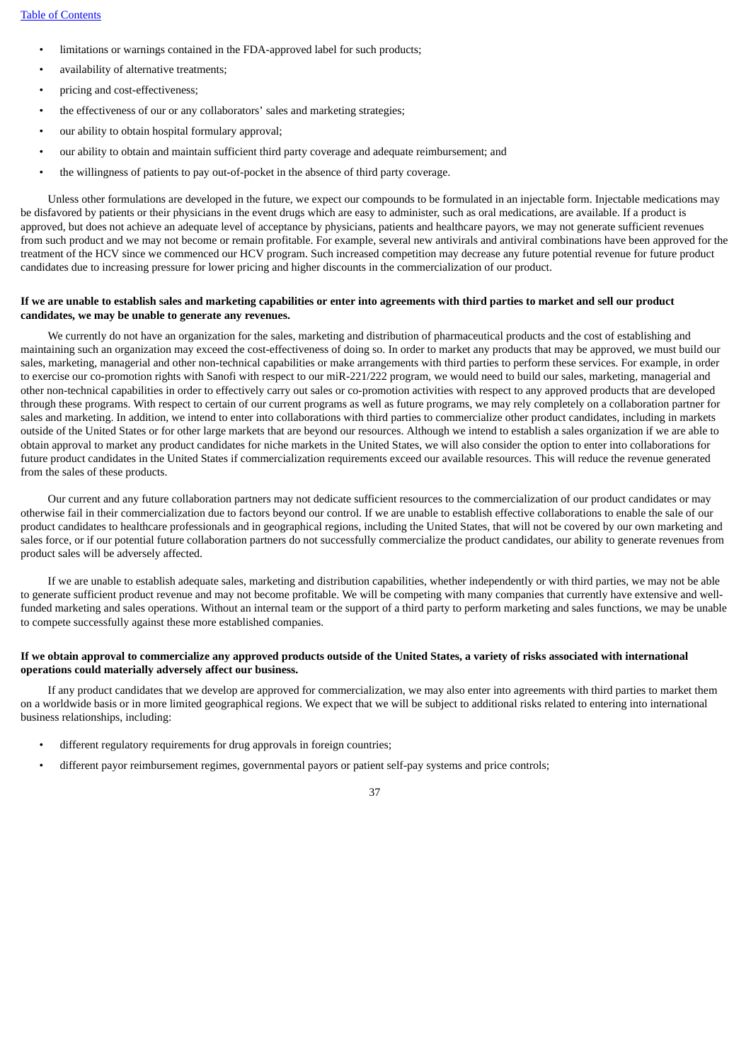- limitations or warnings contained in the FDA-approved label for such products;
- availability of alternative treatments;
- pricing and cost-effectiveness;
- the effectiveness of our or any collaborators' sales and marketing strategies;
- our ability to obtain hospital formulary approval;
- our ability to obtain and maintain sufficient third party coverage and adequate reimbursement; and
- the willingness of patients to pay out-of-pocket in the absence of third party coverage.

Unless other formulations are developed in the future, we expect our compounds to be formulated in an injectable form. Injectable medications may be disfavored by patients or their physicians in the event drugs which are easy to administer, such as oral medications, are available. If a product is approved, but does not achieve an adequate level of acceptance by physicians, patients and healthcare payors, we may not generate sufficient revenues from such product and we may not become or remain profitable. For example, several new antivirals and antiviral combinations have been approved for the treatment of the HCV since we commenced our HCV program. Such increased competition may decrease any future potential revenue for future product candidates due to increasing pressure for lower pricing and higher discounts in the commercialization of our product.

**If we are unable to establish sales and marketing capabilities or enter into agreements with third parties to market and sell our product candidates, we may be unable to generate any revenues.**

We currently do not have an organization for the sales, marketing and distribution of pharmaceutical products and the cost of establishing and maintaining such an organization may exceed the cost-effectiveness of doing so. In order to market any products that may be approved, we must build our sales, marketing, managerial and other non-technical capabilities or make arrangements with third parties to perform these services. For example, in order to exercise our co-promotion rights with Sanofi with respect to our miR-221/222 program, we would need to build our sales, marketing, managerial and other non-technical capabilities in order to effectively carry out sales or co-promotion activities with respect to any approved products that are developed through these programs. With respect to certain of our current programs as well as future programs, we may rely completely on a collaboration partner for sales and marketing. In addition, we intend to enter into collaborations with third parties to commercialize other product candidates, including in markets outside of the United States or for other large markets that are beyond our resources. Although we intend to establish a sales organization if we are able to obtain approval to market any product candidates for niche markets in the United States, we will also consider the option to enter into collaborations for future product candidates in the United States if commercialization requirements exceed our available resources. This will reduce the revenue generated from the sales of these products.

Our current and any future collaboration partners may not dedicate sufficient resources to the commercialization of our product candidates or may otherwise fail in their commercialization due to factors beyond our control. If we are unable to establish effective collaborations to enable the sale of our product candidates to healthcare professionals and in geographical regions, including the United States, that will not be covered by our own marketing and sales force, or if our potential future collaboration partners do not successfully commercialize the product candidates, our ability to generate revenues from product sales will be adversely affected.

If we are unable to establish adequate sales, marketing and distribution capabilities, whether independently or with third parties, we may not be able to generate sufficient product revenue and may not become profitable. We will be competing with many companies that currently have extensive and well-funded marketing and sales operations. Without an internal team or the support of a third party to perform marketing and sales functions, we may be unable to compete successfully against these more established companies.

**If we obtain approval to commercialize any approved products outside of the United States, a variety of risks associated with international operations could materially adversely affect our business.**

If any product candidates that we develop are approved for commercialization, we may also enter into agreements with third parties to market them on a worldwide basis or in more limited geographical regions. We expect that we will be subject to additional risks related to entering into international business relationships, including:

- different regulatory requirements for drug approvals in foreign countries;
- different payor reimbursement regimes, governmental payors or patient self-pay systems and price controls;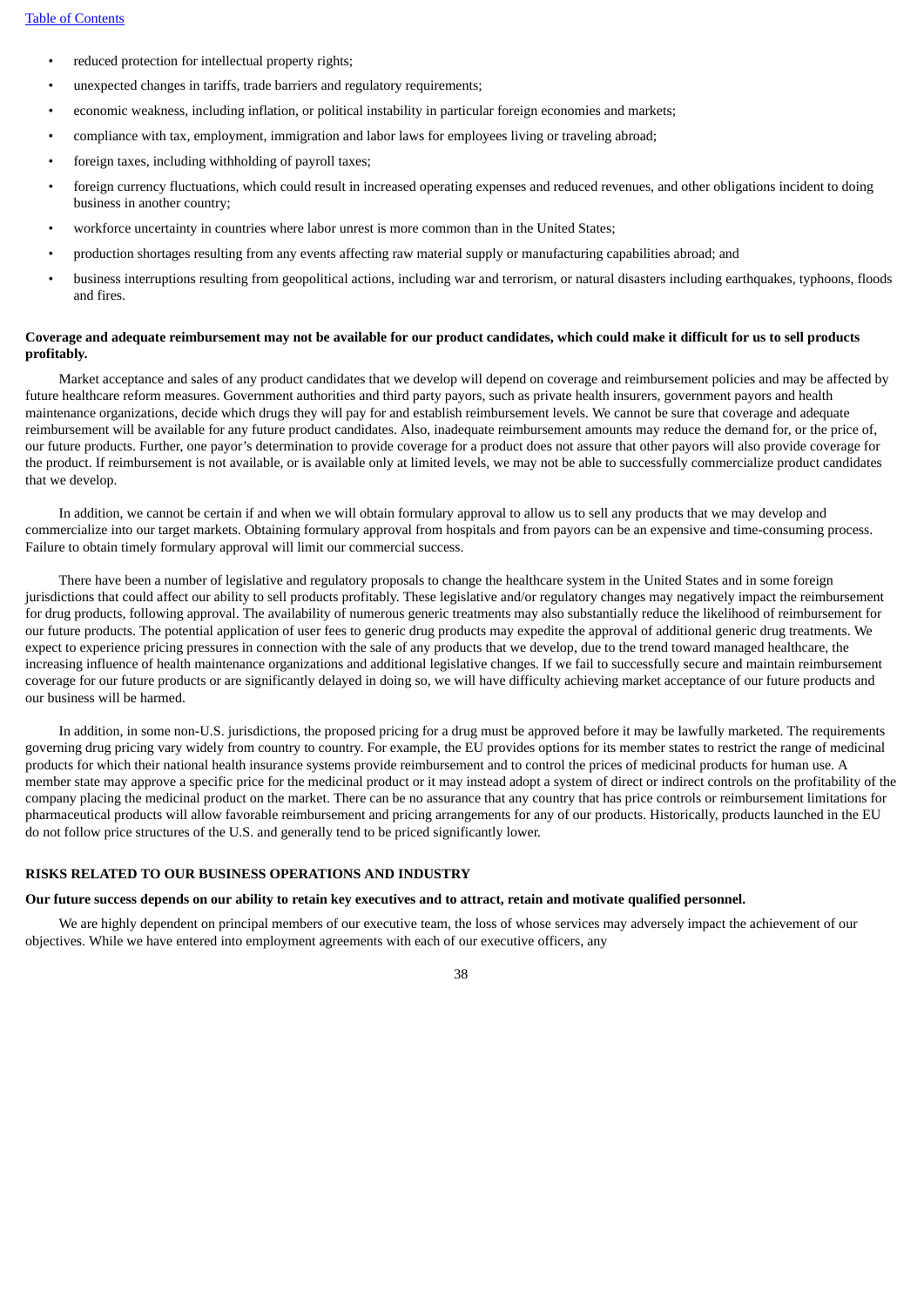- reduced protection for intellectual property rights;
- unexpected changes in tariffs, trade barriers and regulatory requirements;
- economic weakness, including inflation, or political instability in particular foreign economies and markets;
- compliance with tax, employment, immigration and labor laws for employees living or traveling abroad;
- foreign taxes, including withholding of payroll taxes;
- foreign currency fluctuations, which could result in increased operating expenses and reduced revenues, and other obligations incident to doing business in another country;
- workforce uncertainty in countries where labor unrest is more common than in the United States;
- production shortages resulting from any events affecting raw material supply or manufacturing capabilities abroad; and
- business interruptions resulting from geopolitical actions, including war and terrorism, or natural disasters including earthquakes, typhoons, floods and fires.

**Coverage and adequate reimbursement may not be available for our product candidates, which could make it difficult for us to sell products profitably.**

Market acceptance and sales of any product candidates that we develop will depend on coverage and reimbursement policies and may be affected by future healthcare reform measures. Government authorities and third party payors, such as private health insurers, government payors and health maintenance organizations, decide which drugs they will pay for and establish reimbursement levels. We cannot be sure that coverage and adequate reimbursement will be available for any future product candidates. Also, inadequate reimbursement amounts may reduce the demand for, or the price of, our future products. Further, one payor's determination to provide coverage for a product does not assure that other payors will also provide coverage for the product. If reimbursement is not available, or is available only at limited levels, we may not be able to successfully commercialize product candidates that we develop.

In addition, we cannot be certain if and when we will obtain formulary approval to allow us to sell any products that we may develop and commercialize into our target markets. Obtaining formulary approval from hospitals and from payors can be an expensive and time-consuming process. Failure to obtain timely formulary approval will limit our commercial success.

There have been a number of legislative and regulatory proposals to change the healthcare system in the United States and in some foreign jurisdictions that could affect our ability to sell products profitably. These legislative and/or regulatory changes may negatively impact the reimbursement for drug products, following approval. The availability of numerous generic treatments may also substantially reduce the likelihood of reimbursement for our future products. The potential application of user fees to generic drug products may expedite the approval of additional generic drug treatments. We expect to experience pricing pressures in connection with the sale of any products that we develop, due to the trend toward managed healthcare, the increasing influence of health maintenance organizations and additional legislative changes. If we fail to successfully secure and maintain reimbursement coverage for our future products or are significantly delayed in doing so, we will have difficulty achieving market acceptance of our future products and our business will be harmed.

In addition, in some non-U.S. jurisdictions, the proposed pricing for a drug must be approved before it may be lawfully marketed. The requirements governing drug pricing vary widely from country to country. For example, the EU provides options for its member states to restrict the range of medicinal products for which their national health insurance systems provide reimbursement and to control the prices of medicinal products for human use. A member state may approve a specific price for the medicinal product or it may instead adopt a system of direct or indirect controls on the profitability of the company placing the medicinal product on the market. There can be no assurance that any country that has price controls or reimbursement limitations for pharmaceutical products will allow favorable reimbursement and pricing arrangements for any of our products. Historically, products launched in the EU do not follow price structures of the U.S. and generally tend to be priced significantly lower.

## RISKS RELATED TO OUR BUSINESS OPERATIONS AND INDUSTRY

**Our future success depends on our ability to retain key executives and to attract, retain and motivate qualified personnel.**

We are highly dependent on principal members of our executive team, the loss of whose services may adversely impact the achievement of our objectives. While we have entered into employment agreements with each of our executive officers, any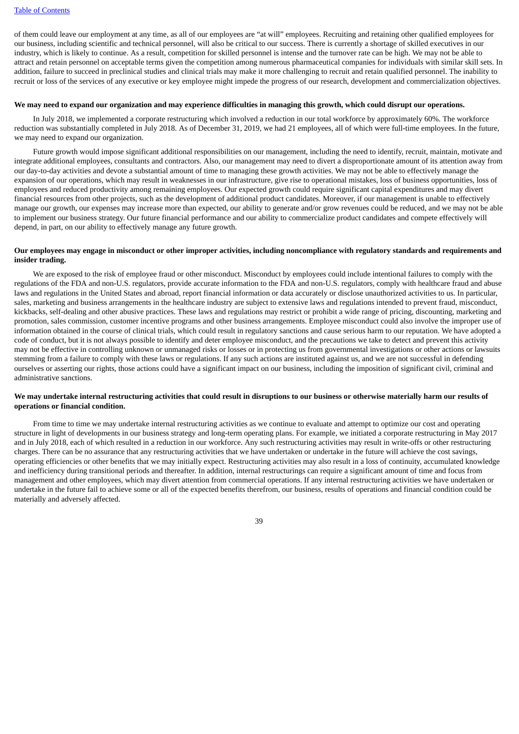of them could leave our employment at any time, as all of our employees are "at will" employees. Recruiting and retaining other qualified employees for our business, including scientific and technical personnel, will also be critical to our success. There is currently a shortage of skilled executives in our industry, which is likely to continue. As a result, competition for skilled personnel is intense and the turnover rate can be high. We may not be able to attract and retain personnel on acceptable terms given the competition among numerous pharmaceutical companies for individuals with similar skill sets. In addition, failure to succeed in preclinical studies and clinical trials may make it more challenging to recruit and retain qualified personnel. The inability to recruit or loss of the services of any executive or key employee might impede the progress of our research, development and commercialization objectives.

**We may need to expand our organization and may experience difficulties in managing this growth, which could disrupt our operations.**

In July 2018, we implemented a corporate restructuring which involved a reduction in our total workforce by approximately 60%. The workforce reduction was substantially completed in July 2018. As of December 31, 2019, we had 21 employees, all of which were full-time employees. In the future, we may need to expand our organization.

Future growth would impose significant additional responsibilities on our management, including the need to identify, recruit, maintain, motivate and integrate additional employees, consultants and contractors. Also, our management may need to divert a disproportionate amount of its attention away from our day-to-day activities and devote a substantial amount of time to managing these growth activities. We may not be able to effectively manage the expansion of our operations, which may result in weaknesses in our infrastructure, give rise to operational mistakes, loss of business opportunities, loss of employees and reduced productivity among remaining employees. Our expected growth could require significant capital expenditures and may divert financial resources from other projects, such as the development of additional product candidates. Moreover, if our management is unable to effectively manage our growth, our expenses may increase more than expected, our ability to generate and/or grow revenues could be reduced, and we may not be able to implement our business strategy. Our future financial performance and our ability to commercialize product candidates and compete effectively will depend, in part, on our ability to effectively manage any future growth.

**Our employees may engage in misconduct or other improper activities, including noncompliance with regulatory standards and requirements and insider trading.**

We are exposed to the risk of employee fraud or other misconduct. Misconduct by employees could include intentional failures to comply with the regulations of the FDA and non-U.S. regulators, provide accurate information to the FDA and non-U.S. regulators, comply with healthcare fraud and abuse laws and regulations in the United States and abroad, report financial information or data accurately or disclose unauthorized activities to us. In particular, sales, marketing and business arrangements in the healthcare industry are subject to extensive laws and regulations intended to prevent fraud, misconduct, kickbacks, self-dealing and other abusive practices. These laws and regulations may restrict or prohibit a wide range of pricing, discounting, marketing and promotion, sales commission, customer incentive programs and other business arrangements. Employee misconduct could also involve the improper use of information obtained in the course of clinical trials, which could result in regulatory sanctions and cause serious harm to our reputation. We have adopted a code of conduct, but it is not always possible to identify and deter employee misconduct, and the precautions we take to detect and prevent this activity may not be effective in controlling unknown or unmanaged risks or losses or in protecting us from governmental investigations or other actions or lawsuits stemming from a failure to comply with these laws or regulations. If any such actions are instituted against us, and we are not successful in defending ourselves or asserting our rights, those actions could have a significant impact on our business, including the imposition of significant civil, criminal and administrative sanctions.

**We may undertake internal restructuring activities that could result in disruptions to our business or otherwise materially harm our results of operations or financial condition.**

From time to time we may undertake internal restructuring activities as we continue to evaluate and attempt to optimize our cost and operating structure in light of developments in our business strategy and long-term operating plans. For example, we initiated a corporate restructuring in May 2017 and in July 2018, each of which resulted in a reduction in our workforce. Any such restructuring activities may result in write-offs or other restructuring charges. There can be no assurance that any restructuring activities that we have undertaken or undertake in the future will achieve the cost savings, operating efficiencies or other benefits that we may initially expect. Restructuring activities may also result in a loss of continuity, accumulated knowledge and inefficiency during transitional periods and thereafter. In addition, internal restructurings can require a significant amount of time and focus from management and other employees, which may divert attention from commercial operations. If any internal restructuring activities we have undertaken or undertake in the future fail to achieve some or all of the expected benefits therefrom, our business, results of operations and financial condition could be materially and adversely affected.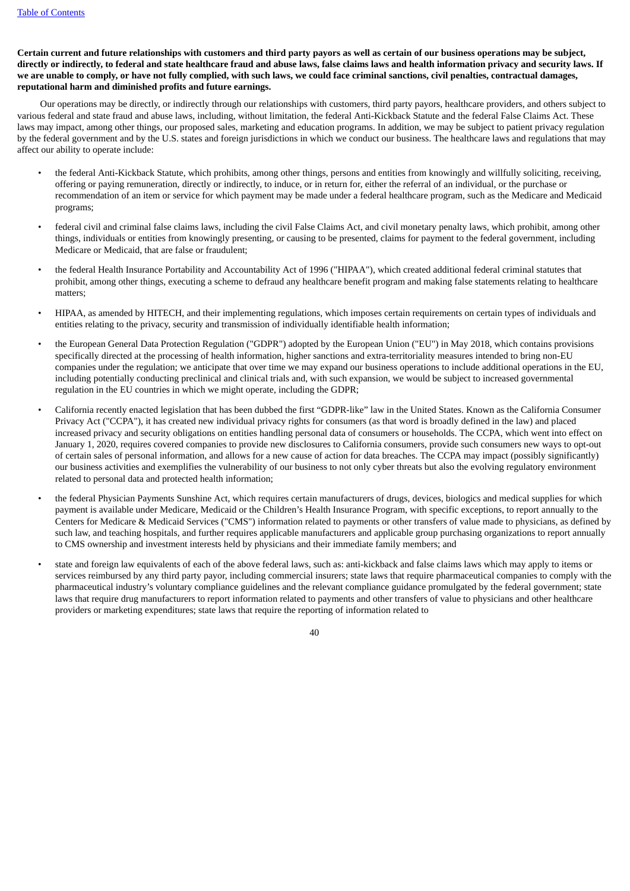**Certain current and future relationships with customers and third party payors as well as certain of our business operations may be subject, directly or indirectly, to federal and state healthcare fraud and abuse laws, false claims laws and health information privacy and security laws. If we are unable to comply, or have not fully complied, with such laws, we could face criminal sanctions, civil penalties, contractual damages, reputational harm and diminished profits and future earnings.**

Our operations may be directly, or indirectly through our relationships with customers, third party payors, healthcare providers, and others subject to various federal and state fraud and abuse laws, including, without limitation, the federal Anti-Kickback Statute and the federal False Claims Act. These laws may impact, among other things, our proposed sales, marketing and education programs. In addition, we may be subject to patient privacy regulation by the federal government and by the U.S. states and foreign jurisdictions in which we conduct our business. The healthcare laws and regulations that may affect our ability to operate include:

- the federal Anti-Kickback Statute, which prohibits, among other things, persons and entities from knowingly and willfully soliciting, receiving, offering or paying remuneration, directly or indirectly, to induce, or in return for, either the referral of an individual, or the purchase or recommendation of an item or service for which payment may be made under a federal healthcare program, such as the Medicare and Medicaid programs;
- federal civil and criminal false claims laws, including the civil False Claims Act, and civil monetary penalty laws, which prohibit, among other things, individuals or entities from knowingly presenting, or causing to be presented, claims for payment to the federal government, including Medicare or Medicaid, that are false or fraudulent;
- the federal Health Insurance Portability and Accountability Act of 1996 ("HIPAA"), which created additional federal criminal statutes that prohibit, among other things, executing a scheme to defraud any healthcare benefit program and making false statements relating to healthcare matters;
- HIPAA, as amended by HITECH, and their implementing regulations, which imposes certain requirements on certain types of individuals and entities relating to the privacy, security and transmission of individually identifiable health information;
- the European General Data Protection Regulation ("GDPR") adopted by the European Union ("EU") in May 2018, which contains provisions specifically directed at the processing of health information, higher sanctions and extra-territoriality measures intended to bring non-EU companies under the regulation; we anticipate that over time we may expand our business operations to include additional operations in the EU, including potentially conducting preclinical and clinical trials and, with such expansion, we would be subject to increased governmental regulation in the EU countries in which we might operate, including the GDPR;
- California recently enacted legislation that has been dubbed the first "GDPR-like" law in the United States. Known as the California Consumer Privacy Act ("CCPA"), it has created new individual privacy rights for consumers (as that word is broadly defined in the law) and placed increased privacy and security obligations on entities handling personal data of consumers or households. The CCPA, which went into effect on January 1, 2020, requires covered companies to provide new disclosures to California consumers, provide such consumers new ways to opt-out of certain sales of personal information, and allows for a new cause of action for data breaches. The CCPA may impact (possibly significantly) our business activities and exemplifies the vulnerability of our business to not only cyber threats but also the evolving regulatory environment related to personal data and protected health information;
- the federal Physician Payments Sunshine Act, which requires certain manufacturers of drugs, devices, biologics and medical supplies for which payment is available under Medicare, Medicaid or the Children's Health Insurance Program, with specific exceptions, to report annually to the Centers for Medicare & Medicaid Services ("CMS") information related to payments or other transfers of value made to physicians, as defined by such law, and teaching hospitals, and further requires applicable manufacturers and applicable group purchasing organizations to report annually to CMS ownership and investment interests held by physicians and their immediate family members; and
- state and foreign law equivalents of each of the above federal laws, such as: anti-kickback and false claims laws which may apply to items or services reimbursed by any third party payor, including commercial insurers; state laws that require pharmaceutical companies to comply with the pharmaceutical industry's voluntary compliance guidelines and the relevant compliance guidance promulgated by the federal government; state laws that require drug manufacturers to report information related to payments and other transfers of value to physicians and other healthcare providers or marketing expenditures; state laws that require the reporting of information related to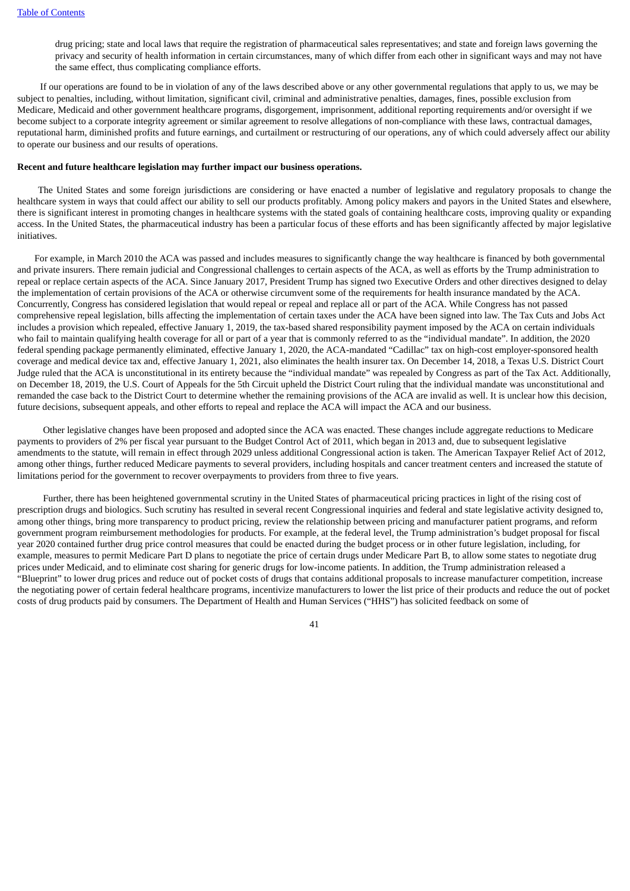drug pricing; state and local laws that require the registration of pharmaceutical sales representatives; and state and foreign laws governing the privacy and security of health information in certain circumstances, many of which differ from each other in significant ways and may not have the same effect, thus complicating compliance efforts.

If our operations are found to be in violation of any of the laws described above or any other governmental regulations that apply to us, we may be subject to penalties, including, without limitation, significant civil, criminal and administrative penalties, damages, fines, possible exclusion from Medicare, Medicaid and other government healthcare programs, disgorgement, imprisonment, additional reporting requirements and/or oversight if we become subject to a corporate integrity agreement or similar agreement to resolve allegations of non-compliance with these laws, contractual damages, reputational harm, diminished profits and future earnings, and curtailment or restructuring of our operations, any of which could adversely affect our ability to operate our business and our results of operations.

**Recent and future healthcare legislation may further impact our business operations.**

The United States and some foreign jurisdictions are considering or have enacted a number of legislative and regulatory proposals to change the healthcare system in ways that could affect our ability to sell our products profitably. Among policy makers and payors in the United States and elsewhere, there is significant interest in promoting changes in healthcare systems with the stated goals of containing healthcare costs, improving quality or expanding access. In the United States, the pharmaceutical industry has been a particular focus of these efforts and has been significantly affected by major legislative initiatives.

For example, in March 2010 the ACA was passed and includes measures to significantly change the way healthcare is financed by both governmental and private insurers. There remain judicial and Congressional challenges to certain aspects of the ACA, as well as efforts by the Trump administration to repeal or replace certain aspects of the ACA. Since January 2017, President Trump has signed two Executive Orders and other directives designed to delay the implementation of certain provisions of the ACA or otherwise circumvent some of the requirements for health insurance mandated by the ACA. Concurrently, Congress has considered legislation that would repeal or repeal and replace all or part of the ACA. While Congress has not passed comprehensive repeal legislation, bills affecting the implementation of certain taxes under the ACA have been signed into law. The Tax Cuts and Jobs Act includes a provision which repealed, effective January 1, 2019, the tax-based shared responsibility payment imposed by the ACA on certain individuals who fail to maintain qualifying health coverage for all or part of a year that is commonly referred to as the "individual mandate". In addition, the 2020 federal spending package permanently eliminated, effective January 1, 2020, the ACA-mandated "Cadillac" tax on high-cost employer-sponsored health coverage and medical device tax and, effective January 1, 2021, also eliminates the health insurer tax. On December 14, 2018, a Texas U.S. District Court Judge ruled that the ACA is unconstitutional in its entirety because the "individual mandate" was repealed by Congress as part of the Tax Act. Additionally, on December 18, 2019, the U.S. Court of Appeals for the 5th Circuit upheld the District Court ruling that the individual mandate was unconstitutional and remanded the case back to the District Court to determine whether the remaining provisions of the ACA are invalid as well. It is unclear how this decision, future decisions, subsequent appeals, and other efforts to repeal and replace the ACA will impact the ACA and our business.

Other legislative changes have been proposed and adopted since the ACA was enacted. These changes include aggregate reductions to Medicare payments to providers of 2% per fiscal year pursuant to the Budget Control Act of 2011, which began in 2013 and, due to subsequent legislative amendments to the statute, will remain in effect through 2029 unless additional Congressional action is taken. The American Taxpayer Relief Act of 2012, among other things, further reduced Medicare payments to several providers, including hospitals and cancer treatment centers and increased the statute of limitations period for the government to recover overpayments to providers from three to five years.

Further, there has been heightened governmental scrutiny in the United States of pharmaceutical pricing practices in light of the rising cost of prescription drugs and biologics. Such scrutiny has resulted in several recent Congressional inquiries and federal and state legislative activity designed to, among other things, bring more transparency to product pricing, review the relationship between pricing and manufacturer patient programs, and reform government program reimbursement methodologies for products. For example, at the federal level, the Trump administration's budget proposal for fiscal year 2020 contained further drug price control measures that could be enacted during the budget process or in other future legislation, including, for example, measures to permit Medicare Part D plans to negotiate the price of certain drugs under Medicare Part B, to allow some states to negotiate drug prices under Medicaid, and to eliminate cost sharing for generic drugs for low-income patients. In addition, the Trump administration released a "Blueprint" to lower drug prices and reduce out of pocket costs of drugs that contains additional proposals to increase manufacturer competition, increase the negotiating power of certain federal healthcare programs, incentivize manufacturers to lower the list price of their products and reduce the out of pocket costs of drug products paid by consumers. The Department of Health and Human Services ("HHS") has solicited feedback on some of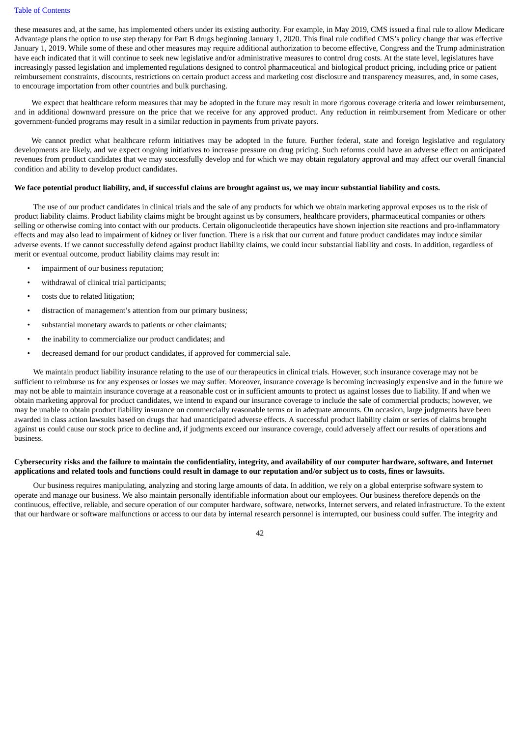these measures and, at the same, has implemented others under its existing authority. For example, in May 2019, CMS issued a final rule to allow Medicare Advantage plans the option to use step therapy for Part B drugs beginning January 1, 2020. This final rule codified CMS's policy change that was effective January 1, 2019. While some of these and other measures may require additional authorization to become effective, Congress and the Trump administration have each indicated that it will continue to seek new legislative and/or administrative measures to control drug costs. At the state level, legislatures have increasingly passed legislation and implemented regulations designed to control pharmaceutical and biological product pricing, including price or patient reimbursement constraints, discounts, restrictions on certain product access and marketing cost disclosure and transparency measures, and, in some cases, to encourage importation from other countries and bulk purchasing.

We expect that healthcare reform measures that may be adopted in the future may result in more rigorous coverage criteria and lower reimbursement, and in additional downward pressure on the price that we receive for any approved product. Any reduction in reimbursement from Medicare or other government-funded programs may result in a similar reduction in payments from private payors.

We cannot predict what healthcare reform initiatives may be adopted in the future. Further federal, state and foreign legislative and regulatory developments are likely, and we expect ongoing initiatives to increase pressure on drug pricing. Such reforms could have an adverse effect on anticipated revenues from product candidates that we may successfully develop and for which we may obtain regulatory approval and may affect our overall financial condition and ability to develop product candidates.

**We face potential product liability, and, if successful claims are brought against us, we may incur substantial liability and costs.**

The use of our product candidates in clinical trials and the sale of any products for which we obtain marketing approval exposes us to the risk of product liability claims. Product liability claims might be brought against us by consumers, healthcare providers, pharmaceutical companies or others selling or otherwise coming into contact with our products. Certain oligonucleotide therapeutics have shown injection site reactions and pro-inflammatory effects and may also lead to impairment of kidney or liver function. There is a risk that our current and future product candidates may induce similar adverse events. If we cannot successfully defend against product liability claims, we could incur substantial liability and costs. In addition, regardless of merit or eventual outcome, product liability claims may result in:

- impairment of our business reputation;
- withdrawal of clinical trial participants;
- costs due to related litigation;
- distraction of management's attention from our primary business;
- substantial monetary awards to patients or other claimants;
- the inability to commercialize our product candidates; and
- decreased demand for our product candidates, if approved for commercial sale.

We maintain product liability insurance relating to the use of our therapeutics in clinical trials. However, such insurance coverage may not be sufficient to reimburse us for any expenses or losses we may suffer. Moreover, insurance coverage is becoming increasingly expensive and in the future we may not be able to maintain insurance coverage at a reasonable cost or in sufficient amounts to protect us against losses due to liability. If and when we obtain marketing approval for product candidates, we intend to expand our insurance coverage to include the sale of commercial products; however, we may be unable to obtain product liability insurance on commercially reasonable terms or in adequate amounts. On occasion, large judgments have been awarded in class action lawsuits based on drugs that had unanticipated adverse effects. A successful product liability claim or series of claims brought against us could cause our stock price to decline and, if judgments exceed our insurance coverage, could adversely affect our results of operations and business.

**Cybersecurity risks and the failure to maintain the confidentiality, integrity, and availability of our computer hardware, software, and Internet applications and related tools and functions could result in damage to our reputation and/or subject us to costs, fines or lawsuits.**

Our business requires manipulating, analyzing and storing large amounts of data. In addition, we rely on a global enterprise software system to operate and manage our business. We also maintain personally identifiable information about our employees. Our business therefore depends on the continuous, effective, reliable, and secure operation of our computer hardware, software, networks, Internet servers, and related infrastructure. To the extent that our hardware or software malfunctions or access to our data by internal research personnel is interrupted, our business could suffer. The integrity and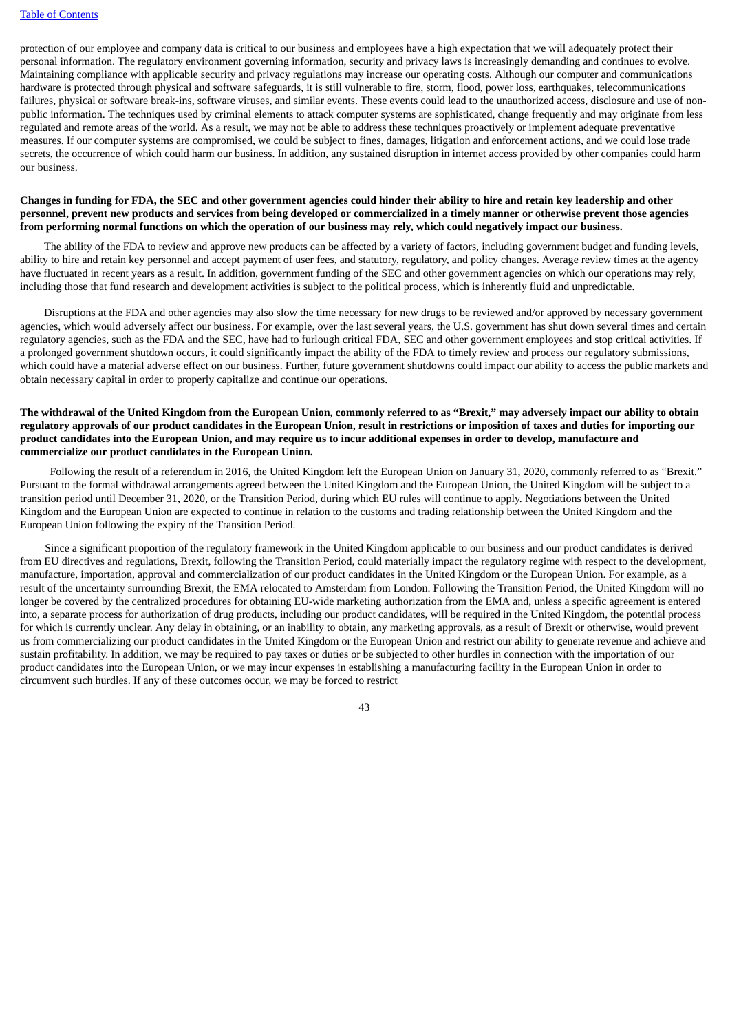protection of our employee and company data is critical to our business and employees have a high expectation that we will adequately protect their personal information. The regulatory environment governing information, security and privacy laws is increasingly demanding and continues to evolve. Maintaining compliance with applicable security and privacy regulations may increase our operating costs. Although our computer and communications hardware is protected through physical and software safeguards, it is still vulnerable to fire, storm, flood, power loss, earthquakes, telecommunications failures, physical or software break-ins, software viruses, and similar events. These events could lead to the unauthorized access, disclosure and use of non-public information. The techniques used by criminal elements to attack computer systems are sophisticated, change frequently and may originate from less regulated and remote areas of the world. As a result, we may not be able to address these techniques proactively or implement adequate preventative measures. If our computer systems are compromised, we could be subject to fines, damages, litigation and enforcement actions, and we could lose trade secrets, the occurrence of which could harm our business. In addition, any sustained disruption in internet access provided by other companies could harm our business.

**Changes in funding for FDA, the SEC and other government agencies could hinder their ability to hire and retain key leadership and other personnel, prevent new products and services from being developed or commercialized in a timely manner or otherwise prevent those agencies from performing normal functions on which the operation of our business may rely, which could negatively impact our business.**

The ability of the FDA to review and approve new products can be affected by a variety of factors, including government budget and funding levels, ability to hire and retain key personnel and accept payment of user fees, and statutory, regulatory, and policy changes. Average review times at the agency have fluctuated in recent years as a result. In addition, government funding of the SEC and other government agencies on which our operations may rely, including those that fund research and development activities is subject to the political process, which is inherently fluid and unpredictable.

Disruptions at the FDA and other agencies may also slow the time necessary for new drugs to be reviewed and/or approved by necessary government agencies, which would adversely affect our business. For example, over the last several years, the U.S. government has shut down several times and certain regulatory agencies, such as the FDA and the SEC, have had to furlough critical FDA, SEC and other government employees and stop critical activities. If a prolonged government shutdown occurs, it could significantly impact the ability of the FDA to timely review and process our regulatory submissions, which could have a material adverse effect on our business. Further, future government shutdowns could impact our ability to access the public markets and obtain necessary capital in order to properly capitalize and continue our operations.

**The withdrawal of the United Kingdom from the European Union, commonly referred to as "Brexit," may adversely impact our ability to obtain regulatory approvals of our product candidates in the European Union, result in restrictions or imposition of taxes and duties for importing our product candidates into the European Union, and may require us to incur additional expenses in order to develop, manufacture and commercialize our product candidates in the European Union.**

Following the result of a referendum in 2016, the United Kingdom left the European Union on January 31, 2020, commonly referred to as "Brexit." Pursuant to the formal withdrawal arrangements agreed between the United Kingdom and the European Union, the United Kingdom will be subject to a transition period until December 31, 2020, or the Transition Period, during which EU rules will continue to apply. Negotiations between the United Kingdom and the European Union are expected to continue in relation to the customs and trading relationship between the United Kingdom and the European Union following the expiry of the Transition Period.

Since a significant proportion of the regulatory framework in the United Kingdom applicable to our business and our product candidates is derived from EU directives and regulations, Brexit, following the Transition Period, could materially impact the regulatory regime with respect to the development, manufacture, importation, approval and commercialization of our product candidates in the United Kingdom or the European Union. For example, as a result of the uncertainty surrounding Brexit, the EMA relocated to Amsterdam from London. Following the Transition Period, the United Kingdom will no longer be covered by the centralized procedures for obtaining EU-wide marketing authorization from the EMA and, unless a specific agreement is entered into, a separate process for authorization of drug products, including our product candidates, will be required in the United Kingdom, the potential process for which is currently unclear. Any delay in obtaining, or an inability to obtain, any marketing approvals, as a result of Brexit or otherwise, would prevent us from commercializing our product candidates in the United Kingdom or the European Union and restrict our ability to generate revenue and achieve and sustain profitability. In addition, we may be required to pay taxes or duties or be subjected to other hurdles in connection with the importation of our product candidates into the European Union, or we may incur expenses in establishing a manufacturing facility in the European Union in order to circumvent such hurdles. If any of these outcomes occur, we may be forced to restrict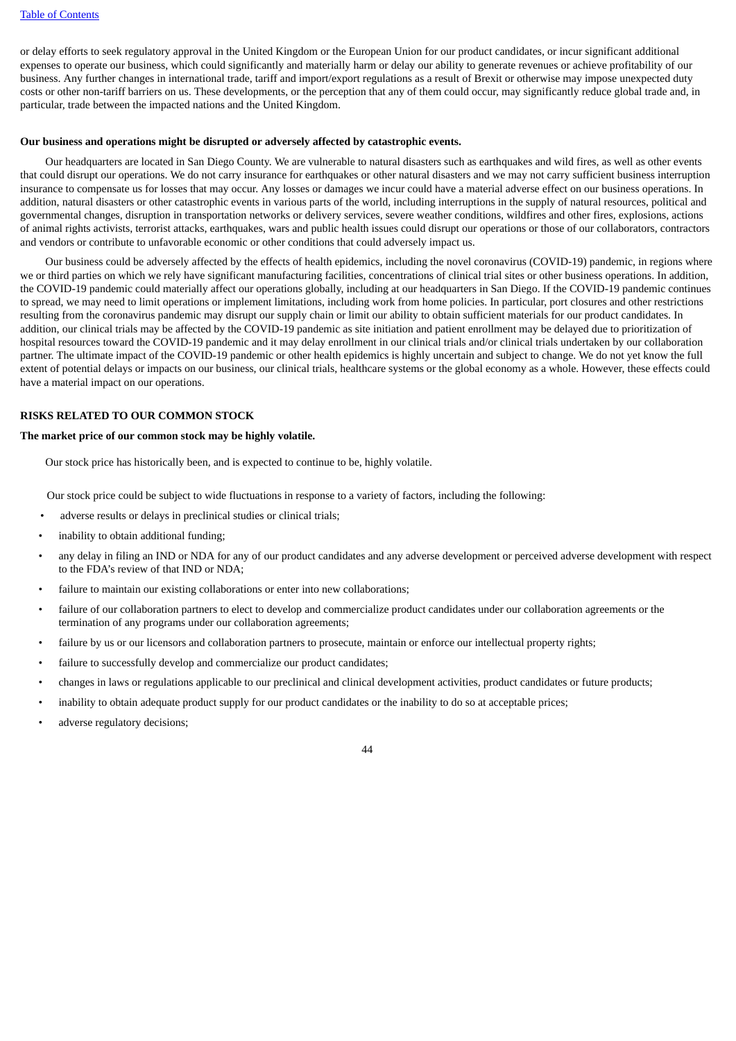or delay efforts to seek regulatory approval in the United Kingdom or the European Union for our product candidates, or incur significant additional expenses to operate our business, which could significantly and materially harm or delay our ability to generate revenues or achieve profitability of our business. Any further changes in international trade, tariff and import/export regulations as a result of Brexit or otherwise may impose unexpected duty costs or other non-tariff barriers on us. These developments, or the perception that any of them could occur, may significantly reduce global trade and, in particular, trade between the impacted nations and the United Kingdom.

**Our business and operations might be disrupted or adversely affected by catastrophic events.**

Our headquarters are located in San Diego County. We are vulnerable to natural disasters such as earthquakes and wild fires, as well as other events that could disrupt our operations. We do not carry insurance for earthquakes or other natural disasters and we may not carry sufficient business interruption insurance to compensate us for losses that may occur. Any losses or damages we incur could have a material adverse effect on our business operations. In addition, natural disasters or other catastrophic events in various parts of the world, including interruptions in the supply of natural resources, political and governmental changes, disruption in transportation networks or delivery services, severe weather conditions, wildfires and other fires, explosions, actions of animal rights activists, terrorist attacks, earthquakes, wars and public health issues could disrupt our operations or those of our collaborators, contractors and vendors or contribute to unfavorable economic or other conditions that could adversely impact us.

Our business could be adversely affected by the effects of health epidemics, including the novel coronavirus (COVID-19) pandemic, in regions where we or third parties on which we rely have significant manufacturing facilities, concentrations of clinical trial sites or other business operations. In addition, the COVID-19 pandemic could materially affect our operations globally, including at our headquarters in San Diego. If the COVID-19 pandemic continues to spread, we may need to limit operations or implement limitations, including work from home policies. In particular, port closures and other restrictions resulting from the coronavirus pandemic may disrupt our supply chain or limit our ability to obtain sufficient materials for our product candidates. In addition, our clinical trials may be affected by the COVID-19 pandemic as site initiation and patient enrollment may be delayed due to prioritization of hospital resources toward the COVID-19 pandemic and it may delay enrollment in our clinical trials and/or clinical trials undertaken by our collaboration partner. The ultimate impact of the COVID-19 pandemic or other health epidemics is highly uncertain and subject to change. We do not yet know the full extent of potential delays or impacts on our business, our clinical trials, healthcare systems or the global economy as a whole. However, these effects could have a material impact on our operations.

## RISKS RELATED TO OUR COMMON STOCK

**The market price of our common stock may be highly volatile.**

Our stock price has historically been, and is expected to continue to be, highly volatile.

Our stock price could be subject to wide fluctuations in response to a variety of factors, including the following:

- adverse results or delays in preclinical studies or clinical trials;
- inability to obtain additional funding;
- any delay in filing an IND or NDA for any of our product candidates and any adverse development or perceived adverse development with respect to the FDA's review of that IND or NDA;
- failure to maintain our existing collaborations or enter into new collaborations;
- failure of our collaboration partners to elect to develop and commercialize product candidates under our collaboration agreements or the termination of any programs under our collaboration agreements;
- failure by us or our licensors and collaboration partners to prosecute, maintain or enforce our intellectual property rights;
- failure to successfully develop and commercialize our product candidates;
- changes in laws or regulations applicable to our preclinical and clinical development activities, product candidates or future products;
- inability to obtain adequate product supply for our product candidates or the inability to do so at acceptable prices;
- adverse regulatory decisions;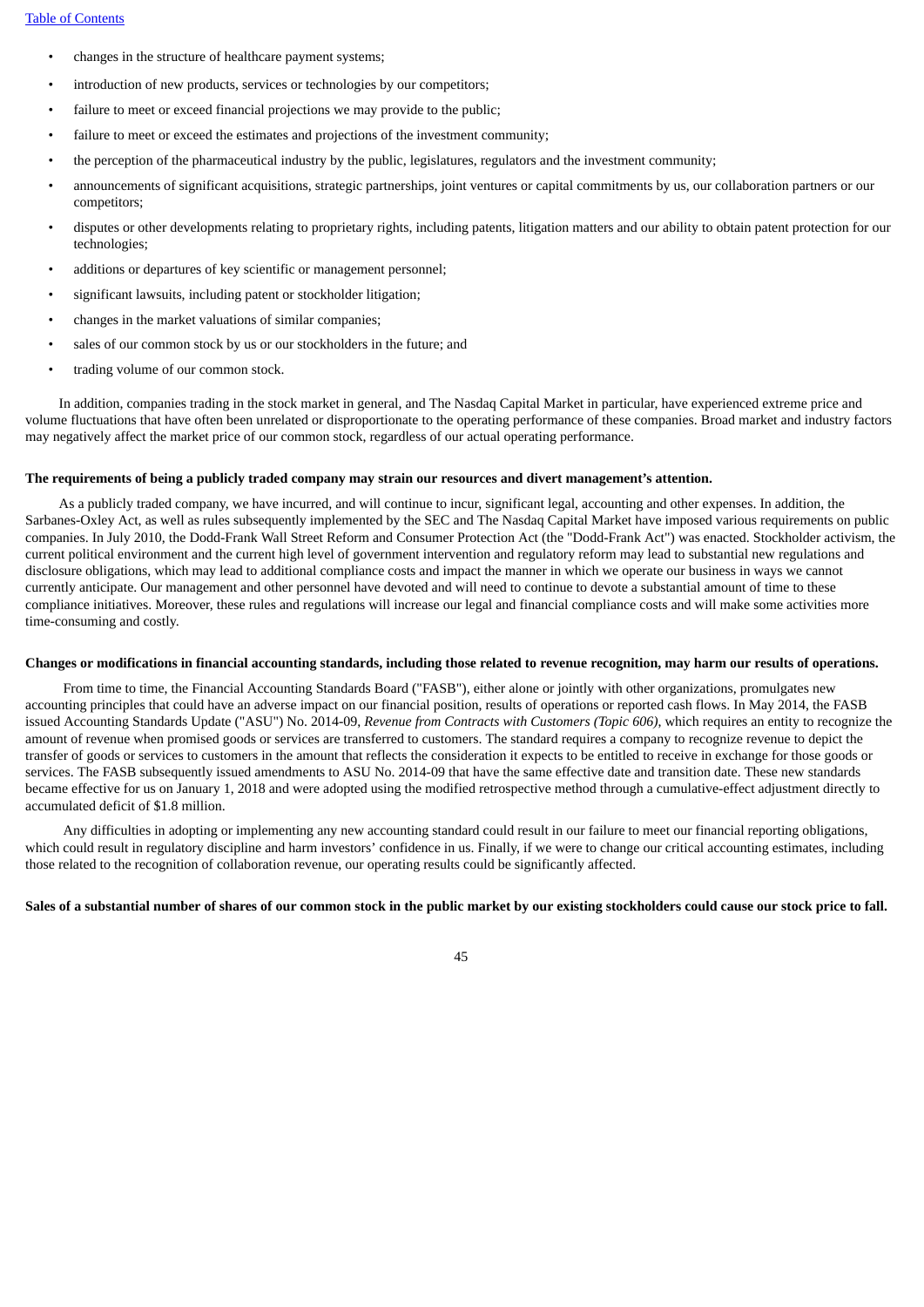- changes in the structure of healthcare payment systems;
- introduction of new products, services or technologies by our competitors;
- failure to meet or exceed financial projections we may provide to the public;
- failure to meet or exceed the estimates and projections of the investment community;
- the perception of the pharmaceutical industry by the public, legislatures, regulators and the investment community;
- announcements of significant acquisitions, strategic partnerships, joint ventures or capital commitments by us, our collaboration partners or our competitors;
- disputes or other developments relating to proprietary rights, including patents, litigation matters and our ability to obtain patent protection for our technologies;
- additions or departures of key scientific or management personnel;
- significant lawsuits, including patent or stockholder litigation;
- changes in the market valuations of similar companies;
- sales of our common stock by us or our stockholders in the future; and
- trading volume of our common stock.

In addition, companies trading in the stock market in general, and The Nasdaq Capital Market in particular, have experienced extreme price and volume fluctuations that have often been unrelated or disproportionate to the operating performance of these companies. Broad market and industry factors may negatively affect the market price of our common stock, regardless of our actual operating performance.

**The requirements of being a publicly traded company may strain our resources and divert management's attention.**

As a publicly traded company, we have incurred, and will continue to incur, significant legal, accounting and other expenses. In addition, the Sarbanes-Oxley Act, as well as rules subsequently implemented by the SEC and The Nasdaq Capital Market have imposed various requirements on public companies. In July 2010, the Dodd-Frank Wall Street Reform and Consumer Protection Act (the "Dodd-Frank Act") was enacted. Stockholder activism, the current political environment and the current high level of government intervention and regulatory reform may lead to substantial new regulations and disclosure obligations, which may lead to additional compliance costs and impact the manner in which we operate our business in ways we cannot currently anticipate. Our management and other personnel have devoted and will need to continue to devote a substantial amount of time to these compliance initiatives. Moreover, these rules and regulations will increase our legal and financial compliance costs and will make some activities more time-consuming and costly.

**Changes or modifications in financial accounting standards, including those related to revenue recognition, may harm our results of operations.**

From time to time, the Financial Accounting Standards Board ("FASB"), either alone or jointly with other organizations, promulgates new accounting principles that could have an adverse impact on our financial position, results of operations or reported cash flows. In May 2014, the FASB issued Accounting Standards Update ("ASU") No. 2014-09, *Revenue from Contracts with Customers (Topic 606)*, which requires an entity to recognize the amount of revenue when promised goods or services are transferred to customers. The standard requires a company to recognize revenue to depict the transfer of goods or services to customers in the amount that reflects the consideration it expects to be entitled to receive in exchange for those goods or services. The FASB subsequently issued amendments to ASU No. 2014-09 that have the same effective date and transition date. These new standards became effective for us on January 1, 2018 and were adopted using the modified retrospective method through a cumulative-effect adjustment directly to accumulated deficit of $1.8 million.

Any difficulties in adopting or implementing any new accounting standard could result in our failure to meet our financial reporting obligations, which could result in regulatory discipline and harm investors' confidence in us. Finally, if we were to change our critical accounting estimates, including those related to the recognition of collaboration revenue, our operating results could be significantly affected.

**Sales of a substantial number of shares of our common stock in the public market by our existing stockholders could cause our stock price to fall.**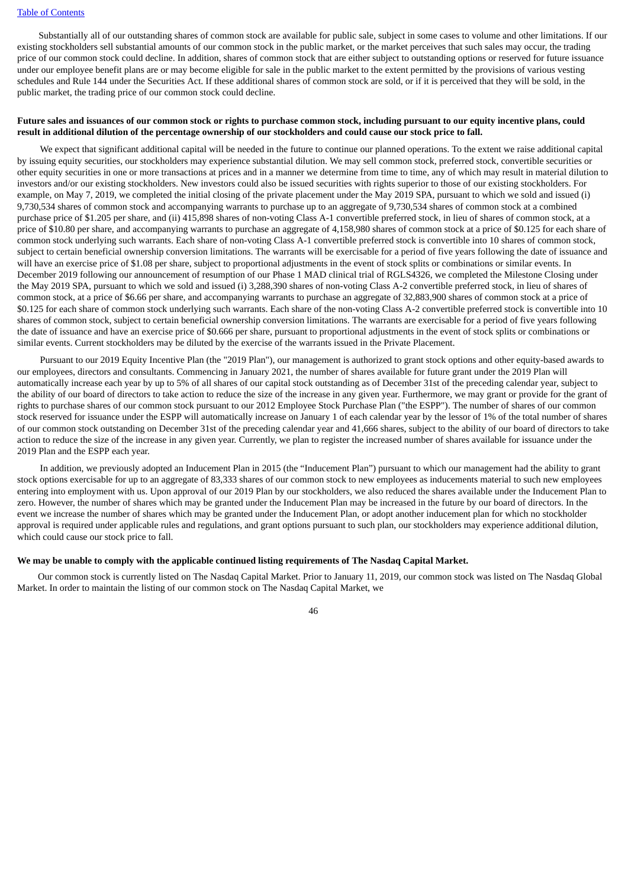Substantially all of our outstanding shares of common stock are available for public sale, subject in some cases to volume and other limitations. If our existing stockholders sell substantial amounts of our common stock in the public market, or the market perceives that such sales may occur, the trading price of our common stock could decline. In addition, shares of common stock that are either subject to outstanding options or reserved for future issuance under our employee benefit plans are or may become eligible for sale in the public market to the extent permitted by the provisions of various vesting schedules and Rule 144 under the Securities Act. If these additional shares of common stock are sold, or if it is perceived that they will be sold, in the public market, the trading price of our common stock could decline.

**Future sales and issuances of our common stock or rights to purchase common stock, including pursuant to our equity incentive plans, could result in additional dilution of the percentage ownership of our stockholders and could cause our stock price to fall.**

We expect that significant additional capital will be needed in the future to continue our planned operations. To the extent we raise additional capital by issuing equity securities, our stockholders may experience substantial dilution. We may sell common stock, preferred stock, convertible securities or other equity securities in one or more transactions at prices and in a manner we determine from time to time, any of which may result in material dilution to investors and/or our existing stockholders. New investors could also be issued securities with rights superior to those of our existing stockholders. For example, on May 7, 2019, we completed the initial closing of the private placement under the May 2019 SPA, pursuant to which we sold and issued (i) 9,730,534 shares of common stock and accompanying warrants to purchase up to an aggregate of 9,730,534 shares of common stock at a combined purchase price of $1.205 per share, and (ii) 415,898 shares of non-voting Class A-1 convertible preferred stock, in lieu of shares of common stock, at a price of $10.80 per share, and accompanying warrants to purchase an aggregate of 4,158,980 shares of common stock at a price of $0.125 for each share of common stock underlying such warrants. Each share of non-voting Class A-1 convertible preferred stock is convertible into 10 shares of common stock, subject to certain beneficial ownership conversion limitations. The warrants will be exercisable for a period of five years following the date of issuance and will have an exercise price of $1.08 per share, subject to proportional adjustments in the event of stock splits or combinations or similar events. In December 2019 following our announcement of resumption of our Phase 1 MAD clinical trial of RGLS4326, we completed the Milestone Closing under the May 2019 SPA, pursuant to which we sold and issued (i) 3,288,390 shares of non-voting Class A-2 convertible preferred stock, in lieu of shares of common stock, at a price of $6.66 per share, and accompanying warrants to purchase an aggregate of 32,883,900 shares of common stock at a price of $0.125 for each share of common stock underlying such warrants. Each share of the non-voting Class A-2 convertible preferred stock is convertible into 10 shares of common stock, subject to certain beneficial ownership conversion limitations. The warrants are exercisable for a period of five years following the date of issuance and have an exercise price of $0.666 per share, pursuant to proportional adjustments in the event of stock splits or combinations or similar events. Current stockholders may be diluted by the exercise of the warrants issued in the Private Placement.

Pursuant to our 2019 Equity Incentive Plan (the "2019 Plan"), our management is authorized to grant stock options and other equity-based awards to our employees, directors and consultants. Commencing in January 2021, the number of shares available for future grant under the 2019 Plan will automatically increase each year by up to 5% of all shares of our capital stock outstanding as of December 31st of the preceding calendar year, subject to the ability of our board of directors to take action to reduce the size of the increase in any given year. Furthermore, we may grant or provide for the grant of rights to purchase shares of our common stock pursuant to our 2012 Employee Stock Purchase Plan ("the ESPP"). The number of shares of our common stock reserved for issuance under the ESPP will automatically increase on January 1 of each calendar year by the lessor of 1% of the total number of shares of our common stock outstanding on December 31st of the preceding calendar year and 41,666 shares, subject to the ability of our board of directors to take action to reduce the size of the increase in any given year. Currently, we plan to register the increased number of shares available for issuance under the 2019 Plan and the ESPP each year.

In addition, we previously adopted an Inducement Plan in 2015 (the "Inducement Plan") pursuant to which our management had the ability to grant stock options exercisable for up to an aggregate of 83,333 shares of our common stock to new employees as inducements material to such new employees entering into employment with us. Upon approval of our 2019 Plan by our stockholders, we also reduced the shares available under the Inducement Plan to zero. However, the number of shares which may be granted under the Inducement Plan may be increased in the future by our board of directors. In the event we increase the number of shares which may be granted under the Inducement Plan, or adopt another inducement plan for which no stockholder approval is required under applicable rules and regulations, and grant options pursuant to such plan, our stockholders may experience additional dilution, which could cause our stock price to fall.

**We may be unable to comply with the applicable continued listing requirements of The Nasdaq Capital Market.**

Our common stock is currently listed on The Nasdaq Capital Market. Prior to January 11, 2019, our common stock was listed on The Nasdaq Global Market. In order to maintain the listing of our common stock on The Nasdaq Capital Market, we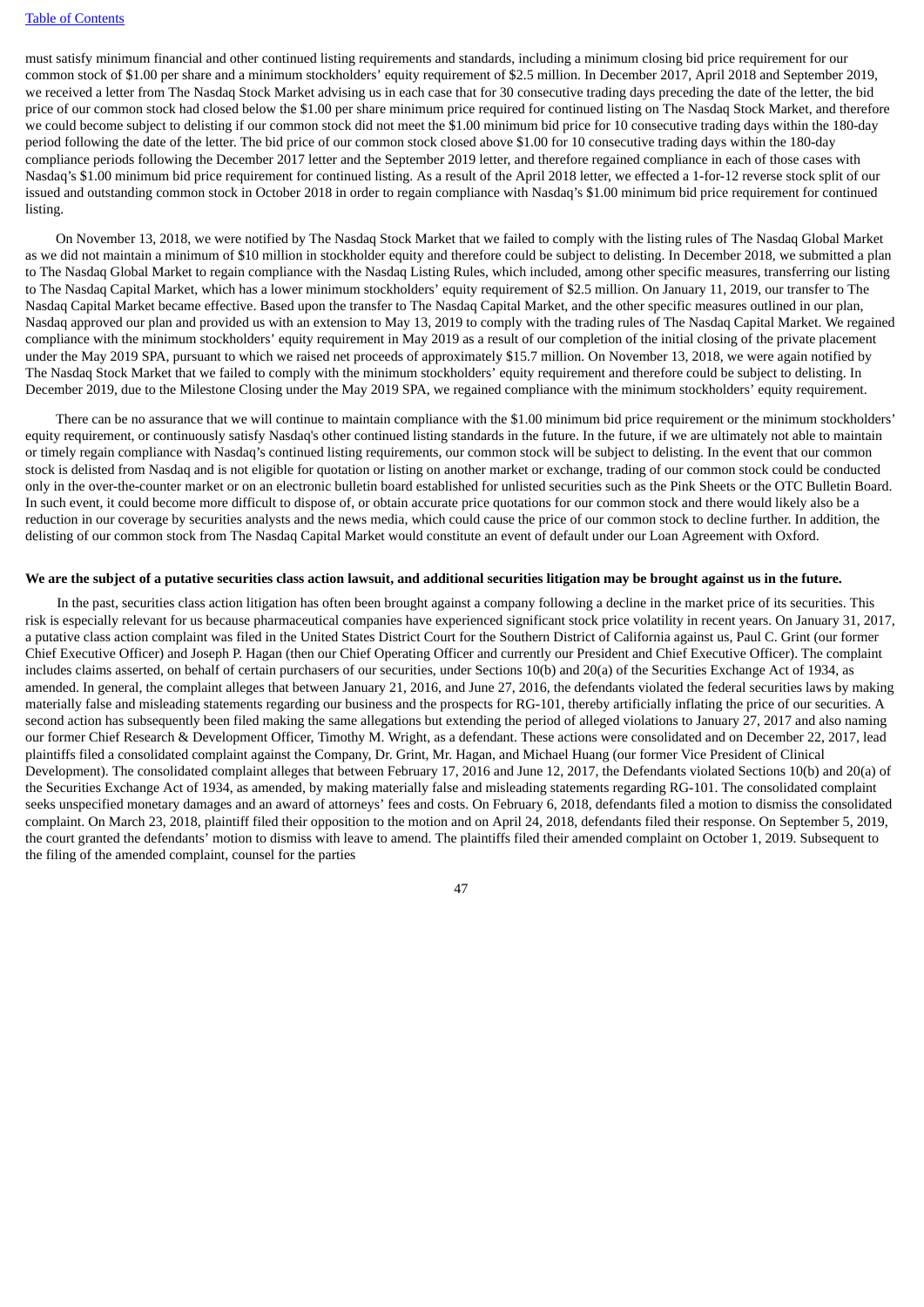must satisfy minimum financial and other continued listing requirements and standards, including a minimum closing bid price requirement for our common stock of $1.00 per share and a minimum stockholders' equity requirement of $2.5 million. In December 2017, April 2018 and September 2019, we received a letter from The Nasdaq Stock Market advising us in each case that for 30 consecutive trading days preceding the date of the letter, the bid price of our common stock had closed below the $1.00 per share minimum price required for continued listing on The Nasdaq Stock Market, and therefore we could become subject to delisting if our common stock did not meet the $1.00 minimum bid price for 10 consecutive trading days within the 180-day period following the date of the letter. The bid price of our common stock closed above $1.00 for 10 consecutive trading days within the 180-day compliance periods following the December 2017 letter and the September 2019 letter, and therefore regained compliance in each of those cases with Nasdaq's $1.00 minimum bid price requirement for continued listing. As a result of the April 2018 letter, we effected a 1-for-12 reverse stock split of our issued and outstanding common stock in October 2018 in order to regain compliance with Nasdaq's $1.00 minimum bid price requirement for continued listing.

On November 13, 2018, we were notified by The Nasdaq Stock Market that we failed to comply with the listing rules of The Nasdaq Global Market as we did not maintain a minimum of $10 million in stockholder equity and therefore could be subject to delisting. In December 2018, we submitted a plan to The Nasdaq Global Market to regain compliance with the Nasdaq Listing Rules, which included, among other specific measures, transferring our listing to The Nasdaq Capital Market, which has a lower minimum stockholders' equity requirement of $2.5 million. On January 11, 2019, our transfer to The Nasdaq Capital Market became effective. Based upon the transfer to The Nasdaq Capital Market, and the other specific measures outlined in our plan, Nasdaq approved our plan and provided us with an extension to May 13, 2019 to comply with the trading rules of The Nasdaq Capital Market. We regained compliance with the minimum stockholders' equity requirement in May 2019 as a result of our completion of the initial closing of the private placement under the May 2019 SPA, pursuant to which we raised net proceeds of approximately $15.7 million. On November 13, 2018, we were again notified by The Nasdaq Stock Market that we failed to comply with the minimum stockholders' equity requirement and therefore could be subject to delisting. In December 2019, due to the Milestone Closing under the May 2019 SPA, we regained compliance with the minimum stockholders' equity requirement.

There can be no assurance that we will continue to maintain compliance with the $1.00 minimum bid price requirement or the minimum stockholders' equity requirement, or continuously satisfy Nasdaq's other continued listing standards in the future. In the future, if we are ultimately not able to maintain or timely regain compliance with Nasdaq's continued listing requirements, our common stock will be subject to delisting. In the event that our common stock is delisted from Nasdaq and is not eligible for quotation or listing on another market or exchange, trading of our common stock could be conducted only in the over-the-counter market or on an electronic bulletin board established for unlisted securities such as the Pink Sheets or the OTC Bulletin Board. In such event, it could become more difficult to dispose of, or obtain accurate price quotations for our common stock and there would likely also be a reduction in our coverage by securities analysts and the news media, which could cause the price of our common stock to decline further. In addition, the delisting of our common stock from The Nasdaq Capital Market would constitute an event of default under our Loan Agreement with Oxford.

**We are the subject of a putative securities class action lawsuit, and additional securities litigation may be brought against us in the future.**

In the past, securities class action litigation has often been brought against a company following a decline in the market price of its securities. This risk is especially relevant for us because pharmaceutical companies have experienced significant stock price volatility in recent years. On January 31, 2017, a putative class action complaint was filed in the United States District Court for the Southern District of California against us, Paul C. Grint (our former Chief Executive Officer) and Joseph P. Hagan (then our Chief Operating Officer and currently our President and Chief Executive Officer). The complaint includes claims asserted, on behalf of certain purchasers of our securities, under Sections 10(b) and 20(a) of the Securities Exchange Act of 1934, as amended. In general, the complaint alleges that between January 21, 2016, and June 27, 2016, the defendants violated the federal securities laws by making materially false and misleading statements regarding our business and the prospects for RG-101, thereby artificially inflating the price of our securities. A second action has subsequently been filed making the same allegations but extending the period of alleged violations to January 27, 2017 and also naming our former Chief Research & Development Officer, Timothy M. Wright, as a defendant. These actions were consolidated and on December 22, 2017, lead plaintiffs filed a consolidated complaint against the Company, Dr. Grint, Mr. Hagan, and Michael Huang (our former Vice President of Clinical Development). The consolidated complaint alleges that between February 17, 2016 and June 12, 2017, the Defendants violated Sections 10(b) and 20(a) of the Securities Exchange Act of 1934, as amended, by making materially false and misleading statements regarding RG-101. The consolidated complaint seeks unspecified monetary damages and an award of attorneys' fees and costs. On February 6, 2018, defendants filed a motion to dismiss the consolidated complaint. On March 23, 2018, plaintiff filed their opposition to the motion and on April 24, 2018, defendants filed their response. On September 5, 2019, the court granted the defendants' motion to dismiss with leave to amend. The plaintiffs filed their amended complaint on October 1, 2019. Subsequent to the filing of the amended complaint, counsel for the parties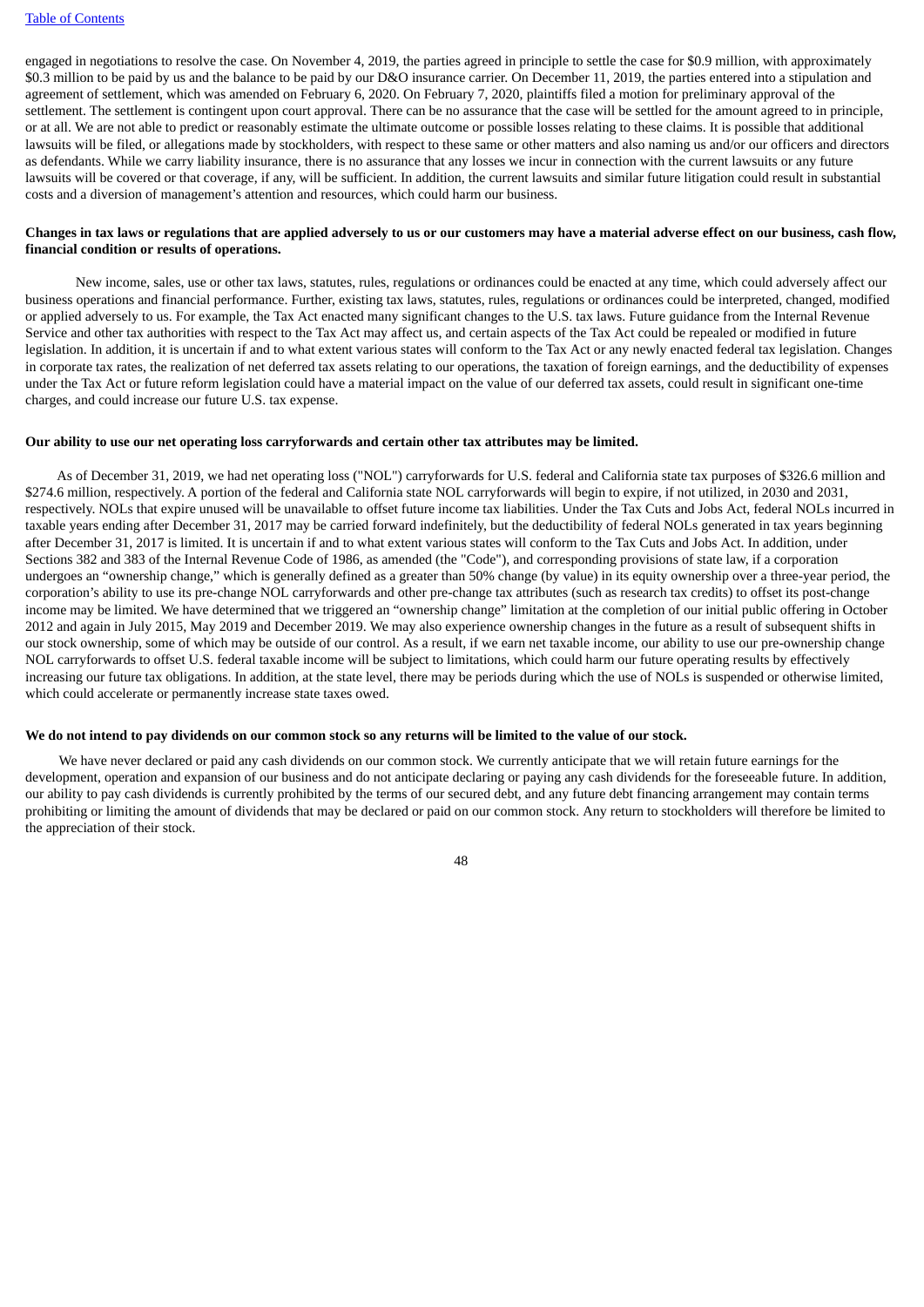engaged in negotiations to resolve the case. On November 4, 2019, the parties agreed in principle to settle the case for $0.9 million, with approximately $0.3 million to be paid by us and the balance to be paid by our D&O insurance carrier. On December 11, 2019, the parties entered into a stipulation and agreement of settlement, which was amended on February 6, 2020. On February 7, 2020, plaintiffs filed a motion for preliminary approval of the settlement. The settlement is contingent upon court approval. There can be no assurance that the case will be settled for the amount agreed to in principle, or at all. We are not able to predict or reasonably estimate the ultimate outcome or possible losses relating to these claims. It is possible that additional lawsuits will be filed, or allegations made by stockholders, with respect to these same or other matters and also naming us and/or our officers and directors as defendants. While we carry liability insurance, there is no assurance that any losses we incur in connection with the current lawsuits or any future lawsuits will be covered or that coverage, if any, will be sufficient. In addition, the current lawsuits and similar future litigation could result in substantial costs and a diversion of management's attention and resources, which could harm our business.

**Changes in tax laws or regulations that are applied adversely to us or our customers may have a material adverse effect on our business, cash flow, financial condition or results of operations.**

New income, sales, use or other tax laws, statutes, rules, regulations or ordinances could be enacted at any time, which could adversely affect our business operations and financial performance. Further, existing tax laws, statutes, rules, regulations or ordinances could be interpreted, changed, modified or applied adversely to us. For example, the Tax Act enacted many significant changes to the U.S. tax laws. Future guidance from the Internal Revenue Service and other tax authorities with respect to the Tax Act may affect us, and certain aspects of the Tax Act could be repealed or modified in future legislation. In addition, it is uncertain if and to what extent various states will conform to the Tax Act or any newly enacted federal tax legislation. Changes in corporate tax rates, the realization of net deferred tax assets relating to our operations, the taxation of foreign earnings, and the deductibility of expenses under the Tax Act or future reform legislation could have a material impact on the value of our deferred tax assets, could result in significant one-time charges, and could increase our future U.S. tax expense.

**Our ability to use our net operating loss carryforwards and certain other tax attributes may be limited.**

As of December 31, 2019, we had net operating loss ("NOL") carryforwards for U.S. federal and California state tax purposes of $326.6 million and $274.6 million, respectively. A portion of the federal and California state NOL carryforwards will begin to expire, if not utilized, in 2030 and 2031, respectively. NOLs that expire unused will be unavailable to offset future income tax liabilities. Under the Tax Cuts and Jobs Act, federal NOLs incurred in taxable years ending after December 31, 2017 may be carried forward indefinitely, but the deductibility of federal NOLs generated in tax years beginning after December 31, 2017 is limited. It is uncertain if and to what extent various states will conform to the Tax Cuts and Jobs Act. In addition, under Sections 382 and 383 of the Internal Revenue Code of 1986, as amended (the "Code"), and corresponding provisions of state law, if a corporation undergoes an "ownership change," which is generally defined as a greater than 50% change (by value) in its equity ownership over a three-year period, the corporation's ability to use its pre-change NOL carryforwards and other pre-change tax attributes (such as research tax credits) to offset its post-change income may be limited. We have determined that we triggered an "ownership change" limitation at the completion of our initial public offering in October 2012 and again in July 2015, May 2019 and December 2019. We may also experience ownership changes in the future as a result of subsequent shifts in our stock ownership, some of which may be outside of our control. As a result, if we earn net taxable income, our ability to use our pre-ownership change NOL carryforwards to offset U.S. federal taxable income will be subject to limitations, which could harm our future operating results by effectively increasing our future tax obligations. In addition, at the state level, there may be periods during which the use of NOLs is suspended or otherwise limited, which could accelerate or permanently increase state taxes owed.

**We do not intend to pay dividends on our common stock so any returns will be limited to the value of our stock.**

We have never declared or paid any cash dividends on our common stock. We currently anticipate that we will retain future earnings for the development, operation and expansion of our business and do not anticipate declaring or paying any cash dividends for the foreseeable future. In addition, our ability to pay cash dividends is currently prohibited by the terms of our secured debt, and any future debt financing arrangement may contain terms prohibiting or limiting the amount of dividends that may be declared or paid on our common stock. Any return to stockholders will therefore be limited to the appreciation of their stock.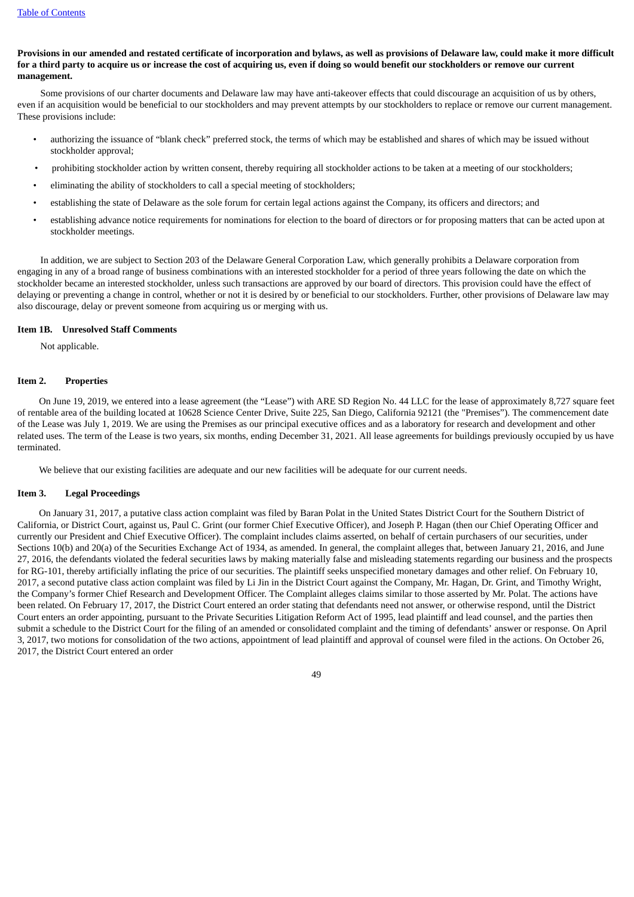**Provisions in our amended and restated certificate of incorporation and bylaws, as well as provisions of Delaware law, could make it more difficult for a third party to acquire us or increase the cost of acquiring us, even if doing so would benefit our stockholders or remove our current management.**

Some provisions of our charter documents and Delaware law may have anti-takeover effects that could discourage an acquisition of us by others, even if an acquisition would be beneficial to our stockholders and may prevent attempts by our stockholders to replace or remove our current management. These provisions include:

- authorizing the issuance of "blank check" preferred stock, the terms of which may be established and shares of which may be issued without stockholder approval;
- prohibiting stockholder action by written consent, thereby requiring all stockholder actions to be taken at a meeting of our stockholders;
- eliminating the ability of stockholders to call a special meeting of stockholders;
- establishing the state of Delaware as the sole forum for certain legal actions against the Company, its officers and directors; and
- establishing advance notice requirements for nominations for election to the board of directors or for proposing matters that can be acted upon at stockholder meetings.

In addition, we are subject to Section 203 of the Delaware General Corporation Law, which generally prohibits a Delaware corporation from engaging in any of a broad range of business combinations with an interested stockholder for a period of three years following the date on which the stockholder became an interested stockholder, unless such transactions are approved by our board of directors. This provision could have the effect of delaying or preventing a change in control, whether or not it is desired by or beneficial to our stockholders. Further, other provisions of Delaware law may also discourage, delay or prevent someone from acquiring us or merging with us.

## Item 1B. Unresolved Staff Comments

Not applicable.

## Item 2. Properties

On June 19, 2019, we entered into a lease agreement (the "Lease") with ARE SD Region No. 44 LLC for the lease of approximately 8,727 square feet of rentable area of the building located at 10628 Science Center Drive, Suite 225, San Diego, California 92121 (the "Premises"). The commencement date of the Lease was July 1, 2019. We are using the Premises as our principal executive offices and as a laboratory for research and development and other related uses. The term of the Lease is two years, six months, ending December 31, 2021. All lease agreements for buildings previously occupied by us have terminated.

We believe that our existing facilities are adequate and our new facilities will be adequate for our current needs.

## Item 3. Legal Proceedings

On January 31, 2017, a putative class action complaint was filed by Baran Polat in the United States District Court for the Southern District of California, or District Court, against us, Paul C. Grint (our former Chief Executive Officer), and Joseph P. Hagan (then our Chief Operating Officer and currently our President and Chief Executive Officer). The complaint includes claims asserted, on behalf of certain purchasers of our securities, under Sections 10(b) and 20(a) of the Securities Exchange Act of 1934, as amended. In general, the complaint alleges that, between January 21, 2016, and June 27, 2016, the defendants violated the federal securities laws by making materially false and misleading statements regarding our business and the prospects for RG-101, thereby artificially inflating the price of our securities. The plaintiff seeks unspecified monetary damages and other relief. On February 10, 2017, a second putative class action complaint was filed by Li Jin in the District Court against the Company, Mr. Hagan, Dr. Grint, and Timothy Wright, the Company's former Chief Research and Development Officer. The Complaint alleges claims similar to those asserted by Mr. Polat. The actions have been related. On February 17, 2017, the District Court entered an order stating that defendants need not answer, or otherwise respond, until the District Court enters an order appointing, pursuant to the Private Securities Litigation Reform Act of 1995, lead plaintiff and lead counsel, and the parties then submit a schedule to the District Court for the filing of an amended or consolidated complaint and the timing of defendants' answer or response. On April 3, 2017, two motions for consolidation of the two actions, appointment of lead plaintiff and approval of counsel were filed in the actions. On October 26, 2017, the District Court entered an order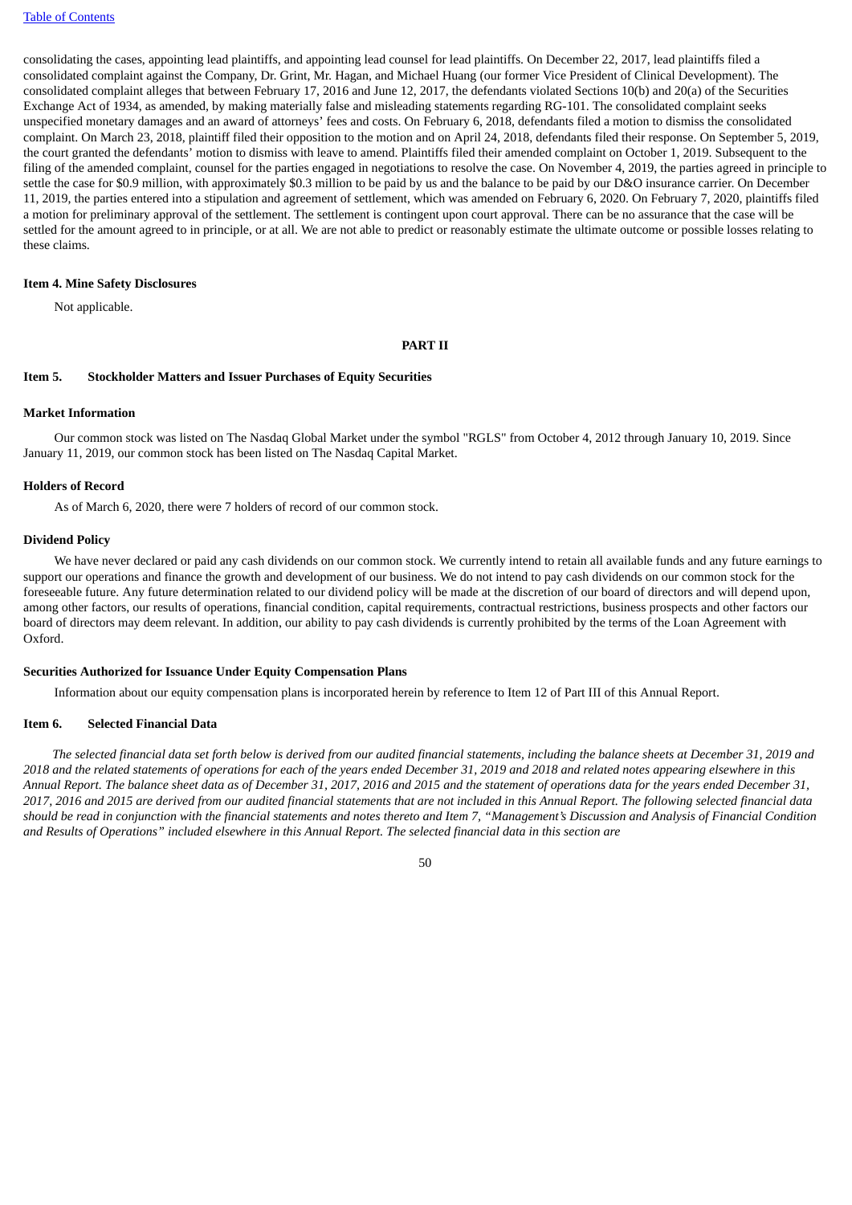consolidating the cases, appointing lead plaintiffs, and appointing lead counsel for lead plaintiffs. On December 22, 2017, lead plaintiffs filed a consolidated complaint against the Company, Dr. Grint, Mr. Hagan, and Michael Huang (our former Vice President of Clinical Development). The consolidated complaint alleges that between February 17, 2016 and June 12, 2017, the defendants violated Sections 10(b) and 20(a) of the Securities Exchange Act of 1934, as amended, by making materially false and misleading statements regarding RG-101. The consolidated complaint seeks unspecified monetary damages and an award of attorneys' fees and costs. On February 6, 2018, defendants filed a motion to dismiss the consolidated complaint. On March 23, 2018, plaintiff filed their opposition to the motion and on April 24, 2018, defendants filed their response. On September 5, 2019, the court granted the defendants' motion to dismiss with leave to amend. Plaintiffs filed their amended complaint on October 1, 2019. Subsequent to the filing of the amended complaint, counsel for the parties engaged in negotiations to resolve the case. On November 4, 2019, the parties agreed in principle to settle the case for $0.9 million, with approximately $0.3 million to be paid by us and the balance to be paid by our D&O insurance carrier. On December 11, 2019, the parties entered into a stipulation and agreement of settlement, which was amended on February 6, 2020. On February 7, 2020, plaintiffs filed a motion for preliminary approval of the settlement. The settlement is contingent upon court approval. There can be no assurance that the case will be settled for the amount agreed to in principle, or at all. We are not able to predict or reasonably estimate the ultimate outcome or possible losses relating to these claims.

### Item 4. Mine Safety Disclosures

Not applicable.

## PART II

### Item 5. Stockholder Matters and Issuer Purchases of Equity Securities

#### Market Information

Our common stock was listed on The Nasdaq Global Market under the symbol "RGLS" from October 4, 2012 through January 10, 2019. Since January 11, 2019, our common stock has been listed on The Nasdaq Capital Market.

#### Holders of Record

As of March 6, 2020, there were 7 holders of record of our common stock.

#### Dividend Policy

We have never declared or paid any cash dividends on our common stock. We currently intend to retain all available funds and any future earnings to support our operations and finance the growth and development of our business. We do not intend to pay cash dividends on our common stock for the foreseeable future. Any future determination related to our dividend policy will be made at the discretion of our board of directors and will depend upon, among other factors, our results of operations, financial condition, capital requirements, contractual restrictions, business prospects and other factors our board of directors may deem relevant. In addition, our ability to pay cash dividends is currently prohibited by the terms of the Loan Agreement with Oxford.

#### Securities Authorized for Issuance Under Equity Compensation Plans

Information about our equity compensation plans is incorporated herein by reference to Item 12 of Part III of this Annual Report.

### Item 6. Selected Financial Data

*The selected financial data set forth below is derived from our audited financial statements, including the balance sheets at December 31, 2019 and 2018 and the related statements of operations for each of the years ended December 31, 2019 and 2018 and related notes appearing elsewhere in this Annual Report. The balance sheet data as of December 31, 2017, 2016 and 2015 and the statement of operations data for the years ended December 31, 2017, 2016 and 2015 are derived from our audited financial statements that are not included in this Annual Report. The following selected financial data should be read in conjunction with the financial statements and notes thereto and Item 7, "Management's Discussion and Analysis of Financial Condition and Results of Operations" included elsewhere in this Annual Report. The selected financial data in this section are*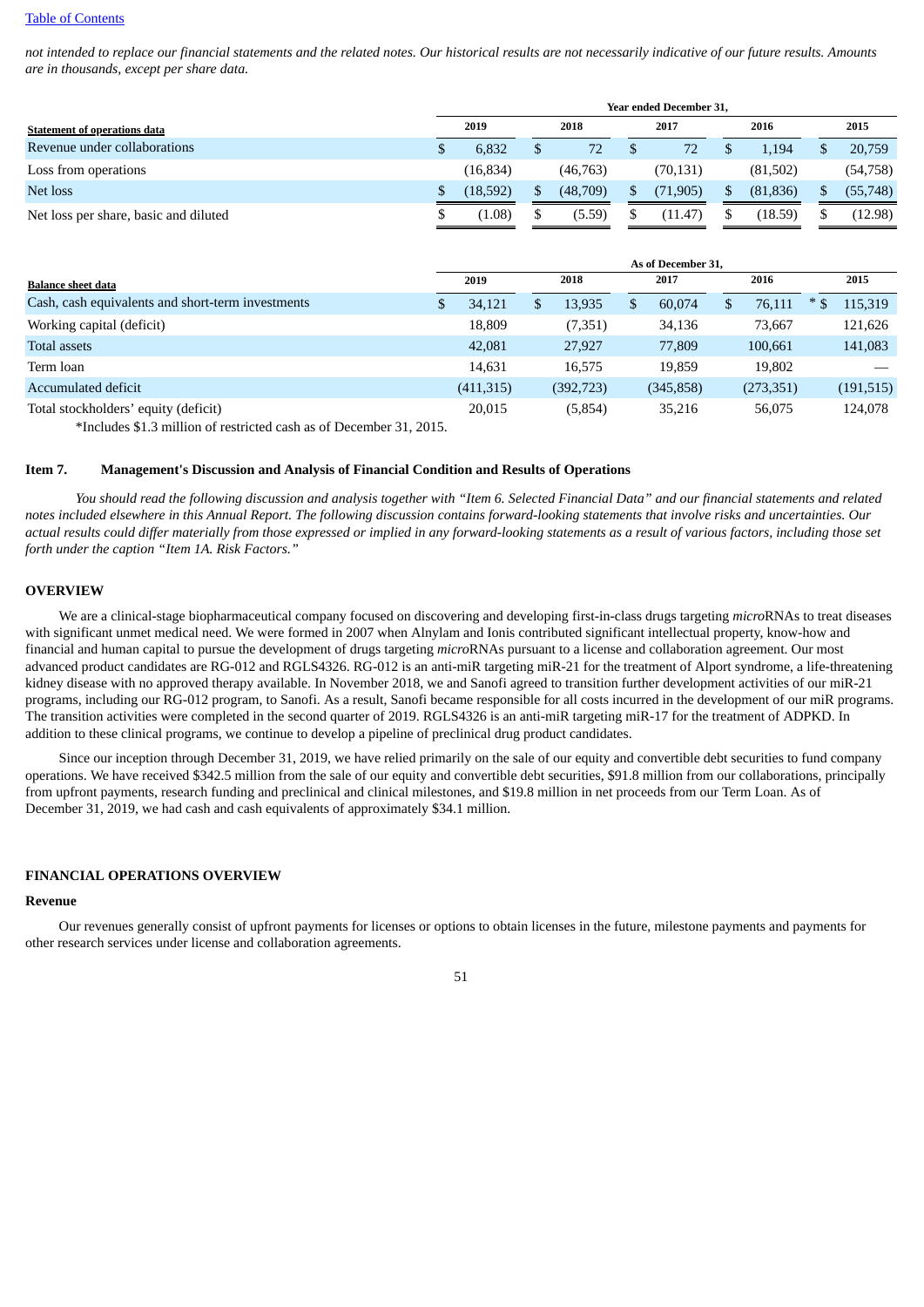*not intended to replace our financial statements and the related notes. Our historical results are not necessarily indicative of our future results. Amounts are in thousands, except per share data.*

| | Year ended December 31, | | | | |
|---|---|---|---|---|---|
| **Statement of operations data** | **2019** | **2018** | **2017** | **2016** | **2015** |
| Revenue under collaborations | $ 6,832 | $ 72 | $ 72 | $ 1,194 | $ 20,759 |
| Loss from operations | (16,834) | (46,763) | (70,131) | (81,502) | (54,758) |
| Net loss | $ (18,592) | $ (48,709) | $ (71,905) | $ (81,836) | $ (55,748) |
| Net loss per share, basic and diluted | $ (1.08) | $ (5.59) | $ (11.47) | $ (18.59) | $ (12.98) |

| | As of December 31, | | | | |
|---|---|---|---|---|---|
| **Balance sheet data** | **2019** | **2018** | **2017** | **2016** | **2015** |
| Cash, cash equivalents and short-term investments | $ 34,121 | $ 13,935 | $ 60,074 | $ 76,111 | * $ 115,319 |
| Working capital (deficit) | 18,809 | (7,351) | 34,136 | 73,667 | 121,626 |
| Total assets | 42,081 | 27,927 | 77,809 | 100,661 | 141,083 |
| Term loan | 14,631 | 16,575 | 19,859 | 19,802 | — |
| Accumulated deficit | (411,315) | (392,723) | (345,858) | (273,351) | (191,515) |
| Total stockholders' equity (deficit) | 20,015 | (5,854) | 35,216 | 56,075 | 124,078 |

*Includes $1.3 million of restricted cash as of December 31, 2015.

## Item 7. Management's Discussion and Analysis of Financial Condition and Results of Operations

*You should read the following discussion and analysis together with "Item 6. Selected Financial Data" and our financial statements and related notes included elsewhere in this Annual Report. The following discussion contains forward-looking statements that involve risks and uncertainties. Our actual results could differ materially from those expressed or implied in any forward-looking statements as a result of various factors, including those set forth under the caption "Item 1A. Risk Factors."*

### OVERVIEW

We are a clinical-stage biopharmaceutical company focused on discovering and developing first-in-class drugs targeting *micro*RNAs to treat diseases with significant unmet medical need. We were formed in 2007 when Alnylam and Ionis contributed significant intellectual property, know-how and financial and human capital to pursue the development of drugs targeting *micro*RNAs pursuant to a license and collaboration agreement. Our most advanced product candidates are RG-012 and RGLS4326. RG-012 is an anti-miR targeting miR-21 for the treatment of Alport syndrome, a life-threatening kidney disease with no approved therapy available. In November 2018, we and Sanofi agreed to transition further development activities of our miR-21 programs, including our RG-012 program, to Sanofi. As a result, Sanofi became responsible for all costs incurred in the development of our miR programs. The transition activities were completed in the second quarter of 2019. RGLS4326 is an anti-miR targeting miR-17 for the treatment of ADPKD. In addition to these clinical programs, we continue to develop a pipeline of preclinical drug product candidates.

Since our inception through December 31, 2019, we have relied primarily on the sale of our equity and convertible debt securities to fund company operations. We have received $342.5 million from the sale of our equity and convertible debt securities, $91.8 million from our collaborations, principally from upfront payments, research funding and preclinical and clinical milestones, and $19.8 million in net proceeds from our Term Loan. As of December 31, 2019, we had cash and cash equivalents of approximately $34.1 million.

### FINANCIAL OPERATIONS OVERVIEW

#### Revenue

Our revenues generally consist of upfront payments for licenses or options to obtain licenses in the future, milestone payments and payments for other research services under license and collaboration agreements.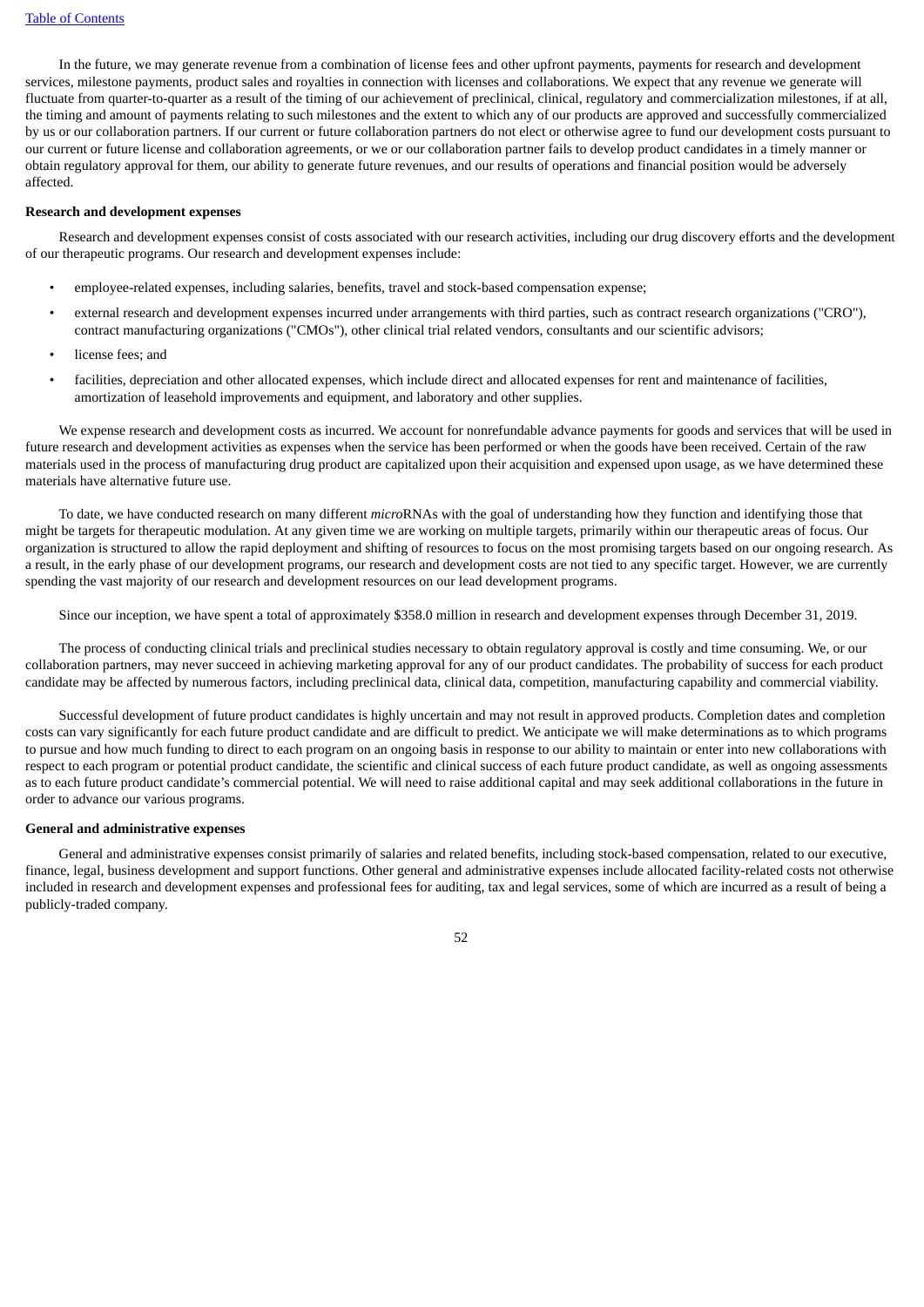In the future, we may generate revenue from a combination of license fees and other upfront payments, payments for research and development services, milestone payments, product sales and royalties in connection with licenses and collaborations. We expect that any revenue we generate will fluctuate from quarter-to-quarter as a result of the timing of our achievement of preclinical, clinical, regulatory and commercialization milestones, if at all, the timing and amount of payments relating to such milestones and the extent to which any of our products are approved and successfully commercialized by us or our collaboration partners. If our current or future collaboration partners do not elect or otherwise agree to fund our development costs pursuant to our current or future license and collaboration agreements, or we or our collaboration partner fails to develop product candidates in a timely manner or obtain regulatory approval for them, our ability to generate future revenues, and our results of operations and financial position would be adversely affected.

**Research and development expenses**

Research and development expenses consist of costs associated with our research activities, including our drug discovery efforts and the development of our therapeutic programs. Our research and development expenses include:

- employee-related expenses, including salaries, benefits, travel and stock-based compensation expense;
- external research and development expenses incurred under arrangements with third parties, such as contract research organizations ("CRO"), contract manufacturing organizations ("CMOs"), other clinical trial related vendors, consultants and our scientific advisors;
- license fees; and
- facilities, depreciation and other allocated expenses, which include direct and allocated expenses for rent and maintenance of facilities, amortization of leasehold improvements and equipment, and laboratory and other supplies.

We expense research and development costs as incurred. We account for nonrefundable advance payments for goods and services that will be used in future research and development activities as expenses when the service has been performed or when the goods have been received. Certain of the raw materials used in the process of manufacturing drug product are capitalized upon their acquisition and expensed upon usage, as we have determined these materials have alternative future use.

To date, we have conducted research on many different *micro*RNAs with the goal of understanding how they function and identifying those that might be targets for therapeutic modulation. At any given time we are working on multiple targets, primarily within our therapeutic areas of focus. Our organization is structured to allow the rapid deployment and shifting of resources to focus on the most promising targets based on our ongoing research. As a result, in the early phase of our development programs, our research and development costs are not tied to any specific target. However, we are currently spending the vast majority of our research and development resources on our lead development programs.

Since our inception, we have spent a total of approximately $358.0 million in research and development expenses through December 31, 2019.

The process of conducting clinical trials and preclinical studies necessary to obtain regulatory approval is costly and time consuming. We, or our collaboration partners, may never succeed in achieving marketing approval for any of our product candidates. The probability of success for each product candidate may be affected by numerous factors, including preclinical data, clinical data, competition, manufacturing capability and commercial viability.

Successful development of future product candidates is highly uncertain and may not result in approved products. Completion dates and completion costs can vary significantly for each future product candidate and are difficult to predict. We anticipate we will make determinations as to which programs to pursue and how much funding to direct to each program on an ongoing basis in response to our ability to maintain or enter into new collaborations with respect to each program or potential product candidate, the scientific and clinical success of each future product candidate, as well as ongoing assessments as to each future product candidate's commercial potential. We will need to raise additional capital and may seek additional collaborations in the future in order to advance our various programs.

**General and administrative expenses**

General and administrative expenses consist primarily of salaries and related benefits, including stock-based compensation, related to our executive, finance, legal, business development and support functions. Other general and administrative expenses include allocated facility-related costs not otherwise included in research and development expenses and professional fees for auditing, tax and legal services, some of which are incurred as a result of being a publicly-traded company.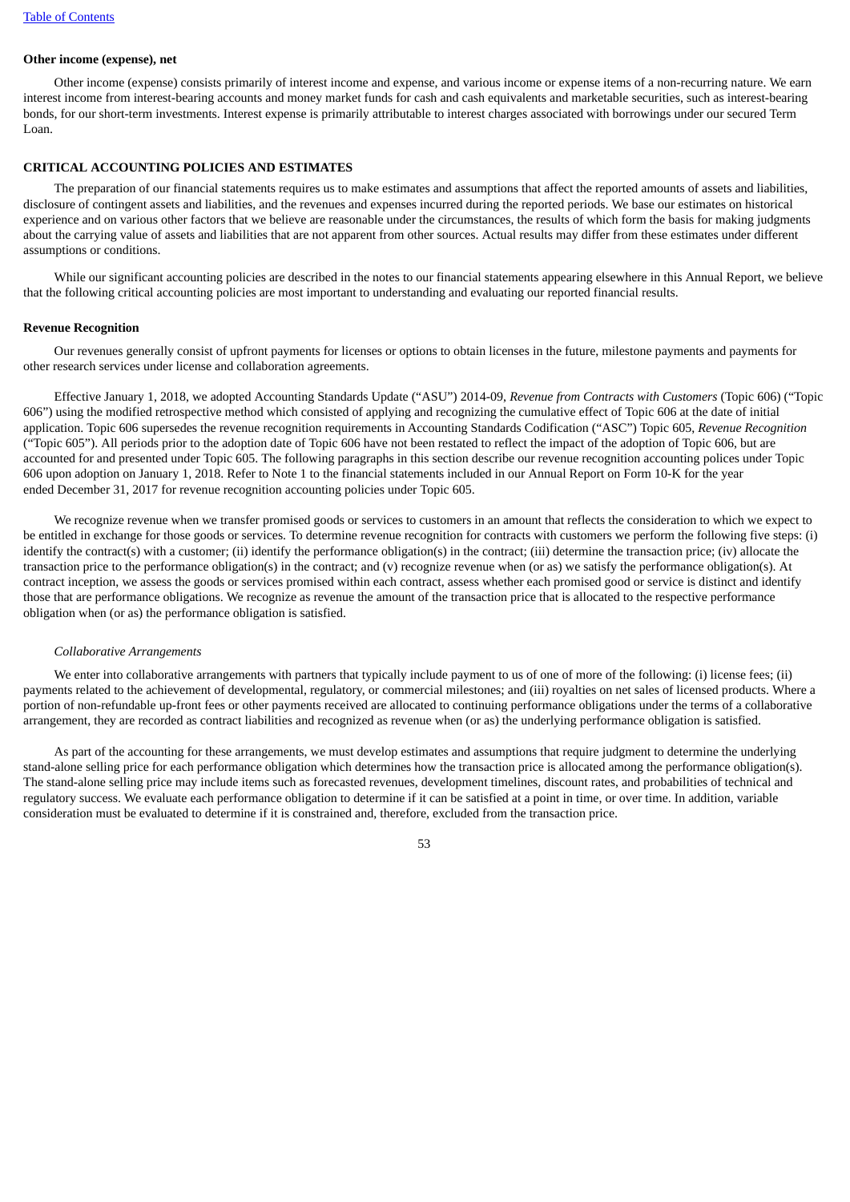**Other income (expense), net**

Other income (expense) consists primarily of interest income and expense, and various income or expense items of a non-recurring nature. We earn interest income from interest-bearing accounts and money market funds for cash and cash equivalents and marketable securities, such as interest-bearing bonds, for our short-term investments. Interest expense is primarily attributable to interest charges associated with borrowings under our secured Term Loan.

## CRITICAL ACCOUNTING POLICIES AND ESTIMATES

The preparation of our financial statements requires us to make estimates and assumptions that affect the reported amounts of assets and liabilities, disclosure of contingent assets and liabilities, and the revenues and expenses incurred during the reported periods. We base our estimates on historical experience and on various other factors that we believe are reasonable under the circumstances, the results of which form the basis for making judgments about the carrying value of assets and liabilities that are not apparent from other sources. Actual results may differ from these estimates under different assumptions or conditions.

While our significant accounting policies are described in the notes to our financial statements appearing elsewhere in this Annual Report, we believe that the following critical accounting policies are most important to understanding and evaluating our reported financial results.

### Revenue Recognition

Our revenues generally consist of upfront payments for licenses or options to obtain licenses in the future, milestone payments and payments for other research services under license and collaboration agreements.

Effective January 1, 2018, we adopted Accounting Standards Update ("ASU") 2014-09, *Revenue from Contracts with Customers* (Topic 606) ("Topic 606") using the modified retrospective method which consisted of applying and recognizing the cumulative effect of Topic 606 at the date of initial application. Topic 606 supersedes the revenue recognition requirements in Accounting Standards Codification ("ASC") Topic 605, *Revenue Recognition* ("Topic 605"). All periods prior to the adoption date of Topic 606 have not been restated to reflect the impact of the adoption of Topic 606, but are accounted for and presented under Topic 605. The following paragraphs in this section describe our revenue recognition accounting polices under Topic 606 upon adoption on January 1, 2018. Refer to Note 1 to the financial statements included in our Annual Report on Form 10-K for the year ended December 31, 2017 for revenue recognition accounting policies under Topic 605.

We recognize revenue when we transfer promised goods or services to customers in an amount that reflects the consideration to which we expect to be entitled in exchange for those goods or services. To determine revenue recognition for contracts with customers we perform the following five steps: (i) identify the contract(s) with a customer; (ii) identify the performance obligation(s) in the contract; (iii) determine the transaction price; (iv) allocate the transaction price to the performance obligation(s) in the contract; and (v) recognize revenue when (or as) we satisfy the performance obligation(s). At contract inception, we assess the goods or services promised within each contract, assess whether each promised good or service is distinct and identify those that are performance obligations. We recognize as revenue the amount of the transaction price that is allocated to the respective performance obligation when (or as) the performance obligation is satisfied.

*Collaborative Arrangements*

We enter into collaborative arrangements with partners that typically include payment to us of one of more of the following: (i) license fees; (ii) payments related to the achievement of developmental, regulatory, or commercial milestones; and (iii) royalties on net sales of licensed products. Where a portion of non-refundable up-front fees or other payments received are allocated to continuing performance obligations under the terms of a collaborative arrangement, they are recorded as contract liabilities and recognized as revenue when (or as) the underlying performance obligation is satisfied.

As part of the accounting for these arrangements, we must develop estimates and assumptions that require judgment to determine the underlying stand-alone selling price for each performance obligation which determines how the transaction price is allocated among the performance obligation(s). The stand-alone selling price may include items such as forecasted revenues, development timelines, discount rates, and probabilities of technical and regulatory success. We evaluate each performance obligation to determine if it can be satisfied at a point in time, or over time. In addition, variable consideration must be evaluated to determine if it is constrained and, therefore, excluded from the transaction price.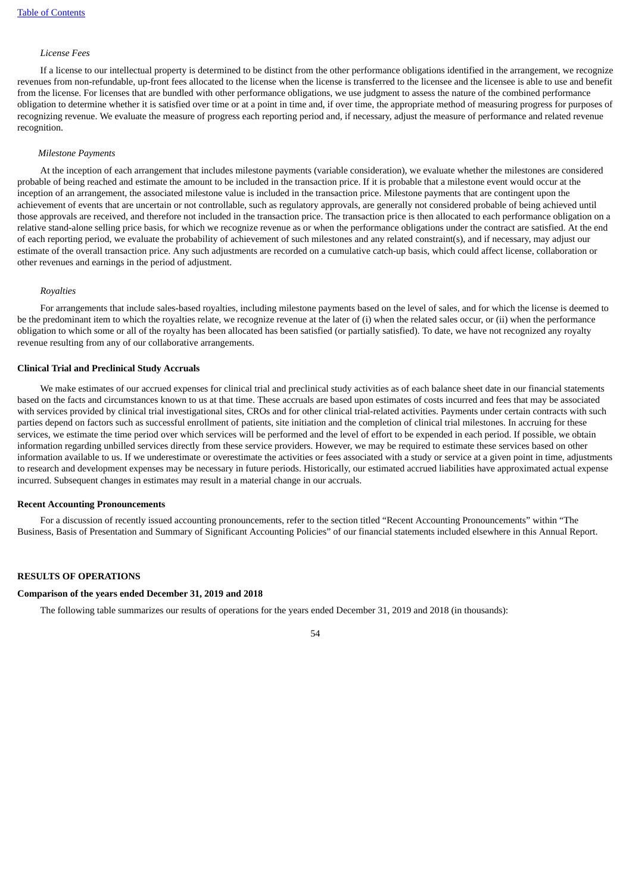*License Fees*

If a license to our intellectual property is determined to be distinct from the other performance obligations identified in the arrangement, we recognize revenues from non-refundable, up-front fees allocated to the license when the license is transferred to the licensee and the licensee is able to use and benefit from the license. For licenses that are bundled with other performance obligations, we use judgment to assess the nature of the combined performance obligation to determine whether it is satisfied over time or at a point in time and, if over time, the appropriate method of measuring progress for purposes of recognizing revenue. We evaluate the measure of progress each reporting period and, if necessary, adjust the measure of performance and related revenue recognition.

*Milestone Payments*

At the inception of each arrangement that includes milestone payments (variable consideration), we evaluate whether the milestones are considered probable of being reached and estimate the amount to be included in the transaction price. If it is probable that a milestone event would occur at the inception of an arrangement, the associated milestone value is included in the transaction price. Milestone payments that are contingent upon the achievement of events that are uncertain or not controllable, such as regulatory approvals, are generally not considered probable of being achieved until those approvals are received, and therefore not included in the transaction price. The transaction price is then allocated to each performance obligation on a relative stand-alone selling price basis, for which we recognize revenue as or when the performance obligations under the contract are satisfied. At the end of each reporting period, we evaluate the probability of achievement of such milestones and any related constraint(s), and if necessary, may adjust our estimate of the overall transaction price. Any such adjustments are recorded on a cumulative catch-up basis, which could affect license, collaboration or other revenues and earnings in the period of adjustment.

*Royalties*

For arrangements that include sales-based royalties, including milestone payments based on the level of sales, and for which the license is deemed to be the predominant item to which the royalties relate, we recognize revenue at the later of (i) when the related sales occur, or (ii) when the performance obligation to which some or all of the royalty has been allocated has been satisfied (or partially satisfied). To date, we have not recognized any royalty revenue resulting from any of our collaborative arrangements.

**Clinical Trial and Preclinical Study Accruals**

We make estimates of our accrued expenses for clinical trial and preclinical study activities as of each balance sheet date in our financial statements based on the facts and circumstances known to us at that time. These accruals are based upon estimates of costs incurred and fees that may be associated with services provided by clinical trial investigational sites, CROs and for other clinical trial-related activities. Payments under certain contracts with such parties depend on factors such as successful enrollment of patients, site initiation and the completion of clinical trial milestones. In accruing for these services, we estimate the time period over which services will be performed and the level of effort to be expended in each period. If possible, we obtain information regarding unbilled services directly from these service providers. However, we may be required to estimate these services based on other information available to us. If we underestimate or overestimate the activities or fees associated with a study or service at a given point in time, adjustments to research and development expenses may be necessary in future periods. Historically, our estimated accrued liabilities have approximated actual expense incurred. Subsequent changes in estimates may result in a material change in our accruals.

**Recent Accounting Pronouncements**

For a discussion of recently issued accounting pronouncements, refer to the section titled "Recent Accounting Pronouncements" within "The Business, Basis of Presentation and Summary of Significant Accounting Policies" of our financial statements included elsewhere in this Annual Report.

**RESULTS OF OPERATIONS**

**Comparison of the years ended December 31, 2019 and 2018**

The following table summarizes our results of operations for the years ended December 31, 2019 and 2018 (in thousands):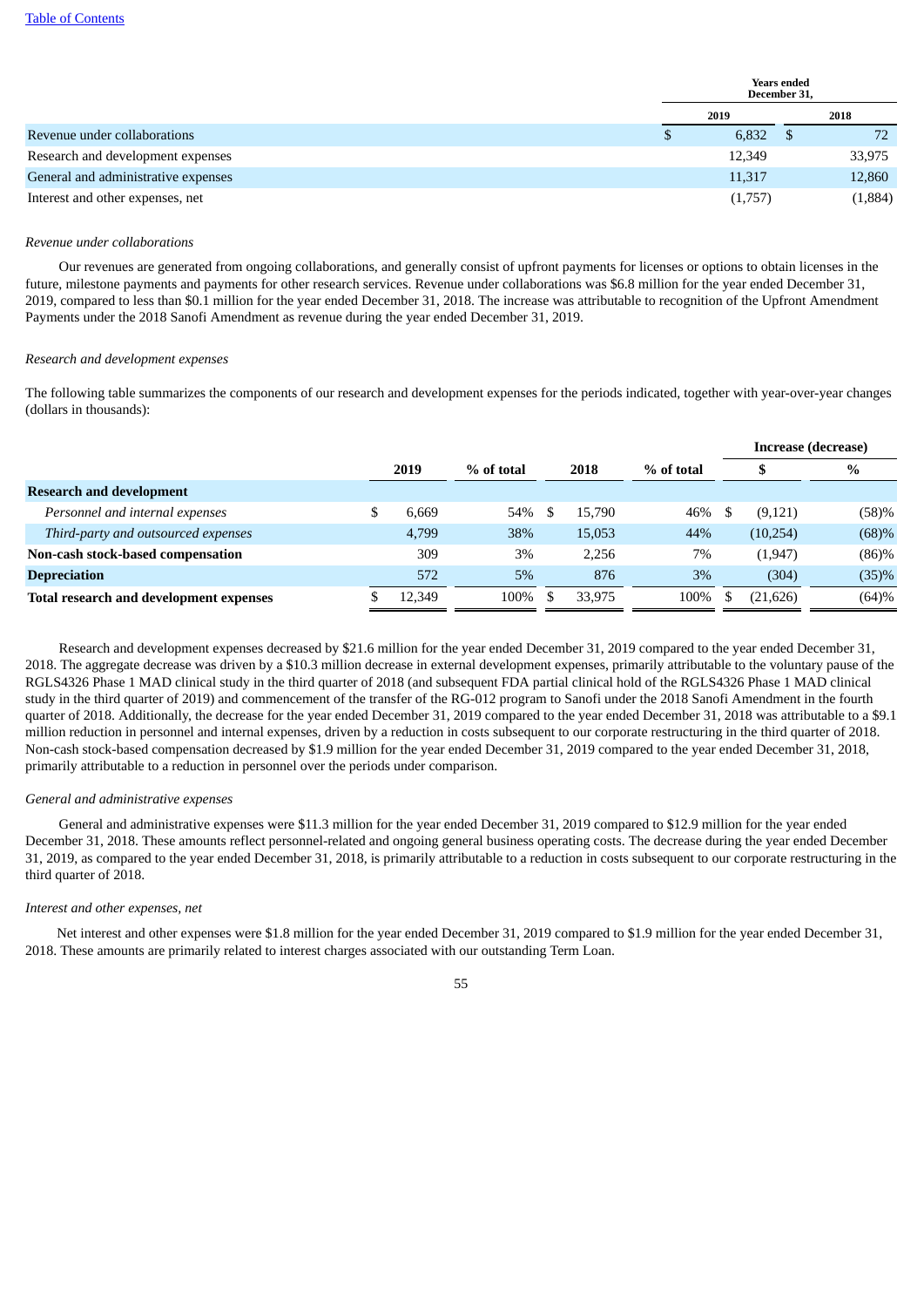| | Years ended December 31, | |
|---|---|---|
| | 2019 | 2018 |
| Revenue under collaborations | $ 6,832 | $ 72 |
| Research and development expenses | 12,349 | 33,975 |
| General and administrative expenses | 11,317 | 12,860 |
| Interest and other expenses, net | (1,757) | (1,884) |

*Revenue under collaborations*

Our revenues are generated from ongoing collaborations, and generally consist of upfront payments for licenses or options to obtain licenses in the future, milestone payments and payments for other research services. Revenue under collaborations was $6.8 million for the year ended December 31, 2019, compared to less than $0.1 million for the year ended December 31, 2018. The increase was attributable to recognition of the Upfront Amendment Payments under the 2018 Sanofi Amendment as revenue during the year ended December 31, 2019.

*Research and development expenses*

The following table summarizes the components of our research and development expenses for the periods indicated, together with year-over-year changes (dollars in thousands):

| | 2019 | % of total | 2018 | % of total | Increase (decrease) $ | Increase (decrease) % |
|---|---|---|---|---|---|---|
| **Research and development** | | | | | | |
| *Personnel and internal expenses* | $ 6,669 | 54% | $ 15,790 | 46% | $ (9,121) | (58)% |
| *Third-party and outsourced expenses* | 4,799 | 38% | 15,053 | 44% | (10,254) | (68)% |
| **Non-cash stock-based compensation** | 309 | 3% | 2,256 | 7% | (1,947) | (86)% |
| **Depreciation** | 572 | 5% | 876 | 3% | (304) | (35)% |
| **Total research and development expenses** | $ 12,349 | 100% | $ 33,975 | 100% | $ (21,626) | (64)% |

Research and development expenses decreased by $21.6 million for the year ended December 31, 2019 compared to the year ended December 31, 2018. The aggregate decrease was driven by a $10.3 million decrease in external development expenses, primarily attributable to the voluntary pause of the RGLS4326 Phase 1 MAD clinical study in the third quarter of 2018 (and subsequent FDA partial clinical hold of the RGLS4326 Phase 1 MAD clinical study in the third quarter of 2019) and commencement of the transfer of the RG-012 program to Sanofi under the 2018 Sanofi Amendment in the fourth quarter of 2018. Additionally, the decrease for the year ended December 31, 2019 compared to the year ended December 31, 2018 was attributable to a $9.1 million reduction in personnel and internal expenses, driven by a reduction in costs subsequent to our corporate restructuring in the third quarter of 2018. Non-cash stock-based compensation decreased by $1.9 million for the year ended December 31, 2019 compared to the year ended December 31, 2018, primarily attributable to a reduction in personnel over the periods under comparison.

*General and administrative expenses*

General and administrative expenses were $11.3 million for the year ended December 31, 2019 compared to $12.9 million for the year ended December 31, 2018. These amounts reflect personnel-related and ongoing general business operating costs. The decrease during the year ended December 31, 2019, as compared to the year ended December 31, 2018, is primarily attributable to a reduction in costs subsequent to our corporate restructuring in the third quarter of 2018.

*Interest and other expenses, net*

Net interest and other expenses were $1.8 million for the year ended December 31, 2019 compared to $1.9 million for the year ended December 31, 2018. These amounts are primarily related to interest charges associated with our outstanding Term Loan.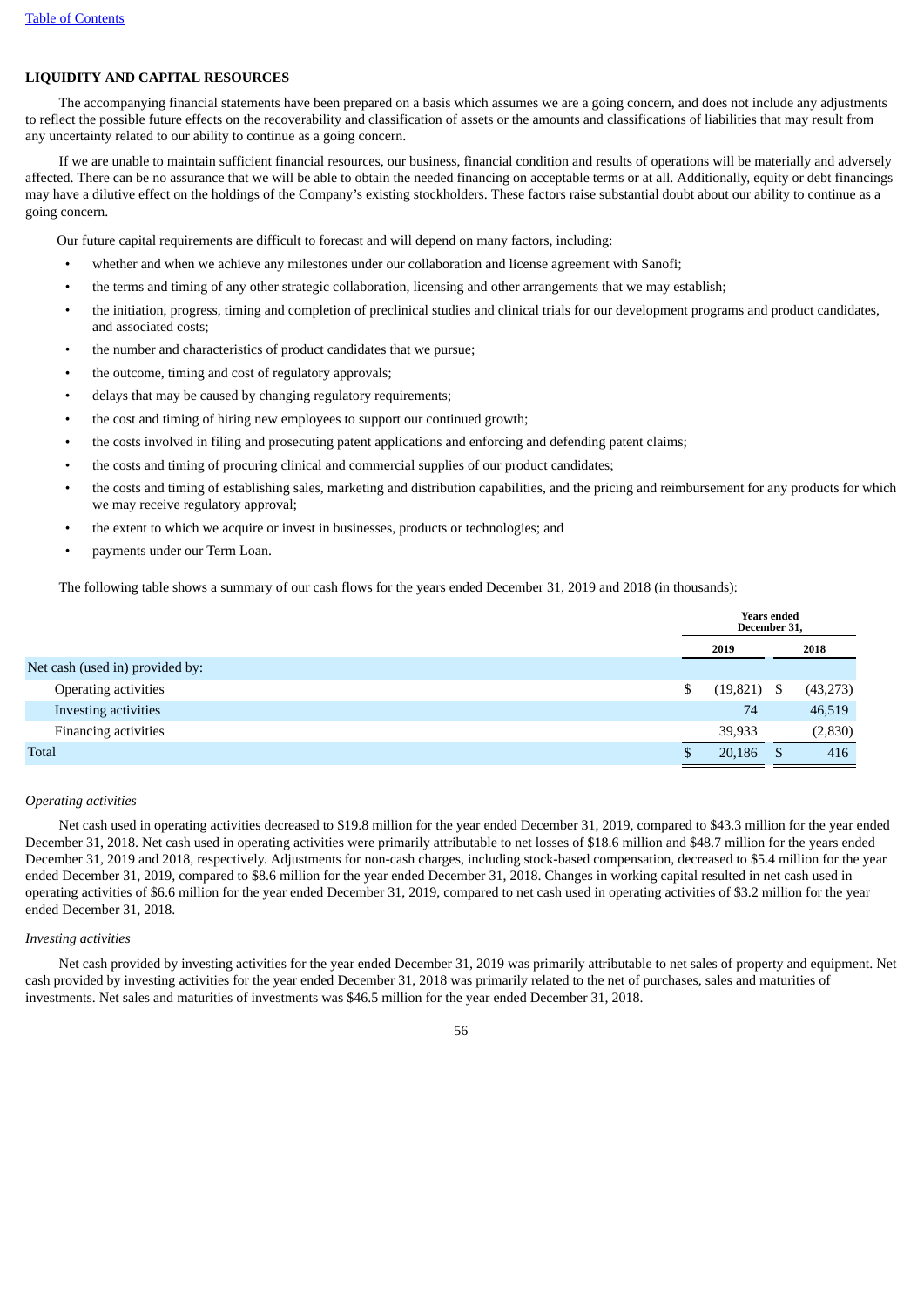[Table of Contents](#)

## LIQUIDITY AND CAPITAL RESOURCES

The accompanying financial statements have been prepared on a basis which assumes we are a going concern, and does not include any adjustments to reflect the possible future effects on the recoverability and classification of assets or the amounts and classifications of liabilities that may result from any uncertainty related to our ability to continue as a going concern.

If we are unable to maintain sufficient financial resources, our business, financial condition and results of operations will be materially and adversely affected. There can be no assurance that we will be able to obtain the needed financing on acceptable terms or at all. Additionally, equity or debt financings may have a dilutive effect on the holdings of the Company's existing stockholders. These factors raise substantial doubt about our ability to continue as a going concern.

Our future capital requirements are difficult to forecast and will depend on many factors, including:

- whether and when we achieve any milestones under our collaboration and license agreement with Sanofi;
- the terms and timing of any other strategic collaboration, licensing and other arrangements that we may establish;
- the initiation, progress, timing and completion of preclinical studies and clinical trials for our development programs and product candidates, and associated costs;
- the number and characteristics of product candidates that we pursue;
- the outcome, timing and cost of regulatory approvals;
- delays that may be caused by changing regulatory requirements;
- the cost and timing of hiring new employees to support our continued growth;
- the costs involved in filing and prosecuting patent applications and enforcing and defending patent claims;
- the costs and timing of procuring clinical and commercial supplies of our product candidates;
- the costs and timing of establishing sales, marketing and distribution capabilities, and the pricing and reimbursement for any products for which we may receive regulatory approval;
- the extent to which we acquire or invest in businesses, products or technologies; and
- payments under our Term Loan.

The following table shows a summary of our cash flows for the years ended December 31, 2019 and 2018 (in thousands):

| | Years ended December 31, | |
|---|---|---|
| | 2019 | 2018 |
| Net cash (used in) provided by: | | |
| Operating activities | $ (19,821) | $ (43,273) |
| Investing activities | 74 | 46,519 |
| Financing activities | 39,933 | (2,830) |
| Total | $ 20,186 | $ 416 |

*Operating activities*

Net cash used in operating activities decreased to $19.8 million for the year ended December 31, 2019, compared to $43.3 million for the year ended December 31, 2018. Net cash used in operating activities were primarily attributable to net losses of $18.6 million and $48.7 million for the years ended December 31, 2019 and 2018, respectively. Adjustments for non-cash charges, including stock-based compensation, decreased to $5.4 million for the year ended December 31, 2019, compared to $8.6 million for the year ended December 31, 2018. Changes in working capital resulted in net cash used in operating activities of $6.6 million for the year ended December 31, 2019, compared to net cash used in operating activities of $3.2 million for the year ended December 31, 2018.

*Investing activities*

Net cash provided by investing activities for the year ended December 31, 2019 was primarily attributable to net sales of property and equipment. Net cash provided by investing activities for the year ended December 31, 2018 was primarily related to the net of purchases, sales and maturities of investments. Net sales and maturities of investments was $46.5 million for the year ended December 31, 2018.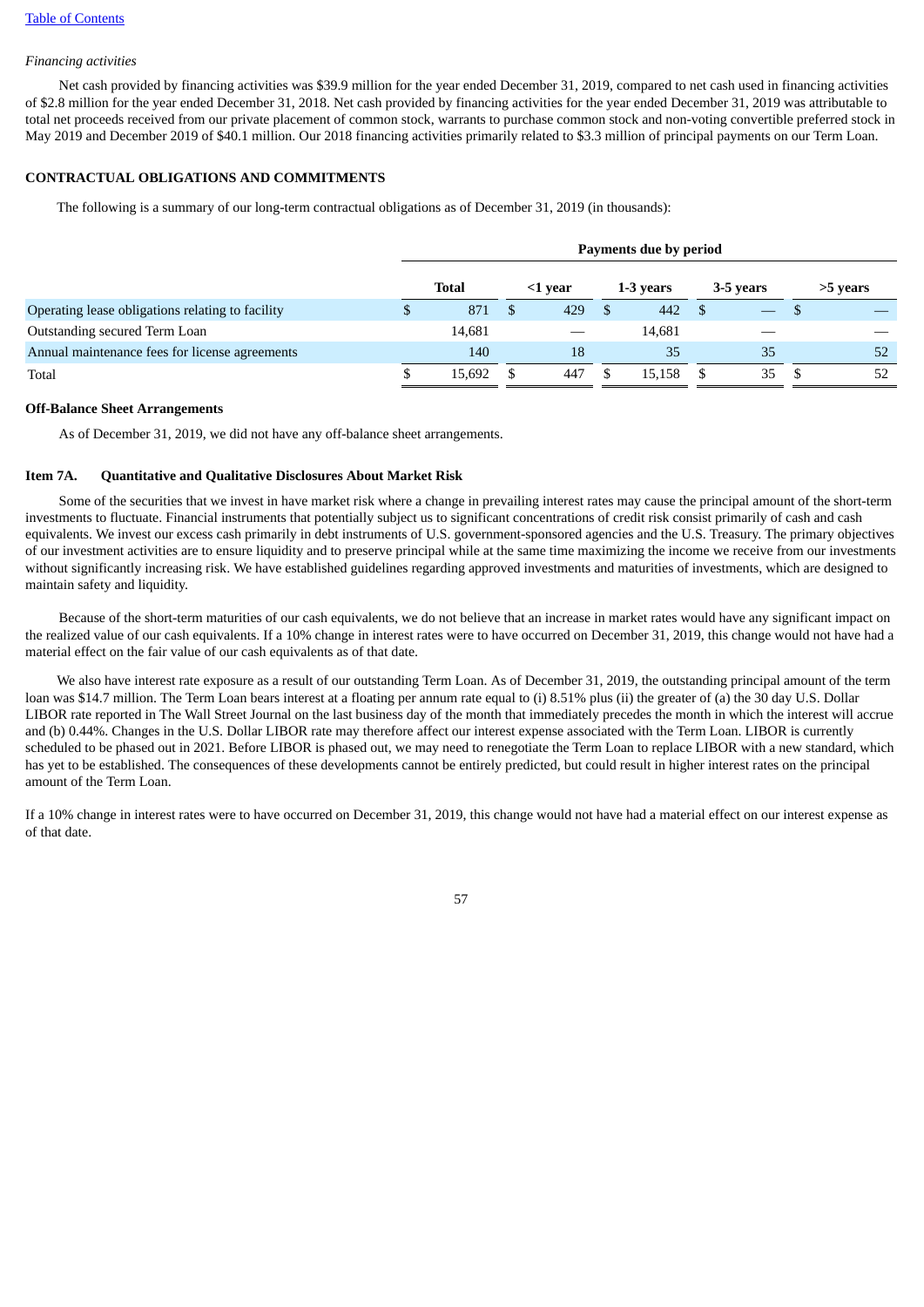*Financing activities*

Net cash provided by financing activities was $39.9 million for the year ended December 31, 2019, compared to net cash used in financing activities of $2.8 million for the year ended December 31, 2018. Net cash provided by financing activities for the year ended December 31, 2019 was attributable to total net proceeds received from our private placement of common stock, warrants to purchase common stock and non-voting convertible preferred stock in May 2019 and December 2019 of $40.1 million. Our 2018 financing activities primarily related to $3.3 million of principal payments on our Term Loan.

**CONTRACTUAL OBLIGATIONS AND COMMITMENTS**

The following is a summary of our long-term contractual obligations as of December 31, 2019 (in thousands):

| | Payments due by period | | | | |
|---|---|---|---|---|---|
| | **Total** | **<1 year** | **1-3 years** | **3-5 years** | **>5 years** |
| Operating lease obligations relating to facility | $ 871 | $ 429 | $ 442 | $ — | $ — |
| Outstanding secured Term Loan | 14,681 | — | 14,681 | — | — |
| Annual maintenance fees for license agreements | 140 | 18 | 35 | 35 | 52 |
| Total | $ 15,692 | $ 447 | $ 15,158 | $ 35 | $ 52 |

**Off-Balance Sheet Arrangements**

As of December 31, 2019, we did not have any off-balance sheet arrangements.

**Item 7A. Quantitative and Qualitative Disclosures About Market Risk**

Some of the securities that we invest in have market risk where a change in prevailing interest rates may cause the principal amount of the short-term investments to fluctuate. Financial instruments that potentially subject us to significant concentrations of credit risk consist primarily of cash and cash equivalents. We invest our excess cash primarily in debt instruments of U.S. government-sponsored agencies and the U.S. Treasury. The primary objectives of our investment activities are to ensure liquidity and to preserve principal while at the same time maximizing the income we receive from our investments without significantly increasing risk. We have established guidelines regarding approved investments and maturities of investments, which are designed to maintain safety and liquidity.

Because of the short-term maturities of our cash equivalents, we do not believe that an increase in market rates would have any significant impact on the realized value of our cash equivalents. If a 10% change in interest rates were to have occurred on December 31, 2019, this change would not have had a material effect on the fair value of our cash equivalents as of that date.

We also have interest rate exposure as a result of our outstanding Term Loan. As of December 31, 2019, the outstanding principal amount of the term loan was $14.7 million. The Term Loan bears interest at a floating per annum rate equal to (i) 8.51% plus (ii) the greater of (a) the 30 day U.S. Dollar LIBOR rate reported in The Wall Street Journal on the last business day of the month that immediately precedes the month in which the interest will accrue and (b) 0.44%. Changes in the U.S. Dollar LIBOR rate may therefore affect our interest expense associated with the Term Loan. LIBOR is currently scheduled to be phased out in 2021. Before LIBOR is phased out, we may need to renegotiate the Term Loan to replace LIBOR with a new standard, which has yet to be established. The consequences of these developments cannot be entirely predicted, but could result in higher interest rates on the principal amount of the Term Loan.

If a 10% change in interest rates were to have occurred on December 31, 2019, this change would not have had a material effect on our interest expense as of that date.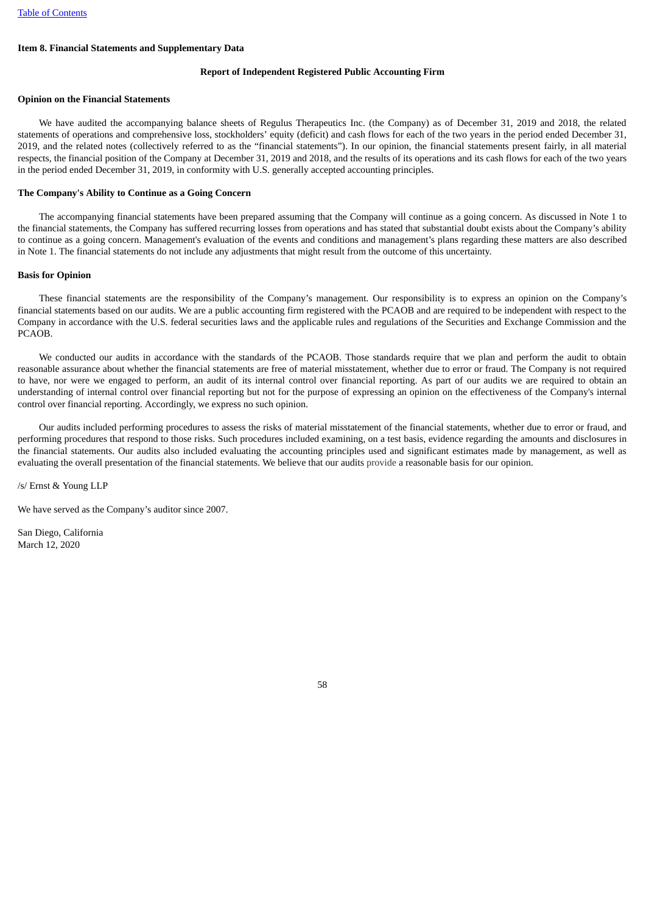## Item 8. Financial Statements and Supplementary Data

### Report of Independent Registered Public Accounting Firm

**Opinion on the Financial Statements**

We have audited the accompanying balance sheets of Regulus Therapeutics Inc. (the Company) as of December 31, 2019 and 2018, the related statements of operations and comprehensive loss, stockholders' equity (deficit) and cash flows for each of the two years in the period ended December 31, 2019, and the related notes (collectively referred to as the "financial statements"). In our opinion, the financial statements present fairly, in all material respects, the financial position of the Company at December 31, 2019 and 2018, and the results of its operations and its cash flows for each of the two years in the period ended December 31, 2019, in conformity with U.S. generally accepted accounting principles.

**The Company's Ability to Continue as a Going Concern**

The accompanying financial statements have been prepared assuming that the Company will continue as a going concern. As discussed in Note 1 to the financial statements, the Company has suffered recurring losses from operations and has stated that substantial doubt exists about the Company's ability to continue as a going concern. Management's evaluation of the events and conditions and management's plans regarding these matters are also described in Note 1. The financial statements do not include any adjustments that might result from the outcome of this uncertainty.

**Basis for Opinion**

These financial statements are the responsibility of the Company's management. Our responsibility is to express an opinion on the Company's financial statements based on our audits. We are a public accounting firm registered with the PCAOB and are required to be independent with respect to the Company in accordance with the U.S. federal securities laws and the applicable rules and regulations of the Securities and Exchange Commission and the PCAOB.

We conducted our audits in accordance with the standards of the PCAOB. Those standards require that we plan and perform the audit to obtain reasonable assurance about whether the financial statements are free of material misstatement, whether due to error or fraud. The Company is not required to have, nor were we engaged to perform, an audit of its internal control over financial reporting. As part of our audits we are required to obtain an understanding of internal control over financial reporting but not for the purpose of expressing an opinion on the effectiveness of the Company's internal control over financial reporting. Accordingly, we express no such opinion.

Our audits included performing procedures to assess the risks of material misstatement of the financial statements, whether due to error or fraud, and performing procedures that respond to those risks. Such procedures included examining, on a test basis, evidence regarding the amounts and disclosures in the financial statements. Our audits also included evaluating the accounting principles used and significant estimates made by management, as well as evaluating the overall presentation of the financial statements. We believe that our audits provide a reasonable basis for our opinion.

/s/ Ernst & Young LLP

We have served as the Company's auditor since 2007.

San Diego, California
March 12, 2020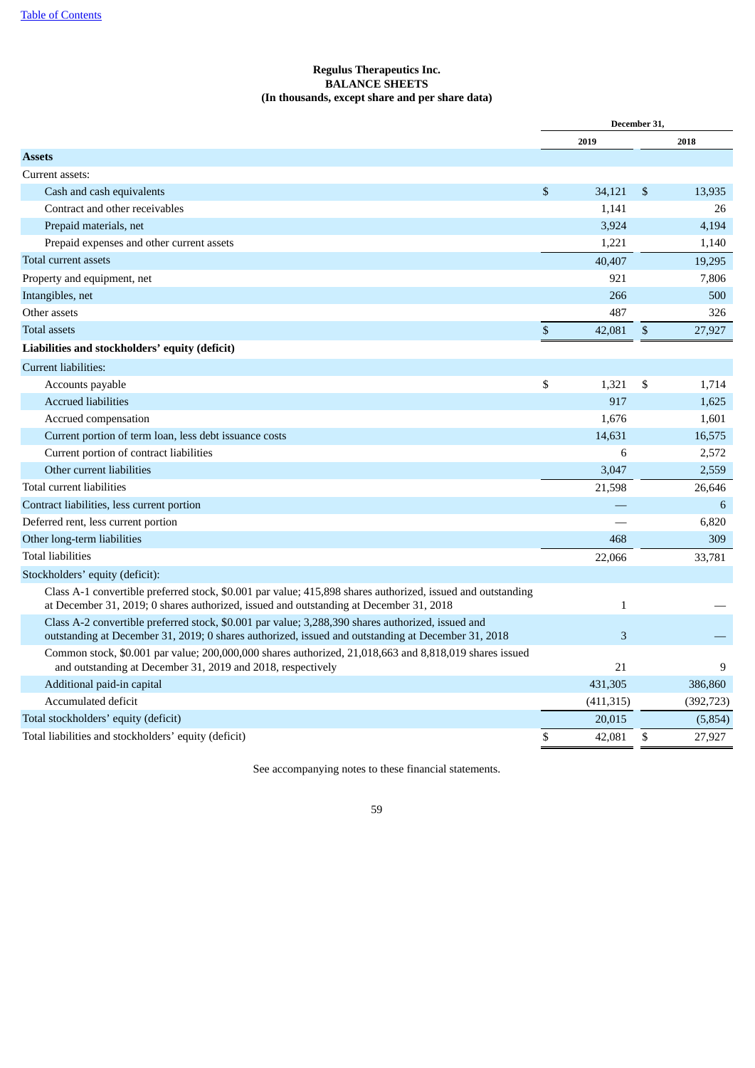**Regulus Therapeutics Inc.**
**BALANCE SHEETS**
**(In thousands, except share and per share data)**

| | December 31, 2019 | December 31, 2018 |
|---|---|---|
| **Assets** | | |
| Current assets: | | |
| Cash and cash equivalents | $ 34,121 | $ 13,935 |
| Contract and other receivables | 1,141 | 26 |
| Prepaid materials, net | 3,924 | 4,194 |
| Prepaid expenses and other current assets | 1,221 | 1,140 |
| Total current assets | 40,407 | 19,295 |
| Property and equipment, net | 921 | 7,806 |
| Intangibles, net | 266 | 500 |
| Other assets | 487 | 326 |
| Total assets | $ 42,081 | $ 27,927 |
| **Liabilities and stockholders' equity (deficit)** | | |
| Current liabilities: | | |
| Accounts payable | $ 1,321 | $ 1,714 |
| Accrued liabilities | 917 | 1,625 |
| Accrued compensation | 1,676 | 1,601 |
| Current portion of term loan, less debt issuance costs | 14,631 | 16,575 |
| Current portion of contract liabilities | 6 | 2,572 |
| Other current liabilities | 3,047 | 2,559 |
| Total current liabilities | 21,598 | 26,646 |
| Contract liabilities, less current portion | — | 6 |
| Deferred rent, less current portion | — | 6,820 |
| Other long-term liabilities | 468 | 309 |
| Total liabilities | 22,066 | 33,781 |
| Stockholders' equity (deficit): | | |
| Class A-1 convertible preferred stock, $0.001 par value; 415,898 shares authorized, issued and outstanding at December 31, 2019; 0 shares authorized, issued and outstanding at December 31, 2018 | 1 | — |
| Class A-2 convertible preferred stock, $0.001 par value; 3,288,390 shares authorized, issued and outstanding at December 31, 2019; 0 shares authorized, issued and outstanding at December 31, 2018 | 3 | — |
| Common stock, $0.001 par value; 200,000,000 shares authorized, 21,018,663 and 8,818,019 shares issued and outstanding at December 31, 2019 and 2018, respectively | 21 | 9 |
| Additional paid-in capital | 431,305 | 386,860 |
| Accumulated deficit | (411,315) | (392,723) |
| Total stockholders' equity (deficit) | 20,015 | (5,854) |
| Total liabilities and stockholders' equity (deficit) | $ 42,081 | $ 27,927 |

See accompanying notes to these financial statements.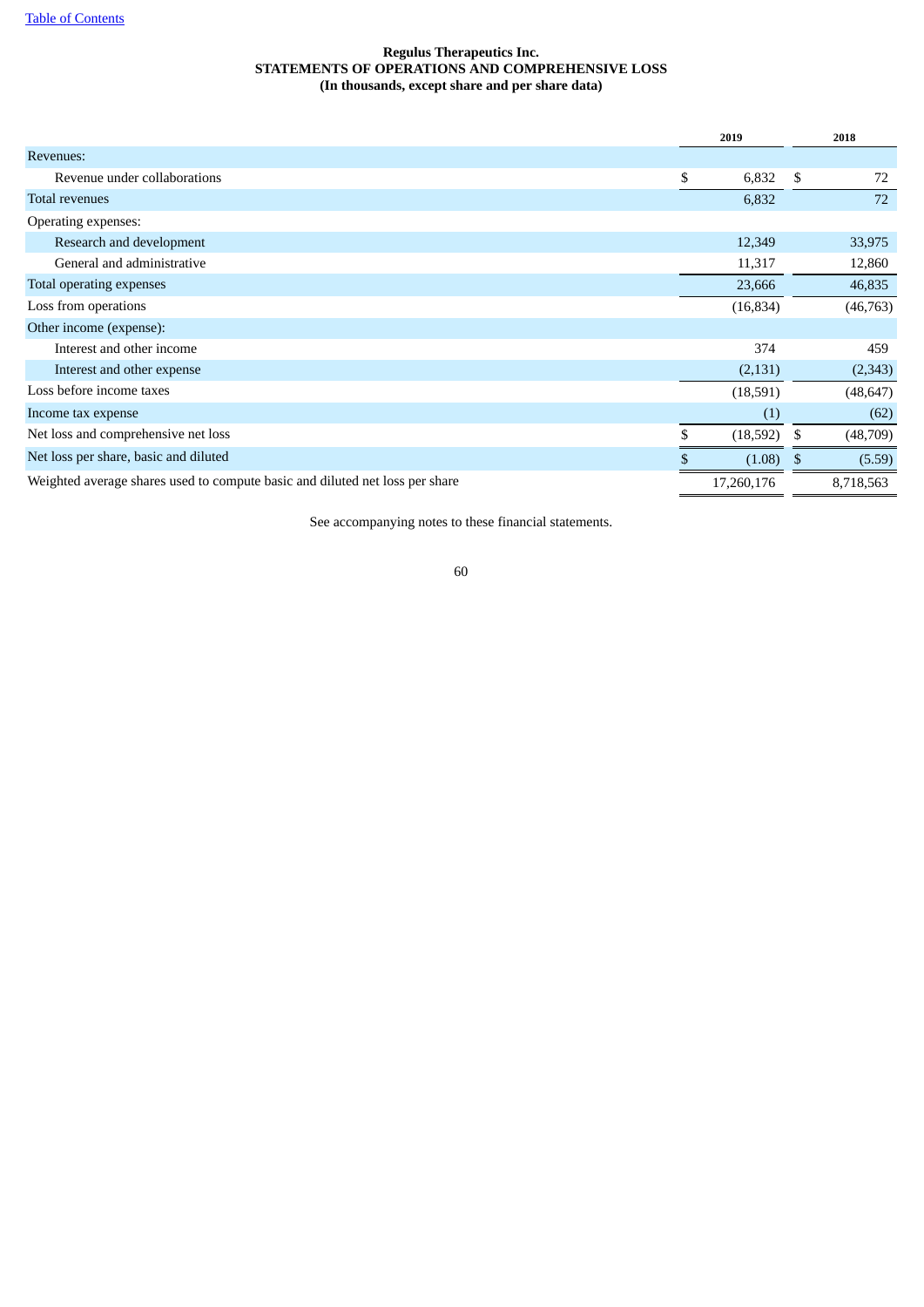[Table of Contents](#)

**Regulus Therapeutics Inc.**
**STATEMENTS OF OPERATIONS AND COMPREHENSIVE LOSS**
**(In thousands, except share and per share data)**

| | 2019 | 2018 |
|---|---|---|
| Revenues: | | |
| Revenue under collaborations | $ 6,832 | $ 72 |
| Total revenues | 6,832 | 72 |
| Operating expenses: | | |
| Research and development | 12,349 | 33,975 |
| General and administrative | 11,317 | 12,860 |
| Total operating expenses | 23,666 | 46,835 |
| Loss from operations | (16,834) | (46,763) |
| Other income (expense): | | |
| Interest and other income | 374 | 459 |
| Interest and other expense | (2,131) | (2,343) |
| Loss before income taxes | (18,591) | (48,647) |
| Income tax expense | (1) | (62) |
| Net loss and comprehensive net loss | $ (18,592) | $ (48,709) |
| Net loss per share, basic and diluted | $ (1.08) | $ (5.59) |
| Weighted average shares used to compute basic and diluted net loss per share | 17,260,176 | 8,718,563 |

See accompanying notes to these financial statements.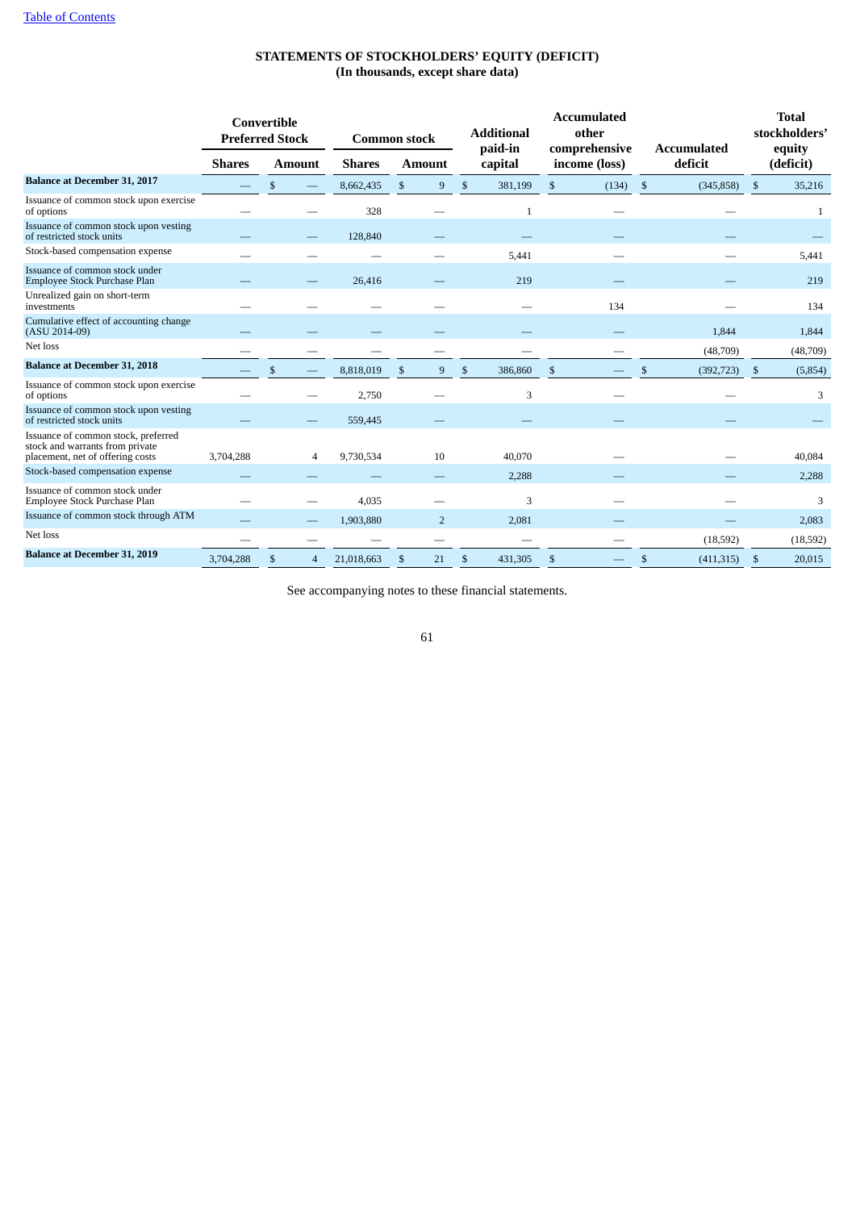## STATEMENTS OF STOCKHOLDERS' EQUITY (DEFICIT)
### (In thousands, except share data)

| | Convertible Preferred Stock | | Common stock | | Additional paid-in capital | Accumulated other comprehensive income (loss) | Accumulated deficit | Total stockholders' equity (deficit) |
|---|---|---|---|---|---|---|---|---|
| | Shares | Amount | Shares | Amount | | | | |
| **Balance at December 31, 2017** | — | $ — | 8,662,435 | $ 9 | $ 381,199 | $ (134) | $ (345,858) | $ 35,216 |
| Issuance of common stock upon exercise of options | — | — | 328 | — | 1 | — | — | 1 |
| Issuance of common stock upon vesting of restricted stock units | — | — | 128,840 | — | — | — | — | — |
| Stock-based compensation expense | — | — | — | — | 5,441 | — | — | 5,441 |
| Issuance of common stock under Employee Stock Purchase Plan | — | — | 26,416 | — | 219 | — | — | 219 |
| Unrealized gain on short-term investments | — | — | — | — | — | 134 | — | 134 |
| Cumulative effect of accounting change (ASU 2014-09) | — | — | — | — | — | — | 1,844 | 1,844 |
| Net loss | — | — | — | — | — | — | (48,709) | (48,709) |
| **Balance at December 31, 2018** | — | $ — | 8,818,019 | $ 9 | $ 386,860 | $ — | $ (392,723) | $ (5,854) |
| Issuance of common stock upon exercise of options | — | — | 2,750 | — | 3 | — | — | 3 |
| Issuance of common stock upon vesting of restricted stock units | — | — | 559,445 | — | — | — | — | — |
| Issuance of common stock, preferred stock and warrants from private placement, net of offering costs | 3,704,288 | 4 | 9,730,534 | 10 | 40,070 | — | — | 40,084 |
| Stock-based compensation expense | — | — | — | — | 2,288 | — | — | 2,288 |
| Issuance of common stock under Employee Stock Purchase Plan | — | — | 4,035 | — | 3 | — | — | 3 |
| Issuance of common stock through ATM | — | — | 1,903,880 | 2 | 2,081 | — | — | 2,083 |
| Net loss | — | — | — | — | — | — | (18,592) | (18,592) |
| **Balance at December 31, 2019** | 3,704,288 | $ 4 | 21,018,663 | $ 21 | $ 431,305 | $ — | $ (411,315) | $ 20,015 |

See accompanying notes to these financial statements.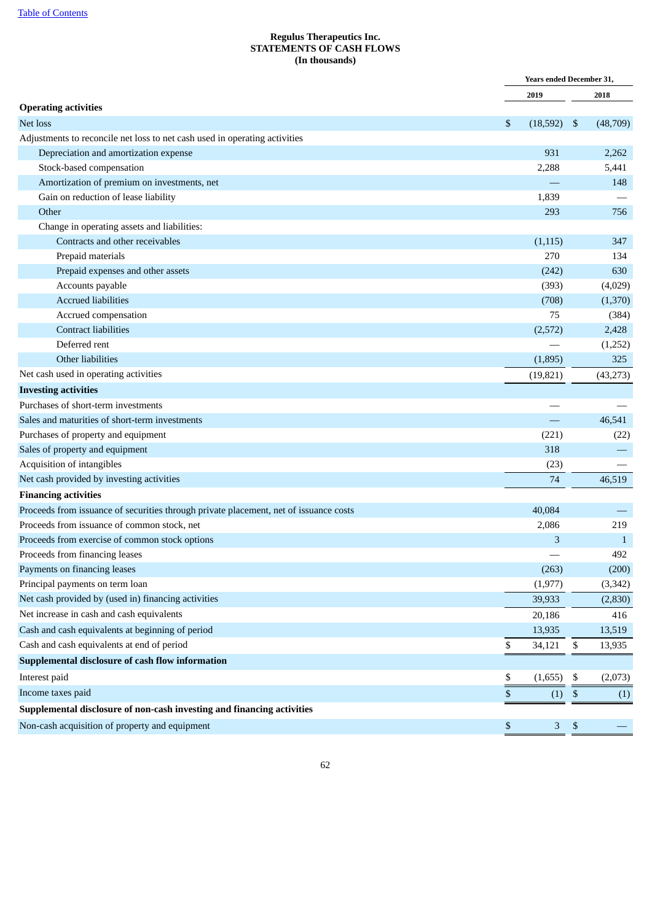Table of Contents

**Regulus Therapeutics Inc.**
**STATEMENTS OF CASH FLOWS**
**(In thousands)**

| | Years ended December 31, | |
|---|---|---|
| | 2019 | 2018 |
| **Operating activities** | | |
| Net loss | $ (18,592) | $ (48,709) |
| Adjustments to reconcile net loss to net cash used in operating activities | | |
| Depreciation and amortization expense | 931 | 2,262 |
| Stock-based compensation | 2,288 | 5,441 |
| Amortization of premium on investments, net | — | 148 |
| Gain on reduction of lease liability | 1,839 | — |
| Other | 293 | 756 |
| Change in operating assets and liabilities: | | |
| Contracts and other receivables | (1,115) | 347 |
| Prepaid materials | 270 | 134 |
| Prepaid expenses and other assets | (242) | 630 |
| Accounts payable | (393) | (4,029) |
| Accrued liabilities | (708) | (1,370) |
| Accrued compensation | 75 | (384) |
| Contract liabilities | (2,572) | 2,428 |
| Deferred rent | — | (1,252) |
| Other liabilities | (1,895) | 325 |
| Net cash used in operating activities | (19,821) | (43,273) |
| **Investing activities** | | |
| Purchases of short-term investments | — | — |
| Sales and maturities of short-term investments | — | 46,541 |
| Purchases of property and equipment | (221) | (22) |
| Sales of property and equipment | 318 | — |
| Acquisition of intangibles | (23) | — |
| Net cash provided by investing activities | 74 | 46,519 |
| **Financing activities** | | |
| Proceeds from issuance of securities through private placement, net of issuance costs | 40,084 | — |
| Proceeds from issuance of common stock, net | 2,086 | 219 |
| Proceeds from exercise of common stock options | 3 | 1 |
| Proceeds from financing leases | — | 492 |
| Payments on financing leases | (263) | (200) |
| Principal payments on term loan | (1,977) | (3,342) |
| Net cash provided by (used in) financing activities | 39,933 | (2,830) |
| Net increase in cash and cash equivalents | 20,186 | 416 |
| Cash and cash equivalents at beginning of period | 13,935 | 13,519 |
| Cash and cash equivalents at end of period | $ 34,121 | $ 13,935 |
| **Supplemental disclosure of cash flow information** | | |
| Interest paid | $ (1,655) | $ (2,073) |
| Income taxes paid | $ (1) | $ (1) |
| **Supplemental disclosure of non-cash investing and financing activities** | | |
| Non-cash acquisition of property and equipment | $ 3 | $ — |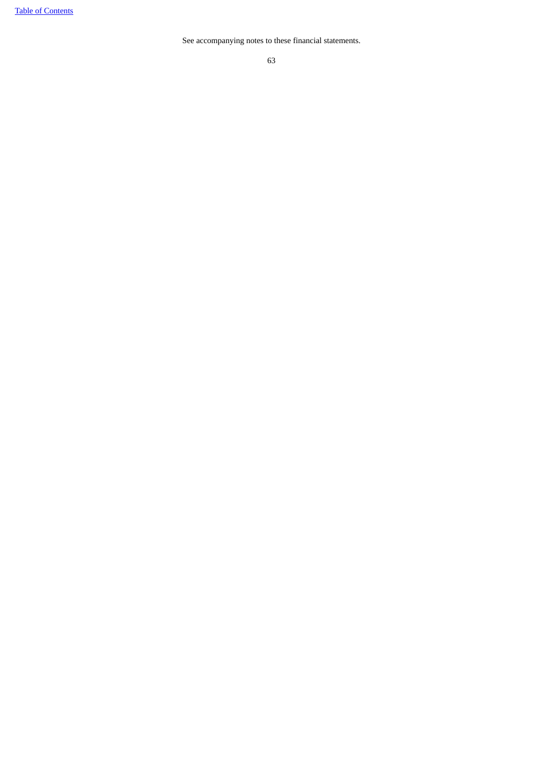See accompanying notes to these financial statements.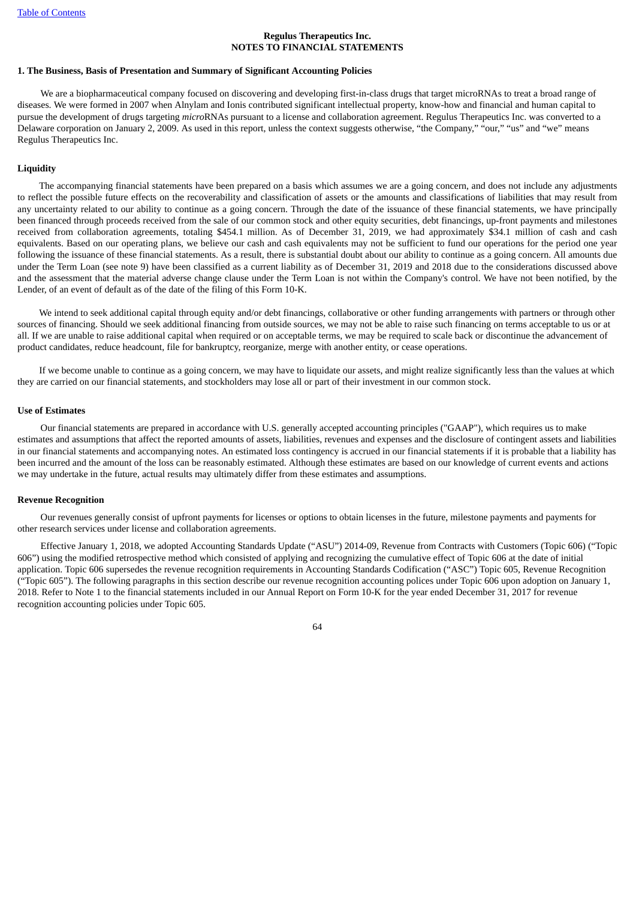**Regulus Therapeutics Inc.**
**NOTES TO FINANCIAL STATEMENTS**

**1. The Business, Basis of Presentation and Summary of Significant Accounting Policies**

We are a biopharmaceutical company focused on discovering and developing first-in-class drugs that target microRNAs to treat a broad range of diseases. We were formed in 2007 when Alnylam and Ionis contributed significant intellectual property, know-how and financial and human capital to pursue the development of drugs targeting *micro*RNAs pursuant to a license and collaboration agreement. Regulus Therapeutics Inc. was converted to a Delaware corporation on January 2, 2009. As used in this report, unless the context suggests otherwise, "the Company," "our," "us" and "we" means Regulus Therapeutics Inc.

**Liquidity**

The accompanying financial statements have been prepared on a basis which assumes we are a going concern, and does not include any adjustments to reflect the possible future effects on the recoverability and classification of assets or the amounts and classifications of liabilities that may result from any uncertainty related to our ability to continue as a going concern. Through the date of the issuance of these financial statements, we have principally been financed through proceeds received from the sale of our common stock and other equity securities, debt financings, up-front payments and milestones received from collaboration agreements, totaling $454.1 million. As of December 31, 2019, we had approximately $34.1 million of cash and cash equivalents. Based on our operating plans, we believe our cash and cash equivalents may not be sufficient to fund our operations for the period one year following the issuance of these financial statements. As a result, there is substantial doubt about our ability to continue as a going concern. All amounts due under the Term Loan (see note 9) have been classified as a current liability as of December 31, 2019 and 2018 due to the considerations discussed above and the assessment that the material adverse change clause under the Term Loan is not within the Company's control. We have not been notified, by the Lender, of an event of default as of the date of the filing of this Form 10-K.

We intend to seek additional capital through equity and/or debt financings, collaborative or other funding arrangements with partners or through other sources of financing. Should we seek additional financing from outside sources, we may not be able to raise such financing on terms acceptable to us or at all. If we are unable to raise additional capital when required or on acceptable terms, we may be required to scale back or discontinue the advancement of product candidates, reduce headcount, file for bankruptcy, reorganize, merge with another entity, or cease operations.

If we become unable to continue as a going concern, we may have to liquidate our assets, and might realize significantly less than the values at which they are carried on our financial statements, and stockholders may lose all or part of their investment in our common stock.

**Use of Estimates**

Our financial statements are prepared in accordance with U.S. generally accepted accounting principles ("GAAP"), which requires us to make estimates and assumptions that affect the reported amounts of assets, liabilities, revenues and expenses and the disclosure of contingent assets and liabilities in our financial statements and accompanying notes. An estimated loss contingency is accrued in our financial statements if it is probable that a liability has been incurred and the amount of the loss can be reasonably estimated. Although these estimates are based on our knowledge of current events and actions we may undertake in the future, actual results may ultimately differ from these estimates and assumptions.

**Revenue Recognition**

Our revenues generally consist of upfront payments for licenses or options to obtain licenses in the future, milestone payments and payments for other research services under license and collaboration agreements.

Effective January 1, 2018, we adopted Accounting Standards Update ("ASU") 2014-09, Revenue from Contracts with Customers (Topic 606) ("Topic 606") using the modified retrospective method which consisted of applying and recognizing the cumulative effect of Topic 606 at the date of initial application. Topic 606 supersedes the revenue recognition requirements in Accounting Standards Codification ("ASC") Topic 605, Revenue Recognition ("Topic 605"). The following paragraphs in this section describe our revenue recognition accounting polices under Topic 606 upon adoption on January 1, 2018. Refer to Note 1 to the financial statements included in our Annual Report on Form 10-K for the year ended December 31, 2017 for revenue recognition accounting policies under Topic 605.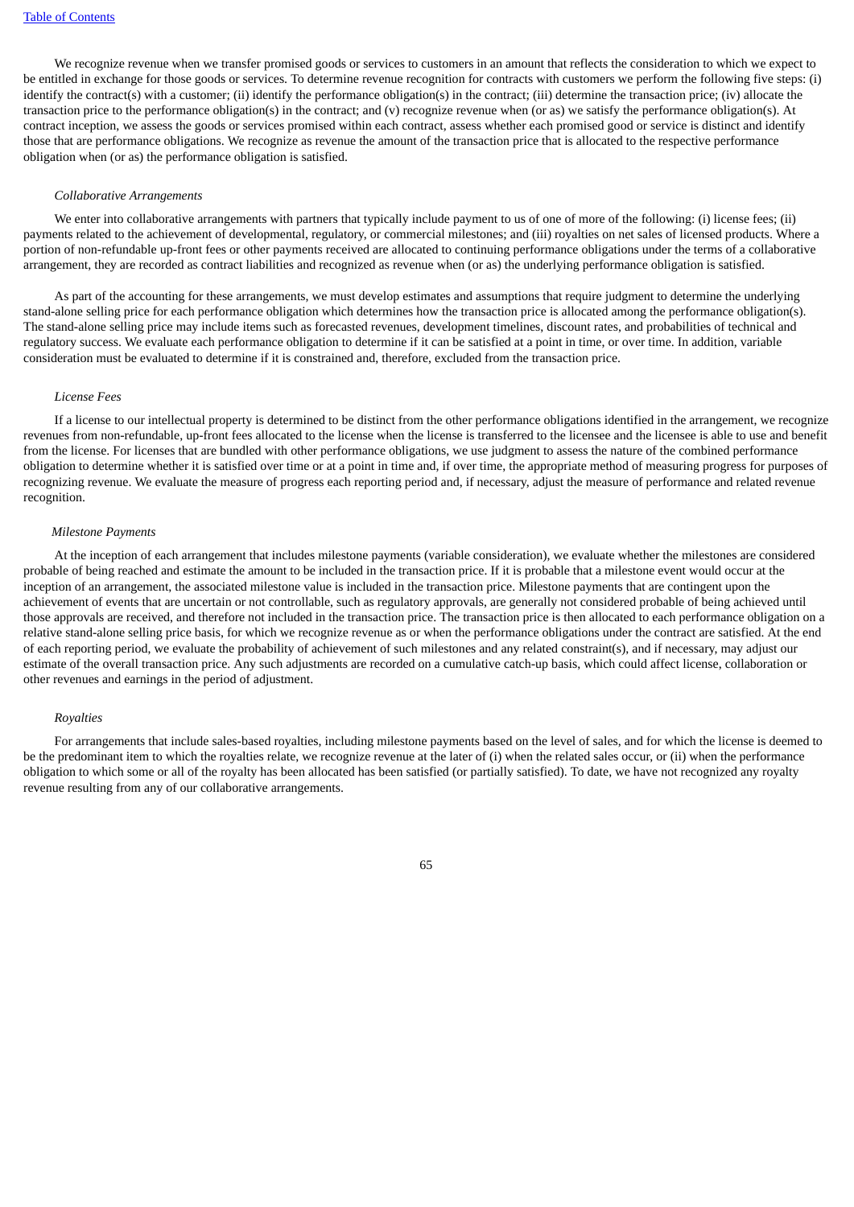We recognize revenue when we transfer promised goods or services to customers in an amount that reflects the consideration to which we expect to be entitled in exchange for those goods or services. To determine revenue recognition for contracts with customers we perform the following five steps: (i) identify the contract(s) with a customer; (ii) identify the performance obligation(s) in the contract; (iii) determine the transaction price; (iv) allocate the transaction price to the performance obligation(s) in the contract; and (v) recognize revenue when (or as) we satisfy the performance obligation(s). At contract inception, we assess the goods or services promised within each contract, assess whether each promised good or service is distinct and identify those that are performance obligations. We recognize as revenue the amount of the transaction price that is allocated to the respective performance obligation when (or as) the performance obligation is satisfied.

*Collaborative Arrangements*

We enter into collaborative arrangements with partners that typically include payment to us of one of more of the following: (i) license fees; (ii) payments related to the achievement of developmental, regulatory, or commercial milestones; and (iii) royalties on net sales of licensed products. Where a portion of non-refundable up-front fees or other payments received are allocated to continuing performance obligations under the terms of a collaborative arrangement, they are recorded as contract liabilities and recognized as revenue when (or as) the underlying performance obligation is satisfied.

As part of the accounting for these arrangements, we must develop estimates and assumptions that require judgment to determine the underlying stand-alone selling price for each performance obligation which determines how the transaction price is allocated among the performance obligation(s). The stand-alone selling price may include items such as forecasted revenues, development timelines, discount rates, and probabilities of technical and regulatory success. We evaluate each performance obligation to determine if it can be satisfied at a point in time, or over time. In addition, variable consideration must be evaluated to determine if it is constrained and, therefore, excluded from the transaction price.

*License Fees*

If a license to our intellectual property is determined to be distinct from the other performance obligations identified in the arrangement, we recognize revenues from non-refundable, up-front fees allocated to the license when the license is transferred to the licensee and the licensee is able to use and benefit from the license. For licenses that are bundled with other performance obligations, we use judgment to assess the nature of the combined performance obligation to determine whether it is satisfied over time or at a point in time and, if over time, the appropriate method of measuring progress for purposes of recognizing revenue. We evaluate the measure of progress each reporting period and, if necessary, adjust the measure of performance and related revenue recognition.

*Milestone Payments*

At the inception of each arrangement that includes milestone payments (variable consideration), we evaluate whether the milestones are considered probable of being reached and estimate the amount to be included in the transaction price. If it is probable that a milestone event would occur at the inception of an arrangement, the associated milestone value is included in the transaction price. Milestone payments that are contingent upon the achievement of events that are uncertain or not controllable, such as regulatory approvals, are generally not considered probable of being achieved until those approvals are received, and therefore not included in the transaction price. The transaction price is then allocated to each performance obligation on a relative stand-alone selling price basis, for which we recognize revenue as or when the performance obligations under the contract are satisfied. At the end of each reporting period, we evaluate the probability of achievement of such milestones and any related constraint(s), and if necessary, may adjust our estimate of the overall transaction price. Any such adjustments are recorded on a cumulative catch-up basis, which could affect license, collaboration or other revenues and earnings in the period of adjustment.

*Royalties*

For arrangements that include sales-based royalties, including milestone payments based on the level of sales, and for which the license is deemed to be the predominant item to which the royalties relate, we recognize revenue at the later of (i) when the related sales occur, or (ii) when the performance obligation to which some or all of the royalty has been allocated has been satisfied (or partially satisfied). To date, we have not recognized any royalty revenue resulting from any of our collaborative arrangements.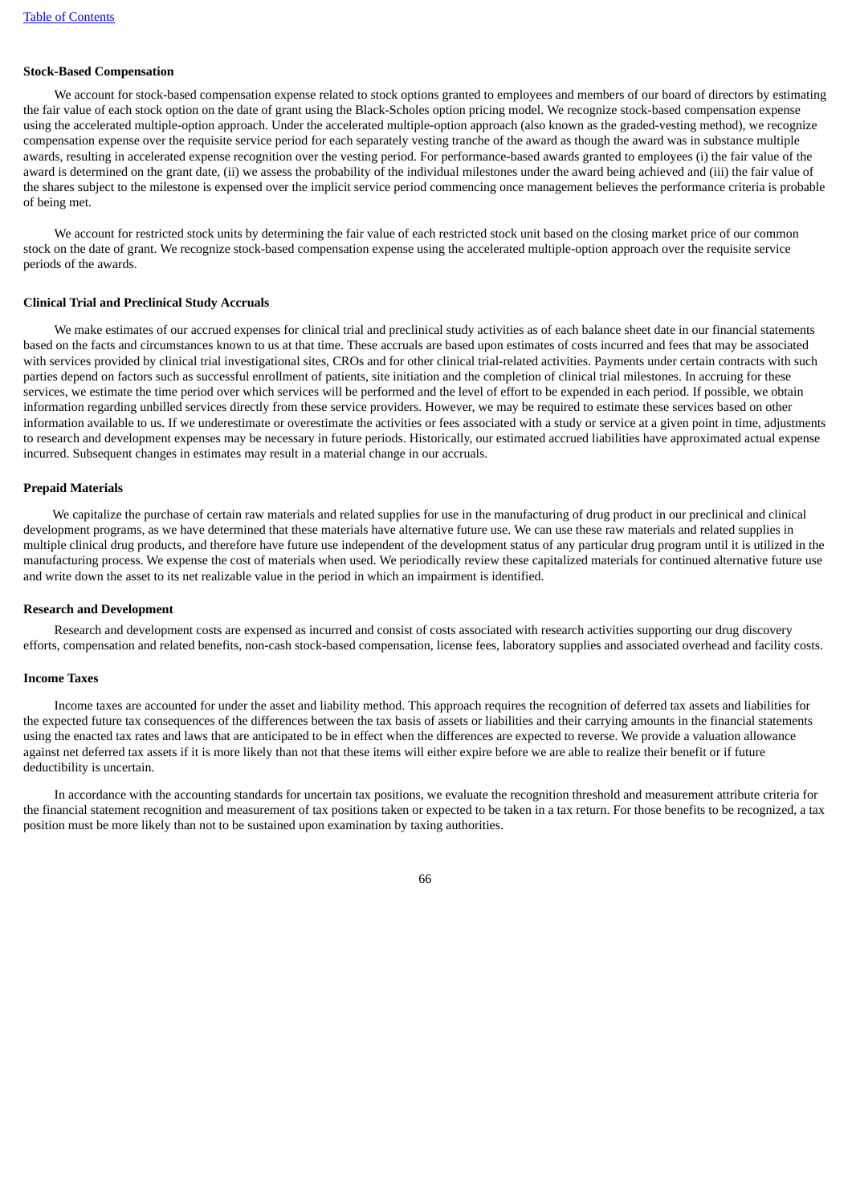**Stock-Based Compensation**

We account for stock-based compensation expense related to stock options granted to employees and members of our board of directors by estimating the fair value of each stock option on the date of grant using the Black-Scholes option pricing model. We recognize stock-based compensation expense using the accelerated multiple-option approach. Under the accelerated multiple-option approach (also known as the graded-vesting method), we recognize compensation expense over the requisite service period for each separately vesting tranche of the award as though the award was in substance multiple awards, resulting in accelerated expense recognition over the vesting period. For performance-based awards granted to employees (i) the fair value of the award is determined on the grant date, (ii) we assess the probability of the individual milestones under the award being achieved and (iii) the fair value of the shares subject to the milestone is expensed over the implicit service period commencing once management believes the performance criteria is probable of being met.

We account for restricted stock units by determining the fair value of each restricted stock unit based on the closing market price of our common stock on the date of grant. We recognize stock-based compensation expense using the accelerated multiple-option approach over the requisite service periods of the awards.

**Clinical Trial and Preclinical Study Accruals**

We make estimates of our accrued expenses for clinical trial and preclinical study activities as of each balance sheet date in our financial statements based on the facts and circumstances known to us at that time. These accruals are based upon estimates of costs incurred and fees that may be associated with services provided by clinical trial investigational sites, CROs and for other clinical trial-related activities. Payments under certain contracts with such parties depend on factors such as successful enrollment of patients, site initiation and the completion of clinical trial milestones. In accruing for these services, we estimate the time period over which services will be performed and the level of effort to be expended in each period. If possible, we obtain information regarding unbilled services directly from these service providers. However, we may be required to estimate these services based on other information available to us. If we underestimate or overestimate the activities or fees associated with a study or service at a given point in time, adjustments to research and development expenses may be necessary in future periods. Historically, our estimated accrued liabilities have approximated actual expense incurred. Subsequent changes in estimates may result in a material change in our accruals.

**Prepaid Materials**

We capitalize the purchase of certain raw materials and related supplies for use in the manufacturing of drug product in our preclinical and clinical development programs, as we have determined that these materials have alternative future use. We can use these raw materials and related supplies in multiple clinical drug products, and therefore have future use independent of the development status of any particular drug program until it is utilized in the manufacturing process. We expense the cost of materials when used. We periodically review these capitalized materials for continued alternative future use and write down the asset to its net realizable value in the period in which an impairment is identified.

**Research and Development**

Research and development costs are expensed as incurred and consist of costs associated with research activities supporting our drug discovery efforts, compensation and related benefits, non-cash stock-based compensation, license fees, laboratory supplies and associated overhead and facility costs.

**Income Taxes**

Income taxes are accounted for under the asset and liability method. This approach requires the recognition of deferred tax assets and liabilities for the expected future tax consequences of the differences between the tax basis of assets or liabilities and their carrying amounts in the financial statements using the enacted tax rates and laws that are anticipated to be in effect when the differences are expected to reverse. We provide a valuation allowance against net deferred tax assets if it is more likely than not that these items will either expire before we are able to realize their benefit or if future deductibility is uncertain.

In accordance with the accounting standards for uncertain tax positions, we evaluate the recognition threshold and measurement attribute criteria for the financial statement recognition and measurement of tax positions taken or expected to be taken in a tax return. For those benefits to be recognized, a tax position must be more likely than not to be sustained upon examination by taxing authorities.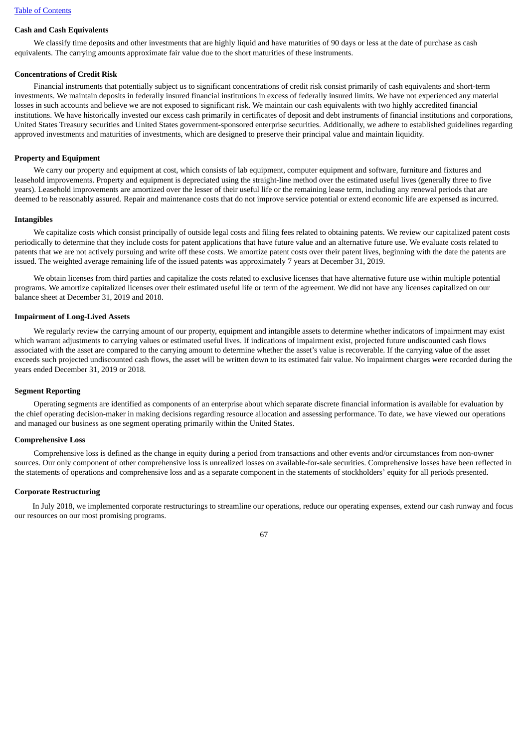### Cash and Cash Equivalents

We classify time deposits and other investments that are highly liquid and have maturities of 90 days or less at the date of purchase as cash equivalents. The carrying amounts approximate fair value due to the short maturities of these instruments.

### Concentrations of Credit Risk

Financial instruments that potentially subject us to significant concentrations of credit risk consist primarily of cash equivalents and short-term investments. We maintain deposits in federally insured financial institutions in excess of federally insured limits. We have not experienced any material losses in such accounts and believe we are not exposed to significant risk. We maintain our cash equivalents with two highly accredited financial institutions. We have historically invested our excess cash primarily in certificates of deposit and debt instruments of financial institutions and corporations, United States Treasury securities and United States government-sponsored enterprise securities. Additionally, we adhere to established guidelines regarding approved investments and maturities of investments, which are designed to preserve their principal value and maintain liquidity.

### Property and Equipment

We carry our property and equipment at cost, which consists of lab equipment, computer equipment and software, furniture and fixtures and leasehold improvements. Property and equipment is depreciated using the straight-line method over the estimated useful lives (generally three to five years). Leasehold improvements are amortized over the lesser of their useful life or the remaining lease term, including any renewal periods that are deemed to be reasonably assured. Repair and maintenance costs that do not improve service potential or extend economic life are expensed as incurred.

### Intangibles

We capitalize costs which consist principally of outside legal costs and filing fees related to obtaining patents. We review our capitalized patent costs periodically to determine that they include costs for patent applications that have future value and an alternative future use. We evaluate costs related to patents that we are not actively pursuing and write off these costs. We amortize patent costs over their patent lives, beginning with the date the patents are issued. The weighted average remaining life of the issued patents was approximately 7 years at December 31, 2019.

We obtain licenses from third parties and capitalize the costs related to exclusive licenses that have alternative future use within multiple potential programs. We amortize capitalized licenses over their estimated useful life or term of the agreement. We did not have any licenses capitalized on our balance sheet at December 31, 2019 and 2018.

### Impairment of Long-Lived Assets

We regularly review the carrying amount of our property, equipment and intangible assets to determine whether indicators of impairment may exist which warrant adjustments to carrying values or estimated useful lives. If indications of impairment exist, projected future undiscounted cash flows associated with the asset are compared to the carrying amount to determine whether the asset's value is recoverable. If the carrying value of the asset exceeds such projected undiscounted cash flows, the asset will be written down to its estimated fair value. No impairment charges were recorded during the years ended December 31, 2019 or 2018.

### Segment Reporting

Operating segments are identified as components of an enterprise about which separate discrete financial information is available for evaluation by the chief operating decision-maker in making decisions regarding resource allocation and assessing performance. To date, we have viewed our operations and managed our business as one segment operating primarily within the United States.

### Comprehensive Loss

Comprehensive loss is defined as the change in equity during a period from transactions and other events and/or circumstances from non-owner sources. Our only component of other comprehensive loss is unrealized losses on available-for-sale securities. Comprehensive losses have been reflected in the statements of operations and comprehensive loss and as a separate component in the statements of stockholders' equity for all periods presented.

### Corporate Restructuring

In July 2018, we implemented corporate restructurings to streamline our operations, reduce our operating expenses, extend our cash runway and focus our resources on our most promising programs.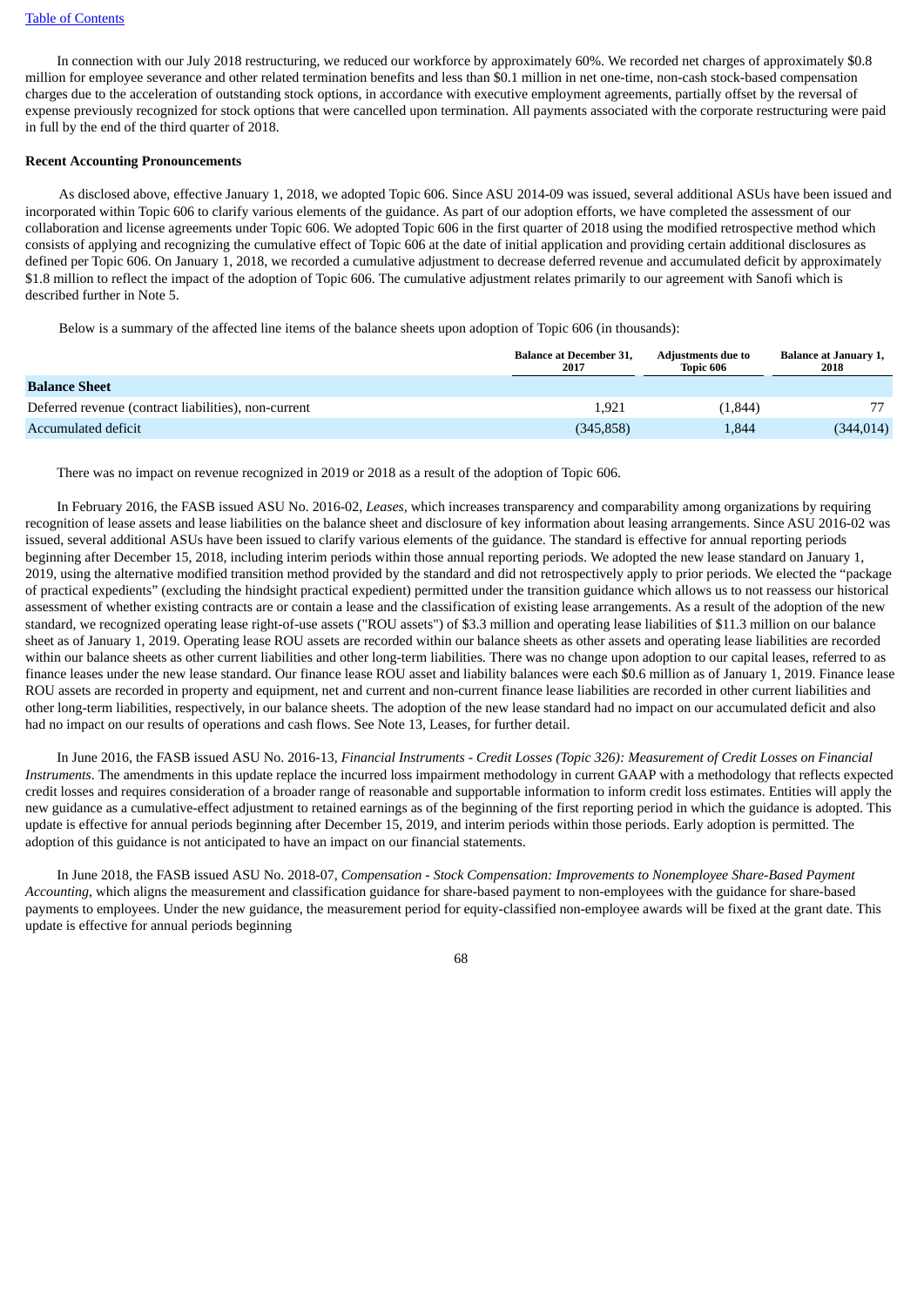In connection with our July 2018 restructuring, we reduced our workforce by approximately 60%. We recorded net charges of approximately $0.8 million for employee severance and other related termination benefits and less than $0.1 million in net one-time, non-cash stock-based compensation charges due to the acceleration of outstanding stock options, in accordance with executive employment agreements, partially offset by the reversal of expense previously recognized for stock options that were cancelled upon termination. All payments associated with the corporate restructuring were paid in full by the end of the third quarter of 2018.

**Recent Accounting Pronouncements**

As disclosed above, effective January 1, 2018, we adopted Topic 606. Since ASU 2014-09 was issued, several additional ASUs have been issued and incorporated within Topic 606 to clarify various elements of the guidance. As part of our adoption efforts, we have completed the assessment of our collaboration and license agreements under Topic 606. We adopted Topic 606 in the first quarter of 2018 using the modified retrospective method which consists of applying and recognizing the cumulative effect of Topic 606 at the date of initial application and providing certain additional disclosures as defined per Topic 606. On January 1, 2018, we recorded a cumulative adjustment to decrease deferred revenue and accumulated deficit by approximately $1.8 million to reflect the impact of the adoption of Topic 606. The cumulative adjustment relates primarily to our agreement with Sanofi which is described further in Note 5.

Below is a summary of the affected line items of the balance sheets upon adoption of Topic 606 (in thousands):

| | Balance at December 31, 2017 | Adjustments due to Topic 606 | Balance at January 1, 2018 |
|---|---|---|---|
| **Balance Sheet** | | | |
| Deferred revenue (contract liabilities), non-current | 1,921 | (1,844) | 77 |
| Accumulated deficit | (345,858) | 1,844 | (344,014) |

There was no impact on revenue recognized in 2019 or 2018 as a result of the adoption of Topic 606.

In February 2016, the FASB issued ASU No. 2016-02, *Leases*, which increases transparency and comparability among organizations by requiring recognition of lease assets and lease liabilities on the balance sheet and disclosure of key information about leasing arrangements. Since ASU 2016-02 was issued, several additional ASUs have been issued to clarify various elements of the guidance. The standard is effective for annual reporting periods beginning after December 15, 2018, including interim periods within those annual reporting periods. We adopted the new lease standard on January 1, 2019, using the alternative modified transition method provided by the standard and did not retrospectively apply to prior periods. We elected the "package of practical expedients" (excluding the hindsight practical expedient) permitted under the transition guidance which allows us to not reassess our historical assessment of whether existing contracts are or contain a lease and the classification of existing lease arrangements. As a result of the adoption of the new standard, we recognized operating lease right-of-use assets ("ROU assets") of $3.3 million and operating lease liabilities of $11.3 million on our balance sheet as of January 1, 2019. Operating lease ROU assets are recorded within our balance sheets as other assets and operating lease liabilities are recorded within our balance sheets as other current liabilities and other long-term liabilities. There was no change upon adoption to our capital leases, referred to as finance leases under the new lease standard. Our finance lease ROU asset and liability balances were each $0.6 million as of January 1, 2019. Finance lease ROU assets are recorded in property and equipment, net and current and non-current finance lease liabilities are recorded in other current liabilities and other long-term liabilities, respectively, in our balance sheets. The adoption of the new lease standard had no impact on our accumulated deficit and also had no impact on our results of operations and cash flows. See Note 13, Leases, for further detail.

In June 2016, the FASB issued ASU No. 2016-13, *Financial Instruments - Credit Losses (Topic 326): Measurement of Credit Losses on Financial Instruments*. The amendments in this update replace the incurred loss impairment methodology in current GAAP with a methodology that reflects expected credit losses and requires consideration of a broader range of reasonable and supportable information to inform credit loss estimates. Entities will apply the new guidance as a cumulative-effect adjustment to retained earnings as of the beginning of the first reporting period in which the guidance is adopted. This update is effective for annual periods beginning after December 15, 2019, and interim periods within those periods. Early adoption is permitted. The adoption of this guidance is not anticipated to have an impact on our financial statements.

In June 2018, the FASB issued ASU No. 2018-07, *Compensation - Stock Compensation: Improvements to Nonemployee Share-Based Payment Accounting*, which aligns the measurement and classification guidance for share-based payment to non-employees with the guidance for share-based payments to employees. Under the new guidance, the measurement period for equity-classified non-employee awards will be fixed at the grant date. This update is effective for annual periods beginning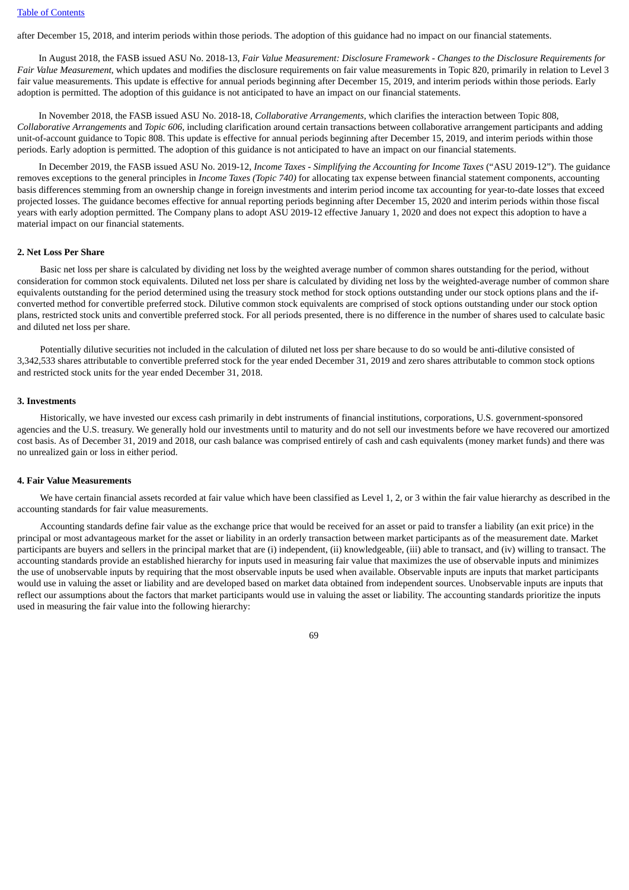after December 15, 2018, and interim periods within those periods. The adoption of this guidance had no impact on our financial statements.

In August 2018, the FASB issued ASU No. 2018-13, *Fair Value Measurement: Disclosure Framework - Changes to the Disclosure Requirements for Fair Value Measurement*, which updates and modifies the disclosure requirements on fair value measurements in Topic 820, primarily in relation to Level 3 fair value measurements. This update is effective for annual periods beginning after December 15, 2019, and interim periods within those periods. Early adoption is permitted. The adoption of this guidance is not anticipated to have an impact on our financial statements.

In November 2018, the FASB issued ASU No. 2018-18, *Collaborative Arrangements*, which clarifies the interaction between Topic 808, *Collaborative Arrangements* and *Topic 606*, including clarification around certain transactions between collaborative arrangement participants and adding unit-of-account guidance to Topic 808. This update is effective for annual periods beginning after December 15, 2019, and interim periods within those periods. Early adoption is permitted. The adoption of this guidance is not anticipated to have an impact on our financial statements.

In December 2019, the FASB issued ASU No. 2019-12, *Income Taxes - Simplifying the Accounting for Income Taxes* ("ASU 2019-12"). The guidance removes exceptions to the general principles in *Income Taxes (Topic 740)* for allocating tax expense between financial statement components, accounting basis differences stemming from an ownership change in foreign investments and interim period income tax accounting for year-to-date losses that exceed projected losses. The guidance becomes effective for annual reporting periods beginning after December 15, 2020 and interim periods within those fiscal years with early adoption permitted. The Company plans to adopt ASU 2019-12 effective January 1, 2020 and does not expect this adoption to have a material impact on our financial statements.

**2. Net Loss Per Share**

Basic net loss per share is calculated by dividing net loss by the weighted average number of common shares outstanding for the period, without consideration for common stock equivalents. Diluted net loss per share is calculated by dividing net loss by the weighted-average number of common share equivalents outstanding for the period determined using the treasury stock method for stock options outstanding under our stock options plans and the if-converted method for convertible preferred stock. Dilutive common stock equivalents are comprised of stock options outstanding under our stock option plans, restricted stock units and convertible preferred stock. For all periods presented, there is no difference in the number of shares used to calculate basic and diluted net loss per share.

Potentially dilutive securities not included in the calculation of diluted net loss per share because to do so would be anti-dilutive consisted of 3,342,533 shares attributable to convertible preferred stock for the year ended December 31, 2019 and zero shares attributable to common stock options and restricted stock units for the year ended December 31, 2018.

**3. Investments**

Historically, we have invested our excess cash primarily in debt instruments of financial institutions, corporations, U.S. government-sponsored agencies and the U.S. treasury. We generally hold our investments until to maturity and do not sell our investments before we have recovered our amortized cost basis. As of December 31, 2019 and 2018, our cash balance was comprised entirely of cash and cash equivalents (money market funds) and there was no unrealized gain or loss in either period.

**4. Fair Value Measurements**

We have certain financial assets recorded at fair value which have been classified as Level 1, 2, or 3 within the fair value hierarchy as described in the accounting standards for fair value measurements.

Accounting standards define fair value as the exchange price that would be received for an asset or paid to transfer a liability (an exit price) in the principal or most advantageous market for the asset or liability in an orderly transaction between market participants as of the measurement date. Market participants are buyers and sellers in the principal market that are (i) independent, (ii) knowledgeable, (iii) able to transact, and (iv) willing to transact. The accounting standards provide an established hierarchy for inputs used in measuring fair value that maximizes the use of observable inputs and minimizes the use of unobservable inputs by requiring that the most observable inputs be used when available. Observable inputs are inputs that market participants would use in valuing the asset or liability and are developed based on market data obtained from independent sources. Unobservable inputs are inputs that reflect our assumptions about the factors that market participants would use in valuing the asset or liability. The accounting standards prioritize the inputs used in measuring the fair value into the following hierarchy: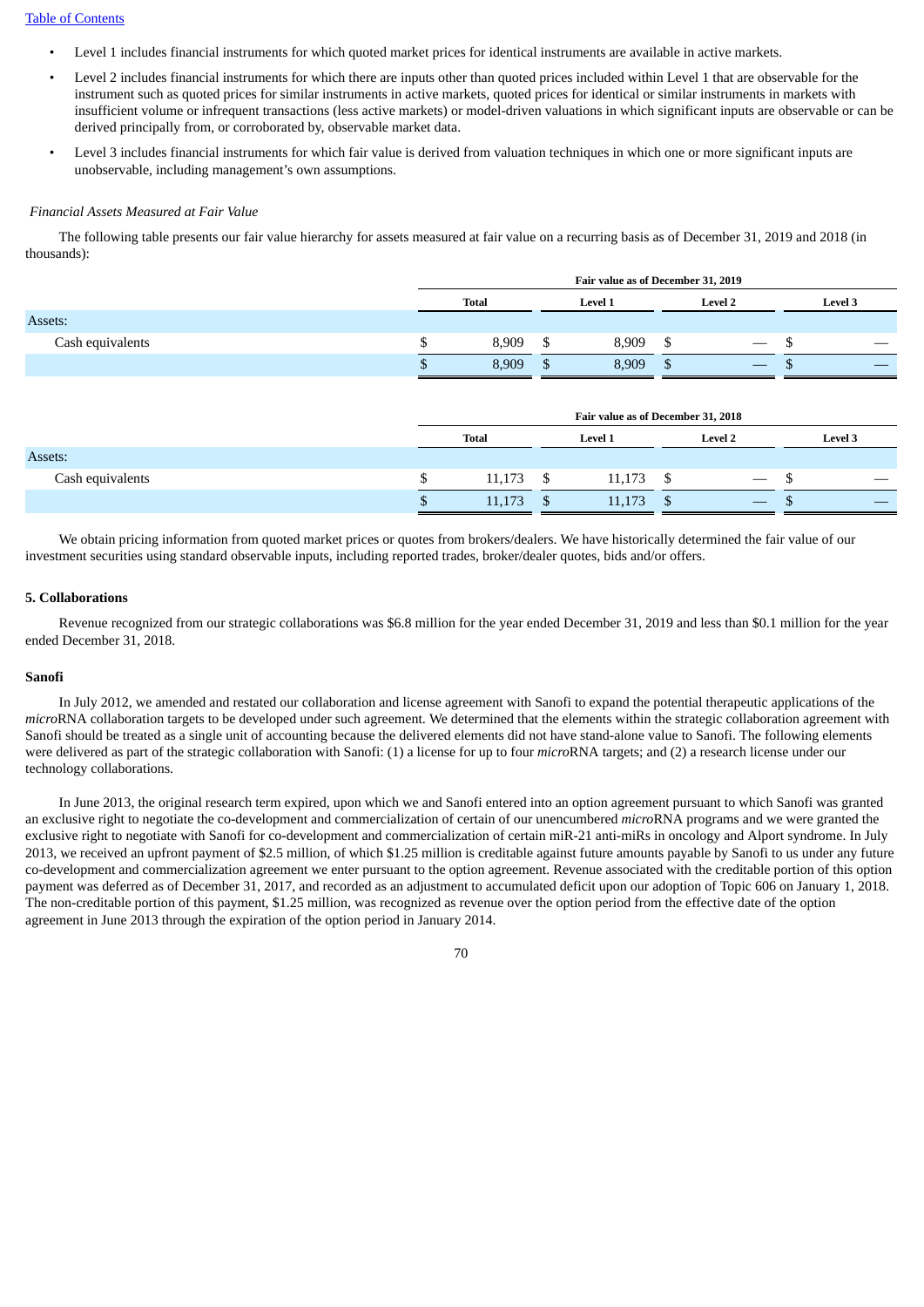- Level 1 includes financial instruments for which quoted market prices for identical instruments are available in active markets.
- Level 2 includes financial instruments for which there are inputs other than quoted prices included within Level 1 that are observable for the instrument such as quoted prices for similar instruments in active markets, quoted prices for identical or similar instruments in markets with insufficient volume or infrequent transactions (less active markets) or model-driven valuations in which significant inputs are observable or can be derived principally from, or corroborated by, observable market data.
- Level 3 includes financial instruments for which fair value is derived from valuation techniques in which one or more significant inputs are unobservable, including management's own assumptions.

*Financial Assets Measured at Fair Value*

The following table presents our fair value hierarchy for assets measured at fair value on a recurring basis as of December 31, 2019 and 2018 (in thousands):

| | Fair value as of December 31, 2019 | | | |
|---|---|---|---|---|
| | Total | Level 1 | Level 2 | Level 3 |
| Assets: | | | | |
| Cash equivalents | $ 8,909 | $ 8,909 | $ — | $ — |
| | $ 8,909 | $ 8,909 | $ — | $ — |

| | Fair value as of December 31, 2018 | | | |
|---|---|---|---|---|
| | Total | Level 1 | Level 2 | Level 3 |
| Assets: | | | | |
| Cash equivalents | $ 11,173 | $ 11,173 | $ — | $ — |
| | $ 11,173 | $ 11,173 | $ — | $ — |

We obtain pricing information from quoted market prices or quotes from brokers/dealers. We have historically determined the fair value of our investment securities using standard observable inputs, including reported trades, broker/dealer quotes, bids and/or offers.

**5. Collaborations**

Revenue recognized from our strategic collaborations was $6.8 million for the year ended December 31, 2019 and less than $0.1 million for the year ended December 31, 2018.

**Sanofi**

In July 2012, we amended and restated our collaboration and license agreement with Sanofi to expand the potential therapeutic applications of the *micro*RNA collaboration targets to be developed under such agreement. We determined that the elements within the strategic collaboration agreement with Sanofi should be treated as a single unit of accounting because the delivered elements did not have stand-alone value to Sanofi. The following elements were delivered as part of the strategic collaboration with Sanofi: (1) a license for up to four *micro*RNA targets; and (2) a research license under our technology collaborations.

In June 2013, the original research term expired, upon which we and Sanofi entered into an option agreement pursuant to which Sanofi was granted an exclusive right to negotiate the co-development and commercialization of certain of our unencumbered *micro*RNA programs and we were granted the exclusive right to negotiate with Sanofi for co-development and commercialization of certain miR-21 anti-miRs in oncology and Alport syndrome. In July 2013, we received an upfront payment of $2.5 million, of which $1.25 million is creditable against future amounts payable by Sanofi to us under any future co-development and commercialization agreement we enter pursuant to the option agreement. Revenue associated with the creditable portion of this option payment was deferred as of December 31, 2017, and recorded as an adjustment to accumulated deficit upon our adoption of Topic 606 on January 1, 2018. The non-creditable portion of this payment, $1.25 million, was recognized as revenue over the option period from the effective date of the option agreement in June 2013 through the expiration of the option period in January 2014.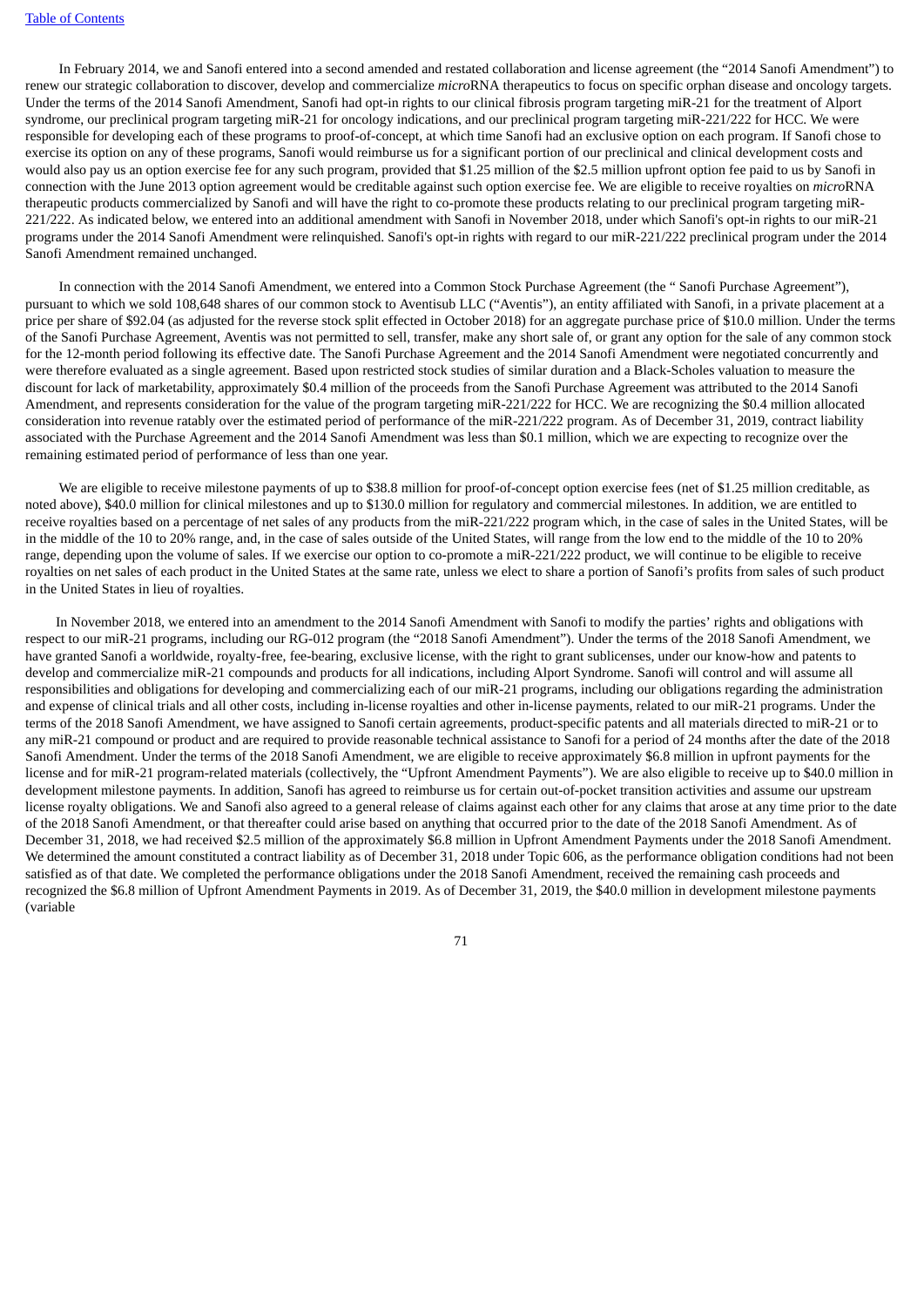In February 2014, we and Sanofi entered into a second amended and restated collaboration and license agreement (the "2014 Sanofi Amendment") to renew our strategic collaboration to discover, develop and commercialize *micro*RNA therapeutics to focus on specific orphan disease and oncology targets. Under the terms of the 2014 Sanofi Amendment, Sanofi had opt-in rights to our clinical fibrosis program targeting miR-21 for the treatment of Alport syndrome, our preclinical program targeting miR-21 for oncology indications, and our preclinical program targeting miR-221/222 for HCC. We were responsible for developing each of these programs to proof-of-concept, at which time Sanofi had an exclusive option on each program. If Sanofi chose to exercise its option on any of these programs, Sanofi would reimburse us for a significant portion of our preclinical and clinical development costs and would also pay us an option exercise fee for any such program, provided that $1.25 million of the $2.5 million upfront option fee paid to us by Sanofi in connection with the June 2013 option agreement would be creditable against such option exercise fee. We are eligible to receive royalties on *micro*RNA therapeutic products commercialized by Sanofi and will have the right to co-promote these products relating to our preclinical program targeting miR-221/222. As indicated below, we entered into an additional amendment with Sanofi in November 2018, under which Sanofi's opt-in rights to our miR-21 programs under the 2014 Sanofi Amendment were relinquished. Sanofi's opt-in rights with regard to our miR-221/222 preclinical program under the 2014 Sanofi Amendment remained unchanged.

In connection with the 2014 Sanofi Amendment, we entered into a Common Stock Purchase Agreement (the " Sanofi Purchase Agreement"), pursuant to which we sold 108,648 shares of our common stock to Aventisub LLC ("Aventis"), an entity affiliated with Sanofi, in a private placement at a price per share of $92.04 (as adjusted for the reverse stock split effected in October 2018) for an aggregate purchase price of $10.0 million. Under the terms of the Sanofi Purchase Agreement, Aventis was not permitted to sell, transfer, make any short sale of, or grant any option for the sale of any common stock for the 12-month period following its effective date. The Sanofi Purchase Agreement and the 2014 Sanofi Amendment were negotiated concurrently and were therefore evaluated as a single agreement. Based upon restricted stock studies of similar duration and a Black-Scholes valuation to measure the discount for lack of marketability, approximately $0.4 million of the proceeds from the Sanofi Purchase Agreement was attributed to the 2014 Sanofi Amendment, and represents consideration for the value of the program targeting miR-221/222 for HCC. We are recognizing the $0.4 million allocated consideration into revenue ratably over the estimated period of performance of the miR-221/222 program. As of December 31, 2019, contract liability associated with the Purchase Agreement and the 2014 Sanofi Amendment was less than $0.1 million, which we are expecting to recognize over the remaining estimated period of performance of less than one year.

We are eligible to receive milestone payments of up to $38.8 million for proof-of-concept option exercise fees (net of $1.25 million creditable, as noted above), $40.0 million for clinical milestones and up to $130.0 million for regulatory and commercial milestones. In addition, we are entitled to receive royalties based on a percentage of net sales of any products from the miR-221/222 program which, in the case of sales in the United States, will be in the middle of the 10 to 20% range, and, in the case of sales outside of the United States, will range from the low end to the middle of the 10 to 20% range, depending upon the volume of sales. If we exercise our option to co-promote a miR-221/222 product, we will continue to be eligible to receive royalties on net sales of each product in the United States at the same rate, unless we elect to share a portion of Sanofi's profits from sales of such product in the United States in lieu of royalties.

In November 2018, we entered into an amendment to the 2014 Sanofi Amendment with Sanofi to modify the parties' rights and obligations with respect to our miR-21 programs, including our RG-012 program (the "2018 Sanofi Amendment"). Under the terms of the 2018 Sanofi Amendment, we have granted Sanofi a worldwide, royalty-free, fee-bearing, exclusive license, with the right to grant sublicenses, under our know-how and patents to develop and commercialize miR-21 compounds and products for all indications, including Alport Syndrome. Sanofi will control and will assume all responsibilities and obligations for developing and commercializing each of our miR-21 programs, including our obligations regarding the administration and expense of clinical trials and all other costs, including in-license royalties and other in-license payments, related to our miR-21 programs. Under the terms of the 2018 Sanofi Amendment, we have assigned to Sanofi certain agreements, product-specific patents and all materials directed to miR-21 or to any miR-21 compound or product and are required to provide reasonable technical assistance to Sanofi for a period of 24 months after the date of the 2018 Sanofi Amendment. Under the terms of the 2018 Sanofi Amendment, we are eligible to receive approximately $6.8 million in upfront payments for the license and for miR-21 program-related materials (collectively, the "Upfront Amendment Payments"). We are also eligible to receive up to $40.0 million in development milestone payments. In addition, Sanofi has agreed to reimburse us for certain out-of-pocket transition activities and assume our upstream license royalty obligations. We and Sanofi also agreed to a general release of claims against each other for any claims that arose at any time prior to the date of the 2018 Sanofi Amendment, or that thereafter could arise based on anything that occurred prior to the date of the 2018 Sanofi Amendment. As of December 31, 2018, we had received $2.5 million of the approximately $6.8 million in Upfront Amendment Payments under the 2018 Sanofi Amendment. We determined the amount constituted a contract liability as of December 31, 2018 under Topic 606, as the performance obligation conditions had not been satisfied as of that date. We completed the performance obligations under the 2018 Sanofi Amendment, received the remaining cash proceeds and recognized the $6.8 million of Upfront Amendment Payments in 2019. As of December 31, 2019, the $40.0 million in development milestone payments (variable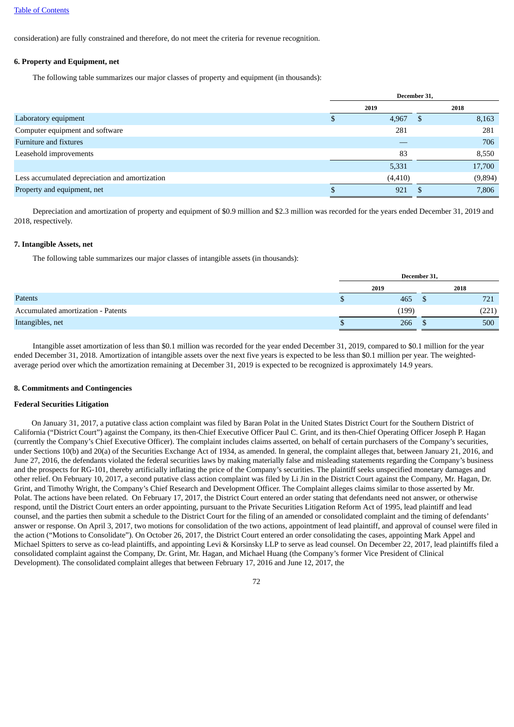consideration) are fully constrained and therefore, do not meet the criteria for revenue recognition.

**6. Property and Equipment, net**

The following table summarizes our major classes of property and equipment (in thousands):

| | December 31, | |
|---|---|---|
| | 2019 | 2018 |
| Laboratory equipment | $ 4,967 | $ 8,163 |
| Computer equipment and software | 281 | 281 |
| Furniture and fixtures | — | 706 |
| Leasehold improvements | 83 | 8,550 |
| | 5,331 | 17,700 |
| Less accumulated depreciation and amortization | (4,410) | (9,894) |
| Property and equipment, net | $ 921 | $ 7,806 |

Depreciation and amortization of property and equipment of $0.9 million and $2.3 million was recorded for the years ended December 31, 2019 and 2018, respectively.

**7. Intangible Assets, net**

The following table summarizes our major classes of intangible assets (in thousands):

| | December 31, | |
|---|---|---|
| | 2019 | 2018 |
| Patents | $ 465 | $ 721 |
| Accumulated amortization - Patents | (199) | (221) |
| Intangibles, net | $ 266 | $ 500 |

Intangible asset amortization of less than $0.1 million was recorded for the year ended December 31, 2019, compared to $0.1 million for the year ended December 31, 2018. Amortization of intangible assets over the next five years is expected to be less than $0.1 million per year. The weighted-average period over which the amortization remaining at December 31, 2019 is expected to be recognized is approximately 14.9 years.

**8. Commitments and Contingencies**

**Federal Securities Litigation**

On January 31, 2017, a putative class action complaint was filed by Baran Polat in the United States District Court for the Southern District of California ("District Court") against the Company, its then-Chief Executive Officer Paul C. Grint, and its then-Chief Operating Officer Joseph P. Hagan (currently the Company's Chief Executive Officer). The complaint includes claims asserted, on behalf of certain purchasers of the Company's securities, under Sections 10(b) and 20(a) of the Securities Exchange Act of 1934, as amended. In general, the complaint alleges that, between January 21, 2016, and June 27, 2016, the defendants violated the federal securities laws by making materially false and misleading statements regarding the Company's business and the prospects for RG-101, thereby artificially inflating the price of the Company's securities. The plaintiff seeks unspecified monetary damages and other relief. On February 10, 2017, a second putative class action complaint was filed by Li Jin in the District Court against the Company, Mr. Hagan, Dr. Grint, and Timothy Wright, the Company's Chief Research and Development Officer. The Complaint alleges claims similar to those asserted by Mr. Polat. The actions have been related. On February 17, 2017, the District Court entered an order stating that defendants need not answer, or otherwise respond, until the District Court enters an order appointing, pursuant to the Private Securities Litigation Reform Act of 1995, lead plaintiff and lead counsel, and the parties then submit a schedule to the District Court for the filing of an amended or consolidated complaint and the timing of defendants' answer or response. On April 3, 2017, two motions for consolidation of the two actions, appointment of lead plaintiff, and approval of counsel were filed in the action ("Motions to Consolidate"). On October 26, 2017, the District Court entered an order consolidating the cases, appointing Mark Appel and Michael Spitters to serve as co-lead plaintiffs, and appointing Levi & Korsinsky LLP to serve as lead counsel. On December 22, 2017, lead plaintiffs filed a consolidated complaint against the Company, Dr. Grint, Mr. Hagan, and Michael Huang (the Company's former Vice President of Clinical Development). The consolidated complaint alleges that between February 17, 2016 and June 12, 2017, the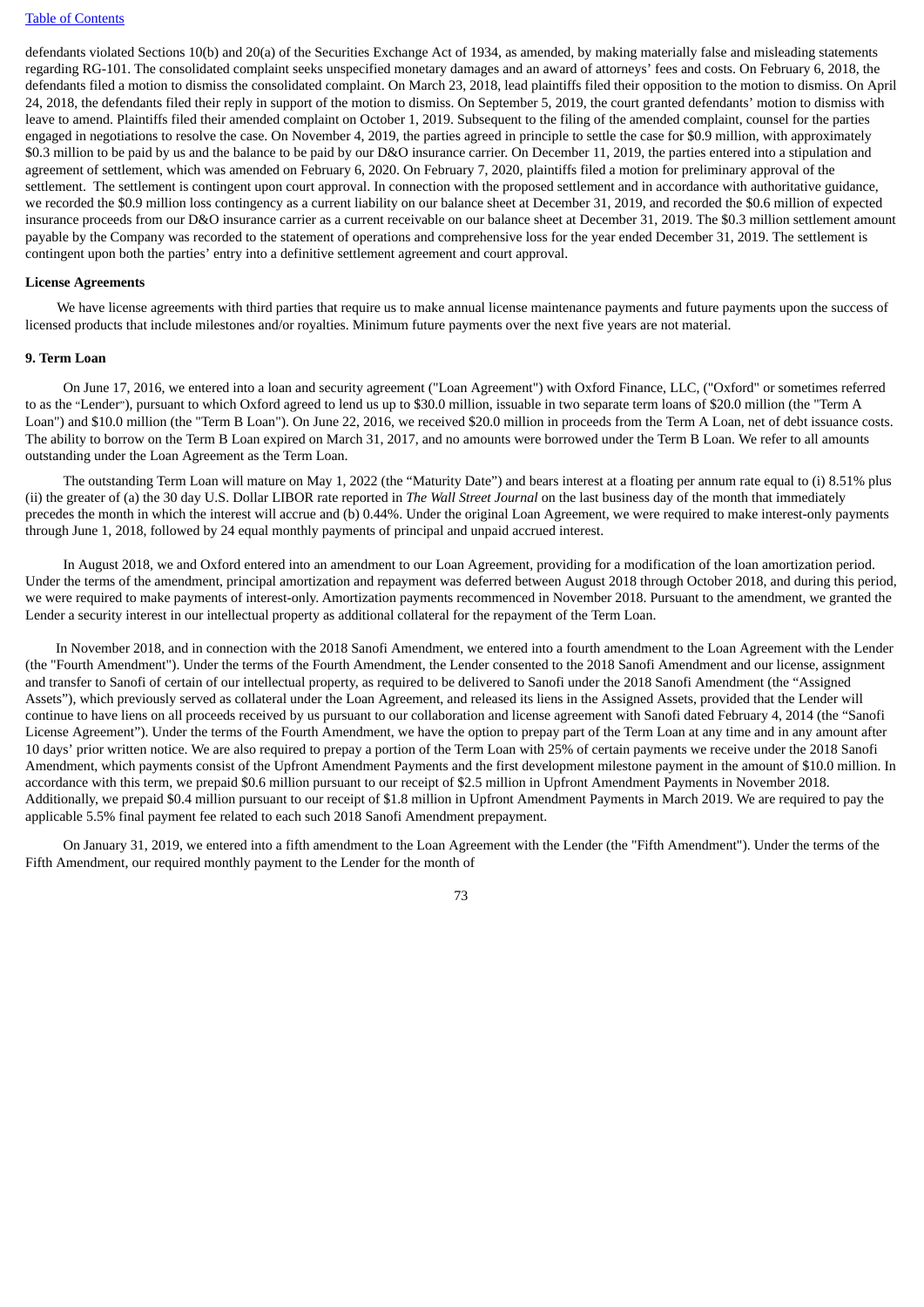defendants violated Sections 10(b) and 20(a) of the Securities Exchange Act of 1934, as amended, by making materially false and misleading statements regarding RG-101. The consolidated complaint seeks unspecified monetary damages and an award of attorneys' fees and costs. On February 6, 2018, the defendants filed a motion to dismiss the consolidated complaint. On March 23, 2018, lead plaintiffs filed their opposition to the motion to dismiss. On April 24, 2018, the defendants filed their reply in support of the motion to dismiss. On September 5, 2019, the court granted defendants' motion to dismiss with leave to amend. Plaintiffs filed their amended complaint on October 1, 2019. Subsequent to the filing of the amended complaint, counsel for the parties engaged in negotiations to resolve the case. On November 4, 2019, the parties agreed in principle to settle the case for $0.9 million, with approximately $0.3 million to be paid by us and the balance to be paid by our D&O insurance carrier. On December 11, 2019, the parties entered into a stipulation and agreement of settlement, which was amended on February 6, 2020. On February 7, 2020, plaintiffs filed a motion for preliminary approval of the settlement. The settlement is contingent upon court approval. In connection with the proposed settlement and in accordance with authoritative guidance, we recorded the $0.9 million loss contingency as a current liability on our balance sheet at December 31, 2019, and recorded the $0.6 million of expected insurance proceeds from our D&O insurance carrier as a current receivable on our balance sheet at December 31, 2019. The $0.3 million settlement amount payable by the Company was recorded to the statement of operations and comprehensive loss for the year ended December 31, 2019. The settlement is contingent upon both the parties' entry into a definitive settlement agreement and court approval.

**License Agreements**

We have license agreements with third parties that require us to make annual license maintenance payments and future payments upon the success of licensed products that include milestones and/or royalties. Minimum future payments over the next five years are not material.

**9. Term Loan**

On June 17, 2016, we entered into a loan and security agreement ("Loan Agreement") with Oxford Finance, LLC, ("Oxford" or sometimes referred to as the "Lender"), pursuant to which Oxford agreed to lend us up to $30.0 million, issuable in two separate term loans of $20.0 million (the "Term A Loan") and $10.0 million (the "Term B Loan"). On June 22, 2016, we received $20.0 million in proceeds from the Term A Loan, net of debt issuance costs. The ability to borrow on the Term B Loan expired on March 31, 2017, and no amounts were borrowed under the Term B Loan. We refer to all amounts outstanding under the Loan Agreement as the Term Loan.

The outstanding Term Loan will mature on May 1, 2022 (the "Maturity Date") and bears interest at a floating per annum rate equal to (i) 8.51% plus (ii) the greater of (a) the 30 day U.S. Dollar LIBOR rate reported in *The Wall Street Journal* on the last business day of the month that immediately precedes the month in which the interest will accrue and (b) 0.44%. Under the original Loan Agreement, we were required to make interest-only payments through June 1, 2018, followed by 24 equal monthly payments of principal and unpaid accrued interest.

In August 2018, we and Oxford entered into an amendment to our Loan Agreement, providing for a modification of the loan amortization period. Under the terms of the amendment, principal amortization and repayment was deferred between August 2018 through October 2018, and during this period, we were required to make payments of interest-only. Amortization payments recommenced in November 2018. Pursuant to the amendment, we granted the Lender a security interest in our intellectual property as additional collateral for the repayment of the Term Loan.

In November 2018, and in connection with the 2018 Sanofi Amendment, we entered into a fourth amendment to the Loan Agreement with the Lender (the "Fourth Amendment"). Under the terms of the Fourth Amendment, the Lender consented to the 2018 Sanofi Amendment and our license, assignment and transfer to Sanofi of certain of our intellectual property, as required to be delivered to Sanofi under the 2018 Sanofi Amendment (the "Assigned Assets"), which previously served as collateral under the Loan Agreement, and released its liens in the Assigned Assets, provided that the Lender will continue to have liens on all proceeds received by us pursuant to our collaboration and license agreement with Sanofi dated February 4, 2014 (the "Sanofi License Agreement"). Under the terms of the Fourth Amendment, we have the option to prepay part of the Term Loan at any time and in any amount after 10 days' prior written notice. We are also required to prepay a portion of the Term Loan with 25% of certain payments we receive under the 2018 Sanofi Amendment, which payments consist of the Upfront Amendment Payments and the first development milestone payment in the amount of $10.0 million. In accordance with this term, we prepaid $0.6 million pursuant to our receipt of $2.5 million in Upfront Amendment Payments in November 2018. Additionally, we prepaid $0.4 million pursuant to our receipt of $1.8 million in Upfront Amendment Payments in March 2019. We are required to pay the applicable 5.5% final payment fee related to each such 2018 Sanofi Amendment prepayment.

On January 31, 2019, we entered into a fifth amendment to the Loan Agreement with the Lender (the "Fifth Amendment"). Under the terms of the Fifth Amendment, our required monthly payment to the Lender for the month of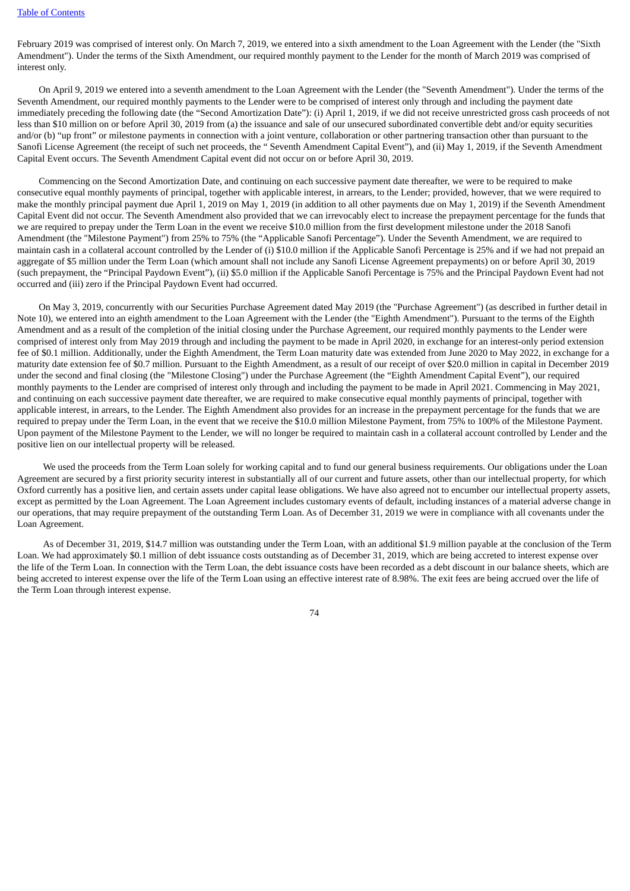February 2019 was comprised of interest only. On March 7, 2019, we entered into a sixth amendment to the Loan Agreement with the Lender (the "Sixth Amendment"). Under the terms of the Sixth Amendment, our required monthly payment to the Lender for the month of March 2019 was comprised of interest only.

On April 9, 2019 we entered into a seventh amendment to the Loan Agreement with the Lender (the "Seventh Amendment"). Under the terms of the Seventh Amendment, our required monthly payments to the Lender were to be comprised of interest only through and including the payment date immediately preceding the following date (the "Second Amortization Date"): (i) April 1, 2019, if we did not receive unrestricted gross cash proceeds of not less than $10 million on or before April 30, 2019 from (a) the issuance and sale of our unsecured subordinated convertible debt and/or equity securities and/or (b) "up front" or milestone payments in connection with a joint venture, collaboration or other partnering transaction other than pursuant to the Sanofi License Agreement (the receipt of such net proceeds, the " Seventh Amendment Capital Event"), and (ii) May 1, 2019, if the Seventh Amendment Capital Event occurs. The Seventh Amendment Capital event did not occur on or before April 30, 2019.

Commencing on the Second Amortization Date, and continuing on each successive payment date thereafter, we were to be required to make consecutive equal monthly payments of principal, together with applicable interest, in arrears, to the Lender; provided, however, that we were required to make the monthly principal payment due April 1, 2019 on May 1, 2019 (in addition to all other payments due on May 1, 2019) if the Seventh Amendment Capital Event did not occur. The Seventh Amendment also provided that we can irrevocably elect to increase the prepayment percentage for the funds that we are required to prepay under the Term Loan in the event we receive $10.0 million from the first development milestone under the 2018 Sanofi Amendment (the "Milestone Payment") from 25% to 75% (the "Applicable Sanofi Percentage"). Under the Seventh Amendment, we are required to maintain cash in a collateral account controlled by the Lender of (i) $10.0 million if the Applicable Sanofi Percentage is 25% and if we had not prepaid an aggregate of $5 million under the Term Loan (which amount shall not include any Sanofi License Agreement prepayments) on or before April 30, 2019 (such prepayment, the "Principal Paydown Event"), (ii) $5.0 million if the Applicable Sanofi Percentage is 75% and the Principal Paydown Event had not occurred and (iii) zero if the Principal Paydown Event had occurred.

On May 3, 2019, concurrently with our Securities Purchase Agreement dated May 2019 (the "Purchase Agreement") (as described in further detail in Note 10), we entered into an eighth amendment to the Loan Agreement with the Lender (the "Eighth Amendment"). Pursuant to the terms of the Eighth Amendment and as a result of the completion of the initial closing under the Purchase Agreement, our required monthly payments to the Lender were comprised of interest only from May 2019 through and including the payment to be made in April 2020, in exchange for an interest-only period extension fee of $0.1 million. Additionally, under the Eighth Amendment, the Term Loan maturity date was extended from June 2020 to May 2022, in exchange for a maturity date extension fee of $0.7 million. Pursuant to the Eighth Amendment, as a result of our receipt of over $20.0 million in capital in December 2019 under the second and final closing (the "Milestone Closing") under the Purchase Agreement (the "Eighth Amendment Capital Event"), our required monthly payments to the Lender are comprised of interest only through and including the payment to be made in April 2021. Commencing in May 2021, and continuing on each successive payment date thereafter, we are required to make consecutive equal monthly payments of principal, together with applicable interest, in arrears, to the Lender. The Eighth Amendment also provides for an increase in the prepayment percentage for the funds that we are required to prepay under the Term Loan, in the event that we receive the $10.0 million Milestone Payment, from 75% to 100% of the Milestone Payment. Upon payment of the Milestone Payment to the Lender, we will no longer be required to maintain cash in a collateral account controlled by Lender and the positive lien on our intellectual property will be released.

We used the proceeds from the Term Loan solely for working capital and to fund our general business requirements. Our obligations under the Loan Agreement are secured by a first priority security interest in substantially all of our current and future assets, other than our intellectual property, for which Oxford currently has a positive lien, and certain assets under capital lease obligations. We have also agreed not to encumber our intellectual property assets, except as permitted by the Loan Agreement. The Loan Agreement includes customary events of default, including instances of a material adverse change in our operations, that may require prepayment of the outstanding Term Loan. As of December 31, 2019 we were in compliance with all covenants under the Loan Agreement.

As of December 31, 2019, $14.7 million was outstanding under the Term Loan, with an additional $1.9 million payable at the conclusion of the Term Loan. We had approximately $0.1 million of debt issuance costs outstanding as of December 31, 2019, which are being accreted to interest expense over the life of the Term Loan. In connection with the Term Loan, the debt issuance costs have been recorded as a debt discount in our balance sheets, which are being accreted to interest expense over the life of the Term Loan using an effective interest rate of 8.98%. The exit fees are being accrued over the life of the Term Loan through interest expense.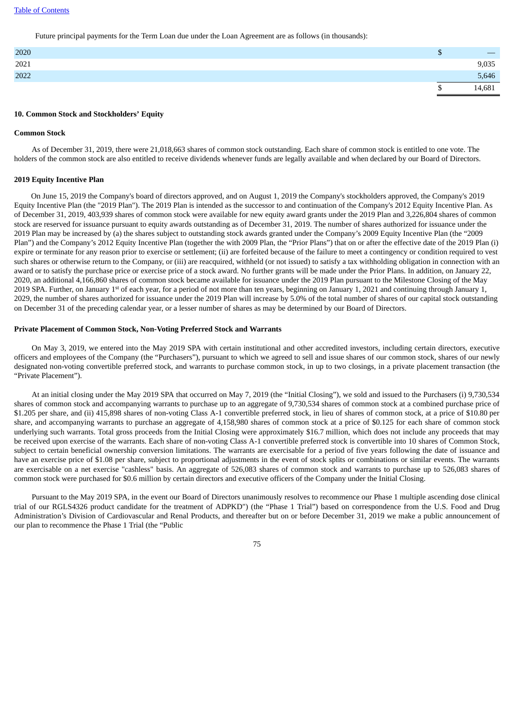Future principal payments for the Term Loan due under the Loan Agreement are as follows (in thousands):

| | |
|---|---|
| 2020 | $ — |
| 2021 | 9,035 |
| 2022 | 5,646 |
| | $ 14,681 |

**10. Common Stock and Stockholders' Equity**

**Common Stock**

As of December 31, 2019, there were 21,018,663 shares of common stock outstanding. Each share of common stock is entitled to one vote. The holders of the common stock are also entitled to receive dividends whenever funds are legally available and when declared by our Board of Directors.

**2019 Equity Incentive Plan**

On June 15, 2019 the Company's board of directors approved, and on August 1, 2019 the Company's stockholders approved, the Company's 2019 Equity Incentive Plan (the "2019 Plan"). The 2019 Plan is intended as the successor to and continuation of the Company's 2012 Equity Incentive Plan. As of December 31, 2019, 403,939 shares of common stock were available for new equity award grants under the 2019 Plan and 3,226,804 shares of common stock are reserved for issuance pursuant to equity awards outstanding as of December 31, 2019. The number of shares authorized for issuance under the 2019 Plan may be increased by (a) the shares subject to outstanding stock awards granted under the Company's 2009 Equity Incentive Plan (the "2009 Plan") and the Company's 2012 Equity Incentive Plan (together the with 2009 Plan, the "Prior Plans") that on or after the effective date of the 2019 Plan (i) expire or terminate for any reason prior to exercise or settlement; (ii) are forfeited because of the failure to meet a contingency or condition required to vest such shares or otherwise return to the Company, or (iii) are reacquired, withheld (or not issued) to satisfy a tax withholding obligation in connection with an award or to satisfy the purchase price or exercise price of a stock award. No further grants will be made under the Prior Plans. In addition, on January 22, 2020, an additional 4,166,860 shares of common stock became available for issuance under the 2019 Plan pursuant to the Milestone Closing of the May 2019 SPA. Further, on January 1st of each year, for a period of not more than ten years, beginning on January 1, 2021 and continuing through January 1, 2029, the number of shares authorized for issuance under the 2019 Plan will increase by 5.0% of the total number of shares of our capital stock outstanding on December 31 of the preceding calendar year, or a lesser number of shares as may be determined by our Board of Directors.

**Private Placement of Common Stock, Non-Voting Preferred Stock and Warrants**

On May 3, 2019, we entered into the May 2019 SPA with certain institutional and other accredited investors, including certain directors, executive officers and employees of the Company (the "Purchasers"), pursuant to which we agreed to sell and issue shares of our common stock, shares of our newly designated non-voting convertible preferred stock, and warrants to purchase common stock, in up to two closings, in a private placement transaction (the "Private Placement").

At an initial closing under the May 2019 SPA that occurred on May 7, 2019 (the "Initial Closing"), we sold and issued to the Purchasers (i) 9,730,534 shares of common stock and accompanying warrants to purchase up to an aggregate of 9,730,534 shares of common stock at a combined purchase price of $1.205 per share, and (ii) 415,898 shares of non-voting Class A-1 convertible preferred stock, in lieu of shares of common stock, at a price of $10.80 per share, and accompanying warrants to purchase an aggregate of 4,158,980 shares of common stock at a price of $0.125 for each share of common stock underlying such warrants. Total gross proceeds from the Initial Closing were approximately $16.7 million, which does not include any proceeds that may be received upon exercise of the warrants. Each share of non-voting Class A-1 convertible preferred stock is convertible into 10 shares of Common Stock, subject to certain beneficial ownership conversion limitations. The warrants are exercisable for a period of five years following the date of issuance and have an exercise price of $1.08 per share, subject to proportional adjustments in the event of stock splits or combinations or similar events. The warrants are exercisable on a net exercise "cashless" basis. An aggregate of 526,083 shares of common stock and warrants to purchase up to 526,083 shares of common stock were purchased for $0.6 million by certain directors and executive officers of the Company under the Initial Closing.

Pursuant to the May 2019 SPA, in the event our Board of Directors unanimously resolves to recommence our Phase 1 multiple ascending dose clinical trial of our RGLS4326 product candidate for the treatment of ADPKD") (the "Phase 1 Trial") based on correspondence from the U.S. Food and Drug Administration's Division of Cardiovascular and Renal Products, and thereafter but on or before December 31, 2019 we make a public announcement of our plan to recommence the Phase 1 Trial (the "Public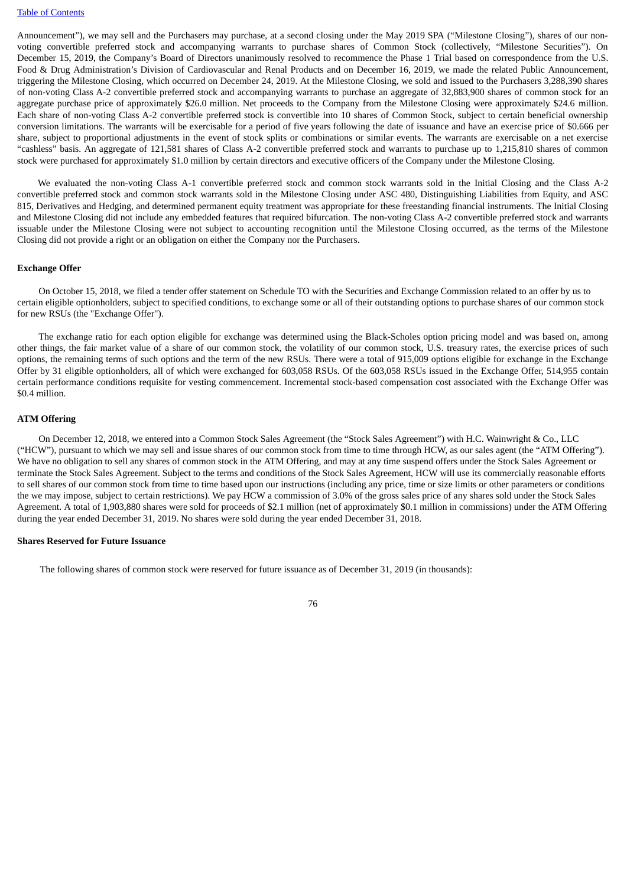Announcement"), we may sell and the Purchasers may purchase, at a second closing under the May 2019 SPA ("Milestone Closing"), shares of our non-voting convertible preferred stock and accompanying warrants to purchase shares of Common Stock (collectively, "Milestone Securities"). On December 15, 2019, the Company's Board of Directors unanimously resolved to recommence the Phase 1 Trial based on correspondence from the U.S. Food & Drug Administration's Division of Cardiovascular and Renal Products and on December 16, 2019, we made the related Public Announcement, triggering the Milestone Closing, which occurred on December 24, 2019. At the Milestone Closing, we sold and issued to the Purchasers 3,288,390 shares of non-voting Class A-2 convertible preferred stock and accompanying warrants to purchase an aggregate of 32,883,900 shares of common stock for an aggregate purchase price of approximately $26.0 million. Net proceeds to the Company from the Milestone Closing were approximately $24.6 million. Each share of non-voting Class A-2 convertible preferred stock is convertible into 10 shares of Common Stock, subject to certain beneficial ownership conversion limitations. The warrants will be exercisable for a period of five years following the date of issuance and have an exercise price of $0.666 per share, subject to proportional adjustments in the event of stock splits or combinations or similar events. The warrants are exercisable on a net exercise "cashless" basis. An aggregate of 121,581 shares of Class A-2 convertible preferred stock and warrants to purchase up to 1,215,810 shares of common stock were purchased for approximately $1.0 million by certain directors and executive officers of the Company under the Milestone Closing.

We evaluated the non-voting Class A-1 convertible preferred stock and common stock warrants sold in the Initial Closing and the Class A-2 convertible preferred stock and common stock warrants sold in the Milestone Closing under ASC 480, Distinguishing Liabilities from Equity, and ASC 815, Derivatives and Hedging, and determined permanent equity treatment was appropriate for these freestanding financial instruments. The Initial Closing and Milestone Closing did not include any embedded features that required bifurcation. The non-voting Class A-2 convertible preferred stock and warrants issuable under the Milestone Closing were not subject to accounting recognition until the Milestone Closing occurred, as the terms of the Milestone Closing did not provide a right or an obligation on either the Company nor the Purchasers.

**Exchange Offer**

On October 15, 2018, we filed a tender offer statement on Schedule TO with the Securities and Exchange Commission related to an offer by us to certain eligible optionholders, subject to specified conditions, to exchange some or all of their outstanding options to purchase shares of our common stock for new RSUs (the "Exchange Offer").

The exchange ratio for each option eligible for exchange was determined using the Black-Scholes option pricing model and was based on, among other things, the fair market value of a share of our common stock, the volatility of our common stock, U.S. treasury rates, the exercise prices of such options, the remaining terms of such options and the term of the new RSUs. There were a total of 915,009 options eligible for exchange in the Exchange Offer by 31 eligible optionholders, all of which were exchanged for 603,058 RSUs. Of the 603,058 RSUs issued in the Exchange Offer, 514,955 contain certain performance conditions requisite for vesting commencement. Incremental stock-based compensation cost associated with the Exchange Offer was $0.4 million.

**ATM Offering**

On December 12, 2018, we entered into a Common Stock Sales Agreement (the "Stock Sales Agreement") with H.C. Wainwright & Co., LLC ("HCW"), pursuant to which we may sell and issue shares of our common stock from time to time through HCW, as our sales agent (the "ATM Offering"). We have no obligation to sell any shares of common stock in the ATM Offering, and may at any time suspend offers under the Stock Sales Agreement or terminate the Stock Sales Agreement. Subject to the terms and conditions of the Stock Sales Agreement, HCW will use its commercially reasonable efforts to sell shares of our common stock from time to time based upon our instructions (including any price, time or size limits or other parameters or conditions the we may impose, subject to certain restrictions). We pay HCW a commission of 3.0% of the gross sales price of any shares sold under the Stock Sales Agreement. A total of 1,903,880 shares were sold for proceeds of $2.1 million (net of approximately $0.1 million in commissions) under the ATM Offering during the year ended December 31, 2019. No shares were sold during the year ended December 31, 2018.

**Shares Reserved for Future Issuance**

The following shares of common stock were reserved for future issuance as of December 31, 2019 (in thousands):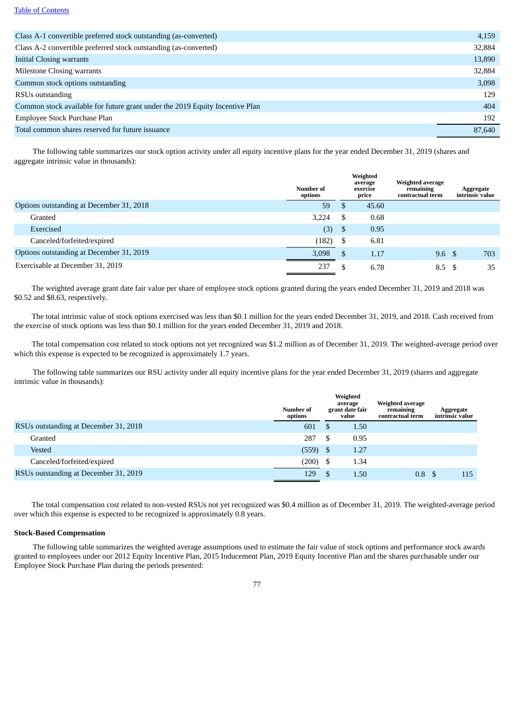| | |
|---|---|
| Class A-1 convertible preferred stock outstanding (as-converted) | 4,159 |
| Class A-2 convertible preferred stock outstanding (as-converted) | 32,884 |
| Initial Closing warrants | 13,890 |
| Milestone Closing warrants | 32,884 |
| Common stock options outstanding | 3,098 |
| RSUs outstanding | 129 |
| Common stock available for future grant under the 2019 Equity Incentive Plan | 404 |
| Employee Stock Purchase Plan | 192 |
| Total common shares reserved for future issuance | 87,640 |

The following table summarizes our stock option activity under all equity incentive plans for the year ended December 31, 2019 (shares and aggregate intrinsic value in thousands):

| | Number of options | Weighted average exercise price | Weighted average remaining contractual term | Aggregate intrinsic value |
|---|---|---|---|---|
| Options outstanding at December 31, 2018 | 59 | $ 45.60 | | |
| Granted | 3,224 | $ 0.68 | | |
| Exercised | (3) | $ 0.95 | | |
| Canceled/forfeited/expired | (182) | $ 6.81 | | |
| Options outstanding at December 31, 2019 | 3,098 | $ 1.17 | 9.6 | $ 703 |
| Exercisable at December 31, 2019 | 237 | $ 6.78 | 8.5 | $ 35 |

The weighted average grant date fair value per share of employee stock options granted during the years ended December 31, 2019 and 2018 was $0.52 and $8.63, respectively.

The total intrinsic value of stock options exercised was less than $0.1 million for the years ended December 31, 2019, and 2018. Cash received from the exercise of stock options was less than $0.1 million for the years ended December 31, 2019 and 2018.

The total compensation cost related to stock options not yet recognized was $1.2 million as of December 31, 2019. The weighted-average period over which this expense is expected to be recognized is approximately 1.7 years.

The following table summarizes our RSU activity under all equity incentive plans for the year ended December 31, 2019 (shares and aggregate intrinsic value in thousands):

| | Number of options | Weighted average grant date fair value | Weighted average remaining contractual term | Aggregate intrinsic value |
|---|---|---|---|---|
| RSUs outstanding at December 31, 2018 | 601 | $ 1.50 | | |
| Granted | 287 | $ 0.95 | | |
| Vested | (559) | $ 1.27 | | |
| Canceled/forfeited/expired | (200) | $ 1.34 | | |
| RSUs outstanding at December 31, 2019 | 129 | $ 1.50 | 0.8 | $ 115 |

The total compensation cost related to non-vested RSUs not yet recognized was $0.4 million as of December 31, 2019. The weighted-average period over which this expense is expected to be recognized is approximately 0.8 years.

**Stock-Based Compensation**

The following table summarizes the weighted average assumptions used to estimate the fair value of stock options and performance stock awards granted to employees under our 2012 Equity Incentive Plan, 2015 Inducement Plan, 2019 Equity Incentive Plan and the shares purchasable under our Employee Stock Purchase Plan during the periods presented: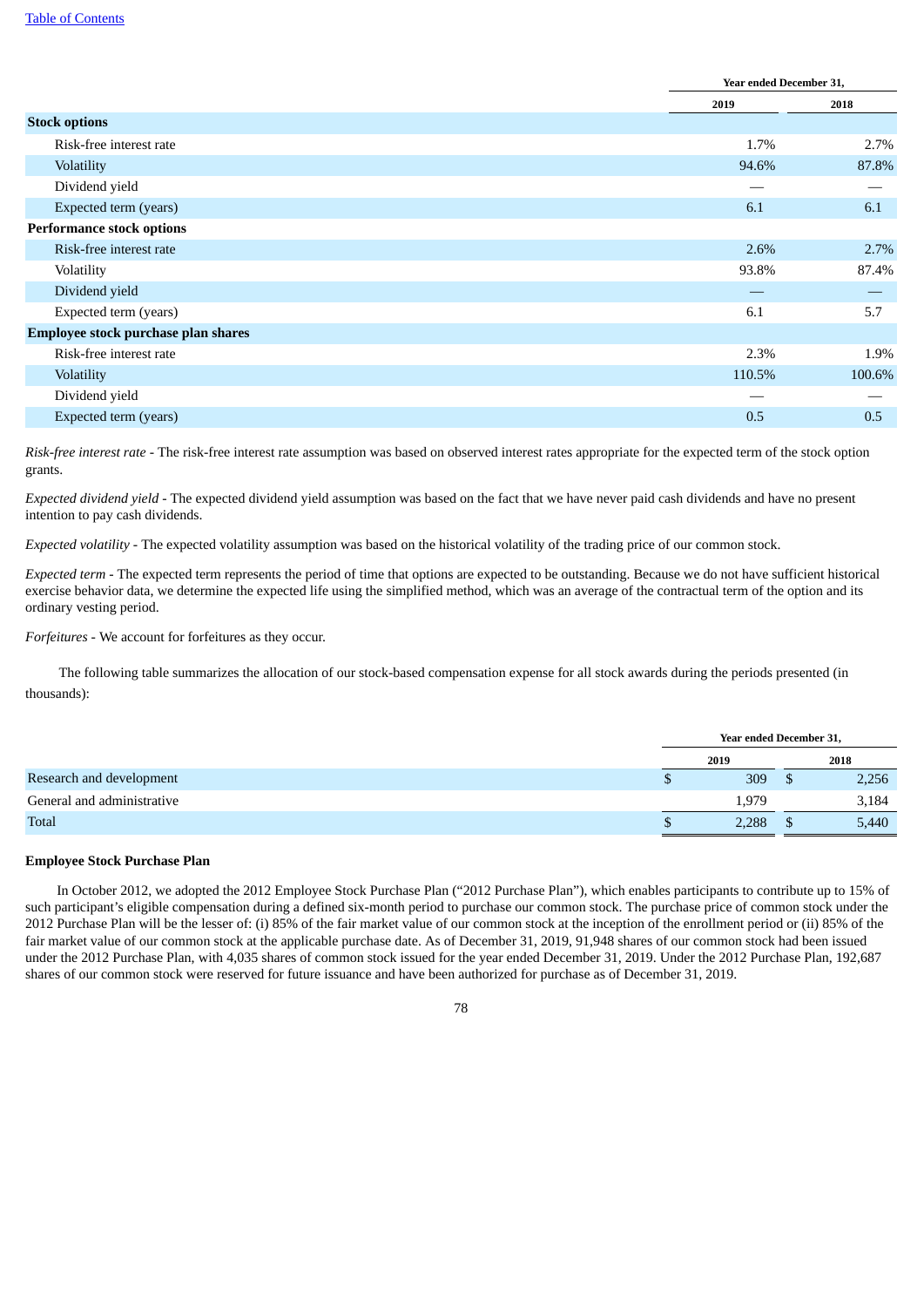| | Year ended December 31, | |
|---|---|---|
| | 2019 | 2018 |
| **Stock options** | | |
| Risk-free interest rate | 1.7% | 2.7% |
| Volatility | 94.6% | 87.8% |
| Dividend yield | — | — |
| Expected term (years) | 6.1 | 6.1 |
| **Performance stock options** | | |
| Risk-free interest rate | 2.6% | 2.7% |
| Volatility | 93.8% | 87.4% |
| Dividend yield | — | — |
| Expected term (years) | 6.1 | 5.7 |
| **Employee stock purchase plan shares** | | |
| Risk-free interest rate | 2.3% | 1.9% |
| Volatility | 110.5% | 100.6% |
| Dividend yield | — | — |
| Expected term (years) | 0.5 | 0.5 |

*Risk-free interest rate* - The risk-free interest rate assumption was based on observed interest rates appropriate for the expected term of the stock option grants.

*Expected dividend yield* - The expected dividend yield assumption was based on the fact that we have never paid cash dividends and have no present intention to pay cash dividends.

*Expected volatility* - The expected volatility assumption was based on the historical volatility of the trading price of our common stock.

*Expected term* - The expected term represents the period of time that options are expected to be outstanding. Because we do not have sufficient historical exercise behavior data, we determine the expected life using the simplified method, which was an average of the contractual term of the option and its ordinary vesting period.

*Forfeitures* - We account for forfeitures as they occur.

The following table summarizes the allocation of our stock-based compensation expense for all stock awards during the periods presented (in thousands):

| | Year ended December 31, | |
|---|---|---|
| | 2019 | 2018 |
| Research and development | $ 309 | $ 2,256 |
| General and administrative | 1,979 | 3,184 |
| Total | $ 2,288 | $ 5,440 |

**Employee Stock Purchase Plan**

In October 2012, we adopted the 2012 Employee Stock Purchase Plan ("2012 Purchase Plan"), which enables participants to contribute up to 15% of such participant's eligible compensation during a defined six-month period to purchase our common stock. The purchase price of common stock under the 2012 Purchase Plan will be the lesser of: (i) 85% of the fair market value of our common stock at the inception of the enrollment period or (ii) 85% of the fair market value of our common stock at the applicable purchase date. As of December 31, 2019, 91,948 shares of our common stock had been issued under the 2012 Purchase Plan, with 4,035 shares of common stock issued for the year ended December 31, 2019. Under the 2012 Purchase Plan, 192,687 shares of our common stock were reserved for future issuance and have been authorized for purchase as of December 31, 2019.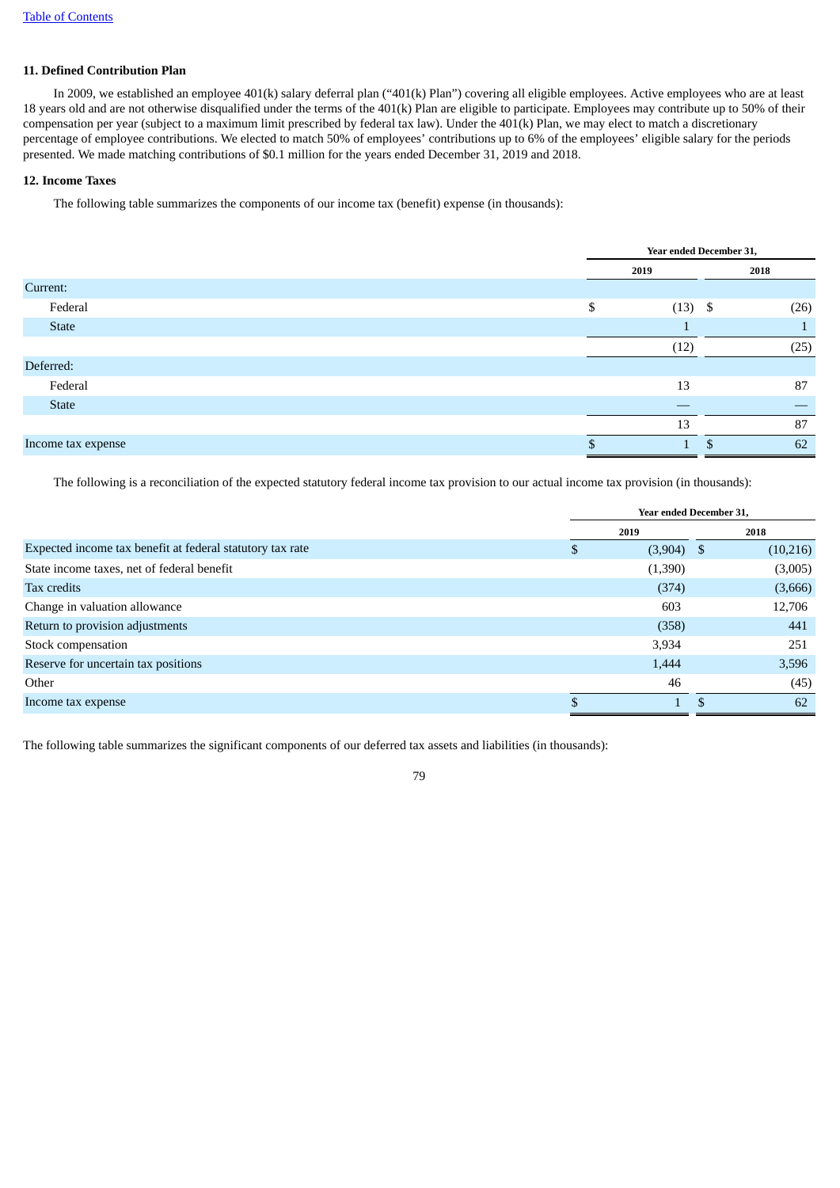### 11. Defined Contribution Plan

In 2009, we established an employee 401(k) salary deferral plan ("401(k) Plan") covering all eligible employees. Active employees who are at least 18 years old and are not otherwise disqualified under the terms of the 401(k) Plan are eligible to participate. Employees may contribute up to 50% of their compensation per year (subject to a maximum limit prescribed by federal tax law). Under the 401(k) Plan, we may elect to match a discretionary percentage of employee contributions. We elected to match 50% of employees' contributions up to 6% of the employees' eligible salary for the periods presented. We made matching contributions of $0.1 million for the years ended December 31, 2019 and 2018.

### 12. Income Taxes

The following table summarizes the components of our income tax (benefit) expense (in thousands):

| | Year ended December 31, | |
|---|---|---|
| | 2019 | 2018 |
| Current: | | |
| Federal | $ (13) | $ (26) |
| State | 1 | 1 |
| | (12) | (25) |
| Deferred: | | |
| Federal | 13 | 87 |
| State | — | — |
| | 13 | 87 |
| Income tax expense | $ 1 | $ 62 |

The following is a reconciliation of the expected statutory federal income tax provision to our actual income tax provision (in thousands):

| | Year ended December 31, | |
|---|---|---|
| | 2019 | 2018 |
| Expected income tax benefit at federal statutory tax rate | $ (3,904) | $ (10,216) |
| State income taxes, net of federal benefit | (1,390) | (3,005) |
| Tax credits | (374) | (3,666) |
| Change in valuation allowance | 603 | 12,706 |
| Return to provision adjustments | (358) | 441 |
| Stock compensation | 3,934 | 251 |
| Reserve for uncertain tax positions | 1,444 | 3,596 |
| Other | 46 | (45) |
| Income tax expense | $ 1 | $ 62 |

The following table summarizes the significant components of our deferred tax assets and liabilities (in thousands):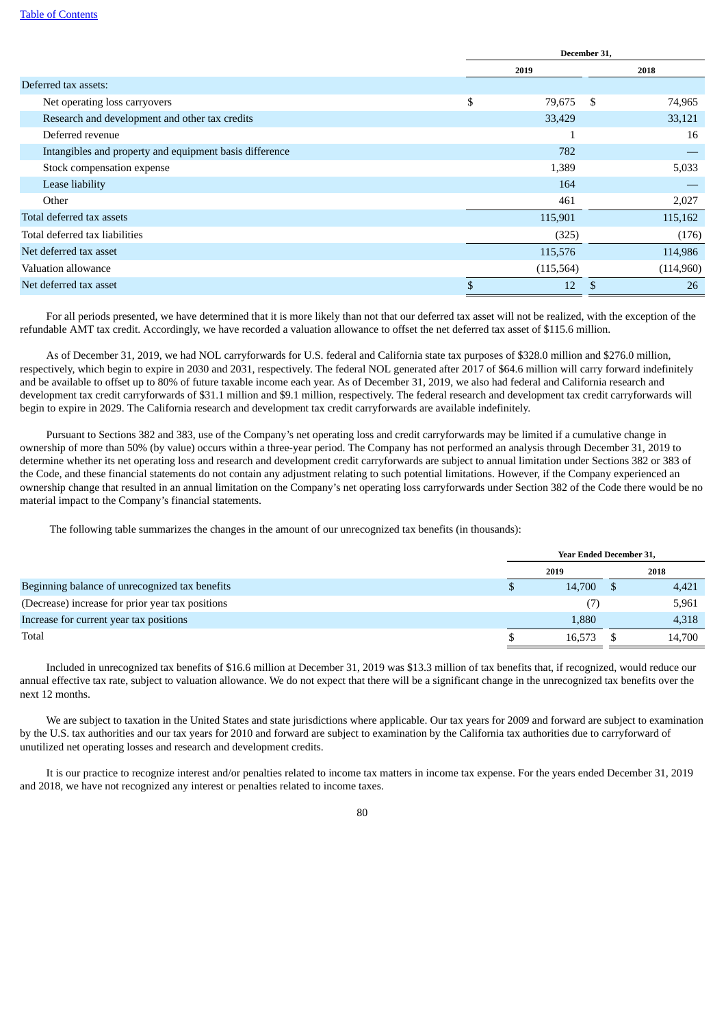| | December 31, | |
|---|---|---|
| | 2019 | 2018 |
| Deferred tax assets: | | |
| Net operating loss carryovers | $ 79,675 | $ 74,965 |
| Research and development and other tax credits | 33,429 | 33,121 |
| Deferred revenue | 1 | 16 |
| Intangibles and property and equipment basis difference | 782 | — |
| Stock compensation expense | 1,389 | 5,033 |
| Lease liability | 164 | — |
| Other | 461 | 2,027 |
| Total deferred tax assets | 115,901 | 115,162 |
| Total deferred tax liabilities | (325) | (176) |
| Net deferred tax asset | 115,576 | 114,986 |
| Valuation allowance | (115,564) | (114,960) |
| Net deferred tax asset | $ 12 | $ 26 |

For all periods presented, we have determined that it is more likely than not that our deferred tax asset will not be realized, with the exception of the refundable AMT tax credit. Accordingly, we have recorded a valuation allowance to offset the net deferred tax asset of $115.6 million.

As of December 31, 2019, we had NOL carryforwards for U.S. federal and California state tax purposes of $328.0 million and $276.0 million, respectively, which begin to expire in 2030 and 2031, respectively. The federal NOL generated after 2017 of $64.6 million will carry forward indefinitely and be available to offset up to 80% of future taxable income each year. As of December 31, 2019, we also had federal and California research and development tax credit carryforwards of $31.1 million and $9.1 million, respectively. The federal research and development tax credit carryforwards will begin to expire in 2029. The California research and development tax credit carryforwards are available indefinitely.

Pursuant to Sections 382 and 383, use of the Company's net operating loss and credit carryforwards may be limited if a cumulative change in ownership of more than 50% (by value) occurs within a three-year period. The Company has not performed an analysis through December 31, 2019 to determine whether its net operating loss and research and development credit carryforwards are subject to annual limitation under Sections 382 or 383 of the Code, and these financial statements do not contain any adjustment relating to such potential limitations. However, if the Company experienced an ownership change that resulted in an annual limitation on the Company's net operating loss carryforwards under Section 382 of the Code there would be no material impact to the Company's financial statements.

The following table summarizes the changes in the amount of our unrecognized tax benefits (in thousands):

| | Year Ended December 31, | |
|---|---|---|
| | 2019 | 2018 |
| Beginning balance of unrecognized tax benefits | $ 14,700 | $ 4,421 |
| (Decrease) increase for prior year tax positions | (7) | 5,961 |
| Increase for current year tax positions | 1,880 | 4,318 |
| Total | $ 16,573 | $ 14,700 |

Included in unrecognized tax benefits of $16.6 million at December 31, 2019 was $13.3 million of tax benefits that, if recognized, would reduce our annual effective tax rate, subject to valuation allowance. We do not expect that there will be a significant change in the unrecognized tax benefits over the next 12 months.

We are subject to taxation in the United States and state jurisdictions where applicable. Our tax years for 2009 and forward are subject to examination by the U.S. tax authorities and our tax years for 2010 and forward are subject to examination by the California tax authorities due to carryforward of unutilized net operating losses and research and development credits.

It is our practice to recognize interest and/or penalties related to income tax matters in income tax expense. For the years ended December 31, 2019 and 2018, we have not recognized any interest or penalties related to income taxes.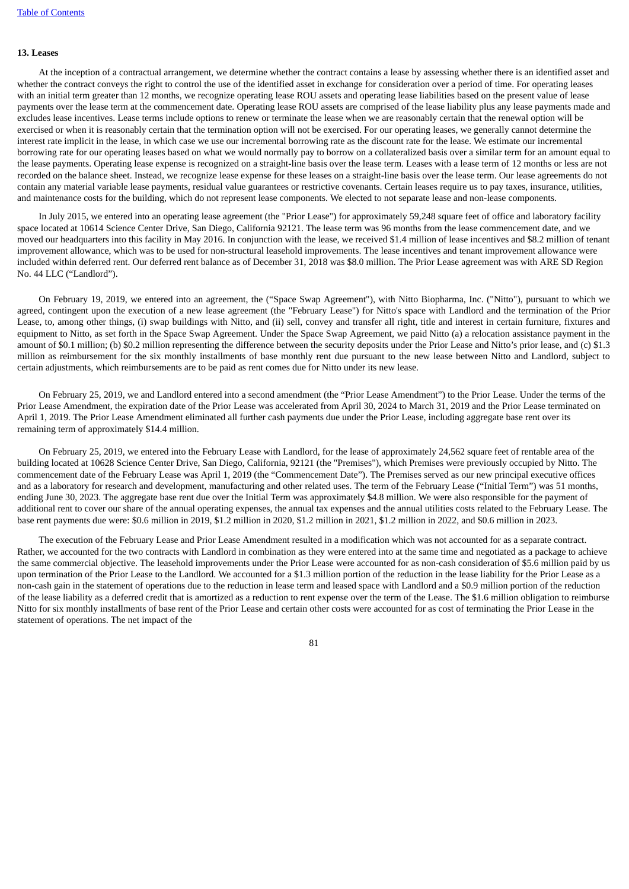**13. Leases**

At the inception of a contractual arrangement, we determine whether the contract contains a lease by assessing whether there is an identified asset and whether the contract conveys the right to control the use of the identified asset in exchange for consideration over a period of time. For operating leases with an initial term greater than 12 months, we recognize operating lease ROU assets and operating lease liabilities based on the present value of lease payments over the lease term at the commencement date. Operating lease ROU assets are comprised of the lease liability plus any lease payments made and excludes lease incentives. Lease terms include options to renew or terminate the lease when we are reasonably certain that the renewal option will be exercised or when it is reasonably certain that the termination option will not be exercised. For our operating leases, we generally cannot determine the interest rate implicit in the lease, in which case we use our incremental borrowing rate as the discount rate for the lease. We estimate our incremental borrowing rate for our operating leases based on what we would normally pay to borrow on a collateralized basis over a similar term for an amount equal to the lease payments. Operating lease expense is recognized on a straight-line basis over the lease term. Leases with a lease term of 12 months or less are not recorded on the balance sheet. Instead, we recognize lease expense for these leases on a straight-line basis over the lease term. Our lease agreements do not contain any material variable lease payments, residual value guarantees or restrictive covenants. Certain leases require us to pay taxes, insurance, utilities, and maintenance costs for the building, which do not represent lease components. We elected to not separate lease and non-lease components.

In July 2015, we entered into an operating lease agreement (the "Prior Lease") for approximately 59,248 square feet of office and laboratory facility space located at 10614 Science Center Drive, San Diego, California 92121. The lease term was 96 months from the lease commencement date, and we moved our headquarters into this facility in May 2016. In conjunction with the lease, we received $1.4 million of lease incentives and $8.2 million of tenant improvement allowance, which was to be used for non-structural leasehold improvements. The lease incentives and tenant improvement allowance were included within deferred rent. Our deferred rent balance as of December 31, 2018 was $8.0 million. The Prior Lease agreement was with ARE SD Region No. 44 LLC ("Landlord").

On February 19, 2019, we entered into an agreement, the ("Space Swap Agreement"), with Nitto Biopharma, Inc. ("Nitto"), pursuant to which we agreed, contingent upon the execution of a new lease agreement (the "February Lease") for Nitto's space with Landlord and the termination of the Prior Lease, to, among other things, (i) swap buildings with Nitto, and (ii) sell, convey and transfer all right, title and interest in certain furniture, fixtures and equipment to Nitto, as set forth in the Space Swap Agreement. Under the Space Swap Agreement, we paid Nitto (a) a relocation assistance payment in the amount of $0.1 million; (b) $0.2 million representing the difference between the security deposits under the Prior Lease and Nitto's prior lease, and (c) $1.3 million as reimbursement for the six monthly installments of base monthly rent due pursuant to the new lease between Nitto and Landlord, subject to certain adjustments, which reimbursements are to be paid as rent comes due for Nitto under its new lease.

On February 25, 2019, we and Landlord entered into a second amendment (the "Prior Lease Amendment") to the Prior Lease. Under the terms of the Prior Lease Amendment, the expiration date of the Prior Lease was accelerated from April 30, 2024 to March 31, 2019 and the Prior Lease terminated on April 1, 2019. The Prior Lease Amendment eliminated all further cash payments due under the Prior Lease, including aggregate base rent over its remaining term of approximately $14.4 million.

On February 25, 2019, we entered into the February Lease with Landlord, for the lease of approximately 24,562 square feet of rentable area of the building located at 10628 Science Center Drive, San Diego, California, 92121 (the "Premises"), which Premises were previously occupied by Nitto. The commencement date of the February Lease was April 1, 2019 (the "Commencement Date"). The Premises served as our new principal executive offices and as a laboratory for research and development, manufacturing and other related uses. The term of the February Lease ("Initial Term") was 51 months, ending June 30, 2023. The aggregate base rent due over the Initial Term was approximately $4.8 million. We were also responsible for the payment of additional rent to cover our share of the annual operating expenses, the annual tax expenses and the annual utilities costs related to the February Lease. The base rent payments due were: $0.6 million in 2019, $1.2 million in 2020, $1.2 million in 2021, $1.2 million in 2022, and $0.6 million in 2023.

The execution of the February Lease and Prior Lease Amendment resulted in a modification which was not accounted for as a separate contract. Rather, we accounted for the two contracts with Landlord in combination as they were entered into at the same time and negotiated as a package to achieve the same commercial objective. The leasehold improvements under the Prior Lease were accounted for as non-cash consideration of $5.6 million paid by us upon termination of the Prior Lease to the Landlord. We accounted for a $1.3 million portion of the reduction in the lease liability for the Prior Lease as a non-cash gain in the statement of operations due to the reduction in lease term and leased space with Landlord and a $0.9 million portion of the reduction of the lease liability as a deferred credit that is amortized as a reduction to rent expense over the term of the Lease. The $1.6 million obligation to reimburse Nitto for six monthly installments of base rent of the Prior Lease and certain other costs were accounted for as cost of terminating the Prior Lease in the statement of operations. The net impact of the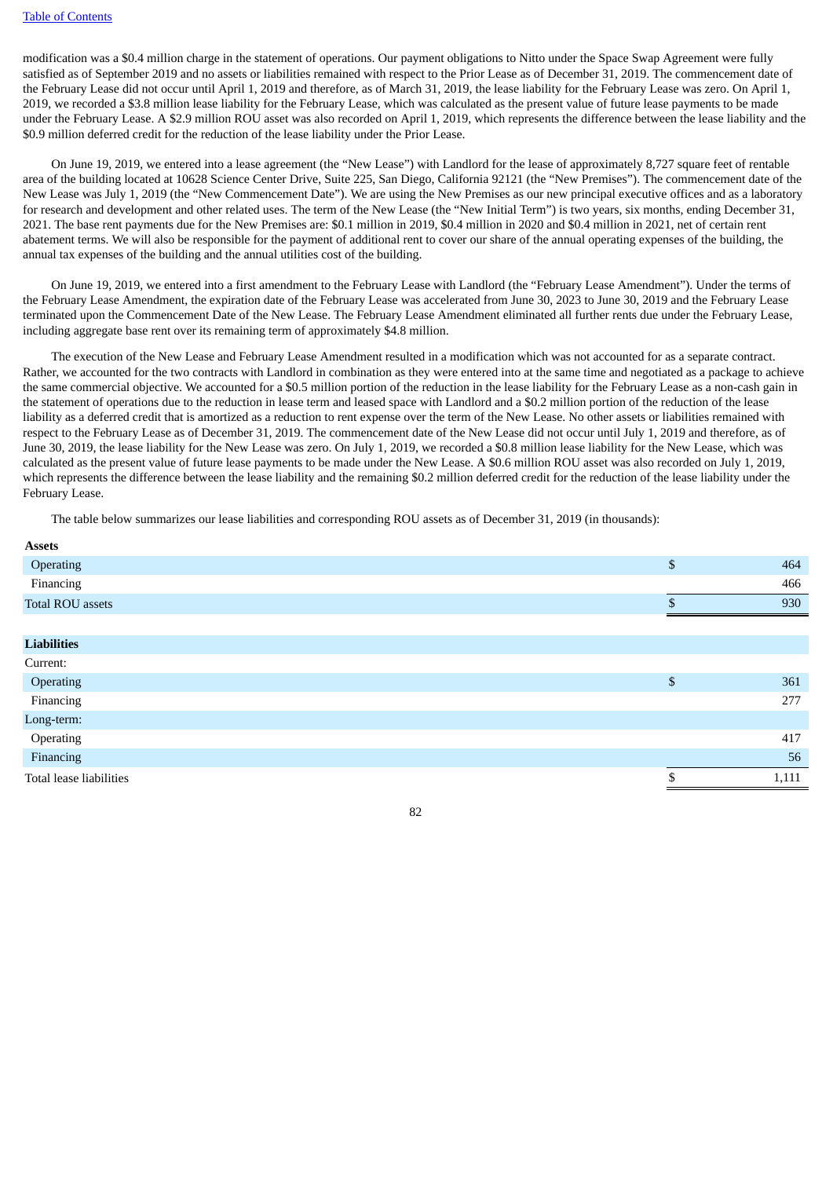modification was a $0.4 million charge in the statement of operations. Our payment obligations to Nitto under the Space Swap Agreement were fully satisfied as of September 2019 and no assets or liabilities remained with respect to the Prior Lease as of December 31, 2019. The commencement date of the February Lease did not occur until April 1, 2019 and therefore, as of March 31, 2019, the lease liability for the February Lease was zero. On April 1, 2019, we recorded a $3.8 million lease liability for the February Lease, which was calculated as the present value of future lease payments to be made under the February Lease. A $2.9 million ROU asset was also recorded on April 1, 2019, which represents the difference between the lease liability and the $0.9 million deferred credit for the reduction of the lease liability under the Prior Lease.

On June 19, 2019, we entered into a lease agreement (the "New Lease") with Landlord for the lease of approximately 8,727 square feet of rentable area of the building located at 10628 Science Center Drive, Suite 225, San Diego, California 92121 (the "New Premises"). The commencement date of the New Lease was July 1, 2019 (the "New Commencement Date"). We are using the New Premises as our new principal executive offices and as a laboratory for research and development and other related uses. The term of the New Lease (the "New Initial Term") is two years, six months, ending December 31, 2021. The base rent payments due for the New Premises are: $0.1 million in 2019, $0.4 million in 2020 and $0.4 million in 2021, net of certain rent abatement terms. We will also be responsible for the payment of additional rent to cover our share of the annual operating expenses of the building, the annual tax expenses of the building and the annual utilities cost of the building.

On June 19, 2019, we entered into a first amendment to the February Lease with Landlord (the "February Lease Amendment"). Under the terms of the February Lease Amendment, the expiration date of the February Lease was accelerated from June 30, 2023 to June 30, 2019 and the February Lease terminated upon the Commencement Date of the New Lease. The February Lease Amendment eliminated all further rents due under the February Lease, including aggregate base rent over its remaining term of approximately $4.8 million.

The execution of the New Lease and February Lease Amendment resulted in a modification which was not accounted for as a separate contract. Rather, we accounted for the two contracts with Landlord in combination as they were entered into at the same time and negotiated as a package to achieve the same commercial objective. We accounted for a $0.5 million portion of the reduction in the lease liability for the February Lease as a non-cash gain in the statement of operations due to the reduction in lease term and leased space with Landlord and a $0.2 million portion of the reduction of the lease liability as a deferred credit that is amortized as a reduction to rent expense over the term of the New Lease. No other assets or liabilities remained with respect to the February Lease as of December 31, 2019. The commencement date of the New Lease did not occur until July 1, 2019 and therefore, as of June 30, 2019, the lease liability for the New Lease was zero. On July 1, 2019, we recorded a $0.8 million lease liability for the New Lease, which was calculated as the present value of future lease payments to be made under the New Lease. A $0.6 million ROU asset was also recorded on July 1, 2019, which represents the difference between the lease liability and the remaining $0.2 million deferred credit for the reduction of the lease liability under the February Lease.

The table below summarizes our lease liabilities and corresponding ROU assets as of December 31, 2019 (in thousands):

| | |
|---|---|
| **Assets** | |
| Operating | $ 464 |
| Financing | 466 |
| Total ROU assets | $ 930 |
| | |
| **Liabilities** | |
| Current: | |
| Operating | $ 361 |
| Financing | 277 |
| Long-term: | |
| Operating | 417 |
| Financing | 56 |
| Total lease liabilities | $ 1,111 |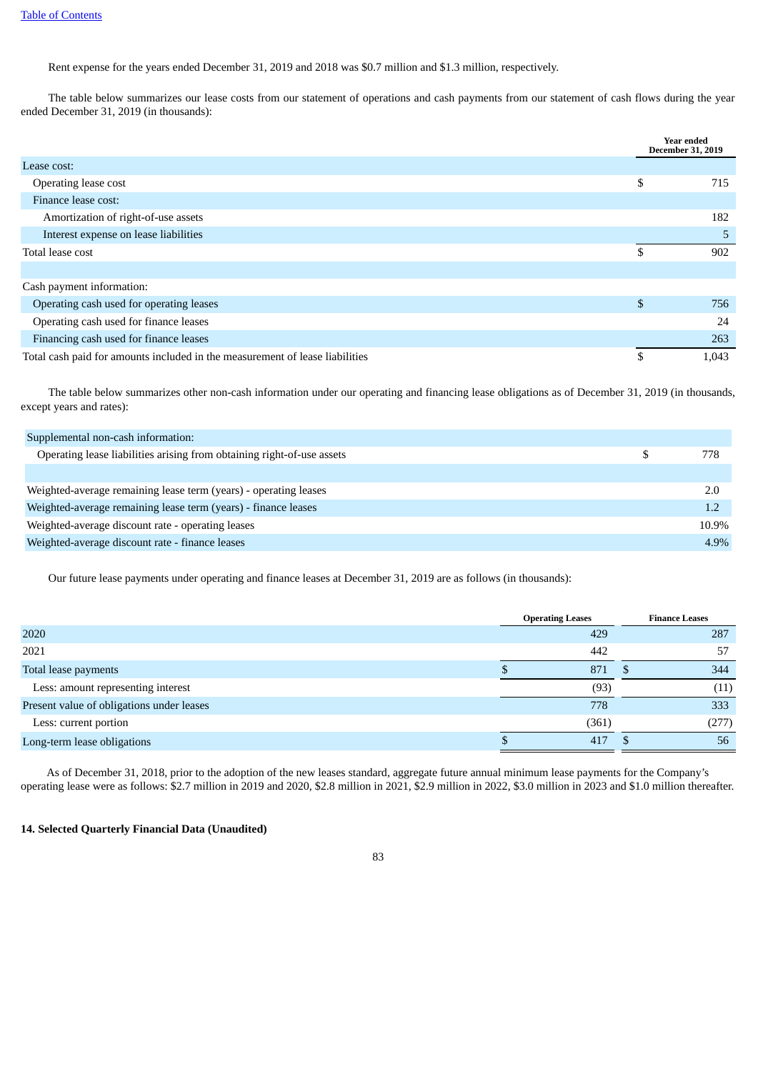Rent expense for the years ended December 31, 2019 and 2018 was $0.7 million and $1.3 million, respectively.

The table below summarizes our lease costs from our statement of operations and cash payments from our statement of cash flows during the year ended December 31, 2019 (in thousands):

| | Year ended December 31, 2019 |
|---|---|
| Lease cost: | |
| Operating lease cost | $ 715 |
| Finance lease cost: | |
| Amortization of right-of-use assets | 182 |
| Interest expense on lease liabilities | 5 |
| Total lease cost | $ 902 |
| | |
| Cash payment information: | |
| Operating cash used for operating leases | $ 756 |
| Operating cash used for finance leases | 24 |
| Financing cash used for finance leases | 263 |
| Total cash paid for amounts included in the measurement of lease liabilities | $ 1,043 |

The table below summarizes other non-cash information under our operating and financing lease obligations as of December 31, 2019 (in thousands, except years and rates):

| | |
|---|---|
| Supplemental non-cash information: | |
| Operating lease liabilities arising from obtaining right-of-use assets | $ 778 |
| | |
| Weighted-average remaining lease term (years) - operating leases | 2.0 |
| Weighted-average remaining lease term (years) - finance leases | 1.2 |
| Weighted-average discount rate - operating leases | 10.9% |
| Weighted-average discount rate - finance leases | 4.9% |

Our future lease payments under operating and finance leases at December 31, 2019 are as follows (in thousands):

| | Operating Leases | Finance Leases |
|---|---|---|
| 2020 | 429 | 287 |
| 2021 | 442 | 57 |
| Total lease payments | $ 871 | $ 344 |
| Less: amount representing interest | (93) | (11) |
| Present value of obligations under leases | 778 | 333 |
| Less: current portion | (361) | (277) |
| Long-term lease obligations | $ 417 | $ 56 |

As of December 31, 2018, prior to the adoption of the new leases standard, aggregate future annual minimum lease payments for the Company's operating lease were as follows: $2.7 million in 2019 and 2020, $2.8 million in 2021, $2.9 million in 2022, $3.0 million in 2023 and $1.0 million thereafter.

**14. Selected Quarterly Financial Data (Unaudited)**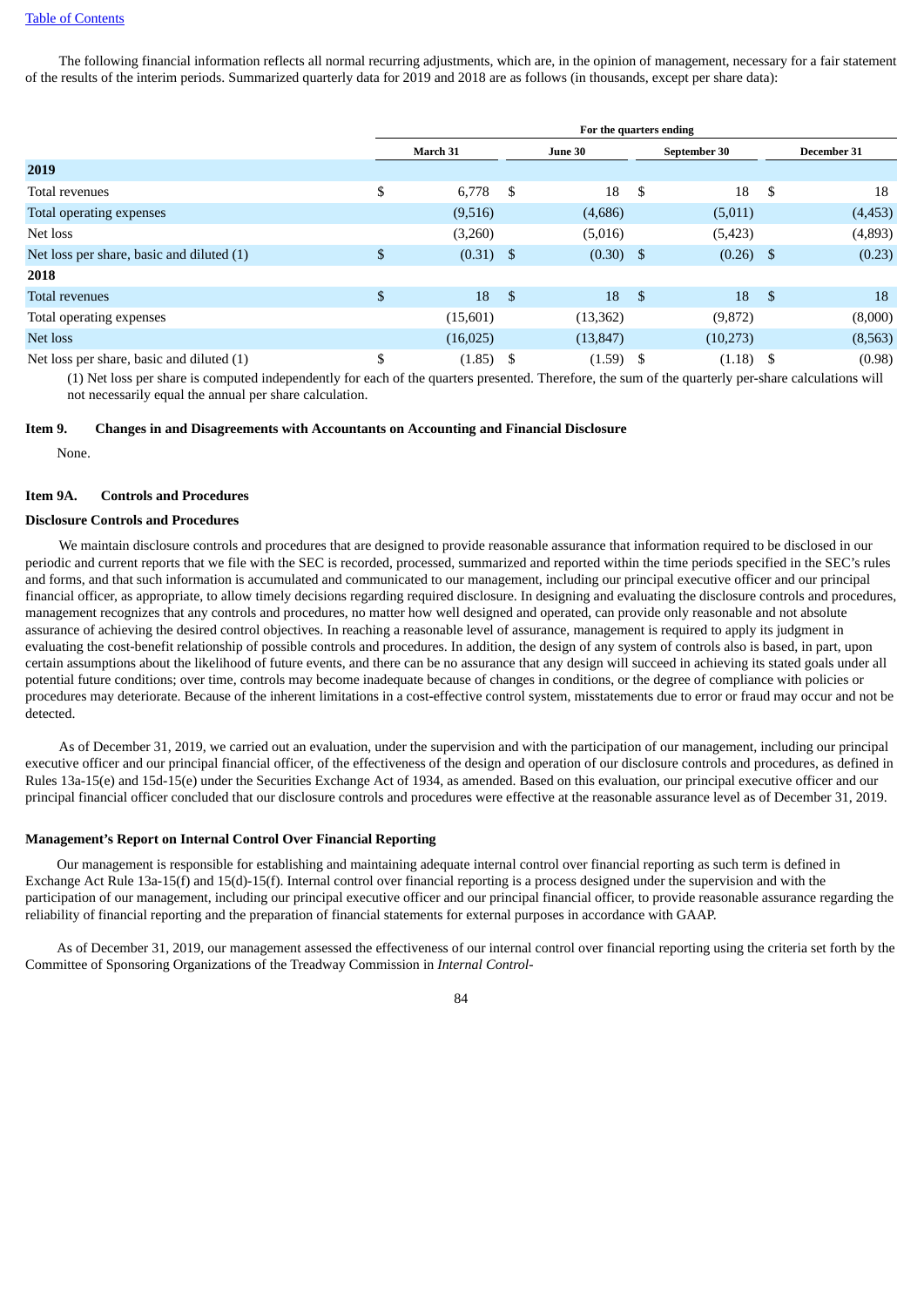The following financial information reflects all normal recurring adjustments, which are, in the opinion of management, necessary for a fair statement of the results of the interim periods. Summarized quarterly data for 2019 and 2018 are as follows (in thousands, except per share data):

| | For the quarters ending | | | |
|---|---|---|---|---|
| | March 31 | June 30 | September 30 | December 31 |
| **2019** | | | | |
| Total revenues | $ 6,778 | $ 18 | $ 18 | $ 18 |
| Total operating expenses | (9,516) | (4,686) | (5,011) | (4,453) |
| Net loss | (3,260) | (5,016) | (5,423) | (4,893) |
| Net loss per share, basic and diluted (1) | $ (0.31) | $ (0.30) | $ (0.26) | $ (0.23) |
| **2018** | | | | |
| Total revenues | $ 18 | $ 18 | $ 18 | $ 18 |
| Total operating expenses | (15,601) | (13,362) | (9,872) | (8,000) |
| Net loss | (16,025) | (13,847) | (10,273) | (8,563) |
| Net loss per share, basic and diluted (1) | $ (1.85) | $ (1.59) | $ (1.18) | $ (0.98) |

(1) Net loss per share is computed independently for each of the quarters presented. Therefore, the sum of the quarterly per-share calculations will not necessarily equal the annual per share calculation.

### Item 9. Changes in and Disagreements with Accountants on Accounting and Financial Disclosure

None.

### Item 9A. Controls and Procedures

**Disclosure Controls and Procedures**

We maintain disclosure controls and procedures that are designed to provide reasonable assurance that information required to be disclosed in our periodic and current reports that we file with the SEC is recorded, processed, summarized and reported within the time periods specified in the SEC's rules and forms, and that such information is accumulated and communicated to our management, including our principal executive officer and our principal financial officer, as appropriate, to allow timely decisions regarding required disclosure. In designing and evaluating the disclosure controls and procedures, management recognizes that any controls and procedures, no matter how well designed and operated, can provide only reasonable and not absolute assurance of achieving the desired control objectives. In reaching a reasonable level of assurance, management is required to apply its judgment in evaluating the cost-benefit relationship of possible controls and procedures. In addition, the design of any system of controls also is based, in part, upon certain assumptions about the likelihood of future events, and there can be no assurance that any design will succeed in achieving its stated goals under all potential future conditions; over time, controls may become inadequate because of changes in conditions, or the degree of compliance with policies or procedures may deteriorate. Because of the inherent limitations in a cost-effective control system, misstatements due to error or fraud may occur and not be detected.

As of December 31, 2019, we carried out an evaluation, under the supervision and with the participation of our management, including our principal executive officer and our principal financial officer, of the effectiveness of the design and operation of our disclosure controls and procedures, as defined in Rules 13a-15(e) and 15d-15(e) under the Securities Exchange Act of 1934, as amended. Based on this evaluation, our principal executive officer and our principal financial officer concluded that our disclosure controls and procedures were effective at the reasonable assurance level as of December 31, 2019.

**Management's Report on Internal Control Over Financial Reporting**

Our management is responsible for establishing and maintaining adequate internal control over financial reporting as such term is defined in Exchange Act Rule 13a-15(f) and 15(d)-15(f). Internal control over financial reporting is a process designed under the supervision and with the participation of our management, including our principal executive officer and our principal financial officer, to provide reasonable assurance regarding the reliability of financial reporting and the preparation of financial statements for external purposes in accordance with GAAP.

As of December 31, 2019, our management assessed the effectiveness of our internal control over financial reporting using the criteria set forth by the Committee of Sponsoring Organizations of the Treadway Commission in *Internal Control-*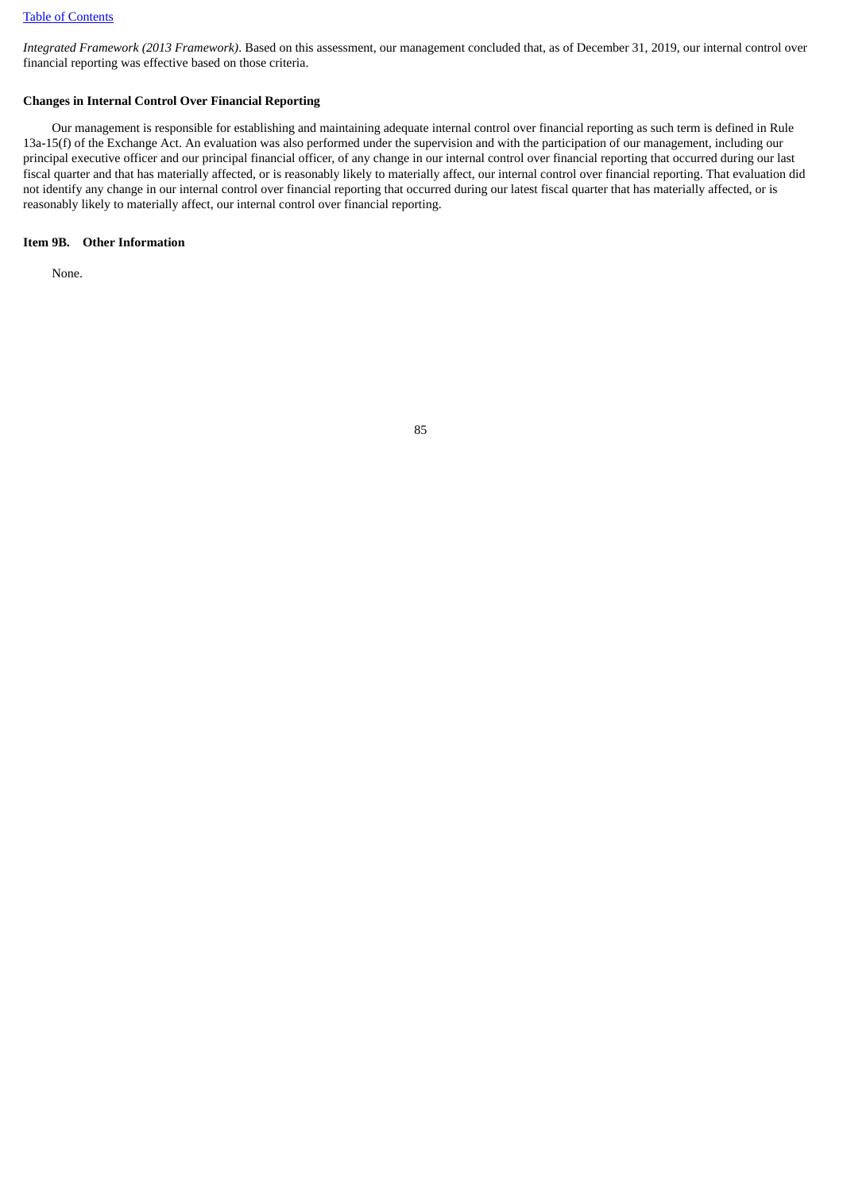*Integrated Framework (2013 Framework)*. Based on this assessment, our management concluded that, as of December 31, 2019, our internal control over financial reporting was effective based on those criteria.

**Changes in Internal Control Over Financial Reporting**

Our management is responsible for establishing and maintaining adequate internal control over financial reporting as such term is defined in Rule 13a-15(f) of the Exchange Act. An evaluation was also performed under the supervision and with the participation of our management, including our principal executive officer and our principal financial officer, of any change in our internal control over financial reporting that occurred during our last fiscal quarter and that has materially affected, or is reasonably likely to materially affect, our internal control over financial reporting. That evaluation did not identify any change in our internal control over financial reporting that occurred during our latest fiscal quarter that has materially affected, or is reasonably likely to materially affect, our internal control over financial reporting.

**Item 9B. Other Information**

None.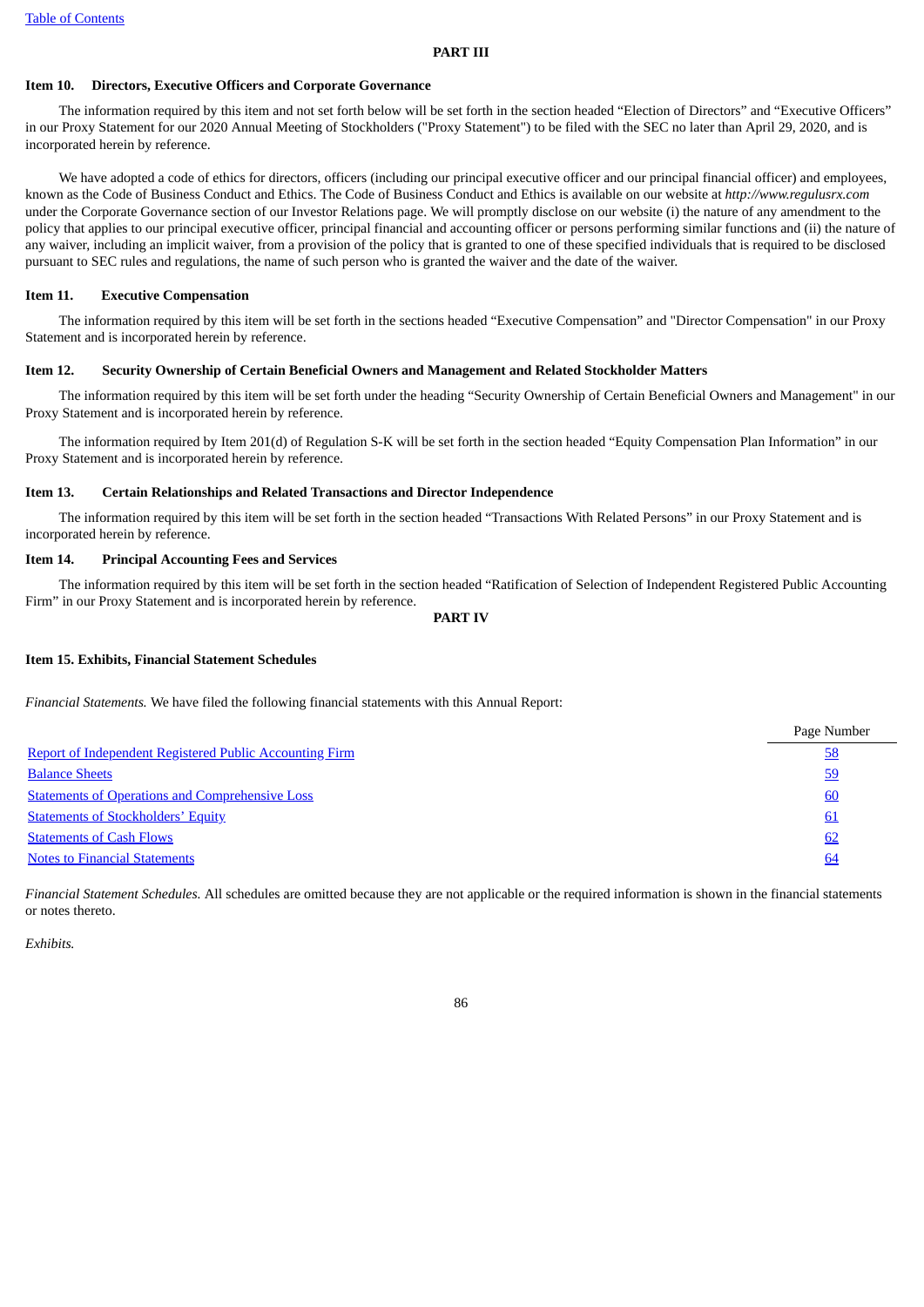# PART III

## Item 10. Directors, Executive Officers and Corporate Governance

The information required by this item and not set forth below will be set forth in the section headed "Election of Directors" and "Executive Officers" in our Proxy Statement for our 2020 Annual Meeting of Stockholders ("Proxy Statement") to be filed with the SEC no later than April 29, 2020, and is incorporated herein by reference.

We have adopted a code of ethics for directors, officers (including our principal executive officer and our principal financial officer) and employees, known as the Code of Business Conduct and Ethics. The Code of Business Conduct and Ethics is available on our website at *http://www.regulusrx.com* under the Corporate Governance section of our Investor Relations page. We will promptly disclose on our website (i) the nature of any amendment to the policy that applies to our principal executive officer, principal financial and accounting officer or persons performing similar functions and (ii) the nature of any waiver, including an implicit waiver, from a provision of the policy that is granted to one of these specified individuals that is required to be disclosed pursuant to SEC rules and regulations, the name of such person who is granted the waiver and the date of the waiver.

## Item 11. Executive Compensation

The information required by this item will be set forth in the sections headed "Executive Compensation" and "Director Compensation" in our Proxy Statement and is incorporated herein by reference.

## Item 12. Security Ownership of Certain Beneficial Owners and Management and Related Stockholder Matters

The information required by this item will be set forth under the heading "Security Ownership of Certain Beneficial Owners and Management" in our Proxy Statement and is incorporated herein by reference.

The information required by Item 201(d) of Regulation S-K will be set forth in the section headed "Equity Compensation Plan Information" in our Proxy Statement and is incorporated herein by reference.

## Item 13. Certain Relationships and Related Transactions and Director Independence

The information required by this item will be set forth in the section headed "Transactions With Related Persons" in our Proxy Statement and is incorporated herein by reference.

## Item 14. Principal Accounting Fees and Services

The information required by this item will be set forth in the section headed "Ratification of Selection of Independent Registered Public Accounting Firm" in our Proxy Statement and is incorporated herein by reference.

# PART IV

## Item 15. Exhibits, Financial Statement Schedules

*Financial Statements.* We have filed the following financial statements with this Annual Report:

| | Page Number |
|---|---|
| Report of Independent Registered Public Accounting Firm | 58 |
| Balance Sheets | 59 |
| Statements of Operations and Comprehensive Loss | 60 |
| Statements of Stockholders' Equity | 61 |
| Statements of Cash Flows | 62 |
| Notes to Financial Statements | 64 |

*Financial Statement Schedules.* All schedules are omitted because they are not applicable or the required information is shown in the financial statements or notes thereto.

*Exhibits.*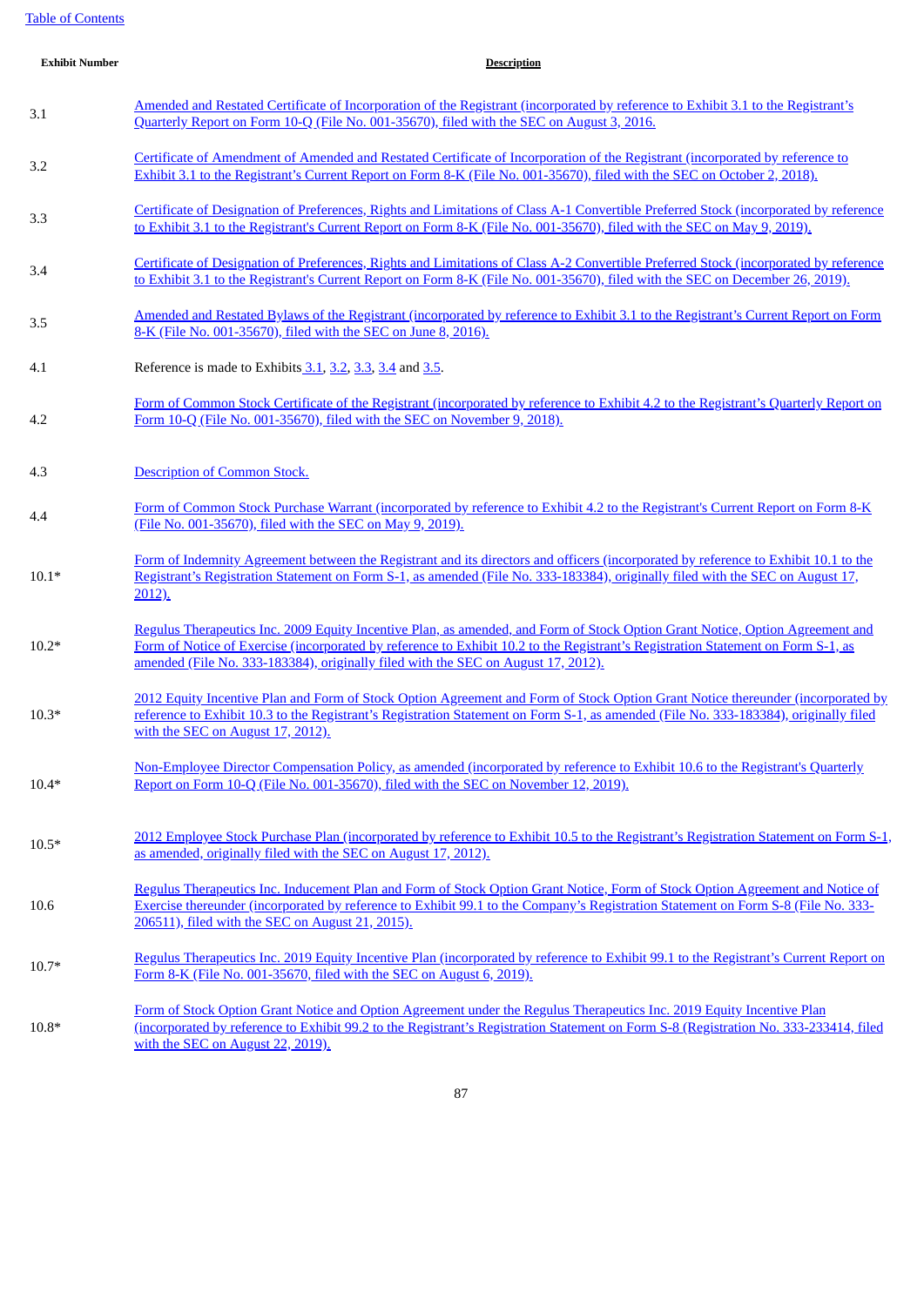| Exhibit Number | Description |
| --- | --- |
| 3.1 | Amended and Restated Certificate of Incorporation of the Registrant (incorporated by reference to Exhibit 3.1 to the Registrant's Quarterly Report on Form 10-Q (File No. 001-35670), filed with the SEC on August 3, 2016. |
| 3.2 | Certificate of Amendment of Amended and Restated Certificate of Incorporation of the Registrant (incorporated by reference to Exhibit 3.1 to the Registrant's Current Report on Form 8-K (File No. 001-35670), filed with the SEC on October 2, 2018). |
| 3.3 | Certificate of Designation of Preferences, Rights and Limitations of Class A-1 Convertible Preferred Stock (incorporated by reference to Exhibit 3.1 to the Registrant's Current Report on Form 8-K (File No. 001-35670), filed with the SEC on May 9, 2019). |
| 3.4 | Certificate of Designation of Preferences, Rights and Limitations of Class A-2 Convertible Preferred Stock (incorporated by reference to Exhibit 3.1 to the Registrant's Current Report on Form 8-K (File No. 001-35670), filed with the SEC on December 26, 2019). |
| 3.5 | Amended and Restated Bylaws of the Registrant (incorporated by reference to Exhibit 3.1 to the Registrant's Current Report on Form 8-K (File No. 001-35670), filed with the SEC on June 8, 2016). |
| 4.1 | Reference is made to Exhibits 3.1, 3.2, 3.3, 3.4 and 3.5. |
| 4.2 | Form of Common Stock Certificate of the Registrant (incorporated by reference to Exhibit 4.2 to the Registrant's Quarterly Report on Form 10-Q (File No. 001-35670), filed with the SEC on November 9, 2018). |
| 4.3 | Description of Common Stock. |
| 4.4 | Form of Common Stock Purchase Warrant (incorporated by reference to Exhibit 4.2 to the Registrant's Current Report on Form 8-K (File No. 001-35670), filed with the SEC on May 9, 2019). |
| 10.1* | Form of Indemnity Agreement between the Registrant and its directors and officers (incorporated by reference to Exhibit 10.1 to the Registrant's Registration Statement on Form S-1, as amended (File No. 333-183384), originally filed with the SEC on August 17, 2012). |
| 10.2* | Regulus Therapeutics Inc. 2009 Equity Incentive Plan, as amended, and Form of Stock Option Grant Notice, Option Agreement and Form of Notice of Exercise (incorporated by reference to Exhibit 10.2 to the Registrant's Registration Statement on Form S-1, as amended (File No. 333-183384), originally filed with the SEC on August 17, 2012). |
| 10.3* | 2012 Equity Incentive Plan and Form of Stock Option Agreement and Form of Stock Option Grant Notice thereunder (incorporated by reference to Exhibit 10.3 to the Registrant's Registration Statement on Form S-1, as amended (File No. 333-183384), originally filed with the SEC on August 17, 2012). |
| 10.4* | Non-Employee Director Compensation Policy, as amended (incorporated by reference to Exhibit 10.6 to the Registrant's Quarterly Report on Form 10-Q (File No. 001-35670), filed with the SEC on November 12, 2019). |
| 10.5* | 2012 Employee Stock Purchase Plan (incorporated by reference to Exhibit 10.5 to the Registrant's Registration Statement on Form S-1, as amended, originally filed with the SEC on August 17, 2012). |
| 10.6 | Regulus Therapeutics Inc. Inducement Plan and Form of Stock Option Grant Notice, Form of Stock Option Agreement and Notice of Exercise thereunder (incorporated by reference to Exhibit 99.1 to the Company's Registration Statement on Form S-8 (File No. 333-206511), filed with the SEC on August 21, 2015). |
| 10.7* | Regulus Therapeutics Inc. 2019 Equity Incentive Plan (incorporated by reference to Exhibit 99.1 to the Registrant's Current Report on Form 8-K (File No. 001-35670, filed with the SEC on August 6, 2019). |
| 10.8* | Form of Stock Option Grant Notice and Option Agreement under the Regulus Therapeutics Inc. 2019 Equity Incentive Plan (incorporated by reference to Exhibit 99.2 to the Registrant's Registration Statement on Form S-8 (Registration No. 333-233414, filed with the SEC on August 22, 2019). |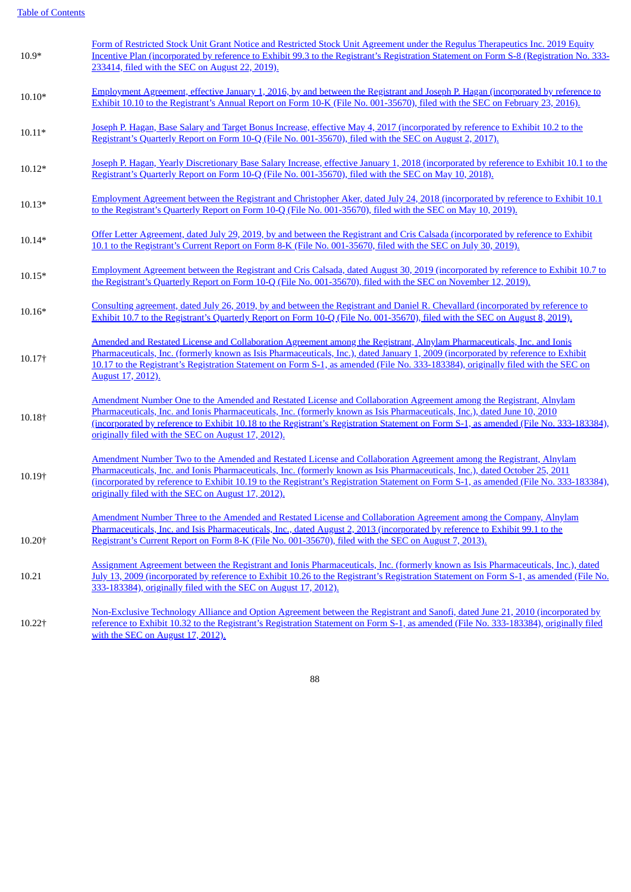| | |
|---|---|
| 10.9* | Form of Restricted Stock Unit Grant Notice and Restricted Stock Unit Agreement under the Regulus Therapeutics Inc. 2019 Equity Incentive Plan (incorporated by reference to Exhibit 99.3 to the Registrant's Registration Statement on Form S-8 (Registration No. 333-233414, filed with the SEC on August 22, 2019). |
| 10.10* | Employment Agreement, effective January 1, 2016, by and between the Registrant and Joseph P. Hagan (incorporated by reference to Exhibit 10.10 to the Registrant's Annual Report on Form 10-K (File No. 001-35670), filed with the SEC on February 23, 2016). |
| 10.11* | Joseph P. Hagan, Base Salary and Target Bonus Increase, effective May 4, 2017 (incorporated by reference to Exhibit 10.2 to the Registrant's Quarterly Report on Form 10-Q (File No. 001-35670), filed with the SEC on August 2, 2017). |
| 10.12* | Joseph P. Hagan, Yearly Discretionary Base Salary Increase, effective January 1, 2018 (incorporated by reference to Exhibit 10.1 to the Registrant's Quarterly Report on Form 10-Q (File No. 001-35670), filed with the SEC on May 10, 2018). |
| 10.13* | Employment Agreement between the Registrant and Christopher Aker, dated July 24, 2018 (incorporated by reference to Exhibit 10.1 to the Registrant's Quarterly Report on Form 10-Q (File No. 001-35670), filed with the SEC on May 10, 2019). |
| 10.14* | Offer Letter Agreement, dated July 29, 2019, by and between the Registrant and Cris Calsada (incorporated by reference to Exhibit 10.1 to the Registrant's Current Report on Form 8-K (File No. 001-35670, filed with the SEC on July 30, 2019). |
| 10.15* | Employment Agreement between the Registrant and Cris Calsada, dated August 30, 2019 (incorporated by reference to Exhibit 10.7 to the Registrant's Quarterly Report on Form 10-Q (File No. 001-35670), filed with the SEC on November 12, 2019). |
| 10.16* | Consulting agreement, dated July 26, 2019, by and between the Registrant and Daniel R. Chevallard (incorporated by reference to Exhibit 10.7 to the Registrant's Quarterly Report on Form 10-Q (File No. 001-35670), filed with the SEC on August 8, 2019). |
| 10.17† | Amended and Restated License and Collaboration Agreement among the Registrant, Alnylam Pharmaceuticals, Inc. and Ionis Pharmaceuticals, Inc. (formerly known as Isis Pharmaceuticals, Inc.), dated January 1, 2009 (incorporated by reference to Exhibit 10.17 to the Registrant's Registration Statement on Form S-1, as amended (File No. 333-183384), originally filed with the SEC on August 17, 2012). |
| 10.18† | Amendment Number One to the Amended and Restated License and Collaboration Agreement among the Registrant, Alnylam Pharmaceuticals, Inc. and Ionis Pharmaceuticals, Inc. (formerly known as Isis Pharmaceuticals, Inc.), dated June 10, 2010 (incorporated by reference to Exhibit 10.18 to the Registrant's Registration Statement on Form S-1, as amended (File No. 333-183384), originally filed with the SEC on August 17, 2012). |
| 10.19† | Amendment Number Two to the Amended and Restated License and Collaboration Agreement among the Registrant, Alnylam Pharmaceuticals, Inc. and Ionis Pharmaceuticals, Inc. (formerly known as Isis Pharmaceuticals, Inc.), dated October 25, 2011 (incorporated by reference to Exhibit 10.19 to the Registrant's Registration Statement on Form S-1, as amended (File No. 333-183384), originally filed with the SEC on August 17, 2012). |
| 10.20† | Amendment Number Three to the Amended and Restated License and Collaboration Agreement among the Company, Alnylam Pharmaceuticals, Inc. and Isis Pharmaceuticals, Inc., dated August 2, 2013 (incorporated by reference to Exhibit 99.1 to the Registrant's Current Report on Form 8-K (File No. 001-35670), filed with the SEC on August 7, 2013). |
| 10.21 | Assignment Agreement between the Registrant and Ionis Pharmaceuticals, Inc. (formerly known as Isis Pharmaceuticals, Inc.), dated July 13, 2009 (incorporated by reference to Exhibit 10.26 to the Registrant's Registration Statement on Form S-1, as amended (File No. 333-183384), originally filed with the SEC on August 17, 2012). |
| 10.22† | Non-Exclusive Technology Alliance and Option Agreement between the Registrant and Sanofi, dated June 21, 2010 (incorporated by reference to Exhibit 10.32 to the Registrant's Registration Statement on Form S-1, as amended (File No. 333-183384), originally filed with the SEC on August 17, 2012). |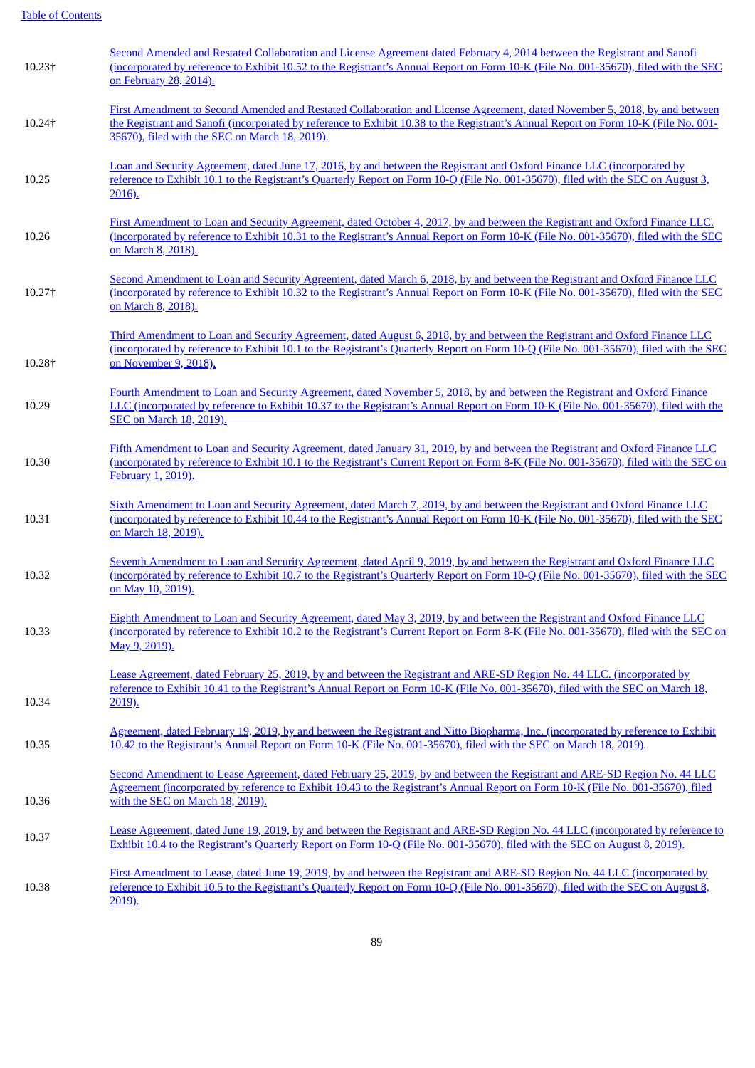Table of Contents

| | |
|---|---|
| 10.23† | Second Amended and Restated Collaboration and License Agreement dated February 4, 2014 between the Registrant and Sanofi (incorporated by reference to Exhibit 10.52 to the Registrant's Annual Report on Form 10-K (File No. 001-35670), filed with the SEC on February 28, 2014). |
| 10.24† | First Amendment to Second Amended and Restated Collaboration and License Agreement, dated November 5, 2018, by and between the Registrant and Sanofi (incorporated by reference to Exhibit 10.38 to the Registrant's Annual Report on Form 10-K (File No. 001-35670), filed with the SEC on March 18, 2019). |
| 10.25 | Loan and Security Agreement, dated June 17, 2016, by and between the Registrant and Oxford Finance LLC (incorporated by reference to Exhibit 10.1 to the Registrant's Quarterly Report on Form 10-Q (File No. 001-35670), filed with the SEC on August 3, 2016). |
| 10.26 | First Amendment to Loan and Security Agreement, dated October 4, 2017, by and between the Registrant and Oxford Finance LLC. (incorporated by reference to Exhibit 10.31 to the Registrant's Annual Report on Form 10-K (File No. 001-35670), filed with the SEC on March 8, 2018). |
| 10.27† | Second Amendment to Loan and Security Agreement, dated March 6, 2018, by and between the Registrant and Oxford Finance LLC (incorporated by reference to Exhibit 10.32 to the Registrant's Annual Report on Form 10-K (File No. 001-35670), filed with the SEC on March 8, 2018). |
| 10.28† | Third Amendment to Loan and Security Agreement, dated August 6, 2018, by and between the Registrant and Oxford Finance LLC (incorporated by reference to Exhibit 10.1 to the Registrant's Quarterly Report on Form 10-Q (File No. 001-35670), filed with the SEC on November 9, 2018). |
| 10.29 | Fourth Amendment to Loan and Security Agreement, dated November 5, 2018, by and between the Registrant and Oxford Finance LLC (incorporated by reference to Exhibit 10.37 to the Registrant's Annual Report on Form 10-K (File No. 001-35670), filed with the SEC on March 18, 2019). |
| 10.30 | Fifth Amendment to Loan and Security Agreement, dated January 31, 2019, by and between the Registrant and Oxford Finance LLC (incorporated by reference to Exhibit 10.1 to the Registrant's Current Report on Form 8-K (File No. 001-35670), filed with the SEC on February 1, 2019). |
| 10.31 | Sixth Amendment to Loan and Security Agreement, dated March 7, 2019, by and between the Registrant and Oxford Finance LLC (incorporated by reference to Exhibit 10.44 to the Registrant's Annual Report on Form 10-K (File No. 001-35670), filed with the SEC on March 18, 2019). |
| 10.32 | Seventh Amendment to Loan and Security Agreement, dated April 9, 2019, by and between the Registrant and Oxford Finance LLC (incorporated by reference to Exhibit 10.7 to the Registrant's Quarterly Report on Form 10-Q (File No. 001-35670), filed with the SEC on May 10, 2019). |
| 10.33 | Eighth Amendment to Loan and Security Agreement, dated May 3, 2019, by and between the Registrant and Oxford Finance LLC (incorporated by reference to Exhibit 10.2 to the Registrant's Current Report on Form 8-K (File No. 001-35670), filed with the SEC on May 9, 2019). |
| 10.34 | Lease Agreement, dated February 25, 2019, by and between the Registrant and ARE-SD Region No. 44 LLC. (incorporated by reference to Exhibit 10.41 to the Registrant's Annual Report on Form 10-K (File No. 001-35670), filed with the SEC on March 18, 2019). |
| 10.35 | Agreement, dated February 19, 2019, by and between the Registrant and Nitto Biopharma, Inc. (incorporated by reference to Exhibit 10.42 to the Registrant's Annual Report on Form 10-K (File No. 001-35670), filed with the SEC on March 18, 2019). |
| 10.36 | Second Amendment to Lease Agreement, dated February 25, 2019, by and between the Registrant and ARE-SD Region No. 44 LLC Agreement (incorporated by reference to Exhibit 10.43 to the Registrant's Annual Report on Form 10-K (File No. 001-35670), filed with the SEC on March 18, 2019). |
| 10.37 | Lease Agreement, dated June 19, 2019, by and between the Registrant and ARE-SD Region No. 44 LLC (incorporated by reference to Exhibit 10.4 to the Registrant's Quarterly Report on Form 10-Q (File No. 001-35670), filed with the SEC on August 8, 2019). |
| 10.38 | First Amendment to Lease, dated June 19, 2019, by and between the Registrant and ARE-SD Region No. 44 LLC (incorporated by reference to Exhibit 10.5 to the Registrant's Quarterly Report on Form 10-Q (File No. 001-35670), filed with the SEC on August 8, 2019). |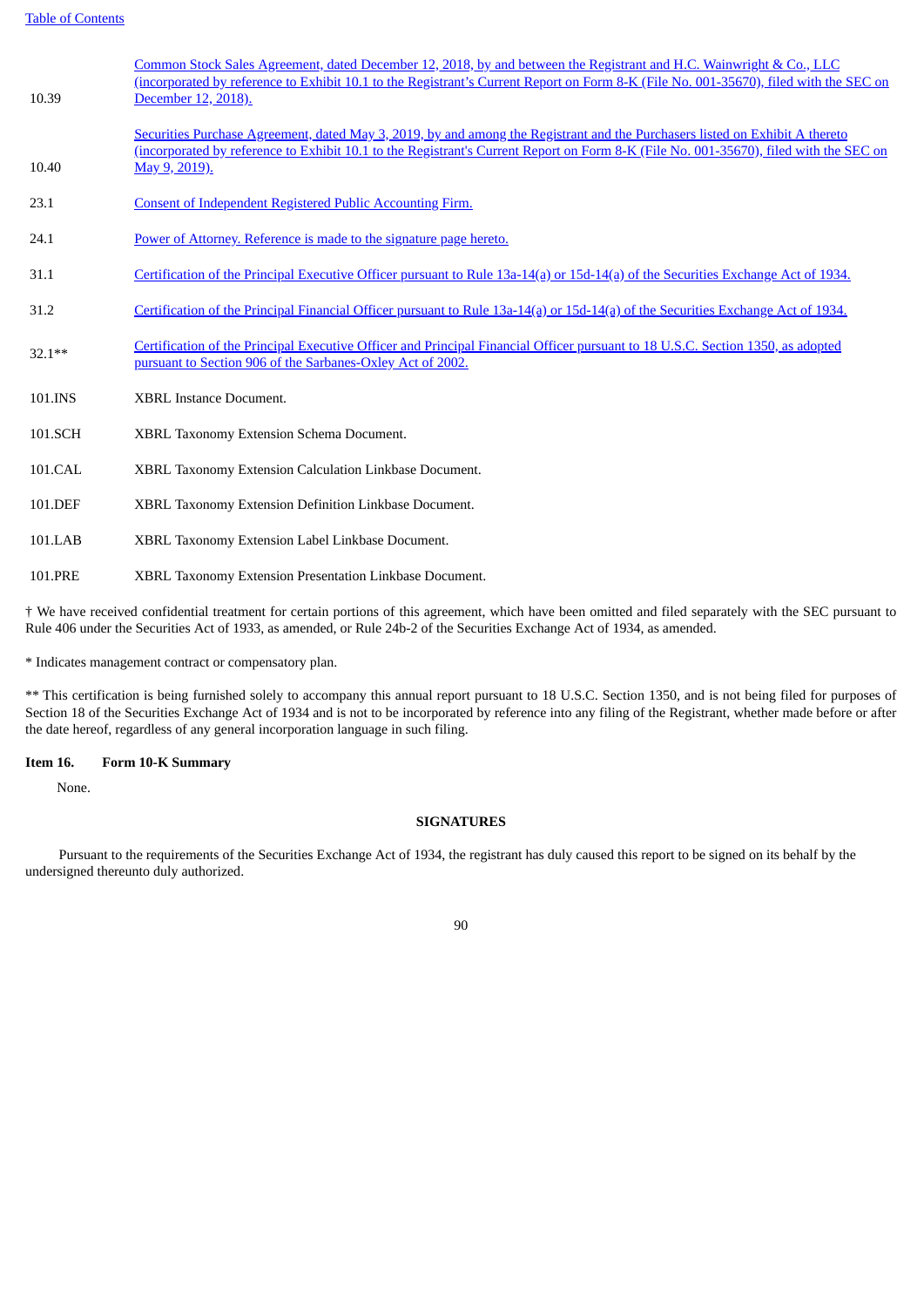| | |
|---|---|
| 10.39 | Common Stock Sales Agreement, dated December 12, 2018, by and between the Registrant and H.C. Wainwright & Co., LLC (incorporated by reference to Exhibit 10.1 to the Registrant's Current Report on Form 8-K (File No. 001-35670), filed with the SEC on December 12, 2018). |
| 10.40 | Securities Purchase Agreement, dated May 3, 2019, by and among the Registrant and the Purchasers listed on Exhibit A thereto (incorporated by reference to Exhibit 10.1 to the Registrant's Current Report on Form 8-K (File No. 001-35670), filed with the SEC on May 9, 2019). |
| 23.1 | Consent of Independent Registered Public Accounting Firm. |
| 24.1 | Power of Attorney. Reference is made to the signature page hereto. |
| 31.1 | Certification of the Principal Executive Officer pursuant to Rule 13a-14(a) or 15d-14(a) of the Securities Exchange Act of 1934. |
| 31.2 | Certification of the Principal Financial Officer pursuant to Rule 13a-14(a) or 15d-14(a) of the Securities Exchange Act of 1934. |
| 32.1** | Certification of the Principal Executive Officer and Principal Financial Officer pursuant to 18 U.S.C. Section 1350, as adopted pursuant to Section 906 of the Sarbanes-Oxley Act of 2002. |
| 101.INS | XBRL Instance Document. |
| 101.SCH | XBRL Taxonomy Extension Schema Document. |
| 101.CAL | XBRL Taxonomy Extension Calculation Linkbase Document. |
| 101.DEF | XBRL Taxonomy Extension Definition Linkbase Document. |
| 101.LAB | XBRL Taxonomy Extension Label Linkbase Document. |
| 101.PRE | XBRL Taxonomy Extension Presentation Linkbase Document. |

† We have received confidential treatment for certain portions of this agreement, which have been omitted and filed separately with the SEC pursuant to Rule 406 under the Securities Act of 1933, as amended, or Rule 24b-2 of the Securities Exchange Act of 1934, as amended.

* Indicates management contract or compensatory plan.

** This certification is being furnished solely to accompany this annual report pursuant to 18 U.S.C. Section 1350, and is not being filed for purposes of Section 18 of the Securities Exchange Act of 1934 and is not to be incorporated by reference into any filing of the Registrant, whether made before or after the date hereof, regardless of any general incorporation language in such filing.

**Item 16. Form 10-K Summary**

None.

**SIGNATURES**

Pursuant to the requirements of the Securities Exchange Act of 1934, the registrant has duly caused this report to be signed on its behalf by the undersigned thereunto duly authorized.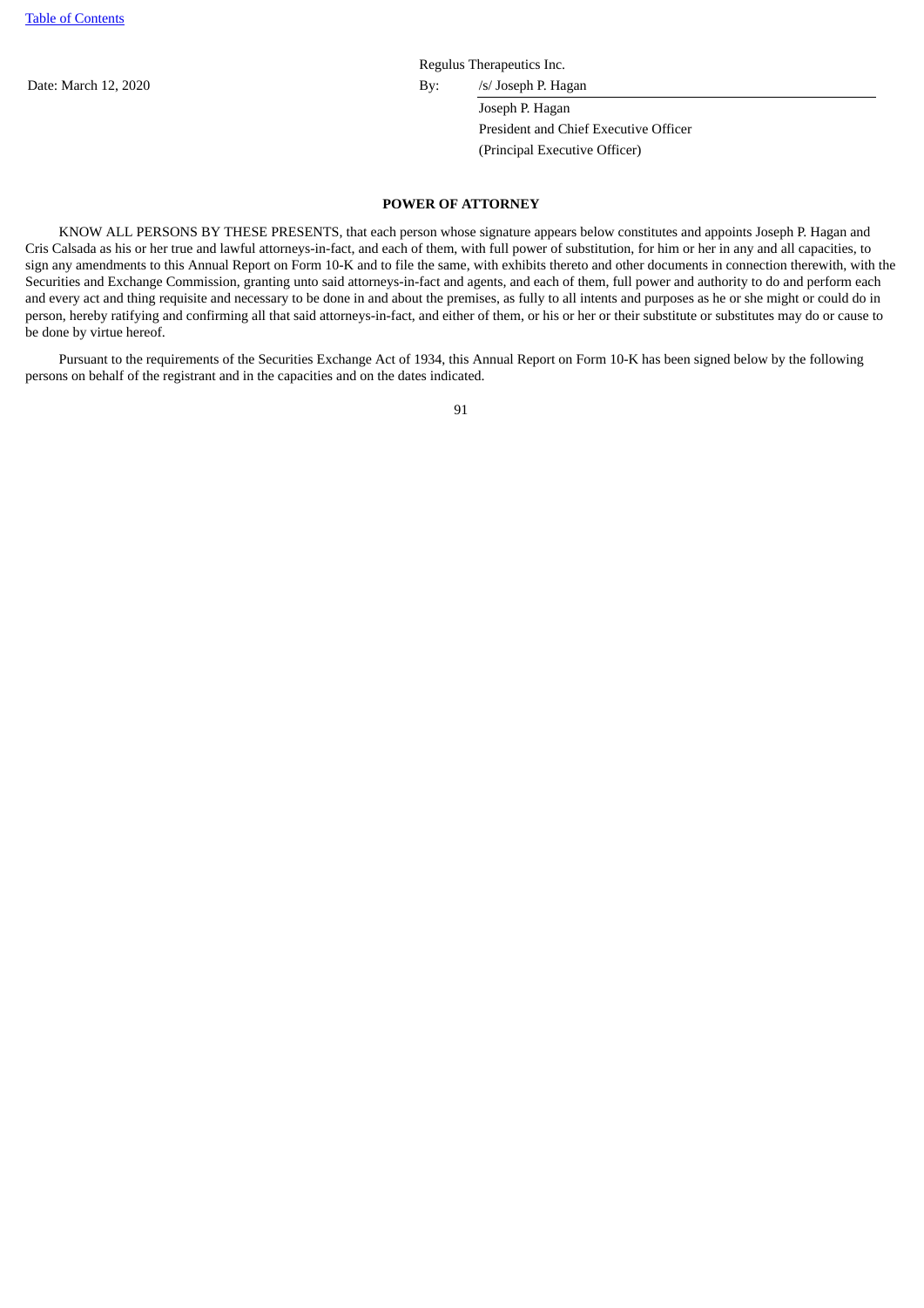Date: March 12, 2020

Regulus Therapeutics Inc.

By: /s/ Joseph P. Hagan

Joseph P. Hagan
President and Chief Executive Officer
(Principal Executive Officer)

**POWER OF ATTORNEY**

KNOW ALL PERSONS BY THESE PRESENTS, that each person whose signature appears below constitutes and appoints Joseph P. Hagan and Cris Calsada as his or her true and lawful attorneys-in-fact, and each of them, with full power of substitution, for him or her in any and all capacities, to sign any amendments to this Annual Report on Form 10-K and to file the same, with exhibits thereto and other documents in connection therewith, with the Securities and Exchange Commission, granting unto said attorneys-in-fact and agents, and each of them, full power and authority to do and perform each and every act and thing requisite and necessary to be done in and about the premises, as fully to all intents and purposes as he or she might or could do in person, hereby ratifying and confirming all that said attorneys-in-fact, and either of them, or his or her or their substitute or substitutes may do or cause to be done by virtue hereof.

Pursuant to the requirements of the Securities Exchange Act of 1934, this Annual Report on Form 10-K has been signed below by the following persons on behalf of the registrant and in the capacities and on the dates indicated.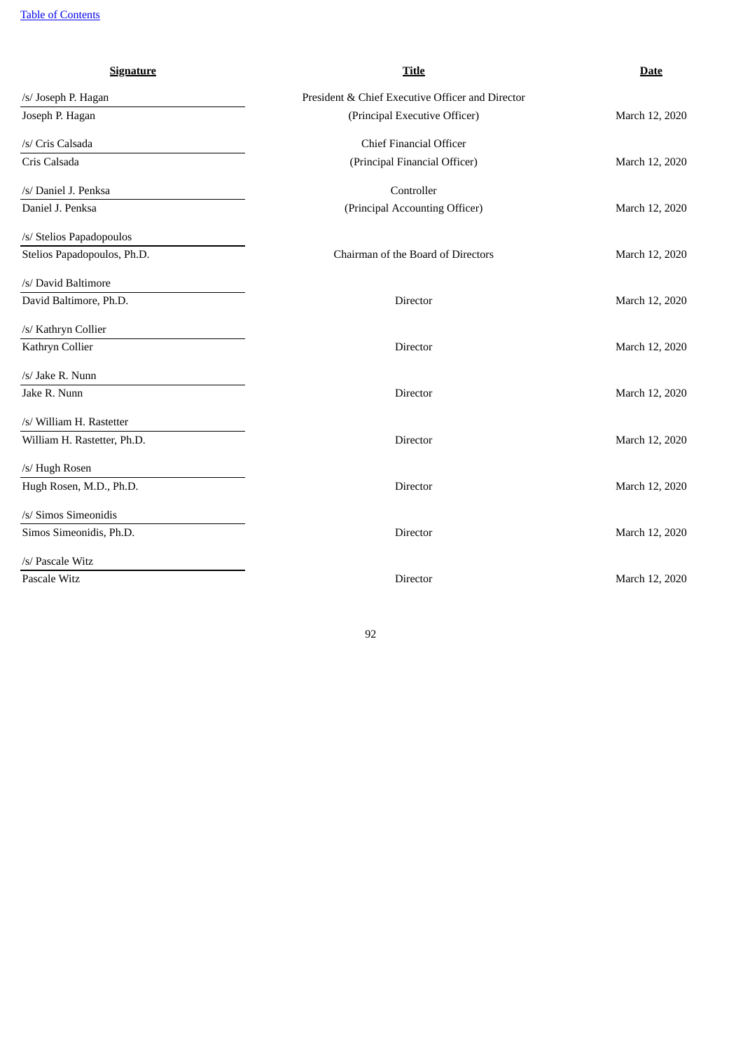[Table of Contents](#)

| Signature | Title | Date |
| --- | --- | --- |
| /s/ Joseph P. Hagan<br>Joseph P. Hagan | President & Chief Executive Officer and Director<br>(Principal Executive Officer) | March 12, 2020 |
| /s/ Cris Calsada<br>Cris Calsada | Chief Financial Officer<br>(Principal Financial Officer) | March 12, 2020 |
| /s/ Daniel J. Penksa<br>Daniel J. Penksa | Controller<br>(Principal Accounting Officer) | March 12, 2020 |
| /s/ Stelios Papadopoulos<br>Stelios Papadopoulos, Ph.D. | Chairman of the Board of Directors | March 12, 2020 |
| /s/ David Baltimore<br>David Baltimore, Ph.D. | Director | March 12, 2020 |
| /s/ Kathryn Collier<br>Kathryn Collier | Director | March 12, 2020 |
| /s/ Jake R. Nunn<br>Jake R. Nunn | Director | March 12, 2020 |
| /s/ William H. Rastetter<br>William H. Rastetter, Ph.D. | Director | March 12, 2020 |
| /s/ Hugh Rosen<br>Hugh Rosen, M.D., Ph.D. | Director | March 12, 2020 |
| /s/ Simos Simeonidis<br>Simos Simeonidis, Ph.D. | Director | March 12, 2020 |
| /s/ Pascale Witz<br>Pascale Witz | Director | March 12, 2020 |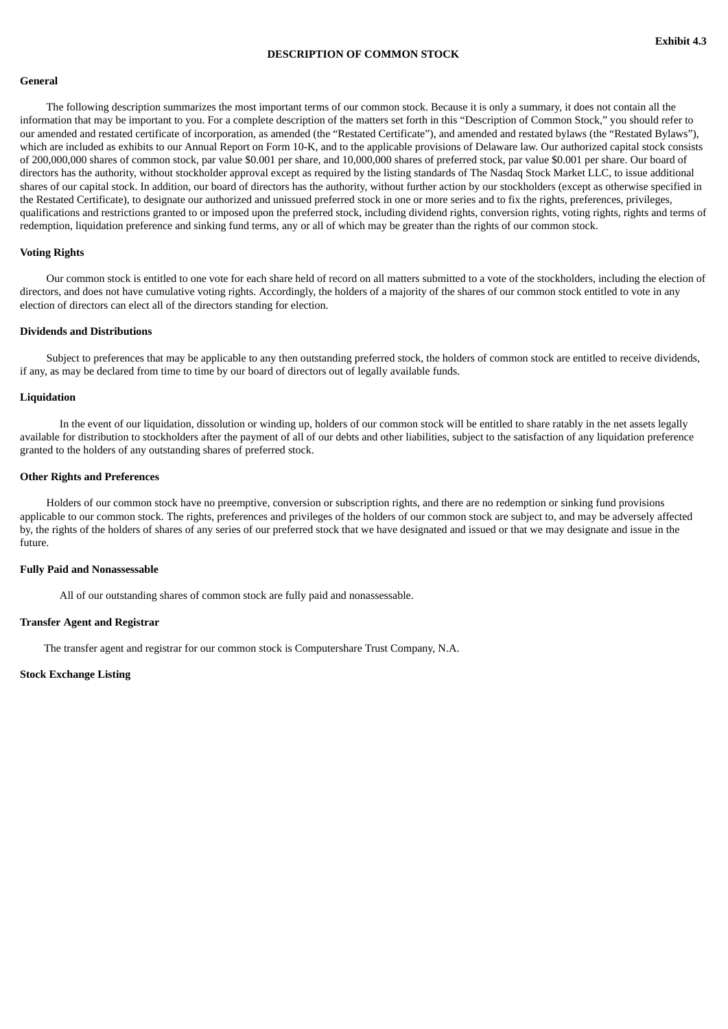**Exhibit 4.3**

# DESCRIPTION OF COMMON STOCK

**General**

The following description summarizes the most important terms of our common stock. Because it is only a summary, it does not contain all the information that may be important to you. For a complete description of the matters set forth in this “Description of Common Stock,” you should refer to our amended and restated certificate of incorporation, as amended (the “Restated Certificate”), and amended and restated bylaws (the “Restated Bylaws”), which are included as exhibits to our Annual Report on Form 10-K, and to the applicable provisions of Delaware law. Our authorized capital stock consists of 200,000,000 shares of common stock, par value $0.001 per share, and 10,000,000 shares of preferred stock, par value $0.001 per share. Our board of directors has the authority, without stockholder approval except as required by the listing standards of The Nasdaq Stock Market LLC, to issue additional shares of our capital stock. In addition, our board of directors has the authority, without further action by our stockholders (except as otherwise specified in the Restated Certificate), to designate our authorized and unissued preferred stock in one or more series and to fix the rights, preferences, privileges, qualifications and restrictions granted to or imposed upon the preferred stock, including dividend rights, conversion rights, voting rights, rights and terms of redemption, liquidation preference and sinking fund terms, any or all of which may be greater than the rights of our common stock.

**Voting Rights**

Our common stock is entitled to one vote for each share held of record on all matters submitted to a vote of the stockholders, including the election of directors, and does not have cumulative voting rights. Accordingly, the holders of a majority of the shares of our common stock entitled to vote in any election of directors can elect all of the directors standing for election.

**Dividends and Distributions**

Subject to preferences that may be applicable to any then outstanding preferred stock, the holders of common stock are entitled to receive dividends, if any, as may be declared from time to time by our board of directors out of legally available funds.

**Liquidation**

In the event of our liquidation, dissolution or winding up, holders of our common stock will be entitled to share ratably in the net assets legally available for distribution to stockholders after the payment of all of our debts and other liabilities, subject to the satisfaction of any liquidation preference granted to the holders of any outstanding shares of preferred stock.

**Other Rights and Preferences**

Holders of our common stock have no preemptive, conversion or subscription rights, and there are no redemption or sinking fund provisions applicable to our common stock. The rights, preferences and privileges of the holders of our common stock are subject to, and may be adversely affected by, the rights of the holders of shares of any series of our preferred stock that we have designated and issued or that we may designate and issue in the future.

**Fully Paid and Nonassessable**

All of our outstanding shares of common stock are fully paid and nonassessable.

**Transfer Agent and Registrar**

The transfer agent and registrar for our common stock is Computershare Trust Company, N.A.

**Stock Exchange Listing**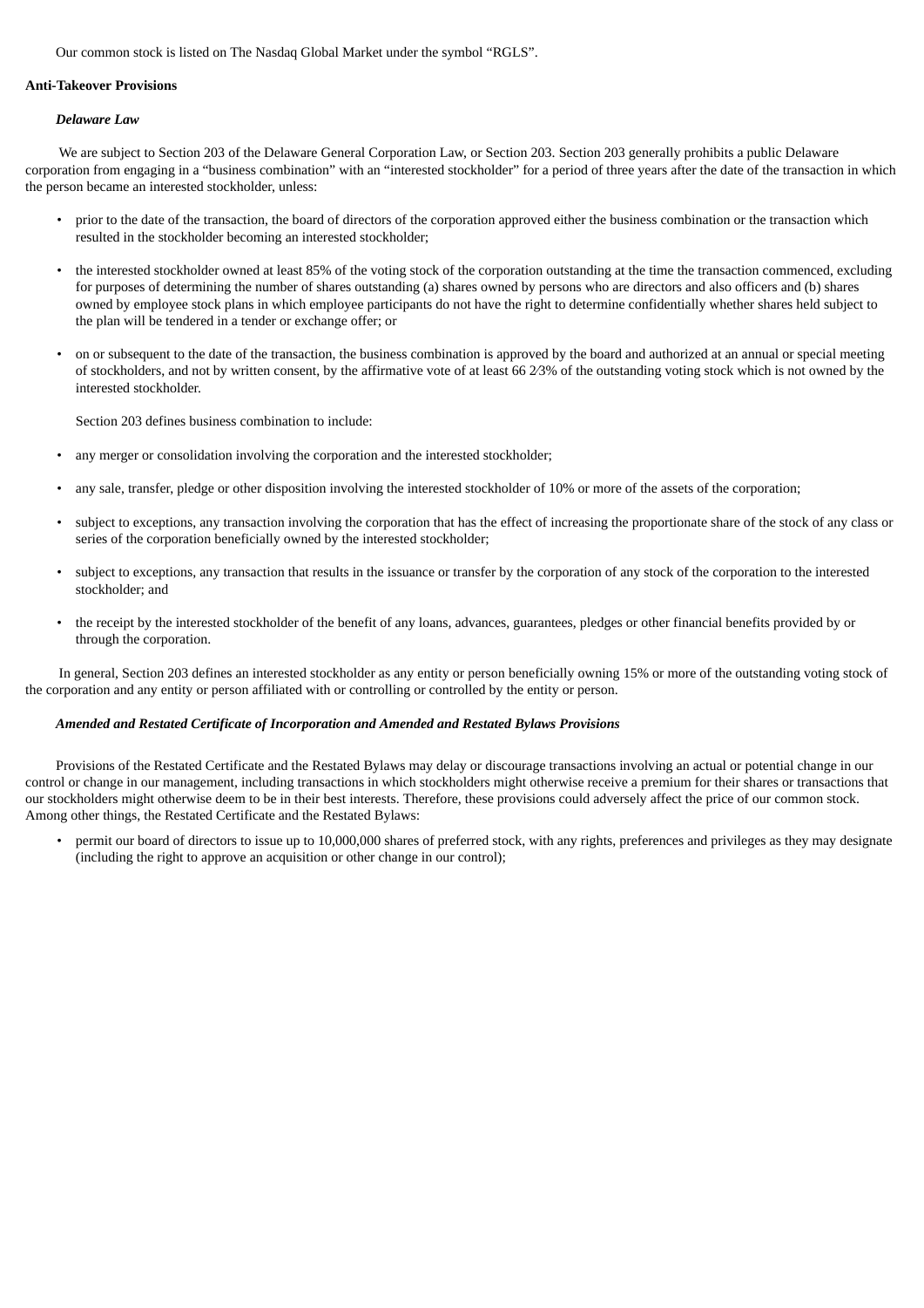Our common stock is listed on The Nasdaq Global Market under the symbol "RGLS".

**Anti-Takeover Provisions**

***Delaware Law***

We are subject to Section 203 of the Delaware General Corporation Law, or Section 203. Section 203 generally prohibits a public Delaware corporation from engaging in a "business combination" with an "interested stockholder" for a period of three years after the date of the transaction in which the person became an interested stockholder, unless:

- prior to the date of the transaction, the board of directors of the corporation approved either the business combination or the transaction which resulted in the stockholder becoming an interested stockholder;
- the interested stockholder owned at least 85% of the voting stock of the corporation outstanding at the time the transaction commenced, excluding for purposes of determining the number of shares outstanding (a) shares owned by persons who are directors and also officers and (b) shares owned by employee stock plans in which employee participants do not have the right to determine confidentially whether shares held subject to the plan will be tendered in a tender or exchange offer; or
- on or subsequent to the date of the transaction, the business combination is approved by the board and authorized at an annual or special meeting of stockholders, and not by written consent, by the affirmative vote of at least 66 2⁄3% of the outstanding voting stock which is not owned by the interested stockholder.

Section 203 defines business combination to include:

- any merger or consolidation involving the corporation and the interested stockholder;
- any sale, transfer, pledge or other disposition involving the interested stockholder of 10% or more of the assets of the corporation;
- subject to exceptions, any transaction involving the corporation that has the effect of increasing the proportionate share of the stock of any class or series of the corporation beneficially owned by the interested stockholder;
- subject to exceptions, any transaction that results in the issuance or transfer by the corporation of any stock of the corporation to the interested stockholder; and
- the receipt by the interested stockholder of the benefit of any loans, advances, guarantees, pledges or other financial benefits provided by or through the corporation.

In general, Section 203 defines an interested stockholder as any entity or person beneficially owning 15% or more of the outstanding voting stock of the corporation and any entity or person affiliated with or controlling or controlled by the entity or person.

***Amended and Restated Certificate of Incorporation and Amended and Restated Bylaws Provisions***

Provisions of the Restated Certificate and the Restated Bylaws may delay or discourage transactions involving an actual or potential change in our control or change in our management, including transactions in which stockholders might otherwise receive a premium for their shares or transactions that our stockholders might otherwise deem to be in their best interests. Therefore, these provisions could adversely affect the price of our common stock. Among other things, the Restated Certificate and the Restated Bylaws:

- permit our board of directors to issue up to 10,000,000 shares of preferred stock, with any rights, preferences and privileges as they may designate (including the right to approve an acquisition or other change in our control);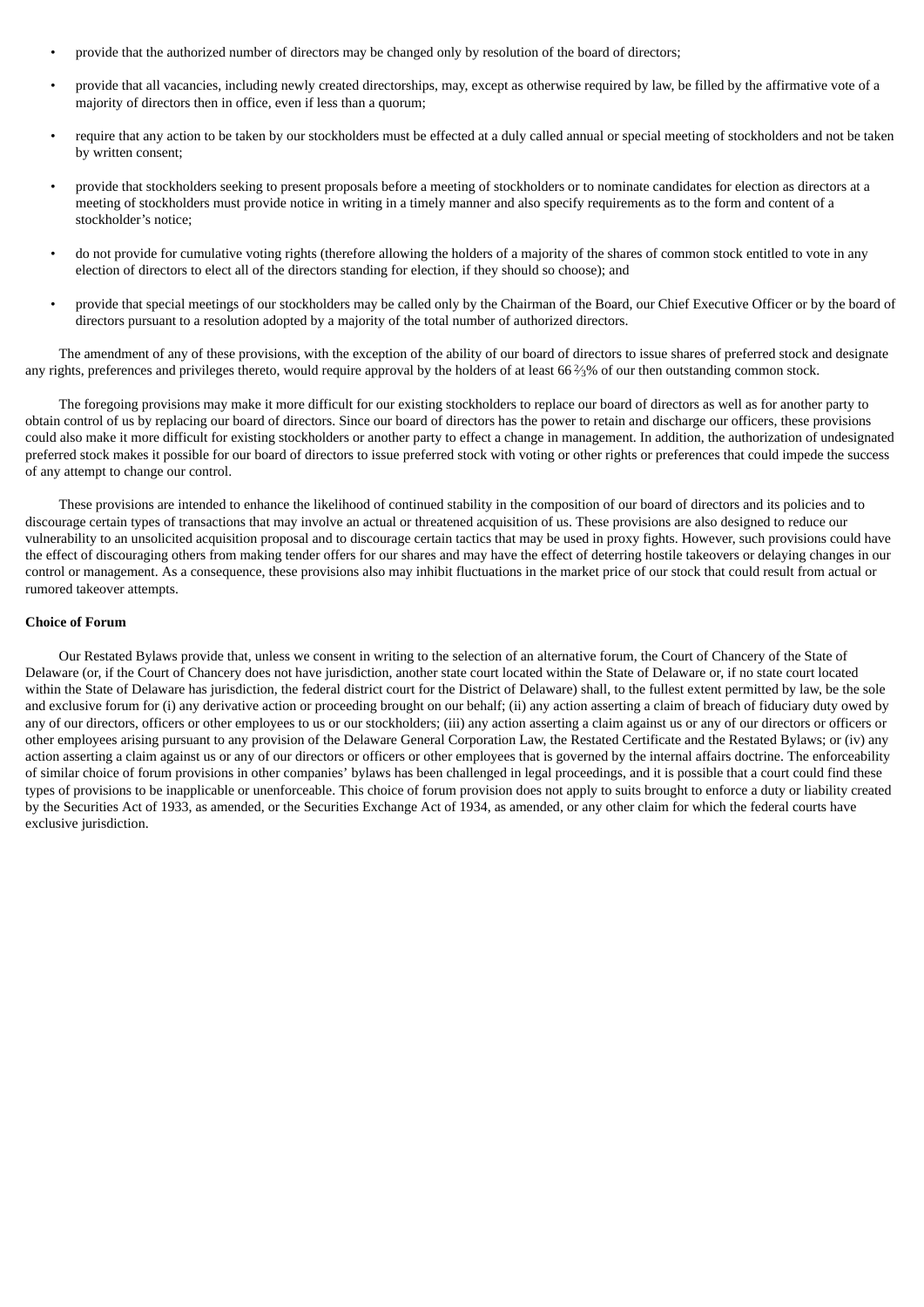- provide that the authorized number of directors may be changed only by resolution of the board of directors;
- provide that all vacancies, including newly created directorships, may, except as otherwise required by law, be filled by the affirmative vote of a majority of directors then in office, even if less than a quorum;
- require that any action to be taken by our stockholders must be effected at a duly called annual or special meeting of stockholders and not be taken by written consent;
- provide that stockholders seeking to present proposals before a meeting of stockholders or to nominate candidates for election as directors at a meeting of stockholders must provide notice in writing in a timely manner and also specify requirements as to the form and content of a stockholder's notice;
- do not provide for cumulative voting rights (therefore allowing the holders of a majority of the shares of common stock entitled to vote in any election of directors to elect all of the directors standing for election, if they should so choose); and
- provide that special meetings of our stockholders may be called only by the Chairman of the Board, our Chief Executive Officer or by the board of directors pursuant to a resolution adopted by a majority of the total number of authorized directors.

The amendment of any of these provisions, with the exception of the ability of our board of directors to issue shares of preferred stock and designate any rights, preferences and privileges thereto, would require approval by the holders of at least 66⅔% of our then outstanding common stock.

The foregoing provisions may make it more difficult for our existing stockholders to replace our board of directors as well as for another party to obtain control of us by replacing our board of directors. Since our board of directors has the power to retain and discharge our officers, these provisions could also make it more difficult for existing stockholders or another party to effect a change in management. In addition, the authorization of undesignated preferred stock makes it possible for our board of directors to issue preferred stock with voting or other rights or preferences that could impede the success of any attempt to change our control.

These provisions are intended to enhance the likelihood of continued stability in the composition of our board of directors and its policies and to discourage certain types of transactions that may involve an actual or threatened acquisition of us. These provisions are also designed to reduce our vulnerability to an unsolicited acquisition proposal and to discourage certain tactics that may be used in proxy fights. However, such provisions could have the effect of discouraging others from making tender offers for our shares and may have the effect of deterring hostile takeovers or delaying changes in our control or management. As a consequence, these provisions also may inhibit fluctuations in the market price of our stock that could result from actual or rumored takeover attempts.

**Choice of Forum**

Our Restated Bylaws provide that, unless we consent in writing to the selection of an alternative forum, the Court of Chancery of the State of Delaware (or, if the Court of Chancery does not have jurisdiction, another state court located within the State of Delaware or, if no state court located within the State of Delaware has jurisdiction, the federal district court for the District of Delaware) shall, to the fullest extent permitted by law, be the sole and exclusive forum for (i) any derivative action or proceeding brought on our behalf; (ii) any action asserting a claim of breach of fiduciary duty owed by any of our directors, officers or other employees to us or our stockholders; (iii) any action asserting a claim against us or any of our directors or officers or other employees arising pursuant to any provision of the Delaware General Corporation Law, the Restated Certificate and the Restated Bylaws; or (iv) any action asserting a claim against us or any of our directors or officers or other employees that is governed by the internal affairs doctrine. The enforceability of similar choice of forum provisions in other companies' bylaws has been challenged in legal proceedings, and it is possible that a court could find these types of provisions to be inapplicable or unenforceable. This choice of forum provision does not apply to suits brought to enforce a duty or liability created by the Securities Act of 1933, as amended, or the Securities Exchange Act of 1934, as amended, or any other claim for which the federal courts have exclusive jurisdiction.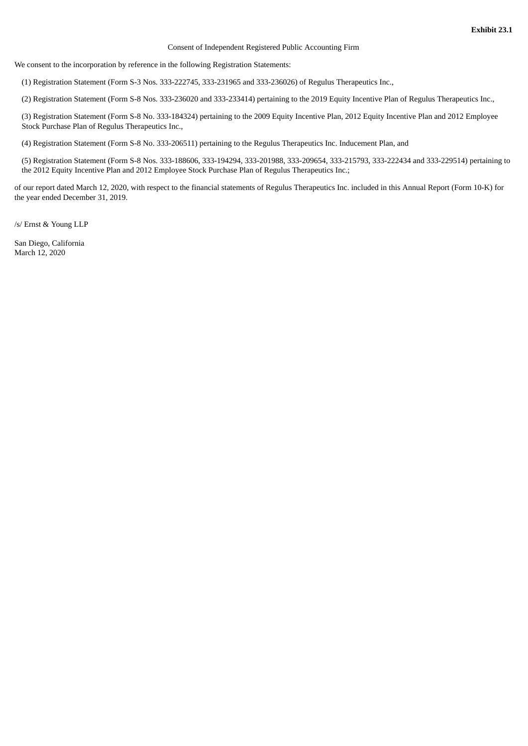**Exhibit 23.1**

Consent of Independent Registered Public Accounting Firm

We consent to the incorporation by reference in the following Registration Statements:

(1) Registration Statement (Form S-3 Nos. 333-222745, 333-231965 and 333-236026) of Regulus Therapeutics Inc.,

(2) Registration Statement (Form S-8 Nos. 333-236020 and 333-233414) pertaining to the 2019 Equity Incentive Plan of Regulus Therapeutics Inc.,

(3) Registration Statement (Form S-8 No. 333-184324) pertaining to the 2009 Equity Incentive Plan, 2012 Equity Incentive Plan and 2012 Employee Stock Purchase Plan of Regulus Therapeutics Inc.,

(4) Registration Statement (Form S-8 No. 333-206511) pertaining to the Regulus Therapeutics Inc. Inducement Plan, and

(5) Registration Statement (Form S-8 Nos. 333-188606, 333-194294, 333-201988, 333-209654, 333-215793, 333-222434 and 333-229514) pertaining to the 2012 Equity Incentive Plan and 2012 Employee Stock Purchase Plan of Regulus Therapeutics Inc.;

of our report dated March 12, 2020, with respect to the financial statements of Regulus Therapeutics Inc. included in this Annual Report (Form 10-K) for the year ended December 31, 2019.

/s/ Ernst & Young LLP

San Diego, California
March 12, 2020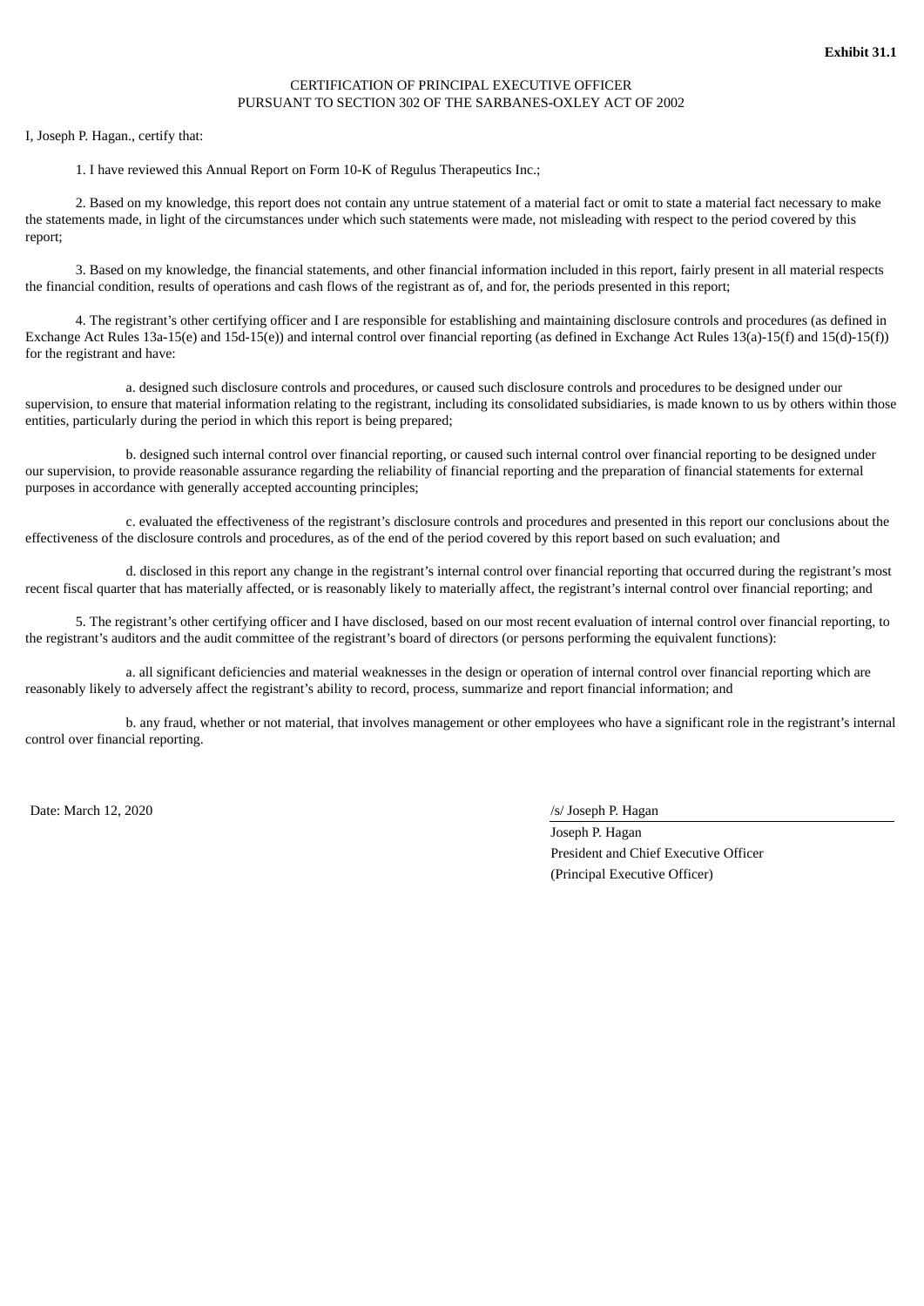**Exhibit 31.1**

CERTIFICATION OF PRINCIPAL EXECUTIVE OFFICER
PURSUANT TO SECTION 302 OF THE SARBANES-OXLEY ACT OF 2002

I, Joseph P. Hagan., certify that:

1. I have reviewed this Annual Report on Form 10-K of Regulus Therapeutics Inc.;

2. Based on my knowledge, this report does not contain any untrue statement of a material fact or omit to state a material fact necessary to make the statements made, in light of the circumstances under which such statements were made, not misleading with respect to the period covered by this report;

3. Based on my knowledge, the financial statements, and other financial information included in this report, fairly present in all material respects the financial condition, results of operations and cash flows of the registrant as of, and for, the periods presented in this report;

4. The registrant's other certifying officer and I are responsible for establishing and maintaining disclosure controls and procedures (as defined in Exchange Act Rules 13a-15(e) and 15d-15(e)) and internal control over financial reporting (as defined in Exchange Act Rules 13(a)-15(f) and 15(d)-15(f)) for the registrant and have:

a. designed such disclosure controls and procedures, or caused such disclosure controls and procedures to be designed under our supervision, to ensure that material information relating to the registrant, including its consolidated subsidiaries, is made known to us by others within those entities, particularly during the period in which this report is being prepared;

b. designed such internal control over financial reporting, or caused such internal control over financial reporting to be designed under our supervision, to provide reasonable assurance regarding the reliability of financial reporting and the preparation of financial statements for external purposes in accordance with generally accepted accounting principles;

c. evaluated the effectiveness of the registrant's disclosure controls and procedures and presented in this report our conclusions about the effectiveness of the disclosure controls and procedures, as of the end of the period covered by this report based on such evaluation; and

d. disclosed in this report any change in the registrant's internal control over financial reporting that occurred during the registrant's most recent fiscal quarter that has materially affected, or is reasonably likely to materially affect, the registrant's internal control over financial reporting; and

5. The registrant's other certifying officer and I have disclosed, based on our most recent evaluation of internal control over financial reporting, to the registrant's auditors and the audit committee of the registrant's board of directors (or persons performing the equivalent functions):

a. all significant deficiencies and material weaknesses in the design or operation of internal control over financial reporting which are reasonably likely to adversely affect the registrant's ability to record, process, summarize and report financial information; and

b. any fraud, whether or not material, that involves management or other employees who have a significant role in the registrant's internal control over financial reporting.

Date: March 12, 2020

/s/ Joseph P. Hagan
Joseph P. Hagan
President and Chief Executive Officer
(Principal Executive Officer)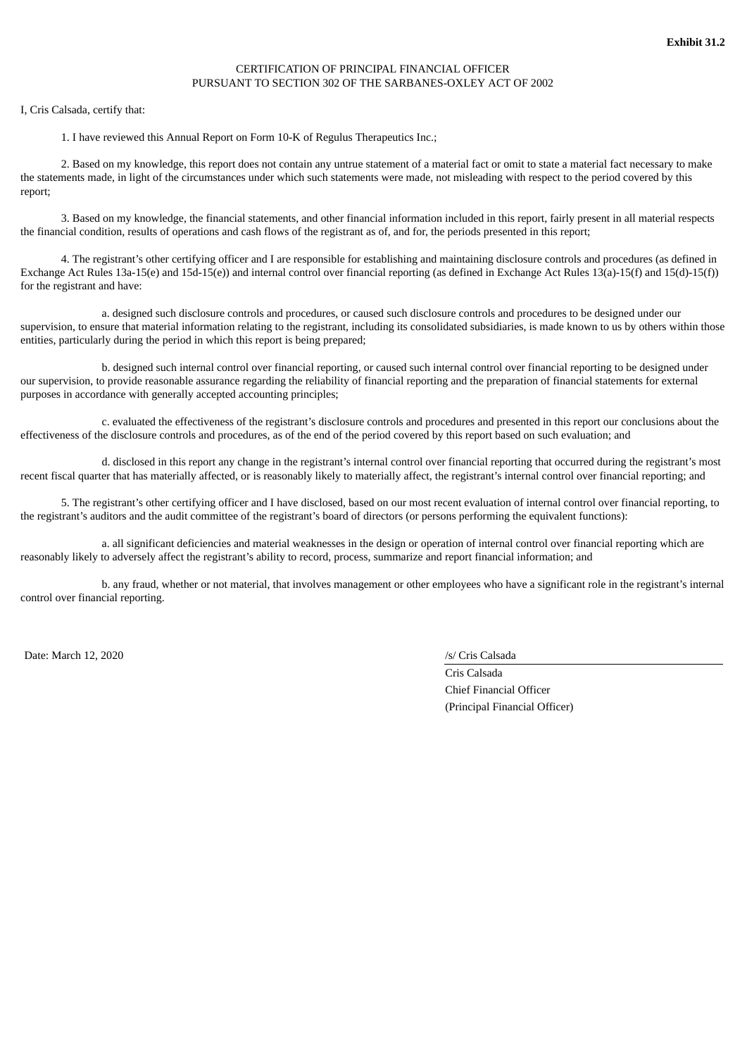**Exhibit 31.2**

CERTIFICATION OF PRINCIPAL FINANCIAL OFFICER
PURSUANT TO SECTION 302 OF THE SARBANES-OXLEY ACT OF 2002

I, Cris Calsada, certify that:

1. I have reviewed this Annual Report on Form 10-K of Regulus Therapeutics Inc.;

2. Based on my knowledge, this report does not contain any untrue statement of a material fact or omit to state a material fact necessary to make the statements made, in light of the circumstances under which such statements were made, not misleading with respect to the period covered by this report;

3. Based on my knowledge, the financial statements, and other financial information included in this report, fairly present in all material respects the financial condition, results of operations and cash flows of the registrant as of, and for, the periods presented in this report;

4. The registrant's other certifying officer and I are responsible for establishing and maintaining disclosure controls and procedures (as defined in Exchange Act Rules 13a-15(e) and 15d-15(e)) and internal control over financial reporting (as defined in Exchange Act Rules 13(a)-15(f) and 15(d)-15(f)) for the registrant and have:

a. designed such disclosure controls and procedures, or caused such disclosure controls and procedures to be designed under our supervision, to ensure that material information relating to the registrant, including its consolidated subsidiaries, is made known to us by others within those entities, particularly during the period in which this report is being prepared;

b. designed such internal control over financial reporting, or caused such internal control over financial reporting to be designed under our supervision, to provide reasonable assurance regarding the reliability of financial reporting and the preparation of financial statements for external purposes in accordance with generally accepted accounting principles;

c. evaluated the effectiveness of the registrant's disclosure controls and procedures and presented in this report our conclusions about the effectiveness of the disclosure controls and procedures, as of the end of the period covered by this report based on such evaluation; and

d. disclosed in this report any change in the registrant's internal control over financial reporting that occurred during the registrant's most recent fiscal quarter that has materially affected, or is reasonably likely to materially affect, the registrant's internal control over financial reporting; and

5. The registrant's other certifying officer and I have disclosed, based on our most recent evaluation of internal control over financial reporting, to the registrant's auditors and the audit committee of the registrant's board of directors (or persons performing the equivalent functions):

a. all significant deficiencies and material weaknesses in the design or operation of internal control over financial reporting which are reasonably likely to adversely affect the registrant's ability to record, process, summarize and report financial information; and

b. any fraud, whether or not material, that involves management or other employees who have a significant role in the registrant's internal control over financial reporting.

Date: March 12, 2020

/s/ Cris Calsada
Cris Calsada
Chief Financial Officer
(Principal Financial Officer)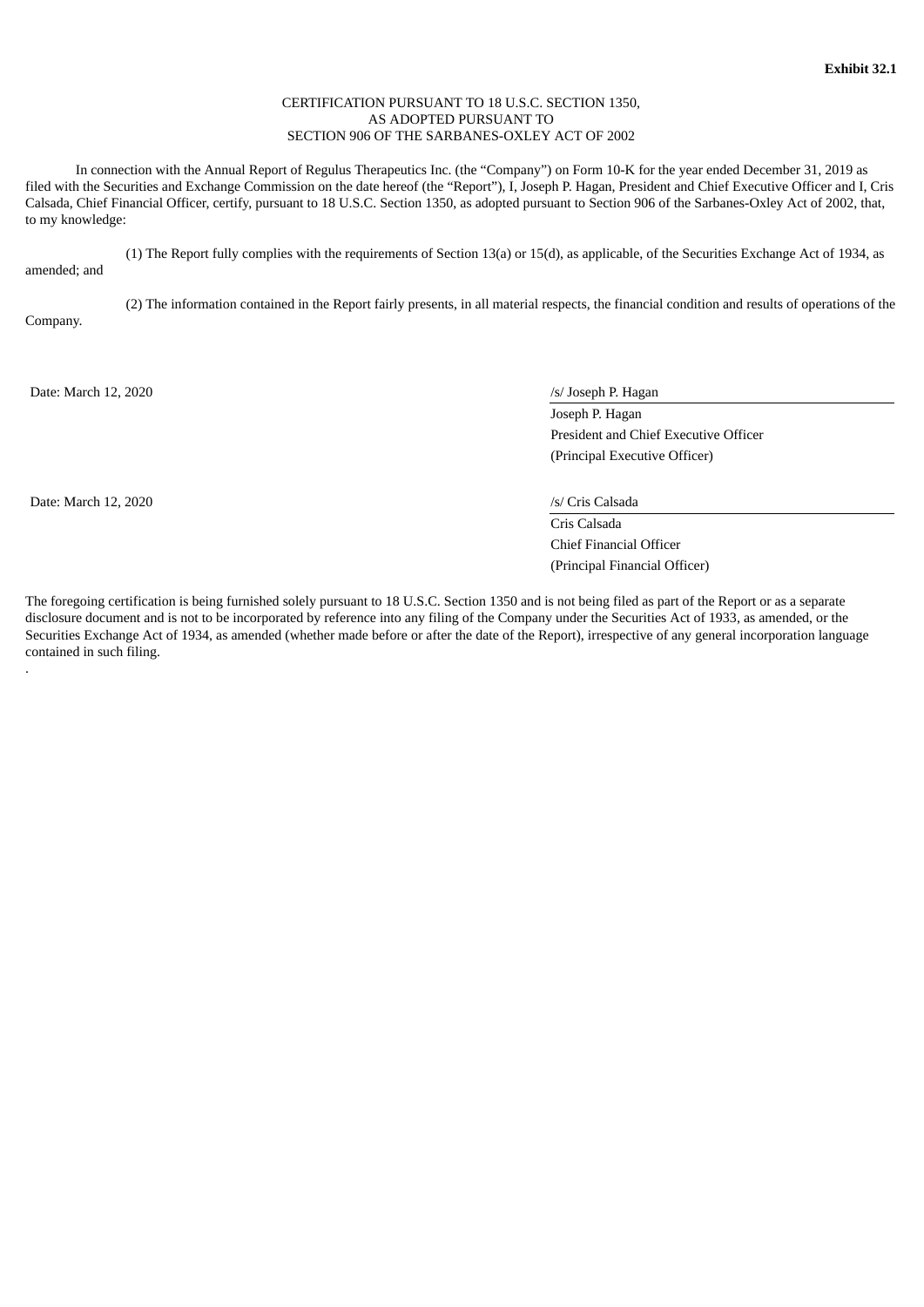**Exhibit 32.1**

CERTIFICATION PURSUANT TO 18 U.S.C. SECTION 1350,
AS ADOPTED PURSUANT TO
SECTION 906 OF THE SARBANES-OXLEY ACT OF 2002

In connection with the Annual Report of Regulus Therapeutics Inc. (the "Company") on Form 10-K for the year ended December 31, 2019 as filed with the Securities and Exchange Commission on the date hereof (the "Report"), I, Joseph P. Hagan, President and Chief Executive Officer and I, Cris Calsada, Chief Financial Officer, certify, pursuant to 18 U.S.C. Section 1350, as adopted pursuant to Section 906 of the Sarbanes-Oxley Act of 2002, that, to my knowledge:

(1) The Report fully complies with the requirements of Section 13(a) or 15(d), as applicable, of the Securities Exchange Act of 1934, as amended; and

(2) The information contained in the Report fairly presents, in all material respects, the financial condition and results of operations of the Company.

Date: March 12, 2020

/s/ Joseph P. Hagan
Joseph P. Hagan
President and Chief Executive Officer
(Principal Executive Officer)

Date: March 12, 2020

/s/ Cris Calsada
Cris Calsada
Chief Financial Officer
(Principal Financial Officer)

The foregoing certification is being furnished solely pursuant to 18 U.S.C. Section 1350 and is not being filed as part of the Report or as a separate disclosure document and is not to be incorporated by reference into any filing of the Company under the Securities Act of 1933, as amended, or the Securities Exchange Act of 1934, as amended (whether made before or after the date of the Report), irrespective of any general incorporation language contained in such filing.

.